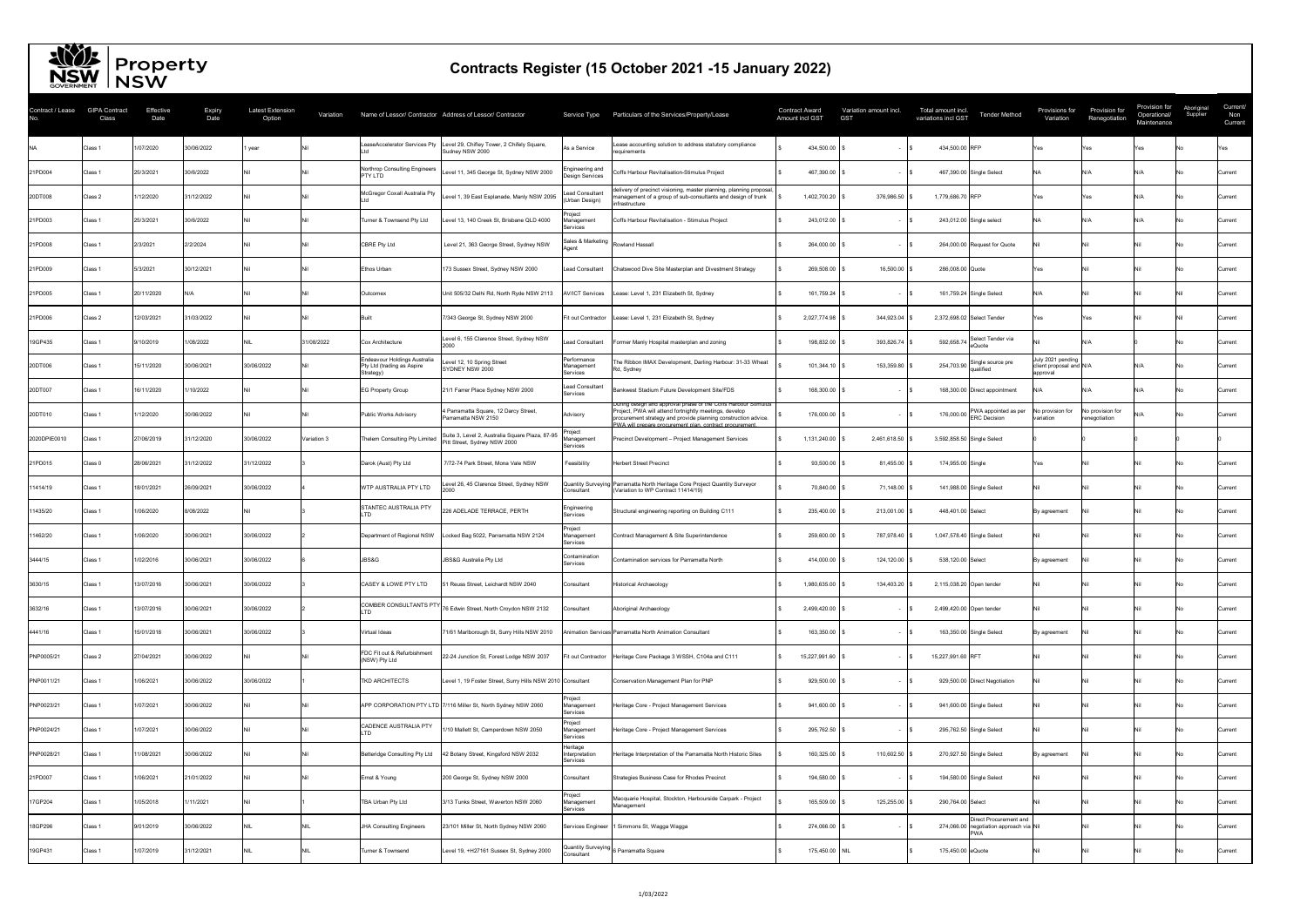# Contracts Register (15 October 2021 -15 January 2022)

| Contract / Lease No. | GIPA Contract Class | Effective Date | Expiry Date | Latest Extension Option | Variation | Name of Lessor/ Contractor | Address of Lessor/ Contractor | Service Type | Particulars of the Services/Property/Lease | Contract Award Amount incl GST | Variation amount incl. GST | Total amount incl. variations incl GST | Tender Method | Provisions for Variation | Provision for Renegotiation | Provision for Operational/ Maintenance | Aboriginal Supplier | Current/ Non Current |
|---|---|---|---|---|---|---|---|---|---|---|---|---|---|---|---|---|---|---|
| NA | Class 1 | 1/07/2020 | 30/06/2022 | 1 year | Nil | LeaseAccelerator Services Pty Ltd | Level 29, Chifley Tower, 2 Chifely Square, Sudney NSW 2000 | As a Service | Lease accounting solution to address statutory compliance requirements | $ 434,500.00 | $ - | $ 434,500.00 | RFP | Yes | Yes | Yes | No | Yes |
| 21PD004 | Class 1 | 25/3/2021 | 30/6/2022 | Nil | Nil | Northrop Consulting Engineers PTY LTD | Level 11, 345 George St, Sydney NSW 2000 | Engineering and Design Services | Coffs Harbour Revitalisation-Stimulus Project | $ 467,390.00 | $ - | $ 467,390.00 | Single Select | NA | N/A | N/A | No | Current |
| 20DT008 | Class 2 | 1/12/2020 | 31/12/2022 | Nil | Nil | McGregor Coxall Australia Pty Ltd | Level 1, 39 East Esplanade, Manly NSW 2095 | Lead Consultant (Urban Design) | delivery of precinct visioning, master planning, planning proposal, management of a group of sub-consultants and design of trunk infrastructure | $ 1,402,700.20 | $ 376,986.50 | $ 1,779,686.70 | RFP | Yes | Yes | N/A | No | Current |
| 21PD003 | Class 1 | 25/3/2021 | 30/6/2022 | Nil | Nil | Turner & Townsend Pty Ltd | Level 13, 140 Creek St, Brisbane QLD 4000 | Project Management Services | Coffs Harbour Revitalisation - Stimulus Project | $ 243,012.00 | $ - | $ 243,012.00 | Single select | NA | N/A | N/A | No | Current |
| 21PD008 | Class 1 | 2/3/2021 | 2/2/2024 | Nil | Nil | CBRE Pty Ltd | Level 21, 363 George Street, Sydney NSW | Sales & Marketing Agent | Rowland Hassall | $ 264,000.00 | $ - | $ 264,000.00 | Request for Quote | Nil | Nil | Nil | No | Current |
| 21PD009 | Class 1 | 5/3/2021 | 30/12/2021 | Nil | Nil | Ethos Urban | 173 Sussex Street, Sydney NSW 2000 | Lead Consultant | Chatswood Dive Site Masterplan and Divestment Strategy | $ 269,508.00 | $ 16,500.00 | $ 286,008.00 | Quote | Yes | Nil | Nil | No | Current |
| 21PD005 | Class 1 | 20/11/2020 | N/A | Nil | Nil | Outcomex | Unit 505/32 Delhi Rd, North Ryde NSW 2113 | AV/ICT Services | Lease: Level 1, 231 Elizabeth St, Sydney | $ 161,759.24 | $ - | $ 161,759.24 | Single Select | N/A | Nil | Nil | Nil | Current |
| 21PD006 | Class 2 | 12/03/2021 | 31/03/2022 | Nil | Nil | Built | 7/343 George St, Sydney NSW 2000 | Fit out Contractor | Lease: Level 1, 231 Elizabeth St, Sydney | $ 2,027,774.98 | $ 344,923.04 | $ 2,372,698.02 | Select Tender | Yes | Yes | Nil | Nil | Current |
| 19GP435 | Class 1 | 9/10/2019 | 1/08/2022 | NIL | 31/08/2022 | Cox Architecture | Level 6, 155 Clarence Street, Sydney NSW 2000 | Lead Consultant | Former Manly Hospital masterplan and zoning | $ 198,832.00 | $ 393,826.74 | $ 592,658.74 | Select Tender via eQuote | Nil | N/A | 0 | No | Current |
| 20DT006 | Class 1 | 15/11/2020 | 30/06/2021 | 30/06/2022 | Nil | Endeavour Holdings Australia Pty Ltd (trading as Aspire Strategy) | Level 12, 10 Spring Street SYDNEY NSW 2000 | Performance Management Services | The Ribbon IMAX Development, Darling Harbour: 31-33 Wheat Rd, Sydney | $ 101,344.10 | $ 153,359.80 | $ 254,703.90 | Single source pre qualified | July 2021 pending client proposal and approval | N/A | N/A | No | Current |
| 20DT007 | Class 1 | 16/11/2020 | 1/10/2022 | Nil | Nil | EG Property Group | 21/1 Farrer Place Sydney NSW 2000 | Lead Consultant Services | Bankwest Stadium Future Development Site/FDS | $ 168,300.00 | $ - | $ 168,300.00 | Direct appointment | N/A | N/A | N/A | No | Current |
| 20DT010 | Class 1 | 1/12/2020 | 30/06/2022 | Nil | Nil | Public Works Advisory | 4 Parramatta Square, 12 Darcy Street, Parramatta NSW 2150 | Advisory | During design and approval phase of the Coffs Harbour Stimulus Project, PWA will attend fortnightly meetings, develop procurement strategy and provide planning construction advice. PWA will prepare procurement plan, contract procurement | $ 176,000.00 | $ - | $ 176,000.00 | PWA appointed as per ERC Decision | No provision for variation | No provision for renegotiation | N/A | No | Current |
| 2020DPIE0010 | Class 1 | 27/06/2019 | 31/12/2020 | 30/06/2022 | Variation 3 | Thelem Consulting Pty Limited | Suite 3, Level 2, Australia Square Plaza, 87-95 Pitt Street, Sydney NSW 2000 | Project Management Services | Precinct Development – Project Management Services | $ 1,131,240.00 | $ 2,461,618.50 | $ 3,592,858.50 | Single Select | 0 | 0 | 0 | 0 | 0 |
| 21PD015 | Class 0 | 28/06/2021 | 31/12/2022 | 31/12/2022 | 3 | Darok (Aust) Pty Ltd | 7/72-74 Park Street, Mona Vale NSW | Feasibility | Herbert Street Precinct | $ 93,500.00 | $ 81,455.00 | $ 174,955.00 | Single | Yes | Nil | Nil | No | Current |
| 11414/19 | Class 1 | 18/01/2021 | 26/09/2021 | 30/06/2022 | 4 | WTP AUSTRALIA PTY LTD | Level 26, 45 Clarence Street, Sydney NSW 2000 | Quantity Surveying Consultant | Parramatta North Heritage Core Project Quantity Surveyor (Variation to WP Contract 11414/19) | $ 70,840.00 | $ 71,148.00 | $ 141,988.00 | Single Select | Nil | Nil | Nil | No | Current |
| 11435/20 | Class 1 | 1/06/2020 | 8/08/2022 | Nil | 3 | STANTEC AUSTRALIA PTY LTD | 226 ADELADE TERRACE, PERTH | Engineering Services | Structural engineering reporting on Building C111 | $ 235,400.00 | $ 213,001.00 | $ 448,401.00 | Select | By agreement | Nil | Nil | No | Current |
| 11462/20 | Class 1 | 1/06/2020 | 30/06/2021 | 30/06/2022 | 2 | Department of Regional NSW | Locked Bag 5022, Parramatta NSW 2124 | Project Management Services | Contract Management & Site Superintendence | $ 259,600.00 | $ 787,978.40 | $ 1,047,578.40 | Single Select | Nil | Nil | Nil | No | Current |
| 3444/15 | Class 1 | 1/02/2016 | 30/06/2021 | 30/06/2022 | 6 | JBS&G | JBS&G Australia Pty Ltd | Contamination Services | Contamination services for Parramatta North | $ 414,000.00 | $ 124,120.00 | $ 538,120.00 | Select | By agreement | Nil | Nil | No | Current |
| 3630/15 | Class 1 | 13/07/2016 | 30/06/2021 | 30/06/2022 | 3 | CASEY & LOWE PTY LTD | 51 Reuss Street, Leichardt NSW 2040 | Consultant | Historical Archaeology | $ 1,980,635.00 | $ 134,403.20 | $ 2,115,038.20 | Open tender | Nil | Nil | Nil | No | Current |
| 3632/16 | Class 1 | 13/07/2016 | 30/06/2021 | 30/06/2022 | 2 | COMBER CONSULTANTS PTY LTD | 76 Edwin Street, North Croydon NSW 2132 | Consultant | Aboriginal Archaeology | $ 2,499,420.00 | $ - | $ 2,499,420.00 | Open tender | Nil | Nil | Nil | No | Current |
| 4441/16 | Class 1 | 15/01/2018 | 30/06/2021 | 30/06/2022 | 3 | Virtual Ideas | 71/61 Marlborough St, Surry Hills NSW 2010 | Animation Services | Parramatta North Animation Consultant | $ 163,350.00 | $ - | $ 163,350.00 | Single Select | By agreement | Nil | Nil | No | Current |
| PNP0005/21 | Class 2 | 27/04/2021 | 30/06/2022 | Nil | Nil | FDC Fit out & Refurbishment (NSW) Pty Ltd | 22-24 Junction St, Forest Lodge NSW 2037 | Fit out Contractor | Heritage Core Package 3 WSSH, C104a and C111 | $ 15,227,991.60 | $ - | $ 15,227,991.60 | RFT | Nil | Nil | Nil | No | Current |
| PNP0011/21 | Class 1 | 1/06/2021 | 30/06/2022 | 30/06/2022 | 1 | TKD ARCHITECTS | Level 1, 19 Foster Street, Surry Hills NSW 2010 | Consultant | Conservation Management Plan for PNP | $ 929,500.00 | $ - | $ 929,500.00 | Direct Negotiation | Nil | Nil | Nil | No | Current |
| PNP0023/21 | Class 1 | 1/07/2021 | 30/06/2022 | Nil | Nil | APP CORPORATION PTY LTD | 7/116 Miller St, North Sydney NSW 2060 | Project Management Services | Heritage Core - Project Management Services | $ 941,600.00 | $ - | $ 941,600.00 | Single Select | Nil | Nil | Nil | No | Current |
| PNP0024/21 | Class 1 | 1/07/2021 | 30/06/2022 | Nil | Nil | CADENCE AUSTRALIA PTY LTD | 1/10 Mallett St, Camperdown NSW 2050 | Project Management Services | Heritage Core - Project Management Services | $ 295,762.50 | $ - | $ 295,762.50 | Single Select | Nil | Nil | Nil | No | Current |
| PNP0028/21 | Class 1 | 11/08/2021 | 30/06/2022 | Nil | Nil | Betteridge Consulting Pty Ltd | 42 Botany Street, Kingsford NSW 2032 | Heritage Interpretation Services | Heritage Interpretation of the Parramatta North Historic Sites | $ 160,325.00 | $ 110,602.50 | $ 270,927.50 | Single Select | By agreement | Nil | Nil | No | Current |
| 21PD007 | Class 1 | 1/06/2021 | 21/01/2022 | Nil | Nil | Ernst & Young | 200 George St, Sydney NSW 2000 | Consultant | Strategies Business Case for Rhodes Precinct | $ 194,580.00 | $ - | $ 194,580.00 | Single Select | Nil | Nil | Nil | No | Current |
| 17GP204 | Class 1 | 1/05/2018 | 1/11/2021 | Nil | 1 | TBA Urban Pty Ltd | 3/13 Tunks Street, Waverton NSW 2060 | Project Management Services | Macquarie Hospital, Stockton, Harbourside Carpark - Project Management | $ 165,509.00 | $ 125,255.00 | $ 290,764.00 | Select | Nil | Nil | Nil | No | Current |
| 18GP296 | Class 1 | 9/01/2019 | 30/06/2022 | NIL | NIL | JHA Consulting Engineers | 23/101 Miller St, North Sydney NSW 2060 | Services Engineer | 1 Simmons St, Wagga Wagga | $ 274,066.00 | $ - | $ 274,066.00 | Direct Procurement and negotiation approach via PWA | Nil | Nil | Nil | No | Current |
| 19GP431 | Class 1 | 1/07/2019 | 31/12/2021 | NIL | NIL | Turner & Townsend | Level 19, +H27161 Sussex St, Sydney 2000 | Quantity Surveying Consultant | 6 Parramatta Square | $ 175,450.00 | NIL | $ 175,450.00 | eQuote | Nil | Nil | Nil | No | Current |

1/03/2022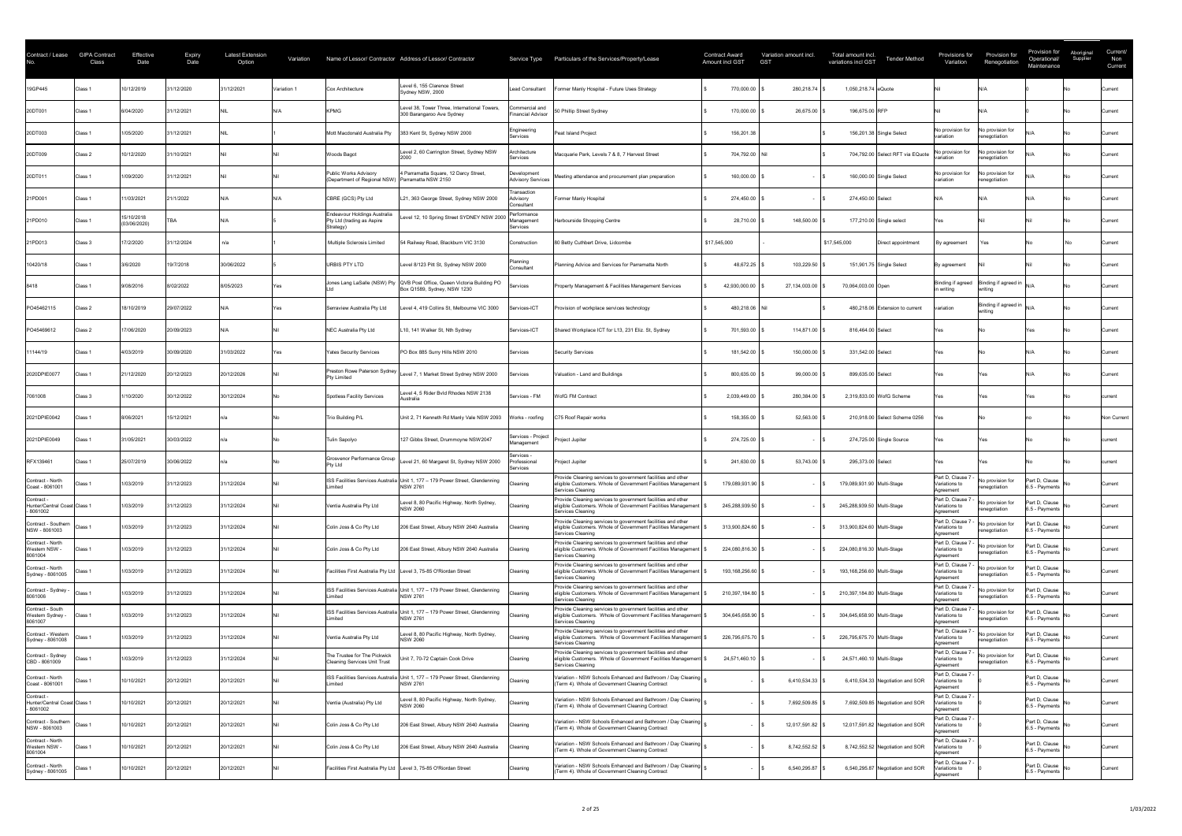| Contract / Lease No. | GIPA Contract Class | Effective Date | Expiry Date | Latest Extension Option | Variation | Name of Lessor/ Contractor | Address of Lessor/ Contractor | Service Type | Particulars of the Services/Property/Lease | Contract Award Amount incl GST | Variation amount incl. GST | Total amount incl. variations incl GST | Tender Method | Provisions for Variation | Provision for Renegotiation | Provision for Operational/ Maintenance | Aboriginal Supplier | Current/ Non Current |
|---|---|---|---|---|---|---|---|---|---|---|---|---|---|---|---|---|---|---|
| 19GP445 | Class 1 | 10/12/2019 | 31/12/2020 | 31/12/2021 | Variation 1 | Cox Architecture | Level 6, 155 Clarence Street Sydney NSW, 2000 | Lead Consultant | Former Manly Hospital - Future Uses Strategy | $ 770,000.00 | $ 280,218.74 | $ 1,050,218.74 | eQuote | Nil | N/A | 0 | No | Current |
| 20DT001 | Class 1 | 6/04/2020 | 31/12/2021 | NIL | N/A | KPMG | Level 38, Tower Three, International Towers, 300 Barangaroo Ave Sydney | Commercial and Financial Advisor | 50 Phillip Street Sydney | $ 170,000.00 | $ 26,675.00 | $ 196,675.00 | RFP | Nil | N/A | 0 | No | Current |
| 20DT003 | Class 1 | 1/05/2020 | 31/12/2021 | NIL | 1 | Mott Macdonald Australia Pty | 383 Kent St, Sydney NSW 2000 | Engineering Services | Peat Island Project | $ 156,201.38 | | $ 156,201.38 | Single Select | No provision for variation | No provision for renegotiation | N/A | No | Current |
| 20DT009 | Class 2 | 10/12/2020 | 31/10/2021 | Nil | Nil | Woods Bagot | Level 2, 60 Carrington Street, Sydney NSW 2000 | Architecture Services | Macquarie Park, Levels 7 & 8, 7 Harvest Street | $ 704,792.00 | Nil | $ 704,792.00 | Select RFT via EQuote | No provision for variation | No provision for renegotiation | N/A | No | Current |
| 20DT011 | Class 1 | 1/09/2020 | 31/12/2021 | Nil | Nil | Public Works Advisory (Department of Regional NSW) | 4 Parramatta Square, 12 Darcy Street, Parramatta NSW 2150 | Development Advisory Services | Meeting attendance and procurement plan preparation | $ 160,000.00 | $ - | $ 160,000.00 | Single Select | No provision for variation | No provision for renegotiation | N/A | No | Current |
| 21PD001 | Class 1 | 11/03/2021 | 21/1/2022 | N/A | N/A | CBRE (GCS) Pty Ltd | L21, 363 George Street, Sydney NSW 2000 | Transaction Advisory Consultant | Former Manly Hospital | $ 274,450.00 | $ - | $ 274,450.00 | Select | N/A | N/A | N/A | No | Current |
| 21PD010 | Class 1 | 15/10/2018 (03/06/2020) | TBA | N/A | 5 | Endeavour Holdings Australia Pty Ltd (trading as Aspire Strategy) | Level 12, 10 Spring Street SYDNEY NSW 2000 | Performance Management Services | Harbourside Shopping Centre | $ 28,710.00 | $ 148,500.00 | $ 177,210.00 | Single select | Yes | Nil | Nil | No | Current |
| 21PD013 | Class 3 | 17/2/2020 | 31/12/2024 | n/a | 1 | Multiple Sclerosis Limited | 54 Railway Road, Blackburn VIC 3130 | Construction | 80 Betty Cuthbert Drive, Lidcombe | $17,545,000 | - | $17,545,000 | Direct appointment | By agreement | Yes | No | No | Current |
| 10420/18 | Class 1 | 3/6/2020 | 19/7/2018 | 30/06/2022 | 5 | URBIS PTY LTD | Level 8/123 Pitt St, Sydney NSW 2000 | Planning Consultant | Planning Advice and Services for Parramatta North | $ 48,672.25 | $ 103,229.50 | $ 151,901.75 | Single Select | By agreement | Nil | Nil | No | Current |
| 8418 | Class 1 | 9/08/2016 | 8/02/2022 | 8/05/2023 | Yes | Jones Lang LaSalle (NSW) Pty Ltd | QVB Post Office, Queen Victoria Building PO Box Q1589, Sydney, NSW 1230 | Services | Property Management & Facilities Management Services | $ 42,930,000.00 | $ 27,134,003.00 | $ 70,064,003.00 | Open | Binding if agreed in writing | Binding if agreed in writing | N/A | No | Current |
| PO45462115 | Class 2 | 18/10/2019 | 29/07/2022 | N/A | Yes | Semaview Australia Pty Ltd | Level 4, 419 Collins St, Melbourne VIC 3000 | Services-ICT | Provision of workplace services technology | $ 480,218.06 | Nil | $ 480,218.06 | Extension to current | variation | Binding if agreed in writing | N/A | No | Current |
| PO45469612 | Class 2 | 17/06/2020 | 20/09/2023 | N/A | Nil | NEC Australia Pty Ltd | L10, 141 Walker St, Nth Sydney | Services-ICT | Shared Workplace ICT for L13, 231 Eliz. St, Sydney | $ 701,593.00 | $ 114,871.00 | $ 816,464.00 | Select | Yes | No | Yes | No | Current |
| 11144/19 | Class 1 | 4/03/2019 | 30/09/2020 | 31/03/2022 | Yes | Yates Security Services | PO Box 885 Surry Hills NSW 2010 | Services | Security Services | $ 181,542.00 | $ 150,000.00 | $ 331,542.00 | Select | Yes | No | N/A | No | Current |
| 2020DPIE0077 | Class 1 | 21/12/2020 | 20/12/2023 | 20/12/2026 | Nil | Preston Rowe Paterson Sydney Pty Limited | Level 7, 1 Market Street Sydney NSW 2000 | Services | Valuation - Land and Buildings | $ 800,635.00 | $ 99,000.00 | $ 899,635.00 | Select | Yes | Yes | N/A | No | Current |
| 7061008 | Class 3 | 1/10/2020 | 30/12/2022 | 30/12/2024 | No | Spotless Facility Services | Level 4, 5 Rider Bvld Rhodes NSW 2138 Australia | Services - FM | WofG FM Contract | $ 2,039,449.00 | $ 280,384.00 | $ 2,319,833.00 | WofG Scheme | Yes | Yes | Yes | No | current |
| 2021DPIE0042 | Class 1 | 8/06/2021 | 15/12/2021 | n/a | No | Trio Building P/L | Unit 2, 71 Kenneth Rd Manly Vale NSW 2093 | Works - roofing | C75 Roof Repair works | $ 158,355.00 | $ 52,563.00 | $ 210,918.00 | Select Scheme 0256 | Yes | No | no | No | Non Current |
| 2021DPIE0049 | Class 1 | 31/05/2021 | 30/03/2022 | n/a | No | Tulin Sapolyo | 127 Gibbs Street, Drummoyne NSW2047 | Services - Project Management | Project Jupiter | $ 274,725.00 | $ - | $ 274,725.00 | Single Source | Yes | Yes | No | No | current |
| RFX139461 | Class 1 | 25/07/2019 | 30/06/2022 | n/a | No | Grosvenor Performance Group Pty Ltd | Level 21, 60 Margaret St, Sydney NSW 2000 | Services - Professional Services | Project Jupiter | $ 241,630.00 | $ 53,743.00 | $ 295,373.00 | Select | Yes | Yes | No | No | current |
| Contract - North Coast - 8061001 | Class 1 | 1/03/2019 | 31/12/2023 | 31/12/2024 | Nil | ISS Facilities Services Australia Limited | Unit 1, 177 – 179 Power Street, Glendenning NSW 2761 | Cleaning | Provide Cleaning services to government facilities and other eligible Customers. Whole of Government Facilities Management Services Cleaning | $ 179,089,931.90 | $ - | $ 179,089,931.90 | Multi-Stage | Part D, Clause 7 - Variations to Agreement | No provision for renegotiation | Part D, Clause 6.5 - Payments | No | Current |
| Contract - Hunter/Central Coast - 8061002 | Class 1 | 1/03/2019 | 31/12/2023 | 31/12/2024 | Nil | Ventia Australia Pty Ltd | Level 8, 80 Pacific Highway, North Sydney, NSW 2060 | Cleaning | Provide Cleaning services to government facilities and other eligible Customers. Whole of Government Facilities Management Services Cleaning | $ 245,288,939.50 | $ - | $ 245,288,939.50 | Multi-Stage | Part D, Clause 7 - Variations to Agreement | No provision for renegotiation | Part D, Clause 6.5 - Payments | No | Current |
| Contract - Southern NSW - 8061003 | Class 1 | 1/03/2019 | 31/12/2023 | 31/12/2024 | Nil | Colin Joss & Co Pty Ltd | 206 East Street, Albury NSW 2640 Australia | Cleaning | Provide Cleaning services to government facilities and other eligible Customers. Whole of Government Facilities Management Services Cleaning | $ 313,900,824.60 | $ - | $ 313,900,824.60 | Multi-Stage | Part D, Clause 7 - Variations to Agreement | No provision for renegotiation | Part D, Clause 6.5 - Payments | No | Current |
| Contract - North Western NSW - 8061004 | Class 1 | 1/03/2019 | 31/12/2023 | 31/12/2024 | Nil | Colin Joss & Co Pty Ltd | 206 East Street, Albury NSW 2640 Australia | Cleaning | Provide Cleaning services to government facilities and other eligible Customers. Whole of Government Facilities Management Services Cleaning | $ 224,080,816.30 | $ - | $ 224,080,816.30 | Multi-Stage | Part D, Clause 7 - Variations to Agreement | No provision for renegotiation | Part D, Clause 6.5 - Payments | No | Current |
| Contract - North Sydney - 8061005 | Class 1 | 1/03/2019 | 31/12/2023 | 31/12/2024 | Nil | Facilities First Australia Pty Ltd | Level 3, 75-85 O'Riordan Street | Cleaning | Provide Cleaning services to government facilities and other eligible Customers. Whole of Government Facilities Management Services Cleaning | $ 193,168,256.60 | $ - | $ 193,168,256.60 | Multi-Stage | Part D, Clause 7 - Variations to Agreement | No provision for renegotiation | Part D, Clause 6.5 - Payments | No | Current |
| Contract - Sydney - 8061006 | Class 1 | 1/03/2019 | 31/12/2023 | 31/12/2024 | Nil | ISS Facilities Services Australia Limited | Unit 1, 177 – 179 Power Street, Glendenning NSW 2761 | Cleaning | Provide Cleaning services to government facilities and other eligible Customers. Whole of Government Facilities Management Services Cleaning | $ 210,397,184.80 | $ - | $ 210,397,184.80 | Multi-Stage | Part D, Clause 7 - Variations to Agreement | No provision for renegotiation | Part D, Clause 6.5 - Payments | No | Current |
| Contract - South Western Sydney - 8061007 | Class 1 | 1/03/2019 | 31/12/2023 | 31/12/2024 | Nil | ISS Facilities Services Australia Limited | Unit 1, 177 – 179 Power Street, Glendenning NSW 2761 | Cleaning | Provide Cleaning services to government facilities and other eligible Customers. Whole of Government Facilities Management Services Cleaning | $ 304,645,658.90 | $ - | $ 304,645,658.90 | Multi-Stage | Part D, Clause 7 - Variations to Agreement | No provision for renegotiation | Part D, Clause 6.5 - Payments | No | Current |
| Contract - Western Sydney - 8061008 | Class 1 | 1/03/2019 | 31/12/2023 | 31/12/2024 | Nil | Ventia Australia Pty Ltd | Level 8, 80 Pacific Highway, North Sydney, NSW 2060 | Cleaning | Provide Cleaning services to government facilities and other eligible Customers. Whole of Government Facilities Management Services Cleaning | $ 226,795,675.70 | $ - | $ 226,795,675.70 | Multi-Stage | Part D, Clause 7 - Variations to Agreement | No provision for renegotiation | Part D, Clause 6.5 - Payments | No | Current |
| Contract - Sydney CBD - 8061009 | Class 1 | 1/03/2019 | 31/12/2023 | 31/12/2024 | Nil | The Trustee for The Pickwick Cleaning Services Unit Trust | Unit 7, 70-72 Captain Cook Drive | Cleaning | Provide Cleaning services to government facilities and other eligible Customers. Whole of Government Facilities Management Services Cleaning | $ 24,571,460.10 | $ - | $ 24,571,460.10 | Multi-Stage | Part D, Clause 7 - Variations to Agreement | No provision for renegotiation | Part D, Clause 6.5 - Payments | No | Current |
| Contract - North Coast - 8061001 | Class 1 | 10/10/2021 | 20/12/2021 | 20/12/2021 | Nil | ISS Facilities Services Australia Limited | Unit 1, 177 – 179 Power Street, Glendenning NSW 2761 | Cleaning | Variation - NSW Schools Enhanced and Bathroom / Day Cleaning (Term 4). Whole of Government Cleaning Contract | $ - | $ 6,410,534.33 | $ 6,410,534.33 | Negotiation and SOR | Part D, Clause 7 - Variations to Agreement | 0 | Part D, Clause 6.5 - Payments | No | Current |
| Contract - Hunter/Central Coast - 8061002 | Class 1 | 10/10/2021 | 20/12/2021 | 20/12/2021 | Nil | Ventia (Australia) Pty Ltd | Level 8, 80 Pacific Highway, North Sydney, NSW 2060 | Cleaning | Variation - NSW Schools Enhanced and Bathroom / Day Cleaning (Term 4). Whole of Government Cleaning Contract | $ - | $ 7,692,509.85 | $ 7,692,509.85 | Negotiation and SOR | Part D, Clause 7 - Variations to Agreement | 0 | Part D, Clause 6.5 - Payments | No | Current |
| Contract - Southern NSW - 8061003 | Class 1 | 10/10/2021 | 20/12/2021 | 20/12/2021 | Nil | Colin Joss & Co Pty Ltd | 206 East Street, Albury NSW 2640 Australia | Cleaning | Variation - NSW Schools Enhanced and Bathroom / Day Cleaning (Term 4). Whole of Government Cleaning Contract | $ - | $ 12,017,591.82 | $ 12,017,591.82 | Negotiation and SOR | Part D, Clause 7 - Variations to Agreement | 0 | Part D, Clause 6.5 - Payments | No | Current |
| Contract - North Western NSW - 8061004 | Class 1 | 10/10/2021 | 20/12/2021 | 20/12/2021 | Nil | Colin Joss & Co Pty Ltd | 206 East Street, Albury NSW 2640 Australia | Cleaning | Variation - NSW Schools Enhanced and Bathroom / Day Cleaning (Term 4). Whole of Government Cleaning Contract | $ - | $ 8,742,552.52 | $ 8,742,552.52 | Negotiation and SOR | Part D, Clause 7 - Variations to Agreement | 0 | Part D, Clause 6.5 - Payments | No | Current |
| Contract - North Sydney - 8061005 | Class 1 | 10/10/2021 | 20/12/2021 | 20/12/2021 | Nil | Facilities First Australia Pty Ltd | Level 3, 75-85 O'Riordan Street | Cleaning | Variation - NSW Schools Enhanced and Bathroom / Day Cleaning (Term 4). Whole of Government Cleaning Contract | $ - | $ 6,540,295.87 | $ 6,540,295.87 | Negotiation and SOR | Part D, Clause 7 - Variations to Agreement | 0 | Part D, Clause 6.5 - Payments | No | Current |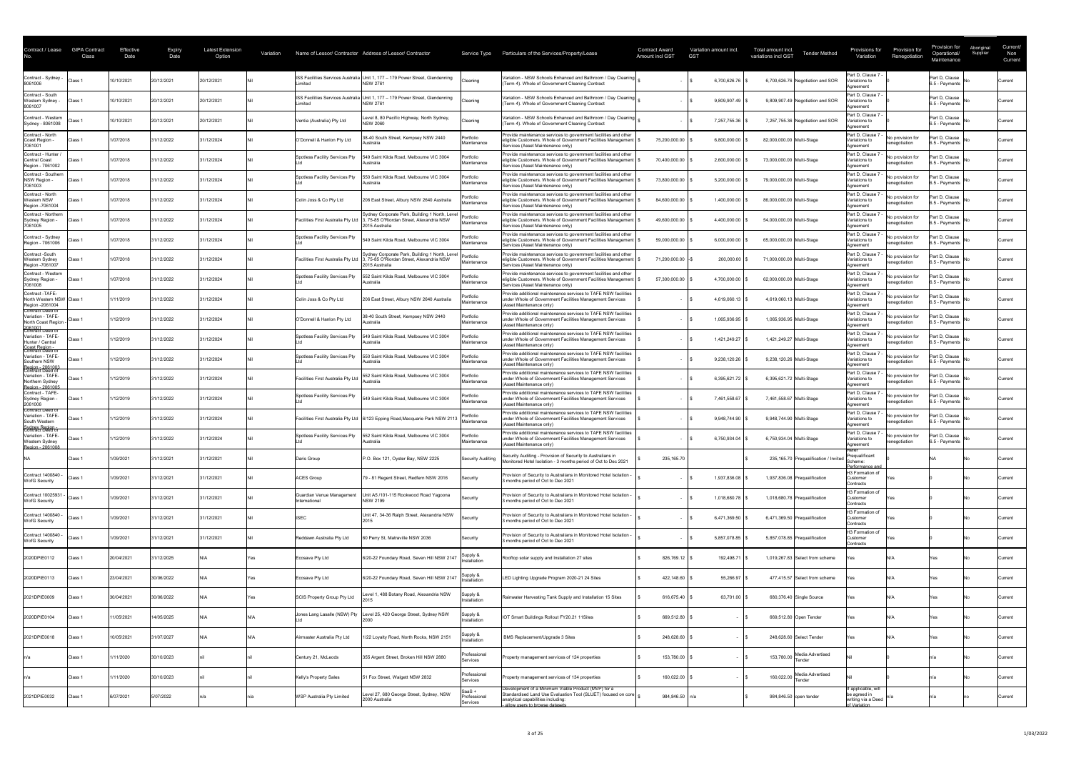| Contract / Lease No. | GIPA Contract Class | Effective Date | Expiry Date | Latest Extension Option | Variation | Name of Lessor/ Contractor | Address of Lessor/ Contractor | Service Type | Particulars of the Services/Property/Lease | Contract Award Amount incl GST | Variation amount incl. GST | Total amount incl. variations incl GST | Tender Method | Provisions for Variation | Provision for Renegotiation | Provision for Operational/ Maintenance | Aboriginal Supplier | Current/ Non Current |
|---|---|---|---|---|---|---|---|---|---|---|---|---|---|---|---|---|---|---|
| Contract - Sydney - 8061006 | Class 1 | 10/10/2021 | 20/12/2021 | 20/12/2021 | Nil | ISS Facilities Services Australia Limited | Unit 1, 177 – 179 Power Street, Glendenning NSW 2761 | Cleaning | Variation - NSW Schools Enhanced and Bathroom / Day Cleaning (Term 4). Whole of Government Cleaning Contract | $ - | $ 6,700,626.76 | $ 6,700,626.76 | Negotiation and SOR | Part D, Clause 7 - Variations to Agreement | | Part D, Clause 6.5 - Payments | No | Current |
| Contract - South Western Sydney - 8061007 | Class 1 | 10/10/2021 | 20/12/2021 | 20/12/2021 | Nil | ISS Facilities Services Australia Limited | Unit 1, 177 – 179 Power Street, Glendenning NSW 2761 | Cleaning | Variation - NSW Schools Enhanced and Bathroom / Day Cleaning (Term 4). Whole of Government Cleaning Contract | $ - | $ 9,809,907.49 | $ 9,809,907.49 | Negotiation and SOR | Part D, Clause 7 - Variations to Agreement | | Part D, Clause 6.5 - Payments | No | Current |
| Contract - Western Sydney - 8061008 | Class 1 | 10/10/2021 | 20/12/2021 | 20/12/2021 | Nil | Ventia (Australia) Pty Ltd | Level 8, 80 Pacific Highway, North Sydney, NSW 2060 | Cleaning | Variation - NSW Schools Enhanced and Bathroom / Day Cleaning (Term 4). Whole of Government Cleaning Contract | $ - | $ 7,257,755.36 | $ 7,257,755.36 | Negotiation and SOR | Part D, Clause 7 - Variations to Agreement | | Part D, Clause 6.5 - Payments | No | Current |
| Contract - North Coast Region - 7061001 | Class 1 | 1/07/2018 | 31/12/2022 | 31/12/2024 | Nil | O'Donnell & Hanlon Pty Ltd | 38-40 South Street, Kempsey NSW 2440 Australia | Portfolio Maintenance | Provide maintenance services to government facilities and other eligible Customers. Whole of Government Facilities Management Services (Asset Maintenance only) | $ 75,200,000.00 | $ 6,800,000.00 | $ 82,000,000.00 | Multi-Stage | Part D, Clause 7 - Variations to Agreement | No provision for renegotiation | Part D, Clause 6.5 - Payments | No | Current |
| Contract - Hunter / Central Coast Region - 7061002 | Class 1 | 1/07/2018 | 31/12/2022 | 31/12/2024 | Nil | Spotless Facility Services Pty Ltd | 549 Saint Kilda Road, Melbourne VIC 3004 Australia | Portfolio Maintenance | Provide maintenance services to government facilities and other eligible Customers. Whole of Government Facilities Management Services (Asset Maintenance only) | $ 70,400,000.00 | $ 2,600,000.00 | $ 73,000,000.00 | Multi-Stage | Part D, Clause 7 - Variations to Agreement | No provision for renegotiation | Part D, Clause 6.5 - Payments | No | Current |
| Contract - Southern NSW Region - 7061003 | Class 1 | 1/07/2018 | 31/12/2022 | 31/12/2024 | Nil | Spotless Facility Services Pty Ltd | 550 Saint Kilda Road, Melbourne VIC 3004 Australia | Portfolio Maintenance | Provide maintenance services to government facilities and other eligible Customers. Whole of Government Facilities Management Services (Asset Maintenance only) | $ 73,800,000.00 | $ 5,200,000.00 | $ 79,000,000.00 | Multi-Stage | Part D, Clause 7 - Variations to Agreement | No provision for renegotiation | Part D, Clause 6.5 - Payments | No | Current |
| Contract - North Western NSW Region - 7061004 | Class 1 | 1/07/2018 | 31/12/2022 | 31/12/2024 | Nil | Colin Joss & Co Pty Ltd | 206 East Street, Albury NSW 2640 Australia | Portfolio Maintenance | Provide maintenance services to government facilities and other eligible Customers. Whole of Government Facilities Management Services (Asset Maintenance only) | $ 84,600,000.00 | $ 1,400,000.00 | $ 86,000,000.00 | Multi-Stage | Part D, Clause 7 - Variations to Agreement | No provision for renegotiation | Part D, Clause 6.5 - Payments | No | Current |
| Contract - Northern Sydney Region - 7061005 | Class 1 | 1/07/2018 | 31/12/2022 | 31/12/2024 | Nil | Facilities First Australia Pty Ltd | Sydney Corporate Park, Building 1 North, Level 3, 75-85 O'Riordan Street, Alexandria NSW 2015 Australia | Portfolio Maintenance | Provide maintenance services to government facilities and other eligible Customers. Whole of Government Facilities Management Services (Asset Maintenance only) | $ 49,600,000.00 | $ 4,400,000.00 | $ 54,000,000.00 | Multi-Stage | Part D, Clause 7 - Variations to Agreement | No provision for renegotiation | Part D, Clause 6.5 - Payments | No | Current |
| Contract - Sydney Region - 7061006 | Class 1 | 1/07/2018 | 31/12/2022 | 31/12/2024 | Nil | Spotless Facility Services Pty Ltd | 549 Saint Kilda Road, Melbourne VIC 3004 | Portfolio Maintenance | Provide maintenance services to government facilities and other eligible Customers. Whole of Government Facilities Management Services (Asset Maintenance only) | $ 59,000,000.00 | $ 6,000,000.00 | $ 65,000,000.00 | Multi-Stage | Part D, Clause 7 - Variations to Agreement | No provision for renegotiation | Part D, Clause 6.5 - Payments | No | Current |
| Contract -South Western Sydney Region - 7061007 | Class 1 | 1/07/2018 | 31/12/2022 | 31/12/2024 | Nil | Facilities First Australia Pty Ltd | Sydney Corporate Park, Building 1 North, Level 3, 75-85 O'Riordan Street, Alexandria NSW 2015 Australia | Portfolio Maintenance | Provide maintenance services to government facilities and other eligible Customers. Whole of Government Facilities Management Services (Asset Maintenance only) | $ 71,200,000.00 | -$ 200,000.00 | $ 71,000,000.00 | Multi-Stage | Part D, Clause 7 - Variations to Agreement | No provision for renegotiation | Part D, Clause 6.5 - Payments | No | Current |
| Contract - Western Sydney Region - 7061008 | Class 1 | 1/07/2018 | 31/12/2022 | 31/12/2024 | Nil | Spotless Facility Services Pty Ltd | 552 Saint Kilda Road, Melbourne VIC 3004 Australia | Portfolio Maintenance | Provide maintenance services to government facilities and other eligible Customers. Whole of Government Facilities Management Services (Asset Maintenance only) | $ 57,300,000.00 | $ 4,700,000.00 | $ 62,000,000.00 | Multi-Stage | Part D, Clause 7 - Variations to Agreement | No provision for renegotiation | Part D, Clause 6.5 - Payments | No | Current |
| Contract -TAFE-North Western NSW Region - 2061004 | Class 1 | 1/11/2019 | 31/12/2022 | 31/12/2024 | Nil | Colin Joss & Co Pty Ltd | 206 East Street, Albury NSW 2640 Australia | Portfolio Maintenance | Provide additional maintenance services to TAFE NSW facilities under Whole of Government Facilities Management Services (Asset Maintenance only) | $ - | $ 4,619,060.13 | $ 4,619,060.13 | Multi-Stage | Part D, Clause 7 - Variations to Agreement | No provision for renegotiation | Part D, Clause 6.5 - Payments | No | Current |
| Contract Deed of Variation - TAFE-North Coast Region - 2061001 | Class 1 | 1/12/2019 | 31/12/2022 | 31/12/2024 | Nil | O'Donnell & Hanlon Pty Ltd | 38-40 South Street, Kempsey NSW 2440 Australia | Portfolio Maintenance | Provide additional maintenance services to TAFE NSW facilities under Whole of Government Facilities Management Services (Asset Maintenance only) | $ - | $ 1,065,936.95 | $ 1,065,936.95 | Multi-Stage | Part D, Clause 7 - Variations to Agreement | No provision for renegotiation | Part D, Clause 6.5 - Payments | No | Current |
| Contract Deed of Variation - TAFE-Hunter / Central Coast Region - | Class 1 | 1/12/2019 | 31/12/2022 | 31/12/2024 | Nil | Spotless Facility Services Pty Ltd | 549 Saint Kilda Road, Melbourne VIC 3004 Australia | Portfolio Maintenance | Provide additional maintenance services to TAFE NSW facilities under Whole of Government Facilities Management Services (Asset Maintenance only) | $ - | $ 1,421,249.27 | $ 1,421,249.27 | Multi-Stage | Part D, Clause 7 - Variations to Agreement | No provision for renegotiation | Part D, Clause 6.5 - Payments | No | Current |
| Contract Deed of Variation - TAFE-Southern NSW Region - 2061003 | Class 1 | 1/12/2019 | 31/12/2022 | 31/12/2024 | Nil | Spotless Facility Services Pty Ltd | 550 Saint Kilda Road, Melbourne VIC 3004 Australia | Portfolio Maintenance | Provide additional maintenance services to TAFE NSW facilities under Whole of Government Facilities Management Services (Asset Maintenance only) | $ - | $ 9,238,120.26 | $ 9,238,120.26 | Multi-Stage | Part D, Clause 7 - Variations to Agreement | No provision for renegotiation | Part D, Clause 6.5 - Payments | No | Current |
| Contract Deed of Variation - TAFE-Northern Sydney Region - 2061005 | Class 1 | 1/12/2019 | 31/12/2022 | 31/12/2024 | Nil | Facilities First Australia Pty Ltd | 552 Saint Kilda Road, Melbourne VIC 3004 Australia | Portfolio Maintenance | Provide additional maintenance services to TAFE NSW facilities under Whole of Government Facilities Management Services (Asset Maintenance only) | $ - | $ 6,395,621.72 | $ 6,395,621.72 | Multi-Stage | Part D, Clause 7 - Variations to Agreement | No provision for renegotiation | Part D, Clause 6.5 - Payments | No | Current |
| Contract - TAFE-Sydney Region - 2061006 | Class 1 | 1/12/2019 | 31/12/2022 | 31/12/2024 | Nil | Spotless Facility Services Pty Ltd | 549 Saint Kilda Road, Melbourne VIC 3004 | Portfolio Maintenance | Provide additional maintenance services to TAFE NSW facilities under Whole of Government Facilities Management Services (Asset Maintenance only) | $ - | $ 7,461,558.67 | $ 7,461,558.67 | Multi-Stage | Part D, Clause 7 - Variations to Agreement | No provision for renegotiation | Part D, Clause 6.5 - Payments | No | Current |
| Contract Deed of Variation - TAFE-South Western Sydney Region - | Class 1 | 1/12/2019 | 31/12/2022 | 31/12/2024 | Nil | Facilities First Australia Pty Ltd | 6/123 Epping Road,Macquarie Park NSW 2113 | Portfolio Maintenance | Provide additional maintenance services to TAFE NSW facilities under Whole of Government Facilities Management Services (Asset Maintenance only) | $ - | $ 9,948,744.90 | $ 9,948,744.90 | Multi-Stage | Part D, Clause 7 - Variations to Agreement | No provision for renegotiation | Part D, Clause 6.5 - Payments | No | Current |
| Contract Deed of Variation - TAFE-Western Sydney Region - 2061008 | Class 1 | 1/12/2019 | 31/12/2022 | 31/12/2024 | Nil | Spotless Facility Services Pty Ltd | 552 Saint Kilda Road, Melbourne VIC 3004 Australia | Portfolio Maintenance | Provide additional maintenance services to TAFE NSW facilities under Whole of Government Facilities Management Services (Asset Maintenance only) | $ - | $ 6,750,934.04 | $ 6,750,934.04 | Multi-Stage | Part D, Clause 7 - Variations to Agreement | No provision for renegotiation | Part D, Clause 6.5 - Payments | No | Current |
| NA | Class 1 | 1/09/2021 | 31/12/2021 | 31/12/2021 | Nil | Daris Group | P.O. Box 121, Oyster Bay, NSW 2225 | Security Auditing | Security Auditing - Provision of Security to Australians in Monitored Hotel Isolation - 3 months period of Oct to Dec 2021 | $ 235,165.70 | | $ 235,165.70 | Prequalification / Invited | Prequalificant Scheme: Performance and | | NA | No | Current |
| Contract 1400840 - WofG Security | Class 1 | 1/09/2021 | 31/12/2021 | 31/12/2021 | Nil | ACES Group | 79 - 81 Regent Street, Redfern NSW 2016 | Security | Provision of Security to Australians in Monitored Hotel Isolation - 3 months period of Oct to Dec 2021 | $ - | $ 1,937,836.08 | $ 1,937,836.08 | Prequalification | H3 Formation of Customer Contracts | Yes | 0 | No | Current |
| Contract 10025931 - WofG Security | Class 1 | 1/09/2021 | 31/12/2021 | 31/12/2021 | Nil | Guardian Venue Management International | Unit A5 /101-115 Rookwood Road Yagoona NSW 2199 | Security | Provision of Security to Australians in Monitored Hotel Isolation - 3 months period of Oct to Dec 2021 | $ - | $ 1,018,680.78 | $ 1,018,680.78 | Prequalification | H3 Formation of Customer Contracts | Yes | 0 | No | Current |
| Contract 1400840 - WofG Security | Class 1 | 1/09/2021 | 31/12/2021 | 31/12/2021 | Nil | ISEC | Unit 47, 34-36 Ralph Street, Alexandria NSW 2015 | Security | Provision of Security to Australians in Monitored Hotel Isolation - 3 months period of Oct to Dec 2021 | $ - | $ 6,471,369.50 | $ 6,471,369.50 | Prequalification | H3 Formation of Customer Contracts | Yes | 0 | No | Current |
| Contract 1400840 - WofG Security | Class 1 | 1/09/2021 | 31/12/2021 | 31/12/2021 | Nil | Reddawn Australia Pty Ltd | 60 Perry St, Matraville NSW 2036 | Security | Provision of Security to Australians in Monitored Hotel Isolation - 3 months period of Oct to Dec 2021 | $ - | $ 5,857,078.85 | $ 5,857,078.85 | Prequalification | H3 Formation of Customer Contracts | Yes | 0 | No | Current |
| 2020DPIE0112 | Class 1 | 20/04/2021 | 31/12/2025 | N/A | Yes | Ecoseve Pty Ltd | 6/20-22 Foundary Road, Seven Hill NSW 2147 | Supply & Installation | Rooftop solar supply and Installation 27 sites | $ 826,769.12 | $ 192,498.71 | $ 1,019,267.83 | Select from scheme | Yes | N/A | Yes | No | Current |
| 2020DPIE0113 | Class 1 | 23/04/2021 | 30/06/2022 | N/A | Yes | Ecoseve Pty Ltd | 6/20-22 Foundary Road, Seven Hill NSW 2147 | Supply & Installation | LED Lighting Upgrade Program 2020-21 24 Sites | $ 422,148.60 | $ 55,266.97 | $ 477,415.57 | Select from scheme | Yes | N/A | Yes | No | Current |
| 2021DPIE0009 | Class 1 | 30/04/2021 | 30/06/2022 | N/A | Yes | SCIS Property Group Pty Ltd | Level 1, 488 Botany Road, Alexandria NSW 2015 | Supply & Installation | Rainwater Harvesting Tank Supply and Installation 15 Sites | $ 616,675.40 | $ 63,701.00 | $ 680,376.40 | Single Source | Yes | N/A | Yes | No | Current |
| 2020DPIE0104 | Class 1 | 11/05/2021 | 14/05/2025 | N/A | N/A | Jones Lang Lasalle (NSW) Pty Ltd | Level 25, 420 George Street, Sydney NSW 2000 | Supply & Installation | IOT Smart Buildings Rollout FY20.21 11Sites | $ 669,512.80 | $ - | $ 669,512.80 | Open Tender | Yes | N/A | Yes | No | Current |
| 2021DPIE0018 | Class 1 | 10/05/2021 | 31/07/2027 | N/A | N/A | Airmaster Australia Pty Ltd | 1/22 Loyalty Road, North Rocks, NSW 2151 | Supply & Installation | BMS Replacement/Upgrade 3 Sites | $ 248,628.60 | $ - | $ 248,628.60 | Select Tender | Yes | N/A | Yes | No | Current |
| n/a | Class 1 | 1/11/2020 | 30/10/2023 | nil | nil | Century 21, McLeods | 355 Argent Street, Broken Hill NSW 2880 | Professional Services | Property management services of 124 properties | $ 153,780.00 | $ - | $ 153,780.00 | Media Advertised Tender | Nil | 0 | n/a | No | Current |
| n/a | Class 1 | 1/11/2020 | 30/10/2023 | nil | nil | Kelly's Property Sales | 51 Fox Street, Walgett NSW 2832 | Professional Services | Property management services of 134 properties | $ 160,022.00 | $ - | $ 160,022.00 | Media Advertised Tender | Nil | 0 | n/a | No | Current |
| 2021DPIE0032 | Class 1 | 6/07/2021 | 5/07/2022 | n/a | n/a | WSP Australia Pty Limited | Level 27, 680 George Street, Sydney, NSW 2000 Australia | SeaS + Professional Services | Development of a Minimum Viable Product (MVP) for a Standardised Land Use Evaluation Tool (SLUET) focused on core analytical capabilities including: - allow users to browse datasets | $ 984,846.50 | n/a | $ 984,846.50 | open tender | If applicable, will be agreed in writing via a Deed of Variation | n/a | n/a | no | Current |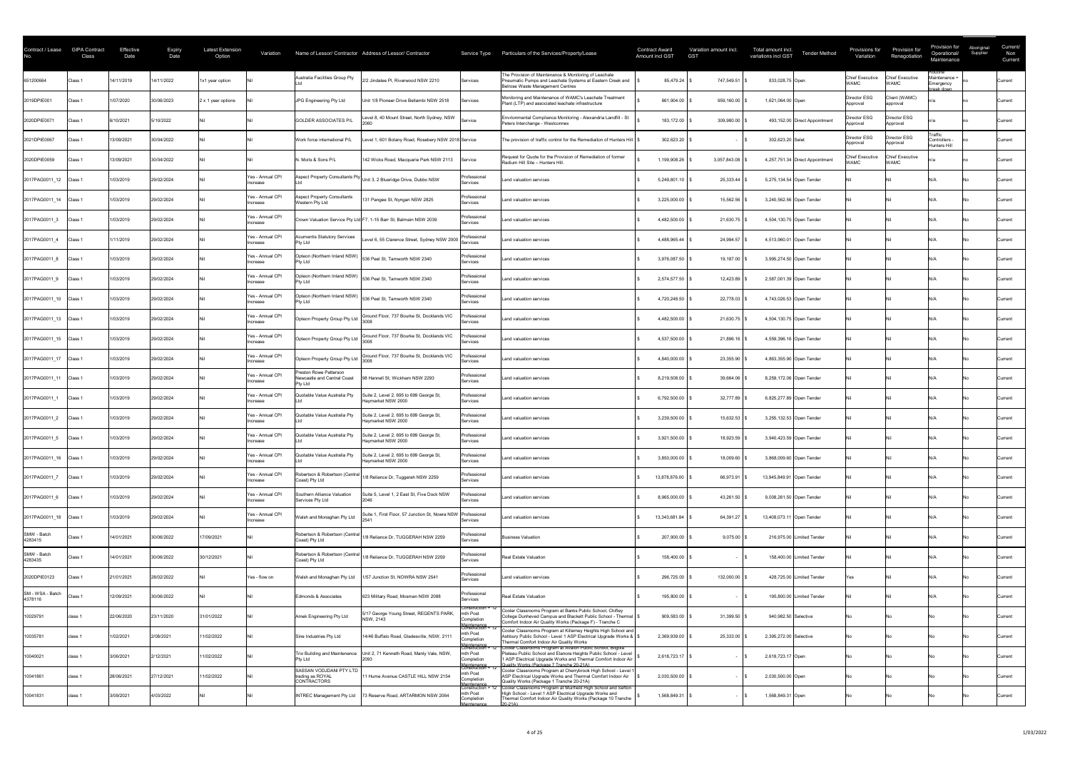| Contract / Lease No. | GIPA Contract Class | Effective Date | Expiry Date | Latest Extension Option | Variation | Name of Lessor/ Contractor | Address of Lessor/ Contractor | Service Type | Particulars of the Services/Property/Lease | Contract Award Amount incl GST | Variation amount incl. GST | Total amount incl. variations incl GST | Tender Method | Provisions for Variation | Provision for Renegotiation | Provision for Operational/ Maintenance | Aboriginal Supplier | Current/ Non Current |
|---|---|---|---|---|---|---|---|---|---|---|---|---|---|---|---|---|---|---|
| 651200664 | Class 1 | 14/11/2019 | 14/11/2022 | 1x1 year option | Nil | Australia Facilities Group Pty Ltd | 2/2 Jindalee Pl, Riverwood NSW 2210 | Services | The Provision of Maintenance & Monitoring of Leachate Pneumatic Pumps and Leachate Systems at Eastern Creek and Belrose Waste Management Centres | $ 85,479.24 | $ 747,549.51 | $ 833,028.75 | Open | Chief Executive WAMC | Chief Executive WAMC | Routine Maintenance + Emergency break down | no | Current |
| 2019DPIE001 | Class 1 | 1/07/2020 | 30/06/2023 | 2 x 1 year options | Nil | JPG Engineering Pty Ltd | Unit 1/8 Pioneer Drive Bellambi NSW 2518 | Services | Monitoring and Maintenance of WAMC's Leachate Treatment Plant (LTP) and associated leachate infrastructure | $ 661,904.00 | $ 959,160.00 | $ 1,621,064.00 | Open | Director ESG Approval | Client (WAMC) approval | n/a | no | Current |
| 2020DPIE0071 | Class 1 | 6/10/2021 | 5/10/2022 | Nil | Nil | GOLDER ASSOCIATES P/L | Level 8, 40 Mount Street, North Sydney, NSW 2060 | Service | Envrironmental Compliance Monitoring - Alexandria Landfill - St Peters Interchange - Westconnex | $ 183,172.00 | $ 309,980.00 | $ 493,152.00 | Direct Appointment | Director ESG Approval | Director ESG Approval | n/a | no | Current |
| 2021DPIE0067 | Class 1 | 13/09/2021 | 30/04/2022 | Nil | Nil | Work force international P/L | Level 1, 601 Botany Road, Rosebery NSW 2018 | Service | The provision of traffic control for the Remediaiton of Hunters Hill | $ 302,623.20 | $ - | $ 302,623.20 | Selet | Director ESG Approval | Director ESG Approval | Traffic Controllers - Hunters Hill | no | Current |
| 2020DPIE0059 | Class 1 | 13/09/2021 | 30/04/2022 | Nil | Nil | N. Moits & Sons P/L | 142 Wicks Road, Macquarie Park NSW 2113 | Service | Request for Quote for the Provision of Remediation of former Radium Hill Site – Hunters Hill. | $ 1,199,908.26 | $ 3,057,843.08 | $ 4,257,751.34 | Direct Appointment | Chief Executive WAMC | Chief Executive WAMC | n/a | no | Current |
| 2017PAG0011_12 | Class 1 | 1/03/2019 | 29/02/2024 | Nil | Yes - Annual CPI Increase | Aspect Property Consultants Pty Ltd | Unit 3, 2 Blueridge Drive, Dubbo NSW | Professional Services | Land valuation services | $ 5,249,801.10 | $ 25,333.44 | $ 5,275,134.54 | Open Tender | Nil | Nil | N/A | No | Current |
| 2017PAG0011_14 | Class 1 | 1/03/2019 | 29/02/2024 | Nil | Yes - Annual CPI Increase | Aspect Property Consultants Western Pty Ltd | 131 Pangee St, Nyngan NSW 2825 | Professional Services | Land valuation services | $ 3,225,000.00 | $ 15,562.56 | $ 3,240,562.56 | Open Tender | Nil | Nil | N/A | No | Current |
| 2017PAG0011_3 | Class 1 | 1/03/2019 | 29/02/2024 | Nil | Yes - Annual CPI Increase | Crown Valuation Service Pty Ltd | F7, 1-15 Barr St, Balmain NSW 2039 | Professional Services | Land valuation services | $ 4,482,500.00 | $ 21,630.75 | $ 4,504,130.75 | Open Tender | Nil | Nil | N/A | No | Current |
| 2017PAG0011_4 | Class 1 | 1/11/2019 | 29/02/2024 | Nil | Yes - Annual CPI Increase | Acumentis Statutory Services Pty Ltd | Level 6, 55 Clarence Street, Sydney NSW 2000 | Professional Services | Land valuation services | $ 4,488,965.44 | $ 24,994.57 | $ 4,513,960.01 | Open Tender | Nil | Nil | N/A | No | Current |
| 2017PAG0011_8 | Class 1 | 1/03/2019 | 29/02/2024 | Nil | Yes - Annual CPI Increase | Opteon (Northern Inland NSW) Pty Ltd | 536 Peel St, Tamworth NSW 2340 | Professional Services | Land valuation services | $ 3,976,087.50 | $ 19,187.00 | $ 3,995,274.50 | Open Tender | Nil | Nil | N/A | No | Current |
| 2017PAG0011_9 | Class 1 | 1/03/2019 | 29/02/2024 | Nil | Yes - Annual CPI Increase | Opteon (Northern Inland NSW) Pty Ltd | 536 Peel St, Tamworth NSW 2340 | Professional Services | Land valuation services | $ 2,574,577.50 | $ 12,423.89 | $ 2,587,001.39 | Open Tender | Nil | Nil | N/A | No | Current |
| 2017PAG0011_10 | Class 1 | 1/03/2019 | 29/02/2024 | Nil | Yes - Annual CPI Increase | Opteon (Northern Inland NSW) Pty Ltd | 536 Peel St, Tamworth NSW 2340 | Professional Services | Land valuation services | $ 4,720,248.50 | $ 22,778.03 | $ 4,743,026.53 | Open Tender | Nil | Nil | N/A | No | Current |
| 2017PAG0011_13 | Class 1 | 1/03/2019 | 29/02/2024 | Nil | Yes - Annual CPI Increase | Opteon Property Group Pty Ltd | Ground Floor, 737 Bourke St, Docklands VIC 3008 | Professional Services | Land valuation services | $ 4,482,500.00 | $ 21,630.75 | $ 4,504,130.75 | Open Tender | Nil | Nil | N/A | No | Current |
| 2017PAG0011_15 | Class 1 | 1/03/2019 | 29/02/2024 | Nil | Yes - Annual CPI Increase | Opteon Property Group Pty Ltd | Ground Floor, 737 Bourke St, Docklands VIC 3008 | Professional Services | Land valuation services | $ 4,537,500.00 | $ 21,896.16 | $ 4,559,396.16 | Open Tender | Nil | Nil | N/A | No | Current |
| 2017PAG0011_17 | Class 1 | 1/03/2019 | 29/02/2024 | Nil | Yes - Annual CPI Increase | Opteon Property Group Pty Ltd | Ground Floor, 737 Bourke St, Docklands VIC 3008 | Professional Services | Land valuation services | $ 4,840,000.00 | $ 23,355.90 | $ 4,863,355.90 | Open Tender | Nil | Nil | N/A | No | Current |
| 2017PAG0011_11 | Class 1 | 1/03/2019 | 29/02/2024 | Nil | Yes - Annual CPI Increase | Preston Rowe Patterson Newcastle and Central Coast Pty Ltd | 98 Hannell St, Wickham NSW 2293 | Professional Services | Land valuation services | $ 8,219,508.00 | $ 39,664.06 | $ 8,259,172.06 | Open Tender | Nil | Nil | N/A | No | Current |
| 2017PAG0011_1 | Class 1 | 1/03/2019 | 29/02/2024 | Nil | Yes - Annual CPI Increase | Quotable Value Australia Pty Ltd | Suite 2, Level 2, 695 to 699 George St, Haymarket NSW 2000 | Professional Services | Land valuation services | $ 6,792,500.00 | $ 32,777.89 | $ 6,825,277.89 | Open Tender | Nil | Nil | N/A | No | Current |
| 2017PAG0011_2 | Class 1 | 1/03/2019 | 29/02/2024 | Nil | Yes - Annual CPI Increase | Quotable Value Australia Pty Ltd | Suite 2, Level 2, 695 to 699 George St, Haymarket NSW 2000 | Professional Services | Land valuation services | $ 3,239,500.00 | $ 15,632.53 | $ 3,255,132.53 | Open Tender | Nil | Nil | N/A | No | Current |
| 2017PAG0011_5 | Class 1 | 1/03/2019 | 29/02/2024 | Nil | Yes - Annual CPI Increase | Quotable Value Australia Pty Ltd | Suite 2, Level 2, 695 to 699 George St, Haymarket NSW 2000 | Professional Services | Land valuation services | $ 3,921,500.00 | $ 18,923.59 | $ 3,940,423.59 | Open Tender | Nil | Nil | N/A | No | Current |
| 2017PAG0011_16 | Class 1 | 1/03/2019 | 29/02/2024 | Nil | Yes - Annual CPI Increase | Quotable Value Australia Pty Ltd | Suite 2, Level 2, 695 to 699 George St, Haymarket NSW 2000 | Professional Services | Land valuation services | $ 3,850,000.00 | $ 18,009.60 | $ 3,868,009.60 | Open Tender | Nil | Nil | N/A | No | Current |
| 2017PAG0011_7 | Class 1 | 1/03/2019 | 29/02/2024 | Nil | Yes - Annual CPI Increase | Robertson & Robertson (Central Coast) Pty Ltd | 1/8 Reliance Dr, Tuggerah NSW 2259 | Professional Services | Land valuation services | $ 13,878,876.00 | $ 66,973.91 | $ 13,945,849.91 | Open Tender | Nil | Nil | N/A | No | Current |
| 2017PAG0011_6 | Class 1 | 1/03/2019 | 29/02/2024 | Nil | Yes - Annual CPI Increase | Southern Alliance Valuation Services Pty Ltd | Suite 5, Level 1, 2 East St, Five Dock NSW 2046 | Professional Services | Land valuation services | $ 8,965,000.00 | $ 43,261.50 | $ 9,008,261.50 | Open Tender | Nil | Nil | N/A | No | Current |
| 2017PAG0011_18 | Class 1 | 1/03/2019 | 29/02/2024 | Nil | Yes - Annual CPI Increase | Walsh and Monaghan Pty Ltd | Suite 1, First Floor, 57 Junction St, Nowra NSW 2541 | Professional Services | Land valuation services | $ 13,343,681.84 | $ 64,391.27 | $ 13,408,073.11 | Open Tender | Nil | Nil | N/A | No | Current |
| SMW - Batch 4283415 | Class 1 | 14/01/2021 | 30/06/2022 | 17/09/2021 | Nil | Robertson & Robertson (Central Coast) Pty Ltd | 1/8 Reliance Dr, TUGGERAH NSW 2259 | Professional Services | Business Valuation | $ 207,900.00 | $ 9,075.00 | $ 216,975.00 | Limited Tender | Nil | Nil | N/A | No | Current |
| SMW - Batch 4283435 | Class 1 | 14/01/2021 | 30/06/2022 | 30/12/2021 | Nil | Robertson & Robertson (Central Coast) Pty Ltd | 1/8 Reliance Dr, TUGGERAH NSW 2259 | Professional Services | Real Estate Valuation | $ 158,400.00 | $ - | $ 158,400.00 | Limited Tender | Nil | Nil | N/A | No | Current |
| 2020DPIE0123 | Class 1 | 21/01/2021 | 28/02/2022 | Nil | Yes - flow on | Walsh and Monaghan Pty Ltd | 1/57 Junction St, NOWRA NSW 2541 | Professional Services | Land valuation services | $ 296,725.00 | $ 132,000.00 | $ 428,725.00 | Limited Tender | Yes | Nil | N/A | No | Current |
| SM - WSA - Batch 4378116 | Class 1 | 12/09/2021 | 30/06/2022 | Nil | Nil | Edmonds & Associates | 623 Military Road, Mosman NSW 2088 | Professional Services | Real Estate Valuation | $ 195,800.00 | $ - | $ 195,800.00 | Limited Tender | Nil | Nil | N/A | No | Current |
| 10029791 | class 1 | 22/06/2020 | 23/11/2020 | 31/01/2022 | Nil | Amek Engineering Pty Ltd | 5/17 George Young Street, REGENTS PARK, NSW, 2143 | Construction + 12 mth Post Completion Maintenance | Cooler Classrooms Program at Banks Public School, Chifley College Dunheved Campus and Blackett Public School - Thermal Comfort Indoor Air Quality Works (Package F) - Tranche C | $ 909,583.00 | $ 31,399.50 | $ 940,982.50 | Selective | No | No | No | No | Current |
| 10035781 | class 1 | 1/02/2021 | 2/08/2021 | 11/02/2022 | Nil | Sine Industries Pty Ltd | 14/46 Buffalo Road, Gladesville, NSW, 2111 | Construction + 12 mth Post Completion Maintenance | Cooler Classrooms Program at Killarney Heights High School and Ashbury Public School - Level 1 ASP Electrical Upgrade Works & Thermal Comfort Indoor Air Quality Works | $ 2,369,939.00 | $ 25,333.00 | $ 2,395,272.00 | Selective | No | No | No | No | Current |
| 10040021 | class 1 | 3/06/2021 | 2/12/2021 | 11/02/2022 | Nil | Trio Building and Maintenance Pty Ltd | Unit 2, 71 Kenneth Road, Manly Vale, NSW, 2093 | Construction + 12 mth Post Completion Maintenance | Cooler Classrooms Program at Avalon Public School, Bligola Plateau Public School and Elanora Heights Public School - Level 1 ASP Electrical Upgrade Works and Thermal Comfort Indoor Air Quality Works (Package 7 Tranche 20-21A) | $ 2,618,723.17 | $ - | $ 2,618,723.17 | Open | No | No | No | No | Current |
| 10041861 | class 1 | 28/06/2021 | 27/12/2021 | 11/02/2022 | Nil | SASSAN VODJDANI PTY LTD trading as ROYAL CONTRACTORS | 11 Hume Avenue CASTLE HILL NSW 2154 | Construction + 12 mth Post Completion Maintenance | Cooler Classrooms Program at Cherrybrook High School - Level 1 ASP Electrical Upgrade Works and Thermal Comfort Indoor Air Quality Works (Package 1 Tranche 20-21A) | $ 2,030,500.00 | $ - | $ 2,030,500.00 | Open | No | No | No | No | Current |
| 10041831 | class 1 | 3/09/2021 | 4/03/2022 | Nil | Nil | INTREC Management Pty Ltd | 73 Reserve Road, ARTARMON NSW 2064 | Construction + 12 mth Post Completion Maintenance | Cooler Classrooms Program at Muirfield High School and Sefton High School - Level 1 ASP Electrical Upgrade Works and Thermal Comfort Indoor Air Quality Works (Package 10 Tranche 20-21A) | $ 1,568,849.31 | $ - | $ 1,568,849.31 | Open | No | No | No | No | Current |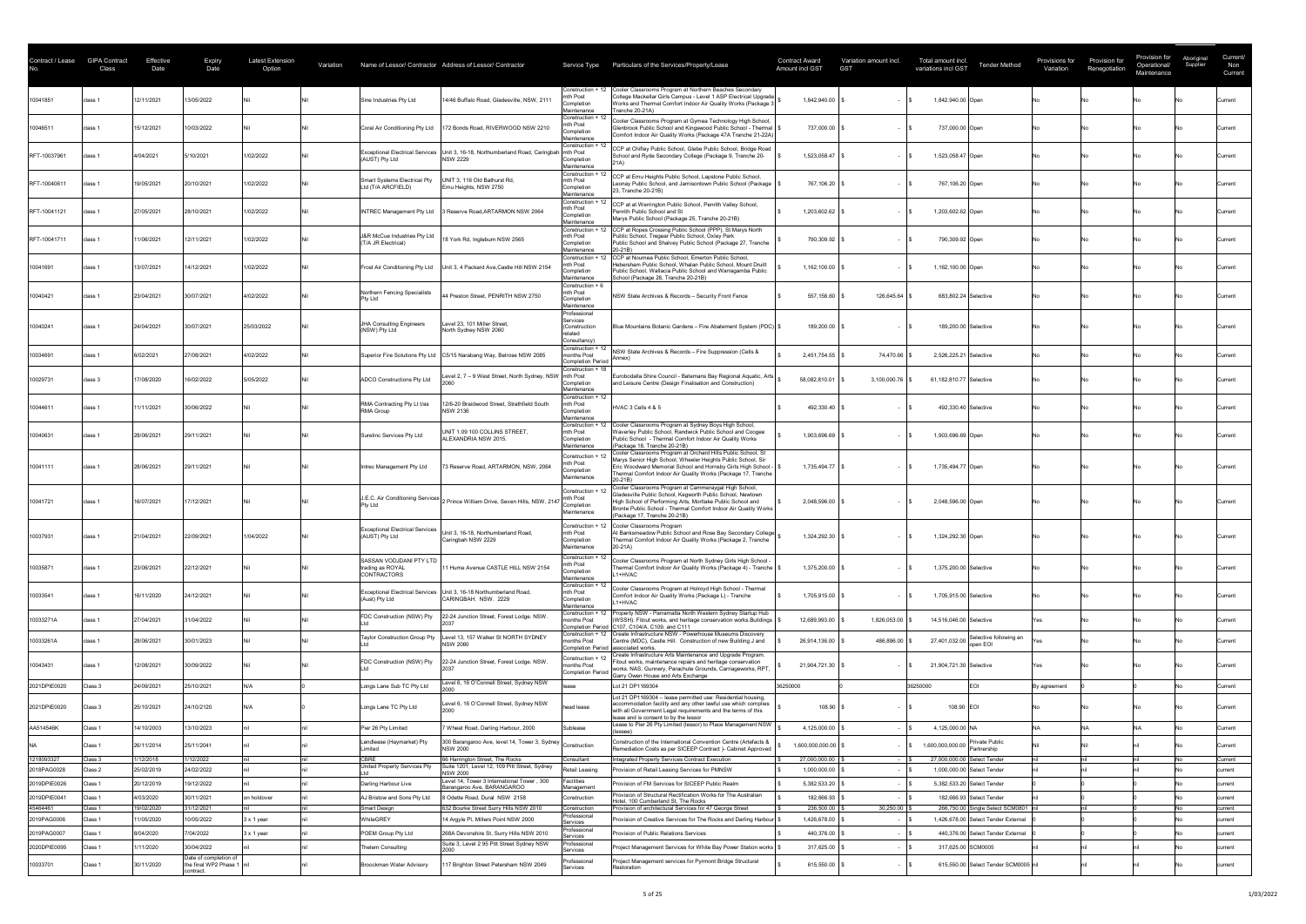| Contract / Lease No. | GIPA Contract Class | Effective Date | Expiry Date | Latest Extension Option | Variation | Name of Lessor/ Contractor | Address of Lessor/ Contractor | Service Type | Particulars of the Services/Property/Lease | Contract Award Amount incl GST | Variation amount incl. GST | Total amount incl. variations incl GST | Tender Method | Provisions for Variation | Provision for Renegotiation | Provision for Operational/ Maintenance | Aboriginal Supplier | Current/ Non Current |
|---|---|---|---|---|---|---|---|---|---|---|---|---|---|---|---|---|---|---|
| 10041851 | class 1 | 12/11/2021 | 13/05/2022 | Nil | Nil | Sine Industries Pty Ltd | 14/46 Buffalo Road, Gladesville, NSW, 2111 | Construction + 12 mth Post Completion Maintenance | Cooler Classrooms Program at Northern Beaches Secondary College Mackellar Girls Campus - Level 1 ASP Electrical Upgrade Works and Thermal Comfort Indoor Air Quality Works (Package 3 Tranche 20-21A) | $ 1,842,940.00 | $ - | $ 1,842,940.00 | Open | No | No | No | No | Current |
| 10046511 | class 1 | 15/12/2021 | 10/03/2022 | Nil | Nil | Coral Air Conditioning Pty Ltd | 172 Bonds Road, RIVERWOOD NSW 2210 | Construction + 12 mth Post Completion Maintenance | Cooler Classrooms Program at Gymea Technology High School, Glenbrook Public School and Kingswood Public School - Thermal Comfort Indoor Air Quality Works (Package 47A Tranche 21-22A) | $ 737,000.00 | $ - | $ 737,000.00 | Open | No | No | No | No | Current |
| RFT-10037961 | class 1 | 4/04/2021 | 5/10/2021 | 1/02/2022 | Nil | Exceptional Electrical Services (AUST) Pty Ltd | Unit 3, 16-18, Northumberland Road, Caringbah NSW 2229 | Construction + 12 mth Post Completion Maintenance | CCP at Chifley Public School, Glebe Public School, Bridge Road School and Ryde Secondary College (Package 9, Tranche 20-21A) | $ 1,523,058.47 | $ - | $ 1,523,058.47 | Open | No | No | No | No | Current |
| RFT-10040611 | class 1 | 19/05/2021 | 20/10/2021 | 1/02/2022 | Nil | Smart Systems Electrical Pty Ltd (T/A ARCFIELD) | UNIT 3, 116 Old Bathurst Rd, Emu Heights, NSW 2750 | Construction + 12 mth Post Completion Maintenance | CCP at Emu Heights Public School, Lapstone Public School, Leonay Public School, and Jamisontown Public School (Package 23, Tranche 20-21B) | $ 767,106.20 | $ - | $ 767,106.20 | Open | No | No | No | No | Current |
| RFT-10041121 | class 1 | 27/05/2021 | 28/10/2021 | 1/02/2022 | Nil | INTREC Management Pty Ltd | 3 Reserve Road,ARTARMON NSW 2064 | Construction + 12 mth Post Completion Maintenance | CCP at at Werrington Public School, Penrith Valley School, Penrith Public School and St Marys Public School (Package 25, Tranche 20-21B) | $ 1,203,602.62 | $ - | $ 1,203,602.62 | Open | No | No | No | No | Current |
| RFT-10041711 | class 1 | 11/06/2021 | 12/11/2021 | 1/02/2022 | Nil | J&R McCue Industries Pty Ltd (T/A JR Electrical) | 18 York Rd, Ingleburn NSW 2565 | Construction + 12 mth Post Completion Maintenance | CCP at Ropes Crossing Public School (PPP), St Marys North Public School, Tregear Public School, Oxley Park Public School and Shelvey Public School (Package 27, Tranche 20-21B) | $ 790,309.92 | $ - | $ 790,309.92 | Open | No | No | No | No | Current |
| 10041691 | class 1 | 13/07/2021 | 14/12/2021 | 1/02/2022 | Nil | Frost Air Conditioning Pty Ltd | Unit 3, 4 Packard Ave,Castle Hill NSW 2154 | Construction + 12 mth Post Completion Maintenance | CCP at Noumea Public School, Emerton Public School, Hebersham Public School, Whalan Public School, Mount Druitt Public School, Wallacia Public School and Warragamba Public School (Package 28, Tranche 20-21B) | $ 1,162,100.00 | $ - | $ 1,162,100.00 | Open | No | No | No | No | Current |
| 10040421 | class 1 | 23/04/2021 | 30/07/2021 | 4/02/2022 | Nil | Northern Fencing Specialists Pty Ltd | 44 Preston Street, PENRITH NSW 2750 | Construction + 6 mth Post Completion Maintenance | NSW State Archives & Records – Security Front Fence | $ 557,156.60 | $ 126,645.64 | $ 683,802.24 | Selective | No | No | No | No | Current |
| 10040241 | class 1 | 24/04/2021 | 30/07/2021 | 25/03/2022 | Nil | JHA Consulting Engineers (NSW) Pty Ltd | Level 23, 101 Miller Street, North Sydney NSW 2060 | Professional Services (Construction related Consultancy) | Blue Mountains Botanic Gardens – Fire Abatement System (PDC) | $ 189,200.00 | $ - | $ 189,200.00 | Selective | No | No | No | No | Current |
| 10034691 | class 1 | 6/02/2021 | 27/08/2021 | 4/02/2022 | Nil | Superior Fire Solutions Pty Ltd | C5/15 Narabang Way, Belrose NSW 2085 | Construction + 12 months Post Completion Period | NSW State Archives & Records – Fire Suppression (Cells & Annex) | $ 2,451,754.55 | $ 74,470.66 | $ 2,526,225.21 | Selective | No | No | No | No | Current |
| 10029731 | class 3 | 17/08/2020 | 16/02/2022 | 5/05/2022 | Nil | ADCO Constructions Pty Ltd | Level 2, 7 – 9 West Street, North Sydney, NSW 2060 | Construction + 18 mth Post Completion Maintenance | Eurobodalla Shire Council - Batemans Bay Regional Aquatic, Arts and Leisure Centre (Design Finalisation and Construction) | $ 58,082,810.01 | $ 3,100,000.76 | $ 61,182,810.77 | Selective | No | No | No | No | Current |
| 10044611 | class 1 | 11/11/2021 | 30/06/2022 | Nil | Nil | RMA Contracting Pty Lt t/as RMA Group | 12/6-20 Braidwood Street, Strathfield South NSW 2136 | Construction + 12 mth Post Completion Maintenance | HVAC 3 Cells 4 & 5 | $ 492,330.40 | $ - | $ 492,330.40 | Selective | No | No | No | No | Current |
| 10040631 | class 1 | 28/06/2021 | 29/11/2021 | Nil | Nil | Surelinc Services Pty Ltd | UNIT 1.09 100 COLLINS STREET, ALEXANDRIA NSW 2015. | Construction + 12 mth Post Completion Maintenance | Cooler Classrooms Program at Sydney Boys High School, Waverley Public School, Randwick Public School and Coogee Public School - Thermal Comfort Indoor Air Quality Works (Package 18, Tranche 20-21B) | $ 1,903,696.69 | $ - | $ 1,903,696.69 | Open | No | No | No | No | Current |
| 10041111 | class 1 | 28/06/2021 | 29/11/2021 | Nil | Nil | Intrec Management Pty Ltd | 73 Reserve Road, ARTARMON, NSW, 2064 | Construction + 12 mth Post Completion Maintenance | Cooler Classrooms Program at Orchard Hills Public School, St Marys Senior High School, Wheeler Heights Public School, Sir Eric Woodward Memorial School and Hornsby Girls High School - Thermal Comfort Indoor Air Quality Works (Package 17, Tranche 20-21B) | $ 1,735,494.77 | $ - | $ 1,735,494.77 | Open | No | No | No | No | Current |
| 10041721 | class 1 | 16/07/2021 | 17/12/2021 | Nil | Nil | J.E.C. Air Conditioning Services Pty Ltd | 2 Prince William Drive, Seven Hills, NSW, 2147 | Construction + 12 mth Post Completion Maintenance | Cooler Classrooms Program at Cammeraygal High School, Gladesville Public School, Kegworth Public School, Newtown High School of Performing Arts, Mortlake Public School and Bronte Public School - Thermal Comfort Indoor Air Quality Works (Package 17, Tranche 20-21B) | $ 2,048,596.00 | $ - | $ 2,048,596.00 | Open | No | No | No | No | Current |
| 10037931 | class 1 | 21/04/2021 | 22/09/2021 | 1/04/2022 | Nil | Exceptional Electrical Services (AUST) Pty Ltd | Unit 3, 16-18, Northumberland Road, Caringbah NSW 2229 | Construction + 12 mth Post Completion Maintenance | Cooler Classrooms Program At Banksmeadow Public School and Rose Bay Secondary College Thermal Comfort Indoor Air Quality Works (Package 2, Tranche 20-21A) | $ 1,324,292.30 | $ - | $ 1,324,292.30 | Open | No | No | No | No | Current |
| 10035871 | class 1 | 23/06/2021 | 22/12/2021 | Nil | Nil | SASSAN VODJDANI PTY LTD trading as ROYAL CONTRACTORS | 11 Hume Avenue CASTLE HILL NSW 2154 | Construction + 12 mth Post Completion Maintenance | Cooler Classrooms Program at North Sydney Girls High School - Thermal Comfort Indoor Air Quality Works (Package 4) - Tranche L1+HVAC | $ 1,375,200.00 | $ - | $ 1,375,200.00 | Selective | No | No | No | No | Current |
| 10033541 | class 1 | 16/11/2020 | 24/12/2021 | Nil | Nil | Exceptional Electrical Services (Aust) Pty Ltd | Unit 3, 16-18 Northumberland Road, CARINGBAH. NSW. 2229 | Construction + 12 mth Post Completion Maintenance | Cooler Classrooms Program at Holroyd High School - Thermal Comfort Indoor Air Quality Works (Package L) - Tranche L1+HVAC | $ 1,705,915.00 | $ - | $ 1,705,915.00 | Selective | No | No | No | No | Current |
| 10033271A | class 1 | 27/04/2021 | 31/04/2022 | Nil | Nil | FDC Construction (NSW) Pty Ltd | 22-24 Junction Street, Forest Lodge. NSW. 2037 | Construction + 12 months Post Completion Period | Property NSW - Parramatta North Western Sydney Startup Hub (WSSH). Fitout works, and heritage conservation works Buildings C107, C104/A, C109, and C111 | $ 12,689,993.00 | $ 1,826,053.00 | $ 14,516,046.00 | Selective | Yes | No | No | No | Current |
| 10033261A | class 1 | 28/06/2021 | 30/01/2023 | Nil | Nil | Taylor Construction Group Pty Ltd | Level 13, 157 Walker St NORTH SYDNEY NSW 2060 | Construction + 12 months Post Completion Period | Create Infrastructure NSW - Powerhouse Museums Discovery Centre (MDC), Castle Hill. Construction of new Building J and associated works. | $ 26,914,136.00 | $ 486,896.00 | $ 27,401,032.00 | Selective following an open EOI | Yes | No | No | No | Current |
| 10043431 | class 1 | 12/08/2021 | 30/09/2022 | Nil | Nil | FDC Construction (NSW) Pty Ltd | 22-24 Junction Street, Forest Lodge. NSW. 2037 | Construction + 12 months Post Completion Period | Create Infrastructure Arts Maintenance and Upgrade Program. Fitout works, maintenance repairs and heritage conservation works. NAS, Gunnery, Parachute Grounds, Carriageworks, RPT, Garry Owen House and Arts Exchange | $ 21,904,721.30 | $ - | $ 21,904,721.30 | Selective | Yes | No | No | No | Current |
| 2021DPIE0020 | Class 3 | 24/09/2021 | 25/10/2021 | N/A | 0 | Longs Lane Sub TC Pty Ltd | Level 6, 16 O'Connell Street, Sydney NSW 2000 | lease | Lot 21 DP1169304 | 36250000 | 0 | 36250000 | EOI | By agreement | No | No | No | Current |
| 2021DPIE0020 | Class 3 | 25/10/2021 | 24/10/2120 | N/A | 0 | Longs Lane TC Pty Ltd | Level 6, 16 O'Connell Street, Sydney NSW 2000 | head lease | Lot 21 DP1169304 – lease permitted use: Residential housing, accommodation facility and any other lawful use which complies with all Government Legal requirements and the terms of this lease and is consent to by the lessor | $ 108.90 | $ | 108.90 | EOI | No | No | No | No | Current |
| AA514546K | Class 1 | 14/10/2003 | 13/10/2023 | nil | nil | Pier 26 Pty Limited | 7 Wheat Road, Darling Harbour, 2000 | Sublease | Lease to Pier 26 Pty Limited (lessor) to Place Management NSW (lessee) | $ 4,125,000.00 | $ - | $ 4,125,000.00 | NA | NA | NA | NA | No | Current |
| NA | Class 1 | 26/11/2014 | 25/11/2041 | nil | nil | Lendlease (Haymarket) Pty Limited | 300 Barangaroo Ave, level 14, Tower 3, Sydney NSW 2000 | Construction | Construction of the International Convention Centre (Artefacts & Remediation Costs as per SICEEP Contract )- Cabinet Approved | $ 1,600,000,000.00 | $ - | $ 1,600,000,000.00 | Private Public Partnership | Nil | Nil | nil | No | Current |
| 1218093327 | Class 3 | 1/12/2018 | 1/12/2022 | nil | nil | CBRE | 66 Harrington Street, The Rocks | Consultant | Integrated Property Services Contract Execution | $ 27,000,000.00 | $ - | $ 27,000,000.00 | Select Tender | nil | nil | nil | No | Current |
| 2018PAG0028 | Class 2 | 25/02/2019 | 24/02/2022 | nil | nil | United Property Services Pty Ltd | Suite 1201, Level 12, 109 Pitt Street, Sydney NSW 2000 | Retail Leasing | Provision of Retail Leasing Services for PMNSW | $ 1,000,000.00 | $ - | $ 1,000,000.00 | Select Tender | nil | nil | nil | No | current |
| 2019DPIE0026 | Class 1 | 20/12/2019 | 19/12/2022 | nil | nil | Darling Harbour Live | Level 14, Tower 3 International Tower , 300 Barangaroo Ave, BARANGAROO | Facilities Management | Provision of FM Services for SICEEP Public Realm | $ 5,382,533.20 | $ - | $ 5,382,533.20 | Select Tender | 0 | 0 | No | No | current |
| 2019DPIE0041 | Class 1 | 4/03/2020 | 30/11/2021 | on holdover | nil | AJ Bristow and Sons Pty Ltd | 8 Odette Road, Dural NSW 2158 | Construction | Provision of Structural Rectification Works for The Australian Hotel, 100 Cumberland St, The Rocks | $ 182,666.93 | $ - | $ 182,666.93 | Select Tender | nil | 0 | 0 | No | current |
| 45464461 | Class 1 | 19/02/2020 | 31/12/2021 | nil | nil | Smart Design | 632 Bourke Street Surry Hills NSW 2010 | Construction | Provision of architectural Services for 47 George Street | $ 236,500.00 | $ 30,250.00 | $ 266,750.00 | Single Select SCM0801 | nil | nil | 0 | No | current |
| 2019PAG0006 | Class 1 | 11/05/2020 | 10/05/2022 | 3 x 1 year | nil | WhiteGREY | 14 Argyle Pl, Millers Point NSW 2000 | Professional Services | Provision of Creative Services for The Rocks and Darling Harbour | $ 1,426,678.00 | $ - | $ 1,426,678.00 | Select Tender External | 0 | 0 | 0 | No | current |
| 2019PAG0007 | Class 1 | 8/04/2020 | 7/04/2022 | 3 x 1 year | nil | POEM Group Pty Ltd | 268A Devonshire St, Surry Hills NSW 2010 | Professional Services | Provision of Public Relations Services | $ 440,376.00 | $ - | $ 440,376.00 | Select Tender External | 0 | 0 | 0 | No | current |
| 2020DPIE0095 | Class 1 | 1/11/2020 | 30/04/2022 | nil | nil | Thelem Consulting | Suite 3, Level 2 95 Pitt Street Sydney NSW 2000 | Professional Services | Project Management Services for White Bay Power Station works | $ 317,625.00 | $ - | $ 317,625.00 | SCM0005 | nil | nil | nil | No | current |
| 10033701 | Class 1 | 30/11/2020 | Date of completion of the final WP2 Phase 1 contract. | nil | nil | Broockman Water Advisory | 117 Brighton Street Petersham NSW 2049 | Professional Services | Project Management services for Pyrmont Bridge Structural Restoration | $ 615,550.00 | $ - | $ 615,550.00 | Select Tender SCM0005 | nil | nil | nil | No | current |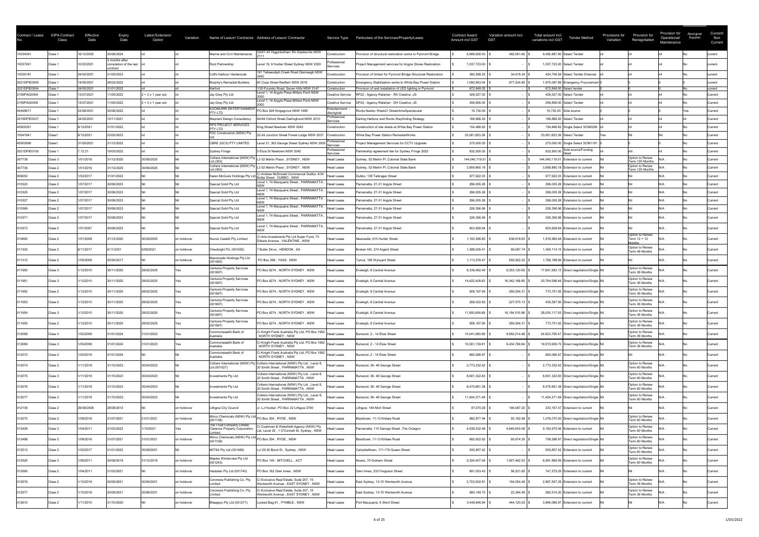| Contract / Lease No. | GIPA Contract Class | Effective Date | Expiry Date | Latest Extension Option | Variation | Name of Lessor/ Contractor | Address of Lessor/ Contractor | Service Type | Particulars of the Services/Property/Lease | Contract Award Amount incl GST | Variation amount incl. GST | Total amount incl. variations incl GST | Tender Method | Provisions for Variation | Provision for Renegotiation | Provision for Operational/ Maintenance | Aboriginal Supplier | Current/ Non Current |
|---|---|---|---|---|---|---|---|---|---|---|---|---|---|---|---|---|---|---|
| 10034091 | Class 1 | 16/12/2020 | 30/06/2024 | nil | nil | Marine and Civil Maintenance | U9/41-43 Higginbotham Rd Gladesville NSW 2111 | Construction | Provision of structural restoration works to Pyrmont Bridge | $ 8,988,826.00 | $ 462,061.60 | $ 9,450,887.60 | Select Tender | nil | nil | nil | No | current |
| 10037261 | Class 1 | 10/03/2021 | 3 months after completion of the last contract | nil | nil | Root Partnership | Level 19, 9 Hunter Street Sydney NSW 2000 | Professional Services | Project Management services for Argyle Stores Restoration | $ 1,037,723.00 | $ - | $ 1,037,723.00 | Select Tender | nil | nil | nil | No | current |
| 10035181 | Class 1 | 24/02/2021 | 31/05/2023 | nil | nil | Coffs Harbour Hardwoods | 161 Tallawudjah Creek Road Glenreagh NSW 2450 | Construction | Provision of timber for Pyrmont Bridge Structural Restoration | $ 390,288.25 | $ 34,418.34 | $ 424,706.59 | Select Tender External | nil | nil | nil | No | current |
| 2021DPIE0050 | Class 1 | 14/05/2021 | 28/02/2022 | nil | nil | Murphy's Remedial Builders | 60 Cope Street Redfern NSW 2016 | Construction | Emergency Stabilisation works to White Bay Power Station | $ 1,092,563.04 | $ 877,524.85 | $ 1,970,087.89 | Emergency Procurement | 0 | 0 | 0 | No | current |
| 2021DPIE0004 | Class 1 | 24/05/2021 | 31/07/2022 | nil | nil | Kerfoot | 1/30 Foundry Road, Seven Hills NSW 2147 | Construction | Provision of and installation of LED lighting in Pyrmont | $ 672,848.00 | $ - | $ 672,848.00 | Select tender | 0 | 0 | 0 | No | current |
| 2109PAG0006 | Class 1 | 13/07/2021 | 11/05/2022 | 2 + 3 x 1 year ext | nil | Jay Grey Pty Ltd | Level 1, 14 Argyle Place Millers Point NSW 2000 | Creative Service | RP22 - Agency Retainer - RX Creative -JS | $ 428,527.00 | $ - | $ 428,527.00 | Select Tender | nil | nil | nil | No | Current |
| 2109PAG0006 | Class 1 | 13/07/2021 | 11/05/2022 | 2 + 3 x 1 year ext | nil | Jay Grey Pty Ltd | Level 1, 14 Argyle Place Millers Point NSW 2000 | Creative Service | DP22 - Agency Retainer - DH Creative -JS | $ 256,806.00 | $ - | $ 256,806.00 | Select Tender | nil | nil | nil | No | Current |
| 45495617 | Class 1 | 23/06/2021 | 30/06/2022 | nil | nil | KOOMURRI ENTERTAINMENT PTY LTD | PO Box 826 Kingsgrove NSW 1480 | Entertainment - Aboriginal | Rocks Naidoc Week21 DreamtimeSpectacular | $ 15,730.00 | $ - | $ 15,730.00 | Sole source | 0 | 0 | 0 | Yes | Current |
| 2019DPIE0037 | Class 1 | 24/05/2021 | 10/11/2021 | nil | nil | Maynard Design Consultancy | 9A/94 Oxford Street Darlinghurst NSW 2010 | Professional Services | Darling Harbour and Rocks Wayfinding Strategy | $ 168,866.20 | $ - | $ 168,866.20 | Select Tender | nil | nil | nil | nil | Current |
| 45505351 | Class 1 | 8/12/2021 | 31/01/2022 | nil | nil | RPS PROJECT SERVICES PTY LTD | King Street Newtown NSW 2042 | Construction | Construction of site sheds at White Bay Power Station | $ 154,466.62 | $ - | $ 154,466.62 | Single Select SCM0256 | nil | nil | nil | No | Current |
| 10041941 | Class1 | 8/12/2021 | 23/02/2023 | nil | nil | FDC Construction (NSW) Pty Ltd | 22-24 Junction Street Forest Lodge NSW 2037 | Construction | White Bay Power Station RemedialWorks | $ 33,061,653.36 | $ - | $ 33,061,653.36 | Select Tender | Yes | Nil | Nil | No | Current |
| 45502956 | Class1 | 31/05/2021 | 31/12/2022 | nil | nil | CBRE (GCS) PTY LIMITED | Level 21, 363 George Street Sydney NSW 2000 | Professional Services | Project Management Services for CCTV Upgrade | $ 275,000.00 | $ - | $ 275,000.00 | Single Select SCM1191 | 0 | 0 | 0 | No | Current |
| 2021DPIE0100 | Class 1 | 7.12.21 | 19/03/2022 | nil | nil | Sydney Fringe | 5 Eliza St Newtown NSW 2042 | Professional Services | Partnership agreement fee for Sydney Fringe 2022 | $ 832,500.00 | $ - | $ 832,500.00 | Sole source/Funding Deed | nil | nill | nil | No | Current |
| 007738 | Class 3 | 1/01/2016 | 31/12/2025 | 30/09/2025 | Nil | Colliers International (NSW) Pty Ltd (363) | L3 52 Martin Place , SYDNEY , NSW | Head Lease | Sydney, 52 Martin Pl ,Colonial State Bank | $ 144,040,119.51 | $ - | $ 144,040,119.51 | Extension to current | Nil | Option to Renew Term 120 Months | N/A | No | Current |
| 007739 | Class 2 | 1/01/2016 | 31/12/2025 | 30/09/2025 | Nil | Colliers International (NSW) Pty Ltd (363) | L3 52 Martin Place , SYDNEY , NSW | Head Lease | Sydney, 52 Martin Pl ,Colonial State Bank | $ 3,859,860.18 | $ - | $ 3,859,860.18 | Extension to current | Nil | Option to Renew Term 120 Months | N/A | No | Current |
| 009053 | Class 2 | 1/02/2017 | 31/01/2022 | Nil | Nil | Karen McGuire Holdings Pty Ltd | C/-Andrew McDonald Commercial Dubbo, 4/34 Bultje Street , DUBBO , NSW | Head Lease | Dubbo, 138 Talbragar Street | $ 977,922.03 | $ - | $ 977,922.03 | Extension to current | Nil | Nil | N/A | No | Current |
| 010323 | Class 2 | 1/07/2017 | 30/06/2023 | Nil | Nil | Special Gold Pty Ltd | Level 1, 74 Macquarie Street , PARRAMATTA , NSW | Head Lease | Parramatta, 27-31 Argyle Street | $ 296,005.26 | $ - | $ 296,005.26 | Extension to current | Nil | Nil | N/A | No | Current |
| 010325 | Class 2 | 1/07/2017 | 30/06/2023 | Nil | Nil | Special Gold Pty Ltd | Level 1, 74 Macquarie Street , PARRAMATTA , NSW | Head Lease | Parramatta, 27-31 Argyle Street | $ 296,005.26 | $ - | $ 296,005.26 | Extension to current | Nil | Nil | N/A | No | Current |
| 010327 | Class 2 | 1/07/2017 | 30/06/2023 | Nil | Nil | Special Gold Pty Ltd | Level 1, 74 Macquarie Street , PARRAMATTA , NSW | Head Lease | Parramatta, 27-31 Argyle Street | $ 296,005.26 | $ - | $ 296,005.26 | Extension to current | Nil | Nil | N/A | No | Current |
| 010369 | Class 2 | 1/07/2017 | 30/06/2023 | Nil | Nil | Special Gold Pty Ltd | Level 1, 74 Macquarie Street , PARRAMATTA , NSW | Head Lease | Parramatta, 27-31 Argyle Street | $ 226,356.96 | $ - | $ 226,356.96 | Extension to current | Nil | Nil | N/A | No | Current |
| 010371 | Class 2 | 1/07/2017 | 30/06/2023 | Nil | Nil | Special Gold Pty Ltd | Level 1, 74 Macquarie Street , PARRAMATTA , NSW | Head Lease | Parramatta, 27-31 Argyle Street | $ 226,356.96 | $ - | $ 226,356.96 | Extension to current | Nil | Nil | N/A | No | Current |
| 010373 | Class 2 | 1/07/2007 | 30/06/2023 | Nil | Nil | Special Gold Pty Ltd | Level 1, 74 Macquarie Street , PARRAMATTA , NSW | Head Lease | Parramatta, 27-31 Argyle Street | $ 603,928.64 | $ - | $ 603,928.64 | Extension to current | Nil | Nil | N/A | No | Current |
| 010693 | Class 2 | 1/01/2009 | 31/12/2020 | 30/09/2020 | on holdover | Nuove Castelli Pty Limited | C/-Aris Investments Pty Ltd Super Fund, 73 Dillens Avenue , VALENTINE , NSW | Head Lease | Newcastle, 615 Hunter Street | $ 1,183,366.85 | $ 636,618.63 | $ 1,819,985.48 | Extension to current | Nil | Option to Renew Term 12 + 12 Months | N/A | No | Current |
| 011302 | Class 2 | 6/11/2017 | 5/11/2021 | 5/08/2021 | on holdover | Checkright P/L (001555) | 7 Butler Drive , HENDON , SA | Head Lease | Broken Hill, 374 Argent Street | $ 1,386,026.41 | $ 69,087.74 | $ 1,455,114.15 | Extension to current | Nil | Option to Renew Term 48 Months | N/A | No | Current |
| 011312 | Class 2 | 1/05/2009 | 30/04/2017 | Nil | on holdover | Mammade Holdings Pty Ltd (001562) | PO Box 298 , YASS , NSW | Head Lease | Tumut, 106 Wynyard Street | $ 1,113,276.47 | $ 655,922.22 | $ 1,769,198.69 | Extension to current | Nil | Nil | N/A | No | Current |
| 011950 | Class 3 | 1/12/2010 | 30/11/2025 | 28/02/2025 | Yes | Centuria Property Services (001697) | PO Box 6274 , NORTH SYDNEY , NSW | Head Lease | Eveleigh, 8 Central Avenue | $ 8,338,462.49 | $ 9,353,120.65 | $ 17,691,583.13 | Direct negotiation/Single | Nil | Option to Renew Term 36 Months | N/A | No | Current |
| 011951 | Class 3 | 1/12/2010 | 30/11/2025 | 28/02/2025 | Yes | Centuria Property Services (001697) | PO Box 6274 , NORTH SYDNEY , NSW | Head Lease | Eveleigh, 8 Central Avenue | $ 14,422,428.63 | $ 16,342,169.85 | $ 30,764,598.48 | Direct negotiation/Single | Nil | Option to Renew Term 36 Months | N/A | No | Current |
| 011952 | Class 2 | 1/12/2010 | 30/11/2025 | 28/02/2025 | Yes | Centuria Property Services (001697) | PO Box 6274 , NORTH SYDNEY , NSW | Head Lease | Eveleigh, 8 Central Avenue | $ 508,197.60 | $ 265,504.31 | $ 773,701.92 | Direct negotiation/Single | Nil | Option to Renew Term 36 Months | N/A | No | Current |
| 011953 | Class 2 | 1/12/2010 | 30/11/2025 | 28/02/2025 | Yes | Centuria Property Services (001697) | PO Box 6274 , NORTH SYDNEY , NSW | Head Lease | Eveleigh, 8 Central Avenue | $ 208,022.82 | $ 227,575.13 | $ 435,597.95 | Direct negotiation/Single | Nil | Option to Renew Term 36 Months | N/A | No | Current |
| 011954 | Class 3 | 1/12/2010 | 30/11/2025 | 28/02/2025 | Yes | Centuria Property Services (001697) | PO Box 6274 , NORTH SYDNEY , NSW | Head Lease | Eveleigh, 8 Central Avenue | $ 11,850,606.69 | $ 16,184,510.86 | $ 28,035,117.55 | Direct negotiation/Single | Nil | Option to Renew Term 36 Months | N/A | No | Current |
| 011955 | Class 2 | 1/12/2010 | 30/11/2025 | 28/02/2025 | Yes | Centuria Property Services (001697) | PO Box 6274 , NORTH SYDNEY , NSW | Head Lease | Eveleigh, 8 Central Avenue | $ 508,197.60 | $ 265,504.31 | $ 773,701.92 | Direct negotiation/Single | Nil | Option to Renew Term 36 Months | N/A | No | Current |
| 012068 | Class 3 | 1/02/2009 | 31/01/2024 | 31/01/2023 | Yes | Commonwealth Bank of Australia | C/-Knight Frank Australia Pty Ltd, PO Box 1952 , NORTH SYDNEY , NSW | Head Lease | Burwood, 2 - 14 Elsie Street | $ 15,041,580.99 | $ 9,582,214.48 | $ 24,623,795.47 | Direct negotiation/Single | Nil | Option to Renew Term 36 Months | N/A | No | Current |
| 012069 | Class 3 | 1/05/2009 | 31/01/2024 | 31/01/2023 | Yes | Commonwealth Bank of Australia | C/-Knight Frank Australia Pty Ltd, PO Box 1952 , NORTH SYDNEY , NSW | Head Lease | Burwood, 2 - 14 Elsie Street | $ 10,081,139.81 | $ 6,434,769.94 | $ 16,515,909.75 | Direct negotiation/Single | Nil | Option to Renew Term 36 Months | N/A | No | Current |
| 012072 | Class 2 | 1/02/2019 | 31/01/2024 | Nil | Nil | Commonwealth Bank of Australia | C/-Knight Frank Australia Pty Ltd, PO Box 1952 , NORTH SYDNEY , NSW | Head Lease | Burwood, 2 - 14 Elsie Street | $ 682,066.67 | $ - | $ 682,066.67 | Direct negotiation/Single | Nil | Nil | N/A | No | Current |
| 012074 | Class 2 | 1/11/2018 | 31/10/2023 | 30/04/2023 | Nil | Colliers International (NSW) Pty Ltd (001527) | Colliers International (NSW) Pty Ltd , Level 8, 20 Smith Street , PARRAMATTA , NSW | Head Lease | Burwood, 36- 46 George Street | $ 2,773,332.42 | $ - | $ 2,773,332.42 | Direct negotiation/Single | Nil | Option to Renew Term 60 Months | N/A | No | Current |
| 012075 | Class 3 | 1/11/2018 | 31/10/2023 | 30/04/2023 | Nil | Investments Pty Ltd | Colliers International (NSW) Pty Ltd , Level 8, 20 Smith Street , PARRAMATTA , NSW | Head Lease | Burwood, 36- 46 George Street | $ 8,601,322.83 | $ - | $ 8,601,322.83 | Direct negotiation/Single | Nil | Option to Renew Term 60 Months | N/A | No | Current |
| 012076 | Class 3 | 1/11/2018 | 31/10/2023 | 30/04/2023 | Nil | Investments Pty Ltd | Colliers International (NSW) Pty Ltd , Level 8, 20 Smith Street , PARRAMATTA , NSW | Head Lease | Burwood, 36- 46 George Street | $ 8,470,661.38 | $ - | $ 8,470,661.38 | Direct negotiation/Single | Nil | Option to Renew Term 60 Months | N/A | No | Current |
| 012077 | Class 3 | 1/11/2018 | 31/10/2023 | 30/04/2023 | Nil | Investments Pty Ltd | Colliers International (NSW) Pty Ltd , Level 8, 20 Smith Street , PARRAMATTA , NSW | Head Lease | Burwood, 36- 46 George Street | $ 11,404,371.49 | $ - | $ 11,404,371.49 | Direct negotiation/Single | Nil | Option to Renew Term 60 Months | N/A | No | Current |
| 012139 | Class 2 | 29/08/2008 | 28/08/2013 | Nil | on holdover | Lithgow City Council | c/- LJ Hooker, PO Box 22 Lithgow 2790 | Head Lease | Lithgow, 184 Mort Street | $ 87,070.26 | $ 146,087.20 | $ 233,157.47 | Extension to current | Nil | Nil | N/A | No | Current |
| 012270 | Class 2 | 1/08/2016 | 31/07/2021 | 31/01/2021 | on holdover | Minco Chemicals (NSW) Pty Ltd (001158) | PO Box 204 , RYDE , NSW | Head Lease | Blacktown, 11-13 Kildare Road | $ 982,877.94 | $ 93,192.99 | $ 1,076,070.93 | Direct negotiation/Single | Nil | Option to Renew Term 60 Months | N/A | No | Current |
| 012429 | Class 3 | 1/04/2011 | 31/03/2022 | 1/10/2021 | Yes | The Trust Company Limited, Clarence Property Corporation Limited | C/-Cushman & Wakefield Agency (NSW) Pty Ltd, Level 22 , 1 O'Connell St, Sydney , NSW | Head Lease | Parramatta, 110 George Street ,The Octagon | $ 4,538,332.48 | $ 4,645,643.08 | $ 9,183,975.56 | Extension to current | Nil | Option to Renew Term 60 Months | N/A | No | Current |
| 012498 | Class 2 | 1/08/2016 | 31/07/2021 | 31/01/2021 | on holdover | Minco Chemicals (NSW) Pty Ltd (001158) | PO Box 204 , RYDE , NSW | Head Lease | Blacktown, 11-13 Kildare Road | $ 692,622.62 | $ 65,674.35 | $ 758,296.97 | Direct negotiation/Single | Nil | Option to Renew Term 60 Months | N/A | No | Current |
| 012513 | Class 2 | 1/02/2017 | 31/01/2022 | 30/08/2021 | Nil | MITSA Pty Ltd (001499) | Lvl 29 20 Bond St , Sydney , NSW | Head Lease | Campbelltown, 171-179 Queen Street | $ 935,857.42 | $ - | $ 935,857.42 | Extension to current | Nil | Option to Renew Term 60 Months | N/A | No | Current |
| 012520 | Class 3 | 1/06/2011 | 30/06/2019 | 31/12/2018 | on holdover | Maples Winterview Pty Ltd (001243) | PO Box 145 , MITCHELL , ACT | Head Lease | Nowra, 70 Graham Street | $ 5,324,407.06 | $ 1,567,462.53 | $ 6,891,869.59 | Extension to current | Nil | Option to Renew Term 60 Months | N/A | No | Current |
| 012565 | Class 2 | 1/04/2011 | 31/03/2021 | Nil | on holdover | Hadoden Pty Ltd (001740) | PO Box 162 Glen Innes , NSW | Head Lease | Glen Innes, 233 Ferguson Street | $ 691,053.43 | $ 56,521.82 | $ 747,575.25 | Extension to current | Nil | Nil | N/A | No | Current |
| 012576 | Class 2 | 1/10/2016 | 30/09/2021 | 30/06/2021 | on holdover | Coroneos Publishing Co. Pty. Limited | C/-Exclusive Real Estate, Suite 207, 15 Wentworth Avenue , EAST SYDNEY , NSW | Head Lease | East Sydney, 13-15 Wentworth Avenue | $ 2,703,502.81 | $ 164,054.48 | $ 2,867,557.29 | Extension to current | Nil | Option to Renew Term 36 Months | N/A | No | Current |
| 012577 | Class 2 | 1/10/2016 | 30/09/2021 | 30/06/2021 | on holdover | Coroneos Publishing Co. Pty. Limited | C/-Exclusive Real Estate, Suite 207, 15 Wentworth Avenue , EAST SYDNEY , NSW | Head Lease | East Sydney, 13-15 Wentworth Avenue | $ 560,149.72 | $ 22,364.49 | $ 582,514.20 | Extension to current | Nil | Option to Renew Term 36 Months | N/A | No | Current |
| 012610 | Class 2 | 1/11/2010 | 31/10/2020 | Nil | on holdover | Bhaajayu Pty Ltd (001271) | Locked Bag 61 , PYMBLE , NSW | Head Lease | Port Macquarie, 9 Short Street | $ 3,449,946.94 | $ 444,120.03 | $ 3,894,066.97 | Extension to current | Nil | Nil | N/A | No | Current |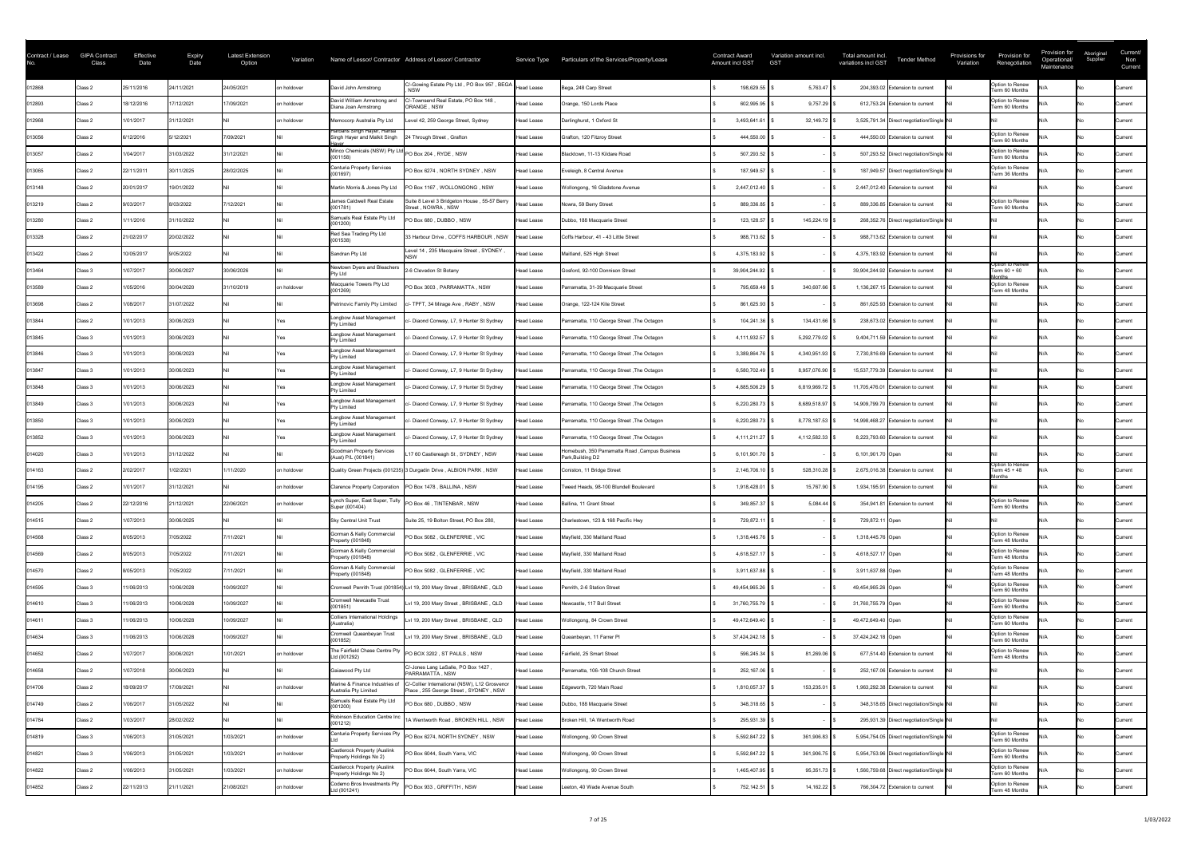| Contract / Lease No. | GIPA Contract Class | Effective Date | Expiry Date | Latest Extension Option | Variation | Name of Lessor/ Contractor | Address of Lessor/ Contractor | Service Type | Particulars of the Services/Property/Lease | Contract Award Amount incl GST | Variation amount incl. GST | Total amount incl. variations incl GST | Tender Method | Provisions for Variation | Provision for Renegotiation | Provision for Operational/ Maintenance | Aboriginal Supplier | Current/ Non Current |
|---|---|---|---|---|---|---|---|---|---|---|---|---|---|---|---|---|---|---|
| 012868 | Class 2 | 25/11/2016 | 24/11/2021 | 24/05/2021 | on holdover | David John Armstrong | C/-Goeing Estate Pty Ltd , PO Box 957 , BEGA , NSW | Head Lease | Bega, 248 Carp Street | $ 198,629.55 | $ 5,763.47 | $ 204,393.02 | Extension to current | Nil | Option to Renew Term 60 Months | N/A | No | Current |
| 012893 | Class 2 | 18/12/2016 | 17/12/2021 | 17/09/2021 | on holdover | David William Armstrong and Diana Joan Armstrong | C/-Townsend Real Estate, PO Box 148 , ORANGE , NSW | Head Lease | Orange, 150 Lords Place | $ 602,995.95 | $ 9,757.29 | $ 612,753.24 | Extension to current | Nil | Option to Renew Term 60 Months | N/A | No | Current |
| 012968 | Class 2 | 1/01/2017 | 31/12/2021 | Nil | on holdover | Memocorp Australia Pty Ltd | Level 42, 259 George Street, Sydney | Head Lease | Darlinghurst, 1 Oxford St | $ 3,493,641.61 | $ 32,149.72 | $ 3,525,791.34 | Direct negotiation/Single | Nil | Nil | N/A | No | Current |
| 013056 | Class 2 | 6/12/2016 | 5/12/2021 | 7/09/2021 | Nil | Harbans Singh Hayer, Harnel Singh Hayer and Malkit Singh Hayer | 24 Through Street , Grafton | Head Lease | Grafton, 120 Fitzroy Street | $ 444,550.00 | $ - | $ 444,550.00 | Extension to current | Nil | Option to Renew Term 60 Months | N/A | No | Current |
| 013057 | Class 2 | 1/04/2017 | 31/03/2022 | 31/12/2021 | Nil | Minco Chemicals (NSW) Pty Ltd (001158) | PO Box 204 , RYDE , NSW | Head Lease | Blacktown, 11-13 Kildare Road | $ 507,293.52 | $ - | $ 507,293.52 | Direct negotiation/Single | Nil | Option to Renew Term 60 Months | N/A | No | Current |
| 013065 | Class 2 | 22/11/2011 | 30/11/2025 | 28/02/2025 | Nil | Centuria Property Services (001697) | PO Box 6274 , NORTH SYDNEY , NSW | Head Lease | Eveleigh, 8 Central Avenue | $ 187,949.57 | $ - | $ 187,949.57 | Direct negotiation/Single | Nil | Option to Renew Term 36 Months | N/A | No | Current |
| 013148 | Class 2 | 20/01/2017 | 19/01/2022 | Nil | Nil | Martin Morris & Jones Pty Ltd | PO Box 1167 , WOLLONGONG , NSW | Head Lease | Wollongong, 16 Gladstone Avenue | $ 2,447,012.40 | $ - | $ 2,447,012.40 | Extension to current | Nil | Nil | N/A | No | Current |
| 013219 | Class 2 | 9/03/2017 | 8/03/2022 | 7/12/2021 | Nil | James Caldwell Real Estate (001781) | Suite 8 Level 3 Bridgeton House , 55-57 Berry Street , NOWRA , NSW | Head Lease | Nowra, 59 Berry Street | $ 889,336.85 | $ - | $ 889,336.85 | Extension to current | Nil | Option to Renew Term 60 Months | N/A | No | Current |
| 013280 | Class 2 | 1/11/2016 | 31/10/2022 | Nil | Nil | Samuels Real Estate Pty Ltd (001200) | PO Box 680 , DUBBO , NSW | Head Lease | Dubbo, 188 Macquarie Street | $ 123,128.57 | $ 145,224.19 | $ 268,352.76 | Direct negotiation/Single | Nil | Nil | N/A | No | Current |
| 013328 | Class 2 | 21/02/2017 | 20/02/2022 | Nil | Nil | Red Sea Trading Pty Ltd (001538) | 33 Harbour Drive , COFFS HARBOUR , NSW | Head Lease | Coffs Harbour, 41 - 43 Little Street | $ 988,713.62 | $ - | $ 988,713.62 | Extension to current | Nil | Nil | N/A | No | Current |
| 013422 | Class 2 | 10/05/2017 | 9/05/2022 | Nil | Nil | Sandran Pty Ltd | Level 14 , 235 Macquarie Street , SYDNEY , NSW | Head Lease | Maitland, 525 High Street | $ 4,375,183.92 | $ - | $ 4,375,183.92 | Extension to current | Nil | Nil | N/A | No | Current |
| 013464 | Class 3 | 1/07/2017 | 30/06/2027 | 30/06/2026 | Nil | Newtown Dyers and Bleachers Pty Ltd | 2-8 Clevedon St Botany | Head Lease | Gosford, 92-100 Donnison Street | $ 39,904,244.92 | $ - | $ 39,904,244.92 | Extension to current | Nil | Option to Renew Term 60 + 60 Months | N/A | No | Current |
| 013589 | Class 2 | 1/05/2016 | 30/04/2020 | 31/10/2019 | on holdover | Macquarie Towers Pty Ltd (001269) | PO Box 3003 , PARRAMATTA , NSW | Head Lease | Parramatta, 31-39 Macquarie Street | $ 795,659.49 | $ 340,607.66 | $ 1,136,267.15 | Extension to current | Nil | Option to Renew Term 48 Months | N/A | No | Current |
| 013698 | Class 2 | 1/08/2017 | 31/07/2022 | Nil | Nil | Petrinovic Family Pty Limited | c/- TPFT, 34 Mirage Ave , RABY , NSW | Head Lease | Orange, 122-124 Kite Street | $ 861,625.93 | $ - | $ 861,625.93 | Extension to current | Nil | Nil | N/A | No | Current |
| 013844 | Class 2 | 1/01/2013 | 30/06/2023 | Nil | Yes | Longbow Asset Management Pty Limited | c/- Diaond Conway, L7, 9 Hunter St Sydney | Head Lease | Parramatta, 110 George Street ,The Octagon | $ 104,241.36 | $ 134,431.66 | $ 238,673.02 | Extension to current | Nil | Nil | N/A | No | Current |
| 013845 | Class 3 | 1/01/2013 | 30/06/2023 | Nil | Yes | Longbow Asset Management Pty Limited | c/- Diaond Conway, L7, 9 Hunter St Sydney | Head Lease | Parramatta, 110 George Street ,The Octagon | $ 4,111,932.57 | $ 5,292,779.02 | $ 9,404,711.59 | Extension to current | Nil | Nil | N/A | No | Current |
| 013846 | Class 3 | 1/01/2013 | 30/06/2023 | Nil | Yes | Longbow Asset Management Pty Limited | c/- Diaond Conway, L7, 9 Hunter St Sydney | Head Lease | Parramatta, 110 George Street ,The Octagon | $ 3,389,864.76 | $ 4,340,951.93 | $ 7,730,816.69 | Extension to current | Nil | Nil | N/A | No | Current |
| 013847 | Class 3 | 1/01/2013 | 30/06/2023 | Nil | Yes | Longbow Asset Management Pty Limited | c/- Diaond Conway, L7, 9 Hunter St Sydney | Head Lease | Parramatta, 110 George Street ,The Octagon | $ 6,580,702.49 | $ 8,957,076.90 | $ 15,537,779.39 | Extension to current | Nil | Nil | N/A | No | Current |
| 013848 | Class 3 | 1/01/2013 | 30/06/2023 | Nil | Yes | Longbow Asset Management Pty Limited | c/- Diaond Conway, L7, 9 Hunter St Sydney | Head Lease | Parramatta, 110 George Street ,The Octagon | $ 4,885,506.29 | $ 6,819,969.72 | $ 11,705,476.01 | Extension to current | Nil | Nil | N/A | No | Current |
| 013849 | Class 3 | 1/01/2013 | 30/06/2023 | Nil | Yes | Longbow Asset Management Pty Limited | c/- Diaond Conway, L7, 9 Hunter St Sydney | Head Lease | Parramatta, 110 George Street ,The Octagon | $ 6,220,280.73 | $ 8,689,518.97 | $ 14,909,799.70 | Extension to current | Nil | Nil | N/A | No | Current |
| 013850 | Class 3 | 1/01/2013 | 30/06/2023 | Nil | Yes | Longbow Asset Management Pty Limited | c/- Diaond Conway, L7, 9 Hunter St Sydney | Head Lease | Parramatta, 110 George Street ,The Octagon | $ 6,220,280.73 | $ 8,778,187.53 | $ 14,998,468.27 | Extension to current | Nil | Nil | N/A | No | Current |
| 013852 | Class 3 | 1/01/2013 | 30/06/2023 | Nil | Yes | Longbow Asset Management Pty Limited | c/- Diaond Conway, L7, 9 Hunter St Sydney | Head Lease | Parramatta, 110 George Street ,The Octagon | $ 4,111,211.27 | $ 4,112,582.33 | $ 8,223,793.60 | Extension to current | Nil | Nil | N/A | No | Current |
| 014020 | Class 3 | 1/01/2013 | 31/12/2022 | Nil | Nil | Goodman Property Services (Aust) P/L (001841) | L17 60 Castlereagh St , SYDNEY , NSW | Head Lease | Homebush, 350 Parramatta Road ,Campus Business Park,Building D2 | $ 6,101,901.70 | $ - | $ 6,101,901.70 | Open | Nil | Nil | N/A | No | Current |
| 014163 | Class 2 | 2/02/2017 | 1/02/2021 | 1/11/2020 | on holdover | Quality Green Projects (001235) | 3 Durgadin Drive , ALBION PARK , NSW | Head Lease | Coniston, 11 Bridge Street | $ 2,146,706.10 | $ 528,310.28 | $ 2,675,016.38 | Extension to current | Nil | Option to Renew Term 45 + 48 Months | N/A | No | Current |
| 014195 | Class 2 | 1/01/2017 | 31/12/2021 | Nil | on holdover | Clarence Property Corporation | PO Box 1478 , BALLINA , NSW | Head Lease | Tweed Heads, 98-100 Blundell Boulevard | $ 1,918,428.01 | $ 15,767.90 | $ 1,934,195.91 | Extension to current | Nil | Nil | N/A | No | Current |
| 014205 | Class 2 | 22/12/2016 | 21/12/2021 | 22/06/2021 | on holdover | Lynch Super, East Super, Tully Super (001404) | PO Box 46 , TINTENBAR , NSW | Head Lease | Ballina, 11 Grant Street | $ 349,857.37 | $ 5,084.44 | $ 354,941.81 | Extension to current | Nil | Option to Renew Term 60 Months | N/A | No | Current |
| 014515 | Class 2 | 1/07/2013 | 30/06/2025 | Nil | Nil | Sky Central Unit Trust | Suite 25, 19 Bolton Street, PO Box 280, | Head Lease | Charlestown, 123 & 168 Pacific Hwy | $ 729,872.11 | $ - | $ 729,872.11 | Open | Nil | Nil | N/A | No | Current |
| 014568 | Class 2 | 8/05/2013 | 7/05/2022 | 7/11/2021 | Nil | Gorman & Kelly Commercial Property (001848) | PO Box 5082 , GLENFERRIE , VIC | Head Lease | Mayfield, 330 Maitland Road | $ 1,318,445.76 | $ - | $ 1,318,445.76 | Open | Nil | Option to Renew Term 48 Months | N/A | No | Current |
| 014569 | Class 2 | 8/05/2013 | 7/05/2022 | 7/11/2021 | Nil | Gorman & Kelly Commercial Property (001848) | PO Box 5082 , GLENFERRIE , VIC | Head Lease | Mayfield, 330 Maitland Road | $ 4,618,527.17 | $ - | $ 4,618,527.17 | Open | Nil | Option to Renew Term 48 Months | N/A | No | Current |
| 014570 | Class 2 | 8/05/2013 | 7/05/2022 | 7/11/2021 | Nil | Gorman & Kelly Commercial Property (001848) | PO Box 5082 , GLENFERRIE , VIC | Head Lease | Mayfield, 330 Maitland Road | $ 3,911,637.88 | $ - | $ 3,911,637.88 | Open | Nil | Option to Renew Term 48 Months | N/A | No | Current |
| 014595 | Class 3 | 11/06/2013 | 10/06/2028 | 10/09/2027 | Nil | Cromwell Penrith Trust (001854) | Lvl 19, 200 Mary Street , BRISBANE , QLD | Head Lease | Penrith, 2-6 Station Street | $ 49,454,965.26 | $ - | $ 49,454,965.26 | Open | Nil | Option to Renew Term 60 Months | N/A | No | Current |
| 014610 | Class 3 | 11/06/2013 | 10/06/2028 | 10/09/2027 | Nil | Cromwell Newcastle Trust (001851) | Lvl 19, 200 Mary Street , BRISBANE , QLD | Head Lease | Newcastle, 117 Bull Street | $ 31,760,755.79 | $ - | $ 31,760,755.79 | Open | Nil | Option to Renew Term 60 Months | N/A | No | Current |
| 014611 | Class 3 | 11/06/2013 | 10/06/2028 | 10/09/2027 | Nil | Colliers International Holdings (Australia) | Lvl 19, 200 Mary Street , BRISBANE , QLD | Head Lease | Wollongong, 84 Crown Street | $ 49,472,649.40 | $ - | $ 49,472,649.40 | Open | Nil | Option to Renew Term 60 Months | N/A | No | Current |
| 014634 | Class 3 | 11/06/2013 | 10/06/2028 | 10/09/2027 | Nil | Cromwell Queanbeyan Trust (001852) | Lvl 19, 200 Mary Street , BRISBANE , QLD | Head Lease | Queanbeyan, 11 Farrer Pl | $ 37,424,242.18 | $ - | $ 37,424,242.18 | Open | Nil | Option to Renew Term 60 Months | N/A | No | Current |
| 014652 | Class 2 | 1/07/2017 | 30/06/2021 | 1/01/2021 | on holdover | The Fairfield Chase Centre Pty Ltd (001292) | PO BOX 3202 , ST PAULS , NSW | Head Lease | Fairfield, 25 Smart Street | $ 596,245.34 | $ 81,269.06 | $ 677,514.40 | Extension to current | Nil | Option to Renew Term 48 Months | N/A | No | Current |
| 014658 | Class 2 | 1/07/2018 | 30/06/2023 | Nil | Nil | Gaiawood Pty Ltd | C/-Jones Lang LaSalle, PO Box 1427 , PARRAMATTA , NSW | Head Lease | Parramatta, 106-108 Church Street | $ 252,167.06 | $ - | $ 252,167.06 | Extension to current | Nil | Nil | N/A | No | Current |
| 014706 | Class 2 | 18/09/2017 | 17/09/2021 | Nil | on holdover | Marine & Finance Industries of Australia Pty Limited | C/-Collier International (NSW), L12 Grosvenor Place , 255 George Street , SYDNEY , NSW | Head Lease | Edgeworth, 720 Main Road | $ 1,810,057.37 | $ 153,235.01 | $ 1,963,292.38 | Extension to current | Nil | Nil | N/A | No | Current |
| 014749 | Class 2 | 1/06/2017 | 31/05/2022 | Nil | Nil | Samuels Real Estate Pty Ltd (001200) | PO Box 680 , DUBBO , NSW | Head Lease | Dubbo, 188 Macquarie Street | $ 348,318.65 | $ - | $ 348,318.65 | Direct negotiation/Single | Nil | Nil | N/A | No | Current |
| 014784 | Class 2 | 1/03/2017 | 28/02/2022 | Nil | Nil | Robinson Education Centre Inc (001212) | 1A Wentworth Road , BROKEN HILL , NSW | Head Lease | Broken Hill, 1A Wentworth Road | $ 295,931.39 | $ - | $ 295,931.39 | Direct negotiation/Single | Nil | Nil | N/A | No | Current |
| 014819 | Class 3 | 1/06/2013 | 31/05/2021 | 1/03/2021 | on holdover | Centuria Property Services Pty Ltd | PO Box 6274, NORTH SYDNEY , NSW | Head Lease | Wollongong, 90 Crown Street | $ 5,592,847.22 | $ 361,906.83 | $ 5,954,754.05 | Direct negotiation/Single | Nil | Option to Renew Term 60 Months | N/A | No | Current |
| 014821 | Class 3 | 1/06/2013 | 31/05/2021 | 1/03/2021 | on holdover | Castlerock Property (Auslink Property Holdings No 2) | PO Box 6044, South Yarra, VIC | Head Lease | Wollongong, 90 Crown Street | $ 5,592,847.22 | $ 361,906.75 | $ 5,954,753.96 | Direct negotiation/Single | Nil | Option to Renew Term 60 Months | N/A | No | Current |
| 014822 | Class 2 | 1/06/2013 | 31/05/2021 | 1/03/2021 | on holdover | Castlerock Property (Auslink Property Holdings No 2) | PO Box 6044, South Yarra, VIC | Head Lease | Wollongong, 90 Crown Street | $ 1,465,407.95 | $ 95,351.73 | $ 1,560,759.68 | Direct negotiation/Single | Nil | Option to Renew Term 60 Months | N/A | No | Current |
| 014852 | Class 2 | 22/11/2013 | 21/11/2021 | 21/08/2021 | on holdover | Codemo Bros Investments Pty Ltd (001241) | PO Box 933 , GRIFFITH , NSW | Head Lease | Leeton, 40 Wade Avenue South | $ 752,142.51 | $ 14,162.22 | $ 766,304.72 | Extension to current | Nil | Option to Renew Term 48 Months | N/A | No | Current |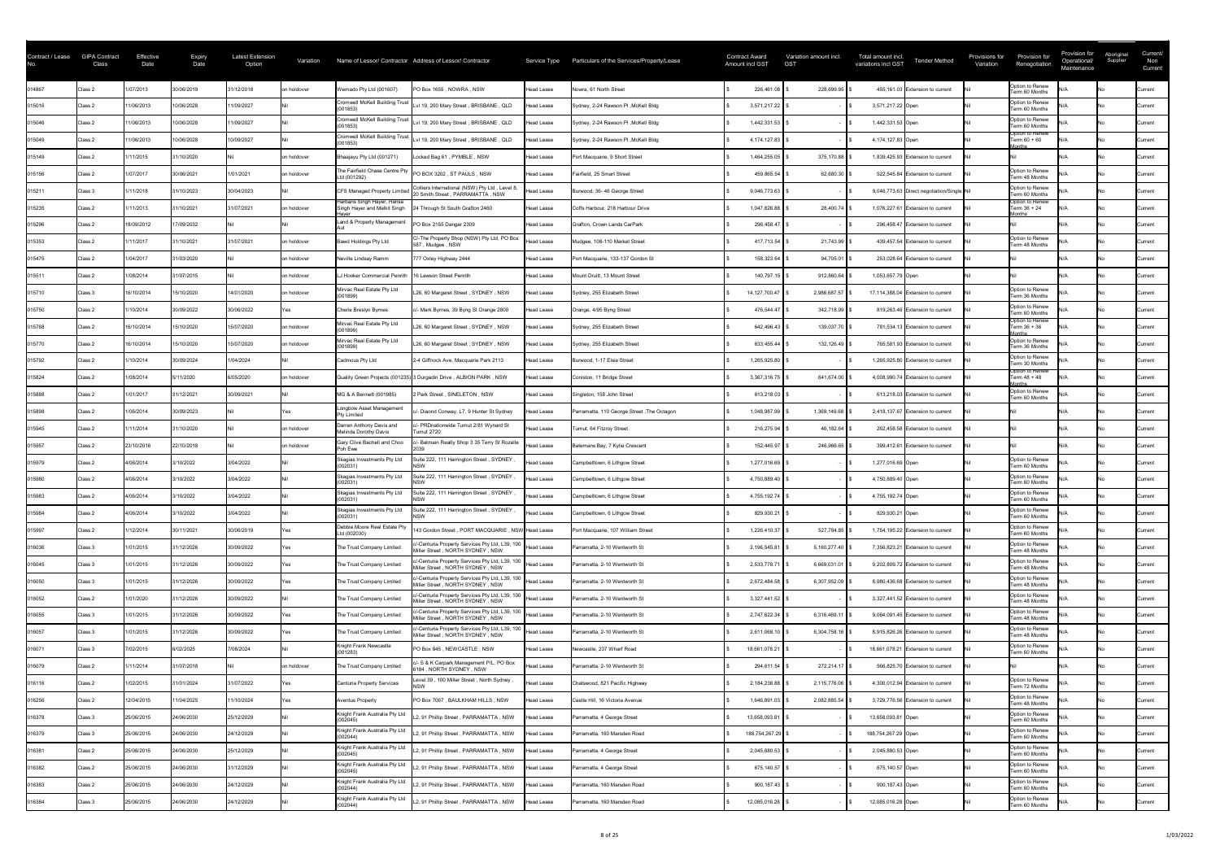| Contract / Lease No. | GIPA Contract Class | Effective Date | Expiry Date | Latest Extension Option | Variation | Name of Lessor/ Contractor | Address of Lessor/ Contractor | Service Type | Particulars of the Services/Property/Lease | Contract Award Amount incl GST | Variation amount incl. GST | Total amount incl. variations incl GST | Tender Method | Provisions for Variation | Provision for Renegotiation | Provision for Operational/ Maintenance | Aboriginal Supplier | Current/ Non Current |
|---|---|---|---|---|---|---|---|---|---|---|---|---|---|---|---|---|---|---|
| 014867 | Class 2 | 1/07/2013 | 30/06/2019 | 31/12/2018 | on holdover | Wemado Pty Ltd (001607) | PO Box 1655 , NOWRA , NSW | Head Lease | Nowra, 61 North Street | $ 226,461.08 | $ 228,699.95 | $ 455,161.03 | Extension to current | Nil | Option to Renew Term 60 Months | N/A | No | Current |
| 015016 | Class 2 | 11/06/2013 | 10/06/2028 | 11/09/2027 | Nil | Cromwell McKell Building Trust (001853) | Lvl 19, 200 Mary Street , BRISBANE , QLD | Head Lease | Sydney, 2-24 Rawson Pl ,McKell Bldg | $ 3,571,217.22 | $ - | $ 3,571,217.22 | Open | Nil | Option to Renew Term 60 Months | N/A | No | Current |
| 015046 | Class 2 | 11/06/2013 | 10/06/2028 | 11/09/2027 | Nil | Cromwell McKell Building Trust (001853) | Lvl 19, 200 Mary Street , BRISBANE , QLD | Head Lease | Sydney, 2-24 Rawson Pl ,McKell Bldg | $ 1,442,331.53 | $ - | $ 1,442,331.53 | Open | Nil | Option to Renew Term 60 Months | N/A | No | Current |
| 015049 | Class 2 | 11/06/2013 | 10/06/2028 | 10/09/2027 | Nil | Cromwell McKell Building Trust (001853) | Lvl 19, 200 Mary Street , BRISBANE , QLD | Head Lease | Sydney, 2-24 Rawson Pl ,McKell Bldg | $ 4,174,127.83 | $ - | $ 4,174,127.83 | Open | Nil | Option to Renew Term 60 + 60 Months | N/A | No | Current |
| 015149 | Class 2 | 1/11/2015 | 31/10/2020 | Nil | on holdover | Bhaajayu Pty Ltd (001271) | Locked Bag 61 , PYMBLE , NSW | Head Lease | Port Macquarie, 9 Short Street | $ 1,464,255.05 | $ 375,170.88 | $ 1,839,425.93 | Extension to current | Nil | Nil | N/A | No | Current |
| 015156 | Class 2 | 1/07/2017 | 30/06/2021 | 1/01/2021 | on holdover | The Fairfield Chase Centre Pty Ltd (001292) | PO BOX 3202 , ST PAULS , NSW | Head Lease | Fairfield, 25 Smart Street | $ 459,865.54 | $ 62,680.30 | $ 522,545.84 | Extension to current | Nil | Option to Renew Term 48 Months | N/A | No | Current |
| 015211 | Class 3 | 1/11/2018 | 31/10/2023 | 30/04/2023 | Nil | CFS Managed Property Limited | Colliers International (NSW) Pty Ltd , Level 8, 20 Smith Street , PARRAMATTA , NSW | Head Lease | Burwood, 36- 46 George Street | $ 9,046,773.63 | $ - | $ 9,046,773.63 | Direct negotiation/Single | Nil | Option to Renew Term 60 Months | N/A | No | Current |
| 015235 | Class 2 | 1/11/2013 | 31/10/2021 | 31/07/2021 | on holdover | Harbans Singh Hayer, Hanse Singh Hayer and Malkit Singh Hayer | 24 Through St South Grafton 2460 | Head Lease | Coffs Harbour, 218 Harbour Drive | $ 1,047,826.88 | $ 28,400.74 | $ 1,076,227.61 | Extension to current | Nil | Option to Renew Term 36 + 24 Months | N/A | No | Current |
| 015296 | Class 2 | 18/09/2012 | 17/09/2032 | Nil | Nil | Land & Property Management Aut | PO Box 2155 Dangar 2309 | Head Lease | Grafton, Crown Lands CarPark | $ 296,458.47 | $ - | $ 296,458.47 | Extension to current | Nil | Nil | N/A | No | Current |
| 015353 | Class 2 | 1/11/2017 | 31/10/2021 | 31/07/2021 | on holdover | Baed Holdings Pty Ltd | C/-The Property Shop (NSW) Pty Ltd, PO Box 587 , Mudgee , NSW | Head Lease | Mudgee, 108-110 Market Street | $ 417,713.54 | $ 21,743.99 | $ 439,457.54 | Extension to current | Nil | Option to Renew Term 48 Months | N/A | No | Current |
| 015475 | Class 2 | 1/04/2017 | 31/03/2020 | Nil | on holdover | Neville Lindsay Ramm | 777 Oxley Highway 2444 | Head Lease | Port Macquarie, 133-137 Gordon St | $ 158,323.64 | $ 94,705.01 | $ 253,028.64 | Extension to current | Nil | Nil | N/A | No | Current |
| 015511 | Class 2 | 1/08/2014 | 31/07/2015 | Nil | on holdover | LJ Hooker Commercial Penrith | 16 Lawson Street Penrith | Head Lease | Mount Druitt, 13 Mount Street | $ 140,797.15 | $ 912,860.64 | $ 1,053,657.79 | Open | Nil | Nil | N/A | No | Current |
| 015710 | Class 3 | 16/10/2014 | 15/10/2020 | 14/01/2020 | on holdover | Mirvac Real Estate Pty Ltd (001899) | L26, 60 Margaret Street , SYDNEY , NSW | Head Lease | Sydney, 255 Elizabeth Street | $ 14,127,700.47 | $ 2,986,687.57 | $ 17,114,388.04 | Extension to current | Nil | Option to Renew Term 36 Months | N/A | No | Current |
| 015750 | Class 2 | 1/10/2014 | 30/09/2022 | 30/06/2022 | Yes | Cherie Breslyn Byrnes | c/- Mark Byrnes, 39 Byng St Orange 2800 | Head Lease | Orange, 4/95 Byng Street | $ 476,544.47 | $ 342,718.99 | $ 819,263.46 | Extension to current | Nil | Option to Renew Term 60 Months | N/A | No | Current |
| 015768 | Class 2 | 16/10/2014 | 15/10/2020 | 15/07/2020 | on holdover | Mirvac Real Estate Pty Ltd (001899) | L26, 60 Margaret Street , SYDNEY , NSW | Head Lease | Sydney, 255 Elizabeth Street | $ 642,496.43 | $ 139,037.70 | $ 781,534.13 | Extension to current | Nil | Option to Renew Term 36 + 36 Months | N/A | No | Current |
| 015770 | Class 2 | 16/10/2014 | 15/10/2020 | 15/07/2020 | on holdover | Mirvac Real Estate Pty Ltd (001899) | L26, 60 Margaret Street , SYDNEY , NSW | Head Lease | Sydney, 255 Elizabeth Street | $ 633,455.44 | $ 132,126.49 | $ 765,581.93 | Extension to current | Nil | Option to Renew Term 36 Months | N/A | No | Current |
| 015792 | Class 2 | 1/10/2014 | 30/09/2024 | 1/04/2024 | Nil | Cadmous Pty Ltd | 2-4 Giffnock Ave, Macquarie Park 2113 | Head Lease | Burwood, 1-17 Elsie Street | $ 1,265,925.80 | $ - | $ 1,265,925.80 | Extension to current | Nil | Option to Renew Term 30 Months | N/A | No | Current |
| 015824 | Class 2 | 1/08/2014 | 5/11/2020 | 6/05/2020 | on holdover | Quality Green Projects (001235) | 3 Durgadin Drive , ALBION PARK , NSW | Head Lease | Coniston, 11 Bridge Street | $ 3,367,316.75 | $ 641,674.00 | $ 4,008,990.74 | Extension to current | Nil | Option to Renew Term 48 + 48 Months | N/A | No | Current |
| 015888 | Class 2 | 1/01/2017 | 31/12/2021 | 30/09/2021 | Nil | MG & A Bennett (001985) | 2 Park Street , SINGLETON , NSW | Head Lease | Singleton, 158 John Street | $ 613,218.03 | $ - | $ 613,218.03 | Extension to current | Nil | Option to Renew Term 60 Months | N/A | No | Current |
| 015898 | Class 2 | 1/06/2014 | 30/09/2023 | Nil | Yes | Longbow Asset Management Pty Limited | c/- Diaond Conway, L7, 9 Hunter St Sydney | Head Lease | Parramatta, 110 George Street ,The Octagon | $ 1,048,987.99 | $ 1,369,149.68 | $ 2,418,137.67 | Extension to current | Nil | Nil | N/A | No | Current |
| 015945 | Class 2 | 1/11/2014 | 31/10/2020 | Nil | on holdover | Darren Anthony Davis and Melinda Dorothy Davis | c/- PRDnationwide Tumut 2/81 Wynard St Tumut 2720 | Head Lease | Tumut, 64 Fitzroy Street | $ 216,275.94 | $ 46,182.64 | $ 262,458.58 | Extension to current | Nil | Nil | N/A | No | Current |
| 015957 | Class 2 | 23/10/2016 | 22/10/2018 | Nil | on holdover | Gary Clive Bechell and Choo Poh Ewe | c/- Balmain Realty Shop 3 35 Terry St Rozelle 2039 | Head Lease | Batemans Bay, 7 Kylie Crescent | $ 152,445.97 | $ 246,966.65 | $ 399,412.61 | Extension to current | Nil | Nil | N/A | No | Current |
| 015979 | Class 2 | 4/06/2014 | 3/10/2022 | 3/04/2022 | Nil | Skagias Investments Pty Ltd (002031) | Suite 222, 111 Harrington Street , SYDNEY , NSW | Head Lease | Campbelltown, 6 Lithgow Street | $ 1,277,016.69 | $ - | $ 1,277,016.69 | Open | Nil | Option to Renew Term 60 Months | N/A | No | Current |
| 015980 | Class 2 | 4/06/2014 | 3/10/2022 | 3/04/2022 | Nil | Skagias Investments Pty Ltd (002031) | Suite 222, 111 Harrington Street , SYDNEY , NSW | Head Lease | Campbelltown, 6 Lithgow Street | $ 4,750,889.40 | $ - | $ 4,750,889.40 | Open | Nil | Option to Renew Term 60 Months | N/A | No | Current |
| 015983 | Class 2 | 4/06/2014 | 3/10/2022 | 3/04/2022 | Nil | Skagias Investments Pty Ltd (002031) | Suite 222, 111 Harrington Street , SYDNEY , NSW | Head Lease | Campbelltown, 6 Lithgow Street | $ 4,755,192.74 | $ - | $ 4,755,192.74 | Open | Nil | Option to Renew Term 60 Months | N/A | No | Current |
| 015984 | Class 2 | 4/06/2014 | 3/10/2022 | 3/04/2022 | Nil | Skagias Investments Pty Ltd (002031) | Suite 222, 111 Harrington Street , SYDNEY , NSW | Head Lease | Campbelltown, 6 Lithgow Street | $ 829,930.21 | $ - | $ 829,930.21 | Open | Nil | Option to Renew Term 60 Months | N/A | No | Current |
| 015997 | Class 2 | 1/12/2014 | 30/11/2021 | 30/06/2019 | Yes | Debbie Moore Real Estate Pty Ltd (002030) | 143 Gordon Street , PORT MACQUARIE , NSW | Head Lease | Port Macquarie, 107 William Street | $ 1,226,410.37 | $ 527,784.85 | $ 1,754,195.22 | Extension to current | Nil | Option to Renew Term 60 Months | N/A | No | Current |
| 016036 | Class 3 | 1/01/2015 | 31/12/2026 | 30/09/2022 | Yes | The Trust Company Limited | c/-Centuria Property Services Pty Ltd, L39, 100 Miller Street , NORTH SYDNEY , NSW | Head Lease | Parramatta, 2-10 Wentworth St | $ 2,196,545.81 | $ 5,160,277.40 | $ 7,356,823.21 | Extension to current | Nil | Option to Renew Term 48 Months | N/A | No | Current |
| 016045 | Class 3 | 1/01/2015 | 31/12/2026 | 30/09/2022 | Yes | The Trust Company Limited | c/-Centuria Property Services Pty Ltd, L39, 100 Miller Street , NORTH SYDNEY , NSW | Head Lease | Parramatta, 2-10 Wentworth St | $ 2,533,778.71 | $ 6,669,031.01 | $ 9,202,809.72 | Extension to current | Nil | Option to Renew Term 48 Months | N/A | No | Current |
| 016050 | Class 3 | 1/01/2015 | 31/12/2026 | 30/09/2022 | Yes | The Trust Company Limited | c/-Centuria Property Services Pty Ltd, L39, 100 Miller Street , NORTH SYDNEY , NSW | Head Lease | Parramatta, 2-10 Wentworth St | $ 2,672,484.58 | $ 6,307,952.09 | $ 8,980,436.68 | Extension to current | Nil | Option to Renew Term 48 Months | N/A | No | Current |
| 016052 | Class 2 | 1/01/2020 | 31/12/2026 | 30/09/2022 | Nil | The Trust Company Limited | c/-Centuria Property Services Pty Ltd, L39, 100 Miller Street , NORTH SYDNEY , NSW | Head Lease | Parramatta, 2-10 Wentworth St | $ 3,327,441.52 | $ - | $ 3,327,441.52 | Extension to current | Nil | Option to Renew Term 48 Months | N/A | No | Current |
| 016055 | Class 3 | 1/01/2015 | 31/12/2026 | 30/09/2022 | Yes | The Trust Company Limited | c/-Centuria Property Services Pty Ltd, L39, 100 Miller Street , NORTH SYDNEY , NSW | Head Lease | Parramatta, 2-10 Wentworth St | $ 2,747,622.34 | $ 6,316,469.11 | $ 9,064,091.45 | Extension to current | Nil | Option to Renew Term 48 Months | N/A | No | Current |
| 016057 | Class 3 | 1/01/2015 | 31/12/2026 | 30/09/2022 | Yes | The Trust Company Limited | c/-Centuria Property Services Pty Ltd, L39, 100 Miller Street , NORTH SYDNEY , NSW | Head Lease | Parramatta, 2-10 Wentworth St | $ 2,611,068.10 | $ 6,304,758.16 | $ 8,915,826.26 | Extension to current | Nil | Option to Renew Term 48 Months | N/A | No | Current |
| 016071 | Class 3 | 7/02/2015 | 6/02/2025 | 7/08/2024 | Nil | Knight Frank Newcastle (001283) | PO Box 845 , NEWCASTLE , NSW | Head Lease | Newcastle, 237 Wharf Road | $ 18,661,078.21 | $ - | $ 18,661,078.21 | Extension to current | Nil | Option to Renew Term 60 Months | N/A | No | Current |
| 016079 | Class 2 | 1/11/2014 | 31/07/2018 | Nil | on holdover | The Trust Company Limited | c/- S & K Carpark Management P/L, PO Box 6184 , NORTH SYDNEY , NSW | Head Lease | Parramatta, 2-10 Wentworth St | $ 294,611.54 | $ 272,214.17 | $ 566,825.70 | Extension to current | Nil | Nil | N/A | No | Current |
| 016116 | Class 2 | 1/02/2015 | 31/01/2024 | 31/07/2022 | Yes | Centuria Property Services | Level 39 , 100 Miller Street , North Sydney , NSW | Head Lease | Chatswood, 821 Pacific Highway | $ 2,184,236.88 | $ 2,115,776.06 | $ 4,300,012.94 | Extension to current | Nil | Option to Renew Term 72 Months | N/A | No | Current |
| 016256 | Class 2 | 12/04/2015 | 11/04/2025 | 11/10/2024 | Yes | Aventus Property | PO Box 7067 , BAULKHAM HILLS , NSW | Head Lease | Castle Hill, 16 Victoria Avenue | $ 1,646,891.03 | $ 2,082,885.54 | $ 3,729,776.56 | Extension to current | Nil | Option to Renew Term 48 Months | N/A | No | Current |
| 016378 | Class 3 | 25/06/2015 | 24/06/2030 | 25/12/2029 | Nil | Knight Frank Australia Pty Ltd (002045) | L2, 91 Phillip Street , PARRAMATTA , NSW | Head Lease | Parramatta, 4 George Street | $ 13,658,093.81 | $ - | $ 13,658,093.81 | Open | Nil | Option to Renew Term 60 Months | N/A | No | Current |
| 016379 | Class 3 | 25/06/2015 | 24/06/2030 | 24/12/2029 | Nil | Knight Frank Australia Pty Ltd (002044) | L2, 91 Phillip Street , PARRAMATTA , NSW | Head Lease | Parramatta, 160 Marsden Road | $ 188,754,267.29 | $ - | $ 188,754,267.29 | Open | Nil | Option to Renew Term 60 Months | N/A | No | Current |
| 016381 | Class 2 | 25/06/2015 | 24/06/2030 | 25/12/2029 | Nil | Knight Frank Australia Pty Ltd (002045) | L2, 91 Phillip Street , PARRAMATTA , NSW | Head Lease | Parramatta, 4 George Street | $ 2,045,880.53 | $ - | $ 2,045,880.53 | Open | Nil | Option to Renew Term 60 Months | N/A | No | Current |
| 016382 | Class 2 | 25/06/2015 | 24/06/2030 | 31/12/2029 | Nil | Knight Frank Australia Pty Ltd (002045) | L2, 91 Phillip Street , PARRAMATTA , NSW | Head Lease | Parramatta, 4 George Street | $ 675,140.57 | $ - | $ 675,140.57 | Open | Nil | Option to Renew Term 60 Months | N/A | No | Current |
| 016383 | Class 2 | 25/06/2015 | 24/06/2030 | 24/12/2029 | Nil | Knight Frank Australia Pty Ltd (002044) | L2, 91 Phillip Street , PARRAMATTA , NSW | Head Lease | Parramatta, 160 Marsden Road | $ 900,187.43 | $ - | $ 900,187.43 | Open | Nil | Option to Renew Term 60 Months | N/A | No | Current |
| 016384 | Class 3 | 25/06/2015 | 24/06/2030 | 24/12/2029 | Nil | Knight Frank Australia Pty Ltd (002044) | L2, 91 Phillip Street , PARRAMATTA , NSW | Head Lease | Parramatta, 160 Marsden Road | $ 12,085,016.28 | $ - | $ 12,085,016.28 | Open | Nil | Option to Renew Term 60 Months | N/A | No | Current |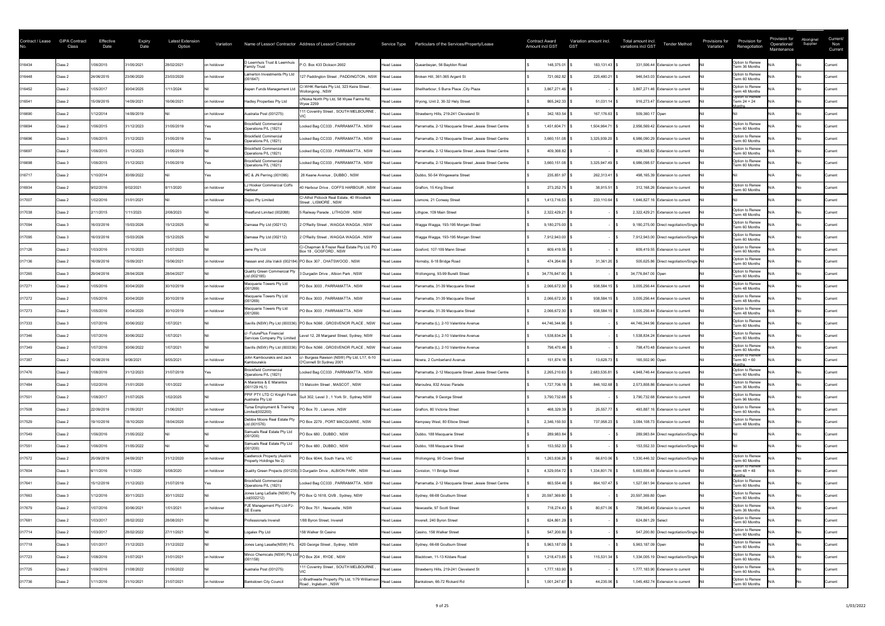| Contract / Lease No. | GIPA Contract Class | Effective Date | Expiry Date | Latest Extension Option | Variation | Name of Lessor/ Contractor | Address of Lessor/ Contractor | Service Type | Particulars of the Services/Property/Lease | Contract Award Amount incl GST | Variation amount incl. GST | Total amount incl. variations incl GST | Tender Method | Provisions for Variation | Provision for Renegotiation | Provision for Operational/ Maintenance | Aboriginal Supplier | Current/ Non Current |
|---|---|---|---|---|---|---|---|---|---|---|---|---|---|---|---|---|---|---|
| 016434 | Class 2 | 1/06/2015 | 31/05/2021 | 28/02/2021 | on holdover | D Leemhuis Trust & Leemhuis Family Trust | P.O. Box 433 Dickson 2602 | Head Lease | Queanbeyan, 56 Bayldon Road | $ 148,375.01 | $ 183,131.43 | $ 331,506.44 | Extension to current | Nil | Option to Renew Term 36 Months | N/A | No | Current |
| 016448 | Class 2 | 24/06/2015 | 23/06/2020 | 23/03/2020 | on holdover | Lamerton Investments Pty Ltd (001647) | 127 Paddington Street , PADDINGTON , NSW | Head Lease | Broken Hill, 361-365 Argent St | $ 721,062.82 | $ 225,480.21 | $ 946,543.03 | Extension to current | Nil | Option to Renew Term 60 Months | N/A | No | Current |
| 016452 | Class 2 | 1/05/2017 | 30/04/2025 | 1/11/2024 | Nil | Aspen Funds Management Ltd | C/-WHK Rentals Pty Ltd, 323 Keira Street , Wollongong , NSW | Head Lease | Shellharbour, 5 Burns Place ,City Plaza | $ 3,867,271.46 | $ - | $ 3,867,271.46 | Extension to current | Nil | Option to Renew Term 48 Months | N/A | No | Current |
| 016541 | Class 2 | 15/09/2015 | 14/09/2021 | 16/06/2021 | on holdover | Hadley Properties Pty Ltd | c/Noke North Pty Ltd, 58 Wyee Farms Rd, Wyee 2259 | Head Lease | Wyong, Unit 2, 30-32 Hely Street | $ 865,242.33 | $ 51,031.14 | $ 916,273.47 | Extension to current | Nil | Option to Renew Term 24 + 24 Months | N/A | No | Current |
| 016690 | Class 2 | 1/12/2014 | 14/09/2019 | Nil | on holdover | Australia Post (001275) | 111 Coventry Street , SOUTH MELBOURNE , VIC | Head Lease | Strawberry Hills, 219-241 Cleveland St | $ 342,183.54 | $ 167,176.63 | $ 509,360.17 | Open | | Nil | N/A | No | Current |
| 016694 | Class 2 | 1/06/2015 | 31/12/2023 | 31/05/2019 | Yes | Brookfield Commercial Operations P/L (1821) | Locked Bag CC333 , PARRAMATTA , NSW | Head Lease | Parramatta, 2-12 Macquarie Street ,Jessie Street Centre | $ 1,451,604.71 | $ 1,504,964.71 | $ 2,956,569.42 | Extension to current | Nil | Option to Renew Term 60 Months | N/A | No | Current |
| 016696 | Class 3 | 1/06/2015 | 31/12/2023 | 31/05/2019 | Yes | Brookfield Commercial Operations P/L (1821) | Locked Bag CC333 , PARRAMATTA , NSW | Head Lease | Parramatta, 2-12 Macquarie Street ,Jessie Street Centre | $ 3,660,151.08 | $ 3,325,939.20 | $ 6,986,090.29 | Extension to current | Nil | Option to Renew Term 60 Months | N/A | No | Current |
| 016697 | Class 2 | 1/06/2015 | 31/12/2023 | 31/05/2019 | Nil | Brookfield Commercial Operations P/L (1821) | Locked Bag CC333 , PARRAMATTA , NSW | Head Lease | Parramatta, 2-12 Macquarie Street ,Jessie Street Centre | $ 409,368.82 | $ - | $ 409,368.82 | Extension to current | Nil | Option to Renew Term 60 Months | N/A | No | Current |
| 016698 | Class 3 | 1/06/2015 | 31/12/2023 | 31/05/2019 | Yes | Brookfield Commercial Operations P/L (1821) | Locked Bag CC333 , PARRAMATTA , NSW | Head Lease | Parramatta, 2-12 Macquarie Street ,Jessie Street Centre | $ 3,660,151.08 | $ 3,325,947.49 | $ 6,986,098.57 | Extension to current | Nil | Option to Renew Term 60 Months | N/A | No | Current |
| 016717 | Class 2 | 1/10/2014 | 30/09/2022 | Nil | Yes | MC & JN Perring (001095) | 28 Keane Avenue , DUBBO , NSW | Head Lease | Dubbo, 50-54 Wingewarra Street | $ 235,851.97 | $ 262,313.41 | $ 498,165.39 | Extension to current | Nil | Nil | N/A | No | Current |
| 016934 | Class 2 | 9/02/2016 | 8/02/2021 | 8/11/2020 | on holdover | LJ Hooker Commercial Coffs Harbour | 40 Harbour Drive , COFFS HARBOUR , NSW | Head Lease | Grafton, 15 King Street | $ 273,252.75 | $ 38,915.51 | $ 312,168.26 | Extension to current | Nil | Option to Renew Term 60 Months | N/A | No | Current |
| 017007 | Class 2 | 1/02/2016 | 31/01/2021 | Nil | on holdover | Dojoo Pty Limited | C/-Athol Pidcock Real Estate, 40 Woodlark Street , LISMORE , NSW | Head Lease | Lismore, 21 Conway Street | $ 1,413,716.53 | $ 233,110.64 | $ 1,646,827.16 | Extension to current | Nil | Nil | N/A | No | Current |
| 017038 | Class 2 | 2/11/2015 | 1/11/2023 | 2/08/2023 | Nil | Westfund Limited (002088) | 5 Railway Parade , LITHGOW , NSW | Head Lease | Lithgow, 109 Main Street | $ 2,322,429.21 | $ - | $ 2,322,429.21 | Extension to current | Nil | Option to Renew Term 48 Months | N/A | No | Current |
| 017094 | Class 3 | 16/03/2016 | 15/03/2026 | 15/12/2025 | Nil | Damasa Pty Ltd (002112) | 2 O'Reilly Street , WAGGA WAGGA , NSW | Head Lease | Wagga Wagga, 193-195 Morgan Street | $ 9,180,275.00 | $ - | $ 9,180,275.00 | Direct negotiation/Single | Nil | Option to Renew Term 60 Months | N/A | No | Current |
| 017095 | Class 3 | 16/03/2016 | 15/03/2026 | 15/12/2025 | Nil | Damasa Pty Ltd (002112) | 2 O'Reilly Street , WAGGA WAGGA , NSW | Head Lease | Wagga Wagga, 193-195 Morgan Street | $ 7,912,943.00 | $ - | $ 7,912,943.00 | Direct negotiation/Single | Nil | Option to Renew Term 60 Months | N/A | No | Current |
| 017126 | Class 2 | 1/03/2016 | 31/10/2023 | 31/07/2023 | Nil | Jarre Pty Ltd | C/-Chapman & Frazer Real Estate Pty Ltd, PO Box 18 , GOSFORD , NSW | Head Lease | Gosford, 107-109 Mann Street | $ 609,419.55 | $ - | $ 609,419.55 | Extension to current | Nil | Option to Renew Term 60 Months | N/A | No | Current |
| 017136 | Class 2 | 16/09/2016 | 15/09/2021 | 15/06/2021 | on holdover | Hassan and Jilla Vakili (002184) | PO Box 307 , CHATSWOOD , NSW | Head Lease | Hornsby, 6-18 Bridge Road | $ 474,264.66 | $ 31,361.20 | $ 505,625.86 | Direct negotiation/Single | Nil | Option to Renew Term 60 Months | N/A | No | Current |
| 017265 | Class 3 | 29/04/2016 | 28/04/2028 | 28/04/2027 | Nil | Quality Green Commercial Pty Ltd (002185) | 3 Durgadin Drive , Albion Park , NSW | Head Lease | Wollongong, 93-99 Burelli Street | $ 34,776,847.00 | $ - | $ 34,776,847.00 | Open | Nil | Option to Renew Term 60 Months | N/A | No | Current |
| 017271 | Class 2 | 1/05/2016 | 30/04/2020 | 30/10/2019 | on holdover | Macquarie Towers Pty Ltd (001269) | PO Box 3003 , PARRAMATTA , NSW | Head Lease | Parramatta, 31-39 Macquarie Street | $ 2,066,672.30 | $ 938,584.15 | $ 3,005,256.44 | Extension to current | Nil | Option to Renew Term 48 Months | N/A | No | Current |
| 017272 | Class 2 | 1/05/2016 | 30/04/2020 | 30/10/2019 | on holdover | Macquarie Towers Pty Ltd (001269) | PO Box 3003 , PARRAMATTA , NSW | Head Lease | Parramatta, 31-39 Macquarie Street | $ 2,066,672.30 | $ 938,584.15 | $ 3,005,256.44 | Extension to current | Nil | Option to Renew Term 48 Months | N/A | No | Current |
| 017273 | Class 2 | 1/05/2016 | 30/04/2020 | 30/10/2019 | on holdover | Macquarie Towers Pty Ltd (001269) | PO Box 3003 , PARRAMATTA , NSW | Head Lease | Parramatta, 31-39 Macquarie Street | $ 2,066,672.30 | $ 938,584.15 | $ 3,005,256.44 | Extension to current | Nil | Option to Renew Term 48 Months | N/A | No | Current |
| 017333 | Class 3 | 1/07/2016 | 30/06/2022 | 1/07/2021 | Nil | Savills (NSW) Pty Ltd (000336) | PO Box N366 , GROSVENOR PLACE , NSW | Head Lease | Parramatta (L), 2-10 Valentine Avenue | $ 44,746,344.96 | $ - | $ 44,746,344.96 | Extension to current | Nil | Option to Renew Term 60 Months | N/A | No | Current |
| 017346 | Class 2 | 1/07/2016 | 30/06/2022 | 1/07/2021 | Nil | c/- FuturePlus Financial Services Company Pty Limited | Level 12, 28 Margaret Street, Sydney, NSW | Head Lease | Parramatta (L), 2-10 Valentine Avenue | $ 1,538,834.24 | $ - | $ 1,538,834.24 | Extension to current | Nil | Option to Renew Term 60 Months | N/A | No | Current |
| 017349 | Class 2 | 1/07/2016 | 30/06/2022 | 1/07/2021 | Nil | Savills (NSW) Pty Ltd (000336) | PO Box N366 , GROSVENOR PLACE , NSW | Head Lease | Parramatta (L), 2-10 Valentine Avenue | $ 798,470.48 | $ - | $ 798,470.48 | Extension to current | Nil | Option to Renew Term 60 Months | N/A | No | Current |
| 017387 | Class 2 | 10/08/2016 | 9/08/2021 | 9/05/2021 | on holdover | John Kambourakis and Jack Kambourakis | c/- Burgess Rawson (NSW) Pty Ltd, L17, 6-10 O'Connell St Sydney 2001 | Head Lease | Nowra, 2 Cumberland Avenue | $ 151,874.18 | $ 13,628.73 | $ 165,502.90 | Open | Nil | Option to Renew Term 60 + 60 Months | N/A | No | Current |
| 017476 | Class 2 | 1/08/2016 | 31/12/2023 | 31/07/2019 | Yes | Brookfield Commercial Operations P/L (1821) | Locked Bag CC333 , PARRAMATTA , NSW | Head Lease | Parramatta, 2-12 Macquarie Street ,Jessie Street Centre | $ 2,265,210.63 | $ 2,683,535.81 | $ 4,948,746.44 | Extension to current | Nil | Option to Renew Term 60 Months | N/A | No | Current |
| 017484 | Class 2 | 1/02/2016 | 31/01/2020 | 1/01/2022 | on holdover | A Marantos & E Marantos (001129 HL1) | 13 Malcolm Street , MASCOT , NSW | Head Lease | Maroubra, 832 Anzac Parade | $ 1,727,706.18 | $ 846,102.68 | $ 2,573,808.86 | Extension to current | Nil | Option to Renew Term 36 Months | N/A | No | Current |
| 017501 | Class 2 | 1/08/2017 | 31/07/2025 | 1/02/2025 | Nil | PPIF PTY LTD C/ Knight Frank Australia Pty Ltd | Suit 302, Level 3 , 1 York St , Sydney NSW | Head Lease | Parramatta, 9 George Street | $ 3,790,732.68 | $ - | $ 3,790,732.68 | Extension to current | Nil | Option to Renew Term 96 Months | N/A | No | Current |
| 017508 | Class 2 | 22/09/2016 | 21/09/2021 | 21/06/2021 | on holdover | Tursa Employment & Training Limited(002200) | PO Box 70 , Lismore , NSW | Head Lease | Grafton, 80 Victoria Street | $ 468,329.39 | $ 25,557.77 | $ 493,887.16 | Extension to current | Nil | Option to Renew Term 60 Months | N/A | No | Current |
| 017529 | Class 2 | 19/10/2016 | 18/10/2020 | 18/04/2020 | on holdover | Debbie Moore Real Estate Pty Ltd (001576) | PO Box 2279 , PORT MACQUARIE , NSW | Head Lease | Kempsey West, 80 Elbow Street | $ 2,346,150.50 | $ 737,958.23 | $ 3,084,108.73 | Extension to current | Nil | Option to Renew Term 48 Months | N/A | No | Current |
| 017549 | Class 2 | 1/06/2016 | 31/05/2022 | Nil | Nil | Samuels Real Estate Pty Ltd (001200) | PO Box 680 , DUBBO , NSW | Head Lease | Dubbo, 188 Macquarie Street | $ 289,983.84 | $ - | $ 289,983.84 | Direct negotiation/Single | Nil | Nil | N/A | No | Current |
| 017551 | Class 2 | 1/06/2016 | 31/05/2022 | Nil | Nil | Samuels Real Estate Pty Ltd (001200) | PO Box 680 , DUBBO , NSW | Head Lease | Dubbo, 188 Macquarie Street | $ 153,552.33 | $ - | $ 153,552.33 | Direct negotiation/Single | Nil | Nil | N/A | No | Current |
| 017572 | Class 2 | 25/09/2016 | 24/09/2021 | 31/12/2020 | on holdover | Castlerock Property (Auslink Property Holdings No 2) | PO Box 6044, South Yarra, VIC | Head Lease | Wollongong, 90 Crown Street | $ 1,263,836.26 | $ 66,610.06 | $ 1,330,446.32 | Direct negotiation/Single | Nil | Option to Renew Term 60 Months | N/A | No | Current |
| 017604 | Class 3 | 6/11/2016 | 5/11/2020 | 5/08/2020 | on holdover | Quality Green Projects (001235) | 3 Durgadin Drive , ALBION PARK , NSW | Head Lease | Coniston, 11 Bridge Street | $ 4,329,054.72 | $ 1,334,801.76 | $ 5,663,856.48 | Extension to current | Nil | Option to Renew Term 48 + 48 Months | N/A | No | Current |
| 017641 | Class 2 | 15/12/2016 | 31/12/2023 | 31/07/2019 | Yes | Brookfield Commercial Operations P/L (1821) | Locked Bag CC333 , PARRAMATTA , NSW | Head Lease | Parramatta, 2-12 Macquarie Street ,Jessie Street Centre | $ 663,554.48 | $ 864,107.47 | $ 1,527,661.94 | Extension to current | Nil | Option to Renew Term 60 Months | N/A | No | Current |
| 017663 | Class 3 | 1/12/2016 | 30/11/2023 | 30/11/2022 | Nil | Jones Lang LaSalle (NSW) Pty Ltd(002212) | PO Box Q 1618, QVB , Sydney, NSW | Head Lease | Sydney, 66-68 Goulburn Street | $ 20,597,369.80 | $ - | $ 20,597,369.80 | Open | Nil | Option to Renew Term 60 Months | N/A | No | Current |
| 017679 | Class 2 | 1/07/2016 | 30/06/2021 | 1/01/2021 | on holdover | PJE Management Pty Ltd-PJ-SE Evans | PO Box 751 , Newcastle , NSW | Head Lease | Newcastle, 97 Scott Street | $ 718,274.43 | $ 80,671.06 | $ 798,945.49 | Extension to current | Nil | Option to Renew Term 36 Months | N/A | No | Current |
| 017681 | Class 2 | 1/03/2017 | 28/02/2022 | 28/08/2021 | Nil | Professionals Inverell | 1/88 Byron Street, Inverell | Head Lease | Inverell, 240 Byron Street | $ 624,861.29 | $ - | $ 624,861.29 | Select | Nil | Option to Renew Term 60 Months | N/A | No | Current |
| 017714 | Class 2 | 1/03/2017 | 28/02/2022 | 27/11/2021 | Nil | Logelex Pty Ltd | 158 Walker St Casino | Head Lease | Casino, 158 Walker Street | $ 547,200.80 | $ - | $ 547,200.80 | Direct negotiation/Single | Nil | Option to Renew Term 60 Months | N/A | No | Current |
| 017718 | Class 3 | 1/01/2017 | 31/12/2023 | 31/12/2022 | Nil | Jones Lang Lasalle(NSW) P/L | 420 George Street , Sydney , NSW | Head Lease | Sydney, 66-68 Goulburn Street | $ 5,963,187.09 | $ - | $ 5,963,187.09 | Open | Nil | Option to Renew Term 60 Months | N/A | No | Current |
| 017723 | Class 2 | 1/08/2016 | 31/07/2021 | 31/01/2021 | on holdover | Minco Chemicals (NSW) Pty Ltd (001158) | PO Box 204 , RYDE , NSW | Head Lease | Blacktown, 11-13 Kildare Road | $ 1,218,473.85 | $ 115,531.34 | $ 1,334,005.19 | Direct negotiation/Single | Nil | Option to Renew Term 60 Months | N/A | No | Current |
| 017725 | Class 2 | 1/09/2016 | 31/08/2022 | 31/05/2022 | Nil | Australia Post (001275) | 111 Coventry Street , SOUTH MELBOURNE , VIC | Head Lease | Strawberry Hills, 219-241 Cleveland St | $ 1,777,183.90 | $ - | $ 1,777,183.90 | Extension to current | Nil | Option to Renew Term 60 Months | N/A | No | Current |
| 017736 | Class 2 | 1/11/2016 | 31/10/2021 | 31/07/2021 | on holdover | Bankstown City Council | c/-Braithwaite Property Pty Ltd, 1/79 Williamson Road , Ingleburn , NSW | Head Lease | Bankstown, 66-72 Rickard Rd | $ 1,001,247.67 | $ 44,235.06 | $ 1,045,482.74 | Extension to current | Nil | Option to Renew Term 60 Months | N/A | No | Current |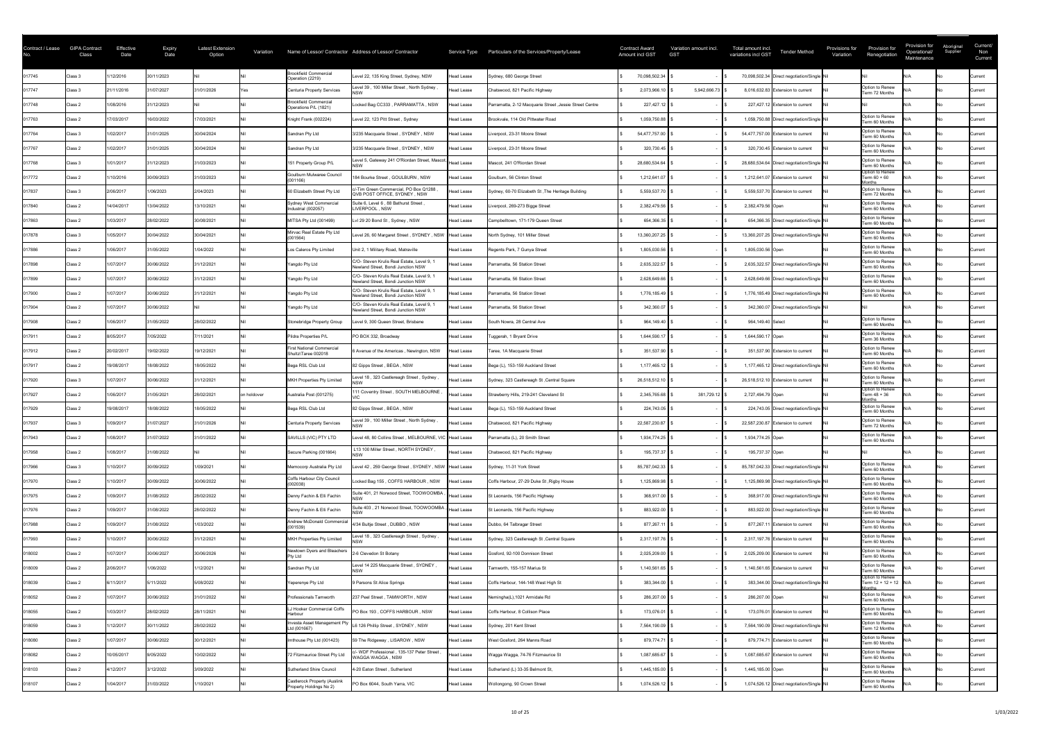| Contract / Lease No. | GIPA Contract Class | Effective Date | Expiry Date | Latest Extension Option | Variation | Name of Lessor/ Contractor | Address of Lessor/ Contractor | Service Type | Particulars of the Services/Property/Lease | Contract Award Amount incl GST | Variation amount incl. GST | Total amount incl. variations incl GST | Tender Method | Provisions for Variation | Provision for Renegotiation | Provision for Operational/ Maintenance | Aboriginal Supplier | Current/ Non Current |
|---|---|---|---|---|---|---|---|---|---|---|---|---|---|---|---|---|---|---|
| 017745 | Class 3 | 1/12/2016 | 30/11/2023 | Nil | Nil | Brookfield Commercial Operation (2219) | Level 22, 135 King Street, Sydney, NSW | Head Lease | Sydney, 680 George Street | $ 70,098,502.34 | $ - | $ 70,098,502.34 | Direct negotiation/Single | Nil | Nil | N/A | No | Current |
| 017747 | Class 3 | 21/11/2016 | 31/07/2027 | 31/01/2026 | Yes | Centuria Property Services | Level 39 , 100 Miller Street , North Sydney , NSW | Head Lease | Chatswood, 821 Pacific Highway | $ 2,073,966.10 | $ 5,942,666.73 | $ 8,016,632.83 | Extension to current | Nil | Option to Renew Term 72 Months | N/A | No | Current |
| 017748 | Class 2 | 1/08/2016 | 31/12/2023 | Nil | Nil | Brookfield Commercial Operations P/L (1821) | Locked Bag CC333 , PARRAMATTA , NSW | Head Lease | Parramatta, 2-12 Macquarie Street ,Jessie Street Centre | $ 227,427.12 | $ - | $ 227,427.12 | Extension to current | Nil | Nil | N/A | No | Current |
| 017763 | Class 2 | 17/03/2017 | 16/03/2022 | 17/03/2021 | Nil | Knight Frank (002224) | Level 22, 123 Pitt Street , Sydney | Head Lease | Brookvale, 114 Old Pittwater Road | $ 1,059,750.88 | $ - | $ 1,059,750.88 | Direct negotiation/Single | Nil | Option to Renew Term 60 Months | N/A | No | Current |
| 017764 | Class 3 | 1/02/2017 | 31/01/2025 | 30/04/2024 | Nil | Sandran Pty Ltd | 3/235 Macquarie Street , SYDNEY , NSW | Head Lease | Liverpool, 23-31 Moore Street | $ 54,477,757.00 | $ - | $ 54,477,757.00 | Extension to current | Nil | Option to Renew Term 60 Months | N/A | No | Current |
| 017767 | Class 2 | 1/02/2017 | 31/01/2025 | 30/04/2024 | Nil | Sandran Pty Ltd | 3/235 Macquarie Street , SYDNEY , NSW | Head Lease | Liverpool, 23-31 Moore Street | $ 320,730.45 | $ - | $ 320,730.45 | Extension to current | Nil | Option to Renew Term 60 Months | N/A | No | Current |
| 017768 | Class 3 | 1/01/2017 | 31/12/2023 | 31/03/2023 | Nil | 151 Property Group P/L | Level 5, Gateway 241 O'Riordan Street, Mascot, NSW | Head Lease | Mascot, 241 O'Riordan Street | $ 28,680,534.64 | $ - | $ 28,680,534.64 | Direct negotiation/Single | Nil | Option to Renew Term 60 Months | N/A | No | Current |
| 017772 | Class 2 | 1/10/2016 | 30/09/2023 | 31/03/2023 | Nil | Goulburn Mulwaree Council (001166) | 184 Bourke Street , GOULBURN , NSW | Head Lease | Goulburn, 56 Clinton Street | $ 1,212,641.07 | $ - | $ 1,212,641.07 | Extension to current | Nil | Option to Renew Term 60 + 60 Months | N/A | No | Current |
| 017837 | Class 3 | 2/08/2017 | 1/08/2023 | 2/04/2023 | Nil | 60 Elizabeth Street Pty Ltd | c/-Tim Green Commercial, PO Box Q1288 , QVB POST OFFICE, SYDNEY , NSW | Head Lease | Sydney, 60-70 Elizabeth St ,The Heritage Building | $ 5,559,537.70 | $ - | $ 5,559,537.70 | Extension to current | Nil | Option to Renew Term 72 Months | N/A | No | Current |
| 017840 | Class 2 | 14/04/2017 | 13/04/2022 | 13/10/2021 | Nil | Sydney West Commercial Industrial (002057) | Suite 6, Level 6 , 88 Bathurst Street , LIVERPOOL , NSW | Head Lease | Liverpool, 269-273 Bigge Street | $ 2,382,479.56 | $ - | $ 2,382,479.56 | Open | Nil | Option to Renew Term 60 Months | N/A | No | Current |
| 017863 | Class 2 | 1/03/2017 | 28/02/2022 | 30/08/2021 | Nil | MITSA Pty Ltd (001499) | Lvl 29 20 Bond St , Sydney , NSW | Head Lease | Campbelltown, 171-179 Queen Street | $ 654,366.35 | $ - | $ 654,366.35 | Direct negotiation/Single | Nil | Option to Renew Term 60 Months | N/A | No | Current |
| 017878 | Class 3 | 1/05/2017 | 30/04/2022 | 30/04/2021 | Nil | Mirvac Real Estate Pty Ltd (001564) | Level 26, 60 Margaret Street , SYDNEY , NSW | Head Lease | North Sydney, 101 Miller Street | $ 13,360,207.25 | $ - | $ 13,360,207.25 | Direct negotiation/Single | Nil | Option to Renew Term 60 Months | N/A | No | Current |
| 017886 | Class 2 | 1/06/2017 | 31/05/2022 | 1/04/2022 | Nil | Los Caleros Pty Limited | Unit 2, 1 Military Road, Matraville | Head Lease | Regents Park, 7 Gunya Street | $ 1,805,030.56 | $ - | $ 1,805,030.56 | Open | Nil | Option to Renew Term 60 Months | N/A | No | Current |
| 017898 | Class 2 | 1/07/2017 | 30/06/2022 | 31/12/2021 | Nil | Yangdo Pty Ltd | C/O- Steven Krulis Real Estate, Level 9, 1 Newland Street, Bondi Junction NSW | Head Lease | Parramatta, 56 Station Street | $ 2,635,322.57 | $ - | $ 2,635,322.57 | Direct negotiation/Single | Nil | Option to Renew Term 60 Months | N/A | No | Current |
| 017899 | Class 2 | 1/07/2017 | 30/06/2022 | 31/12/2021 | Nil | Yangdo Pty Ltd | C/O- Steven Krulis Real Estate, Level 9, 1 Newland Street, Bondi Junction NSW | Head Lease | Parramatta, 56 Station Street | $ 2,628,649.66 | $ - | $ 2,628,649.66 | Direct negotiation/Single | Nil | Option to Renew Term 60 Months | N/A | No | Current |
| 017900 | Class 2 | 1/07/2017 | 30/06/2022 | 31/12/2021 | Nil | Yangdo Pty Ltd | C/O- Steven Krulis Real Estate, Level 9, 1 Newland Street, Bondi Junction NSW | Head Lease | Parramatta, 56 Station Street | $ 1,776,185.49 | $ - | $ 1,776,185.49 | Direct negotiation/Single | Nil | Option to Renew Term 60 Months | N/A | No | Current |
| 017904 | Class 2 | 1/07/2017 | 30/06/2022 | Nil | Nil | Yangdo Pty Ltd | C/O- Steven Krulis Real Estate, Level 9, 1 Newland Street, Bondi Junction NSW | Head Lease | Parramatta, 56 Station Street | $ 342,360.07 | $ - | $ 342,360.07 | Direct negotiation/Single | Nil | Nil | N/A | No | Current |
| 017908 | Class 2 | 1/06/2017 | 31/05/2022 | 28/02/2022 | Nil | Stonebridge Property Group | Level 9, 300 Queen Street, Brisbane | Head Lease | South Nowra, 28 Central Ave | $ 964,149.40 | $ - | $ 964,149.40 | Select | Nil | Option to Renew Term 60 Months | N/A | No | Current |
| 017911 | Class 2 | 8/05/2017 | 7/05/2022 | 7/11/2021 | Nil | Pildra Properties P/L | PO BOX 332, Broadway | Head Lease | Tuggerah, 1 Bryant Drive | $ 1,644,590.17 | $ - | $ 1,644,590.17 | Open | Nil | Option to Renew Term 36 Months | N/A | No | Current |
| 017912 | Class 2 | 20/02/2017 | 19/02/2022 | 19/12/2021 | Nil | First National Commercial Shultz/Taree 002018 | 6 Avenue of the Americas , Newington, NSW | Head Lease | Taree, 1A Macquarie Street | $ 351,537.90 | $ - | $ 351,537.90 | Extension to current | Nil | Option to Renew Term 60 Months | N/A | No | Current |
| 017917 | Class 2 | 19/08/2017 | 18/08/2022 | 18/05/2022 | Nil | Bega RSL Club Ltd | 82 Gipps Street , BEGA , NSW | Head Lease | Bega (L), 153-159 Auckland Street | $ 1,177,465.12 | $ - | $ 1,177,465.12 | Direct negotiation/Single | Nil | Option to Renew Term 60 Months | N/A | No | Current |
| 017920 | Class 3 | 1/07/2017 | 30/06/2022 | 31/12/2021 | Nil | MKH Properties Pty Limited | Level 18 , 323 Castlereagh Street , Sydney , NSW | Head Lease | Sydney, 323 Castlereagh St ,Central Square | $ 26,518,512.10 | $ - | $ 26,518,512.10 | Extension to current | Nil | Option to Renew Term 60 Months | N/A | No | Current |
| 017927 | Class 2 | 1/06/2017 | 31/05/2021 | 28/02/2021 | on holdover | Australia Post (001275) | 111 Coventry Street , SOUTH MELBOURNE , VIC | Head Lease | Strawberry Hills, 219-241 Cleveland St | $ 2,345,765.68 | $ 381,729.12 | $ 2,727,494.79 | Open | Nil | Option to Renew Term 48 + 36 Months | N/A | No | Current |
| 017929 | Class 2 | 19/08/2017 | 18/08/2022 | 18/05/2022 | Nil | Bega RSL Club Ltd | 82 Gipps Street , BEGA , NSW | Head Lease | Bega (L), 153-159 Auckland Street | $ 224,743.05 | $ - | $ 224,743.05 | Direct negotiation/Single | Nil | Option to Renew Term 60 Months | N/A | No | Current |
| 017937 | Class 3 | 1/09/2017 | 31/07/2027 | 31/01/2026 | Nil | Centuria Property Services | Level 39 , 100 Miller Street , North Sydney , NSW | Head Lease | Chatswood, 821 Pacific Highway | $ 22,587,230.87 | $ - | $ 22,587,230.87 | Extension to current | Nil | Option to Renew Term 72 Months | N/A | No | Current |
| 017943 | Class 2 | 1/08/2017 | 31/07/2022 | 31/01/2022 | Nil | SAVILLS (VIC) PTY LTD | Level 48, 80 Collins Street , MELBOURNE, VIC | Head Lease | Parramatta (L), 20 Smith Street | $ 1,934,774.25 | $ - | $ 1,934,774.25 | Open | Nil | Option to Renew Term 60 Months | N/A | No | Current |
| 017958 | Class 2 | 1/08/2017 | 31/08/2022 | Nil | Nil | Secure Parking (001664) | L13 100 Miller Street , NORTH SYDNEY , NSW | Head Lease | Chatswood, 821 Pacific Highway | $ 195,737.37 | $ - | $ 195,737.37 | Open | Nil | Nil | N/A | No | Current |
| 017966 | Class 3 | 1/10/2017 | 30/09/2022 | 1/09/2021 | Nil | Memocorp Australia Pty Ltd | Level 42 , 259 George Street , SYDNEY , NSW | Head Lease | Sydney, 11-31 York Street | $ 85,787,042.33 | $ - | $ 85,787,042.33 | Direct negotiation/Single | Nil | Option to Renew Term 60 Months | N/A | No | Current |
| 017970 | Class 2 | 1/10/2017 | 30/09/2022 | 30/06/2022 | Nil | Coffs Harbour City Council (002038) | Locked Bag 155 , COFFS HARBOUR , NSW | Head Lease | Coffs Harbour, 27-29 Duke St ,Rigby House | $ 1,125,869.98 | $ - | $ 1,125,869.98 | Direct negotiation/Single | Nil | Option to Renew Term 60 Months | N/A | No | Current |
| 017975 | Class 2 | 1/09/2017 | 31/08/2022 | 28/02/2022 | Nil | Denny Fachin & Elli Fachin | Suite 401, 21 Norwood Street, TOOWOOMBA , NSW | Head Lease | St Leonards, 156 Pacific Highway | $ 368,917.00 | $ - | $ 368,917.00 | Direct negotiation/Single | Nil | Option to Renew Term 60 Months | N/A | No | Current |
| 017976 | Class 2 | 1/09/2017 | 31/08/2022 | 28/02/2022 | Nil | Denny Fachin & Elli Fachin | Suite 403 , 21 Norwood Street, TOOWOOMBA , NSW | Head Lease | St Leonards, 156 Pacific Highway | $ 883,922.00 | $ - | $ 883,922.00 | Direct negotiation/Single | Nil | Option to Renew Term 60 Months | N/A | No | Current |
| 017988 | Class 2 | 1/09/2017 | 31/08/2022 | 1/03/2022 | Nil | Andrew McDonald Commercial (001539) | 4/34 Bultje Street , DUBBO , NSW | Head Lease | Dubbo, 64 Talbragar Street | $ 877,267.11 | $ - | $ 877,267.11 | Extension to current | Nil | Option to Renew Term 60 Months | N/A | No | Current |
| 017993 | Class 2 | 1/10/2017 | 30/06/2022 | 31/12/2021 | Nil | MKH Properties Pty Limited | Level 18 , 323 Castlereagh Street , Sydney , NSW | Head Lease | Sydney, 323 Castlereagh St ,Central Square | $ 2,317,197.76 | $ - | $ 2,317,197.76 | Extension to current | Nil | Option to Renew Term 60 Months | N/A | No | Current |
| 018002 | Class 2 | 1/07/2017 | 30/06/2027 | 30/06/2026 | Nil | Newtown Dyers and Bleachers Pty Ltd | 2-6 Clevedon St Botany | Head Lease | Gosford, 92-100 Donnison Street | $ 2,025,209.00 | $ - | $ 2,025,209.00 | Extension to current | Nil | Option to Renew Term 60 Months | N/A | No | Current |
| 018009 | Class 2 | 2/06/2017 | 1/06/2022 | 1/12/2021 | Nil | Sandran Pty Ltd | Level 14 225 Macquarie Street , SYDNEY , NSW | Head Lease | Tamworth, 155-157 Marius St | $ 1,140,561.65 | $ - | $ 1,140,561.65 | Extension to current | Nil | Option to Renew Term 60 Months | N/A | No | Current |
| 018039 | Class 2 | 6/11/2017 | 5/11/2022 | 5/08/2022 | Nil | Yeperenye Pty Ltd | 9 Parsons St Alice Springs | Head Lease | Coffs Harbour, 144-148 West High St | $ 383,344.00 | $ - | $ 383,344.00 | Direct negotiation/Single | Nil | Option to Renew Term 12 + 12 + 12 Months | N/A | No | Current |
| 018052 | Class 2 | 1/07/2017 | 30/06/2022 | 31/01/2022 | Nil | Professionals Tamworth | 237 Peel Street , TAMWORTH , NSW | Head Lease | Nemingha(L),1021 Armidale Rd | $ 286,207.00 | $ - | $ 286,207.00 | Open | Nil | Option to Renew Term 60 Months | N/A | No | Current |
| 018055 | Class 2 | 1/03/2017 | 28/02/2022 | 28/11/2021 | Nil | LJ Hooker Commercial Coffs Harbour | PO Box 193 , COFFS HARBOUR , NSW | Head Lease | Coffs Harbour, 8 Collison Place | $ 173,076.01 | $ - | $ 173,076.01 | Extension to current | Nil | Option to Renew Term 60 Months | N/A | No | Current |
| 018059 | Class 3 | 1/12/2017 | 30/11/2022 | 28/02/2022 | Nil | Investa Asset Management Pty Ltd (001667) | L6 126 Phillip Street , SYDNEY , NSW | Head Lease | Sydney, 201 Kent Street | $ 7,564,190.09 | $ - | $ 7,564,190.09 | Direct negotiation/Single | Nil | Option to Renew Term 12 Months | N/A | No | Current |
| 018080 | Class 2 | 1/07/2017 | 30/06/2022 | 30/12/2021 | Nil | Imthouse Pty Ltd (001423) | 59 The Ridgeway , LISAROW , NSW | Head Lease | West Gosford, 264 Manns Road | $ 879,774.71 | $ - | $ 879,774.71 | Extension to current | Nil | Option to Renew Term 60 Months | N/A | No | Current |
| 018082 | Class 2 | 10/05/2017 | 9/05/2022 | 10/02/2022 | Nil | 72 Fitzmaurice Street Pty Ltd | c/- WDF Professional , 135-137 Peter Street , WAGGA WAGGA , NSW | Head Lease | Wagga Wagga, 74-76 Fitzmaurice St | $ 1,087,685.67 | $ - | $ 1,087,685.67 | Extension to current | Nil | Option to Renew Term 60 Months | N/A | No | Current |
| 018103 | Class 2 | 4/12/2017 | 3/12/2022 | 3/09/2022 | Nil | Sutherland Shire Council | 4-20 Eaton Street , Sutherland | Head Lease | Sutherland (L) 33-35 Belmont St, | $ 1,445,185.00 | $ - | $ 1,445,185.00 | Open | Nil | Option to Renew Term 60 Months | N/A | No | Current |
| 018107 | Class 2 | 1/04/2017 | 31/03/2022 | 1/10/2021 | Nil | Castlerock Property (Auslink Property Holdings No 2) | PO Box 6044, South Yarra, VIC | Head Lease | Wollongong, 90 Crown Street | $ 1,074,526.12 | $ - | $ 1,074,526.12 | Direct negotiation/Single | Nil | Option to Renew Term 60 Months | N/A | No | Current |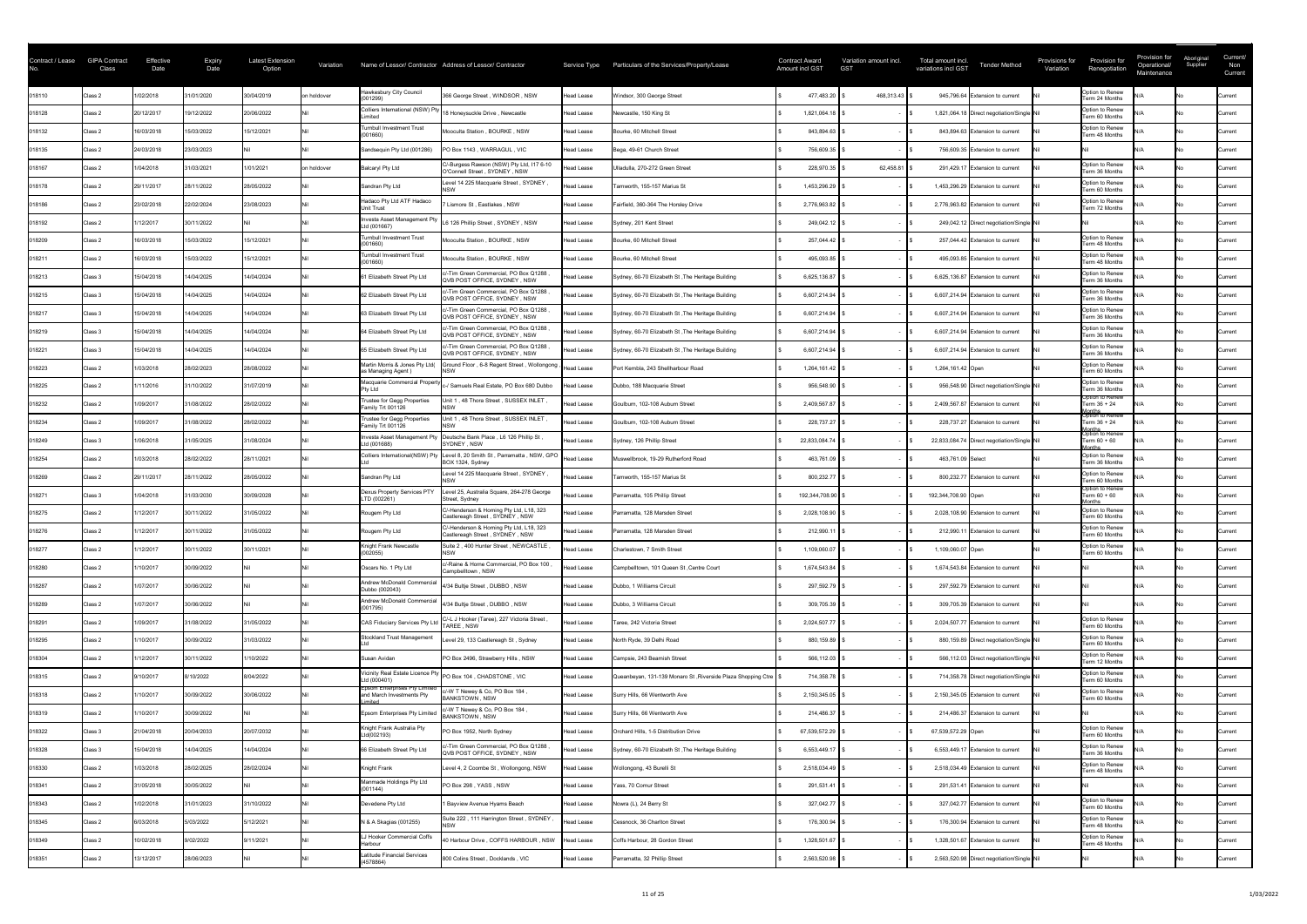| Contract / Lease No. | GIPA Contract Class | Effective Date | Expiry Date | Latest Extension Option | Variation | Name of Lessor/ Contractor | Address of Lessor/ Contractor | Service Type | Particulars of the Services/Property/Lease | Contract Award Amount incl GST | Variation amount incl. GST | Total amount incl. variations incl GST | Tender Method | Provisions for Variation | Provision for Renegotiation | Provision for Operational/ Maintenance | Aboriginal Supplier | Current/ Non Current |
|---|---|---|---|---|---|---|---|---|---|---|---|---|---|---|---|---|---|---|
| 018110 | Class 2 | 1/02/2018 | 31/01/2020 | 30/04/2019 | on holdover | Hawkesbury City Council (001299) | 366 George Street , WINDSOR , NSW | Head Lease | Windsor, 300 George Street | $ 477,483.20 | $ 468,313.43 | $ 945,796.64 | Extension to current | Nil | Option to Renew Term 24 Months | N/A | No | Current |
| 018128 | Class 2 | 20/12/2017 | 19/12/2022 | 20/06/2022 | Nil | Colliers International (NSW) Pty Limited | 18 Honeysuckle Drive , Newcastle | Head Lease | Newcastle, 150 King St | $ 1,821,064.18 | $ - | $ 1,821,064.18 | Direct negotiation/Single | Nil | Option to Renew Term 60 Months | N/A | No | Current |
| 018132 | Class 2 | 16/03/2018 | 15/03/2022 | 15/12/2021 | Nil | Turnbull Investment Trust (001660) | Mooculta Station , BOURKE , NSW | Head Lease | Bourke, 60 Mitchell Street | $ 843,894.63 | $ - | $ 843,894.63 | Extension to current | Nil | Option to Renew Term 48 Months | N/A | No | Current |
| 018135 | Class 2 | 24/03/2018 | 23/03/2023 | Nil | Nil | Sandsequin Pty Ltd (001286) | PO Box 1143 , WARRAGUL , VIC | Head Lease | Bega, 49-61 Church Street | $ 756,609.35 | $ - | $ 756,609.35 | Extension to current | Nil | Nil | N/A | No | Current |
| 018167 | Class 2 | 1/04/2018 | 31/03/2021 | 1/01/2021 | on holdover | Balcaryl Pty Ltd | C/-Burgess Rawson (NSW) Pty Ltd, l17 6-10 O'Connell Street , SYDNEY , NSW | Head Lease | Ulladulla, 270-272 Green Street | $ 228,970.35 | $ 62,458.81 | $ 291,429.17 | Extension to current | Nil | Option to Renew Term 36 Months | N/A | No | Current |
| 018178 | Class 2 | 29/11/2017 | 28/11/2022 | 28/05/2022 | Nil | Sandran Pty Ltd | Level 14 225 Macquarie Street , SYDNEY , NSW | Head Lease | Tamworth, 155-157 Marius St | $ 1,453,296.29 | $ - | $ 1,453,296.29 | Extension to current | Nil | Option to Renew Term 60 Months | N/A | No | Current |
| 018186 | Class 2 | 23/02/2018 | 22/02/2024 | 23/08/2023 | Nil | Hadaco Pty Ltd ATF Hadaco Unit Trust | 7 Lismore St , Eastlakes , NSW | Head Lease | Fairfield, 360-364 The Horsley Drive | $ 2,776,963.82 | $ - | $ 2,776,963.82 | Extension to current | Nil | Option to Renew Term 72 Months | N/A | No | Current |
| 018192 | Class 2 | 1/12/2017 | 30/11/2022 | Nil | Nil | Investa Asset Management Pty Ltd (001667) | L6 126 Phillip Street , SYDNEY , NSW | Head Lease | Sydney, 201 Kent Street | $ 249,042.12 | $ - | $ 249,042.12 | Direct negotiation/Single | Nil | Nil | N/A | No | Current |
| 018209 | Class 2 | 16/03/2018 | 15/03/2022 | 15/12/2021 | Nil | Turnbull Investment Trust (001660) | Mooculta Station , BOURKE , NSW | Head Lease | Bourke, 60 Mitchell Street | $ 257,044.42 | $ - | $ 257,044.42 | Extension to current | Nil | Option to Renew Term 48 Months | N/A | No | Current |
| 018211 | Class 2 | 16/03/2018 | 15/03/2022 | 15/12/2021 | Nil | Turnbull Investment Trust (001660) | Mooculta Station , BOURKE , NSW | Head Lease | Bourke, 60 Mitchell Street | $ 495,093.85 | $ - | $ 495,093.85 | Extension to current | Nil | Option to Renew Term 48 Months | N/A | No | Current |
| 018213 | Class 3 | 15/04/2018 | 14/04/2025 | 14/04/2024 | Nil | 61 Elizabeth Street Pty Ltd | c/-Tim Green Commercial, PO Box Q1288 , QVB POST OFFICE, SYDNEY , NSW | Head Lease | Sydney, 60-70 Elizabeth St ,The Heritage Building | $ 6,625,136.87 | $ - | $ 6,625,136.87 | Extension to current | Nil | Option to Renew Term 36 Months | N/A | No | Current |
| 018215 | Class 3 | 15/04/2018 | 14/04/2025 | 14/04/2024 | Nil | 62 Elizabeth Street Pty Ltd | c/-Tim Green Commercial, PO Box Q1288 , QVB POST OFFICE, SYDNEY , NSW | Head Lease | Sydney, 60-70 Elizabeth St ,The Heritage Building | $ 6,607,214.94 | $ - | $ 6,607,214.94 | Extension to current | Nil | Option to Renew Term 36 Months | N/A | No | Current |
| 018217 | Class 3 | 15/04/2018 | 14/04/2025 | 14/04/2024 | Nil | 63 Elizabeth Street Pty Ltd | c/-Tim Green Commercial, PO Box Q1288 , QVB POST OFFICE, SYDNEY , NSW | Head Lease | Sydney, 60-70 Elizabeth St ,The Heritage Building | $ 6,607,214.94 | $ - | $ 6,607,214.94 | Extension to current | Nil | Option to Renew Term 36 Months | N/A | No | Current |
| 018219 | Class 3 | 15/04/2018 | 14/04/2025 | 14/04/2024 | Nil | 64 Elizabeth Street Pty Ltd | c/-Tim Green Commercial, PO Box Q1288 , QVB POST OFFICE, SYDNEY , NSW | Head Lease | Sydney, 60-70 Elizabeth St ,The Heritage Building | $ 6,607,214.94 | $ - | $ 6,607,214.94 | Extension to current | Nil | Option to Renew Term 36 Months | N/A | No | Current |
| 018221 | Class 3 | 15/04/2018 | 14/04/2025 | 14/04/2024 | Nil | 65 Elizabeth Street Pty Ltd | c/-Tim Green Commercial, PO Box Q1288 , QVB POST OFFICE, SYDNEY , NSW | Head Lease | Sydney, 60-70 Elizabeth St ,The Heritage Building | $ 6,607,214.94 | $ - | $ 6,607,214.94 | Extension to current | Nil | Option to Renew Term 36 Months | N/A | No | Current |
| 018223 | Class 2 | 1/03/2018 | 28/02/2023 | 28/08/2022 | Nil | Martin Morris & Jones Pty Ltd( as Managing Agent ) | Ground Floor , 6-8 Regent Street , Wollongong , NSW | Head Lease | Port Kembla, 243 Shellharbour Road | $ 1,264,161.42 | $ - | $ 1,264,161.42 | Open | Nil | Option to Renew Term 60 Months | N/A | No | Current |
| 018225 | Class 2 | 1/11/2016 | 31/10/2022 | 31/07/2019 | Nil | Macquarie Commercial Property Pty Ltd | c-/ Samuels Real Estate, PO Box 680 Dubbo | Head Lease | Dubbo, 188 Macquarie Street | $ 956,548.90 | $ - | $ 956,548.90 | Direct negotiation/Single | Nil | Option to Renew Term 36 Months | N/A | No | Current |
| 018232 | Class 2 | 1/09/2017 | 31/08/2022 | 28/02/2022 | Nil | Trustee for Gegg Properties Family Trt 001126 | Unit 1 , 48 Thore Street , SUSSEX INLET , NSW | Head Lease | Goulburn, 102-108 Auburn Street | $ 2,409,567.87 | $ - | $ 2,409,567.87 | Extension to current | Nil | Option to Renew Term 36 + 24 Months | N/A | No | Current |
| 018234 | Class 2 | 1/09/2017 | 31/08/2022 | 28/02/2022 | Nil | Trustee for Gegg Properties Family Trt 001126 | Unit 1 , 48 Thore Street , SUSSEX INLET , NSW | Head Lease | Goulburn, 102-108 Auburn Street | $ 228,737.27 | $ - | $ 228,737.27 | Extension to current | Nil | Option to Renew Term 36 + 24 Months | N/A | No | Current |
| 018249 | Class 3 | 1/06/2018 | 31/05/2025 | 31/08/2024 | Nil | Investa Asset Management Pty Ltd (001688) | Deutsche Bank Place , L6 126 Phillip St , SYDNEY , NSW | Head Lease | Sydney, 126 Phillip Street | $ 22,833,084.74 | $ - | $ 22,833,084.74 | Direct negotiation/Single | Nil | Option to Renew Term 60 + 60 Months | N/A | No | Current |
| 018254 | Class 2 | 1/03/2018 | 28/02/2022 | 28/11/2021 | Nil | Colliers International(NSW) Pty Ltd | Level 8, 20 Smith St , Parramatta , NSW, GPO BOX 1324, Sydney | Head Lease | Muswellbrook, 19-29 Rutherford Road | $ 463,761.09 | $ - | $ 463,761.09 | Select | Nil | Option to Renew Term 36 Months | N/A | No | Current |
| 018269 | Class 2 | 29/11/2017 | 28/11/2022 | 28/05/2022 | Nil | Sandran Pty Ltd | Level 14 225 Macquarie Street , SYDNEY , NSW | Head Lease | Tamworth, 155-157 Marius St | $ 800,232.77 | $ - | $ 800,232.77 | Extension to current | Nil | Option to Renew Term 60 Months | N/A | No | Current |
| 018271 | Class 3 | 1/04/2018 | 31/03/2030 | 30/09/2028 | Nil | Dexus Property Services PTY LTD (002261) | Level 25, Australia Square, 264-278 George Street, Sydney | Head Lease | Parramatta, 105 Phillip Street | $ 192,344,708.90 | $ - | $ 192,344,708.90 | Open | Nil | Option to Renew Term 60 + 60 Months | N/A | No | Current |
| 018275 | Class 2 | 1/12/2017 | 30/11/2022 | 31/05/2022 | Nil | Rougem Pty Ltd | C/-Henderson & Horning Pty Ltd, L18, 323 Castlereagh Street , SYDNEY , NSW | Head Lease | Parramatta, 128 Marsden Street | $ 2,028,108.90 | $ - | $ 2,028,108.90 | Extension to current | Nil | Option to Renew Term 60 Months | N/A | No | Current |
| 018276 | Class 2 | 1/12/2017 | 30/11/2022 | 31/05/2022 | Nil | Rougem Pty Ltd | C/-Henderson & Horning Pty Ltd, L18, 323 Castlereagh Street , SYDNEY , NSW | Head Lease | Parramatta, 128 Marsden Street | $ 212,990.11 | $ - | $ 212,990.11 | Extension to current | Nil | Option to Renew Term 60 Months | N/A | No | Current |
| 018277 | Class 2 | 1/12/2017 | 30/11/2022 | 30/11/2021 | Nil | Knight Frank Newcastle (002055) | Suite 2 , 400 Hunter Street , NEWCASTLE , NSW | Head Lease | Charlestown, 7 Smith Street | $ 1,109,060.07 | $ - | $ 1,109,060.07 | Open | Nil | Option to Renew Term 60 Months | N/A | No | Current |
| 018280 | Class 2 | 1/10/2017 | 30/09/2022 | Nil | Nil | Oscars No. 1 Pty Ltd | c/-Raine & Horne Commercial, PO Box 100 , Campbelltown , NSW | Head Lease | Campbelltown, 101 Queen St ,Centre Court | $ 1,674,543.84 | $ - | $ 1,674,543.84 | Extension to current | Nil | Nil | N/A | No | Current |
| 018287 | Class 2 | 1/07/2017 | 30/06/2022 | Nil | Nil | Andrew McDonald Commercial Dubbo (002043) | 4/34 Bultje Street , DUBBO , NSW | Head Lease | Dubbo, 1 Williams Circuit | $ 297,592.79 | $ - | $ 297,592.79 | Extension to current | Nil | Nil | N/A | No | Current |
| 018289 | Class 2 | 1/07/2017 | 30/06/2022 | Nil | Nil | Andrew McDonald Commercial (001795) | 4/34 Bultje Street , DUBBO , NSW | Head Lease | Dubbo, 3 Williams Circuit | $ 309,705.39 | $ - | $ 309,705.39 | Extension to current | Nil | Nil | N/A | No | Current |
| 018291 | Class 2 | 1/09/2017 | 31/08/2022 | 31/05/2022 | Nil | CAS Fiduciary Services Pty Ltd | C/-L J Hooker (Taree), 227 Victoria Street , TAREE , NSW | Head Lease | Taree, 242 Victoria Street | $ 2,024,507.77 | $ - | $ 2,024,507.77 | Extension to current | Nil | Option to Renew Term 60 Months | N/A | No | Current |
| 018295 | Class 2 | 1/10/2017 | 30/09/2022 | 31/03/2022 | Nil | Stockland Trust Management Ltd | Level 29, 133 Castlereagh St , Sydney | Head Lease | North Ryde, 39 Delhi Road | $ 880,159.89 | $ - | $ 880,159.89 | Direct negotiation/Single | Nil | Option to Renew Term 60 Months | N/A | No | Current |
| 018304 | Class 2 | 1/12/2017 | 30/11/2022 | 1/10/2022 | Nil | Susan Avidan | PO Box 2496, Strawberry Hills , NSW | Head Lease | Campsie, 243 Beamish Street | $ 566,112.03 | $ - | $ 566,112.03 | Direct negotiation/Single | Nil | Option to Renew Term 12 Months | N/A | No | Current |
| 018315 | Class 2 | 9/10/2017 | 8/10/2022 | 8/04/2022 | Nil | Vicinity Real Estate Licence Pty Ltd (000401) | PO Box 104 , CHADSTONE , VIC | Head Lease | Queanbeyan, 131-139 Monaro St ,Riverside Plaza Shopping Ctre | $ 714,358.78 | $ - | $ 714,358.78 | Direct negotiation/Single | Nil | Option to Renew Term 60 Months | N/A | No | Current |
| 018318 | Class 2 | 1/10/2017 | 30/09/2022 | 30/06/2022 | Nil | Epsom Enterprises Pty Limited and March Investments Pty Limited | c/-W T Newey & Co, PO Box 184 , BANKSTOWN , NSW | Head Lease | Surry Hills, 66 Wentworth Ave | $ 2,150,345.05 | $ - | $ 2,150,345.05 | Extension to current | Nil | Option to Renew Term 60 Months | N/A | No | Current |
| 018319 | Class 2 | 1/10/2017 | 30/09/2022 | Nil | Nil | Epsom Enterprises Pty Limited | c/-W T Newey & Co, PO Box 184 , BANKSTOWN , NSW | Head Lease | Surry Hills, 66 Wentworth Ave | $ 214,486.37 | $ - | $ 214,486.37 | Extension to current | Nil | Nil | N/A | No | Current |
| 018322 | Class 3 | 21/04/2018 | 20/04/2033 | 20/07/2032 | Nil | Knight Frank Australia Pty Ltd(002193) | PO Box 1952, North Sydney | Head Lease | Orchard Hills, 1-5 Distribution Drive | $ 67,539,572.29 | $ - | $ 67,539,572.29 | Open | Nil | Option to Renew Term 60 Months | N/A | No | Current |
| 018328 | Class 3 | 15/04/2018 | 14/04/2025 | 14/04/2024 | Nil | 66 Elizabeth Street Pty Ltd | c/-Tim Green Commercial, PO Box Q1288 , QVB POST OFFICE, SYDNEY , NSW | Head Lease | Sydney, 60-70 Elizabeth St ,The Heritage Building | $ 6,553,449.17 | $ - | $ 6,553,449.17 | Extension to current | Nil | Option to Renew Term 36 Months | N/A | No | Current |
| 018330 | Class 2 | 1/03/2018 | 28/02/2025 | 28/02/2024 | Nil | Knight Frank | Level 4, 2 Coombe St , Wollongong, NSW | Head Lease | Wollongong, 43 Burelli St | $ 2,518,034.49 | $ - | $ 2,518,034.49 | Extension to current | Nil | Option to Renew Term 48 Months | N/A | No | Current |
| 018341 | Class 2 | 31/05/2018 | 30/05/2022 | Nil | Nil | Manmade Holdings Pty Ltd (001144) | PO Box 298 , YASS , NSW | Head Lease | Yass, 70 Comur Street | $ 291,531.41 | $ - | $ 291,531.41 | Extension to current | Nil | Nil | N/A | No | Current |
| 018343 | Class 2 | 1/02/2018 | 31/01/2023 | 31/10/2022 | Nil | Devedene Pty Ltd | 1 Bayview Avenue Hyams Beach | Head Lease | Nowra (L), 24 Berry St | $ 327,042.77 | $ - | $ 327,042.77 | Extension to current | Nil | Option to Renew Term 60 Months | N/A | No | Current |
| 018345 | Class 2 | 6/03/2018 | 5/03/2022 | 5/12/2021 | Nil | N & A Skagias (001255) | Suite 222 , 111 Harrington Street , SYDNEY , NSW | Head Lease | Cessnock, 36 Charlton Street | $ 176,300.94 | $ - | $ 176,300.94 | Extension to current | Nil | Option to Renew Term 48 Months | N/A | No | Current |
| 018349 | Class 2 | 10/02/2018 | 9/02/2022 | 9/11/2021 | Nil | LJ Hooker Commercial Coffs Harbour | 40 Harbour Drive , COFFS HARBOUR , NSW | Head Lease | Coffs Harbour, 28 Gordon Street | $ 1,328,501.67 | $ - | $ 1,328,501.67 | Extension to current | Nil | Option to Renew Term 48 Months | N/A | No | Current |
| 018351 | Class 2 | 13/12/2017 | 28/06/2023 | Nil | Nil | Latitude Financial Services (4578864) | 800 Collins Street , Docklands , VIC | Head Lease | Parramatta, 32 Phillip Street | $ 2,563,520.98 | $ - | $ 2,563,520.98 | Direct negotiation/Single | Nil | Nil | N/A | No | Current |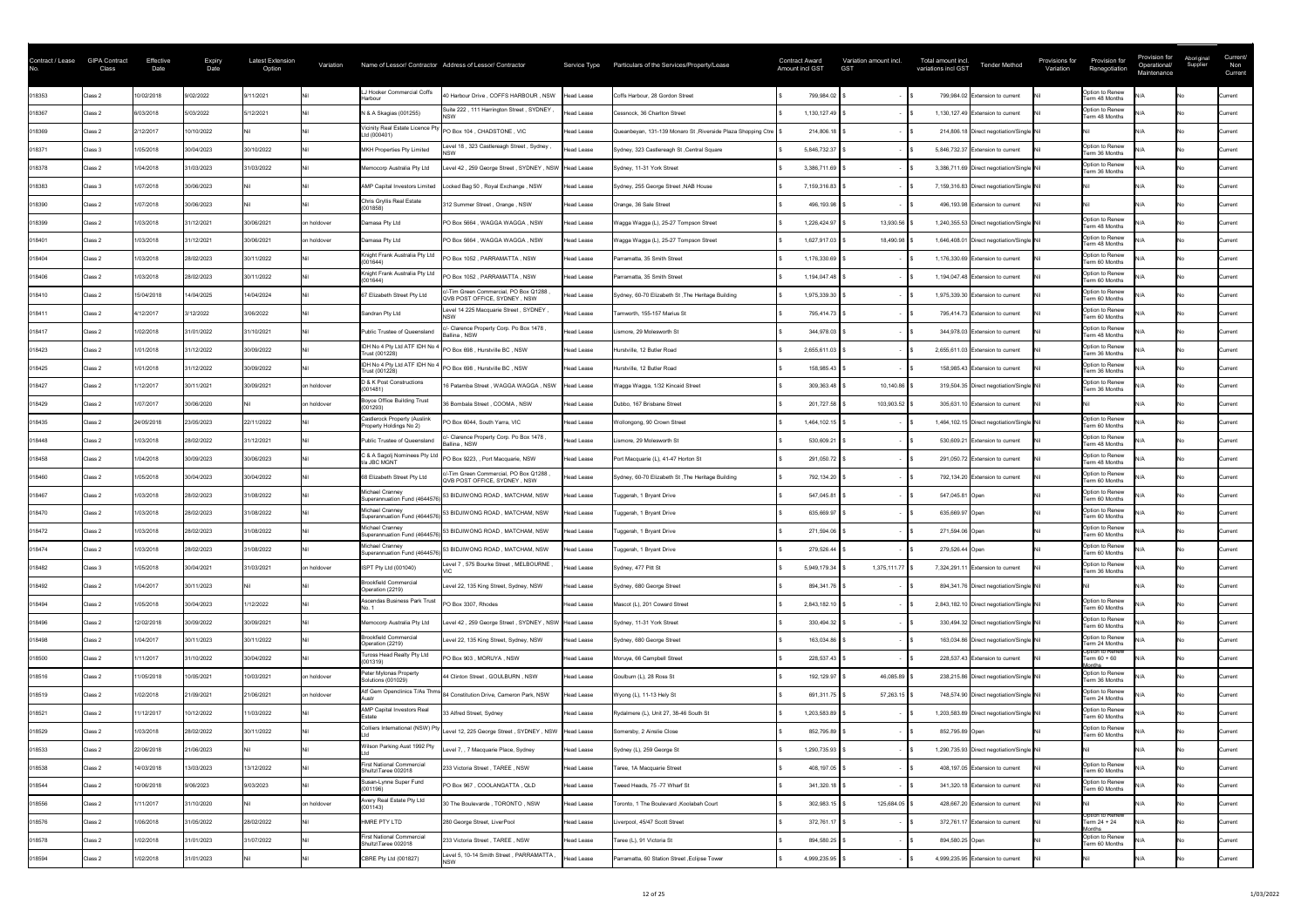| Contract / Lease No. | GIPA Contract Class | Effective Date | Expiry Date | Latest Extension Option | Variation | Name of Lessor/ Contractor | Address of Lessor/ Contractor | Service Type | Particulars of the Services/Property/Lease | Contract Award Amount incl GST | Variation amount incl. GST | Total amount incl. variations incl GST | Tender Method | Provisions for Variation | Provision for Renegotiation | Provision for Operational/ Maintenance | Aboriginal Supplier | Current/ Non Current |
|---|---|---|---|---|---|---|---|---|---|---|---|---|---|---|---|---|---|---|
| 018353 | Class 2 | 10/02/2018 | 9/02/2025 | 9/11/2021 | Nil | LJ Hooker Commercial Coffs Harbour | 40 Harbour Drive , COFFS HARBOUR , NSW | Head Lease | Coffs Harbour, 28 Gordon Street | $ 799,984.02 | $ - | $ 799,984.02 | Extension to current | Nil | Option to Renew Term 48 Months | N/A | No | Current |
| 018367 | Class 2 | 6/03/2018 | 5/03/2022 | 5/12/2021 | Nil | N & A Skagias (001255) | Suite 222 , 111 Harrington Street , SYDNEY , NSW | Head Lease | Cessnock, 36 Charlton Street | $ 1,130,127.49 | $ - | $ 1,130,127.49 | Extension to current | Nil | Option to Renew Term 48 Months | N/A | No | Current |
| 018369 | Class 2 | 2/12/2017 | 10/10/2022 | Nil | Nil | Vicinity Real Estate Licence Pty Ltd (000401) | PO Box 104 , CHADSTONE , VIC | Head Lease | Queanbeyan, 131-139 Monaro St ,Riverside Plaza Shopping Ctre | $ 214,806.18 | $ - | $ 214,806.18 | Direct negotiation/Single | Nil | Nil | N/A | No | Current |
| 018371 | Class 3 | 1/05/2018 | 30/04/2023 | 30/10/2022 | Nil | MKH Properties Pty Limited | Level 18 , 323 Castlereagh Street , Sydney , NSW | Head Lease | Sydney, 323 Castlereagh St ,Central Square | $ 5,846,732.37 | $ - | $ 5,846,732.37 | Extension to current | Nil | Option to Renew Term 36 Months | N/A | No | Current |
| 018378 | Class 2 | 1/04/2018 | 31/03/2023 | 31/03/2022 | Nil | Memocorp Australia Pty Ltd | Level 42 , 259 George Street , SYDNEY , NSW | Head Lease | Sydney, 11-31 York Street | $ 3,386,711.69 | $ - | $ 3,386,711.69 | Direct negotiation/Single | Nil | Option to Renew Term 36 Months | N/A | No | Current |
| 018383 | Class 3 | 1/07/2018 | 30/06/2023 | Nil | Nil | AMP Capital Investors Limited | Locked Bag 50 , Royal Exchange , NSW | Head Lease | Sydney, 255 George Street ,NAB House | $ 7,159,316.83 | $ - | $ 7,159,316.83 | Direct negotiation/Single | Nil | Nil | N/A | No | Current |
| 018390 | Class 2 | 1/07/2018 | 30/06/2023 | Nil | Nil | Chris Gryllis Real Estate (001858) | 312 Summer Street , Orange , NSW | Head Lease | Orange, 36 Sale Street | $ 496,193.98 | $ - | $ 496,193.98 | Extension to current | Nil | Nil | N/A | No | Current |
| 018399 | Class 2 | 1/03/2018 | 31/12/2021 | 30/06/2021 | on holdover | Damasa Pty Ltd | PO Box 5664 , WAGGA WAGGA , NSW | Head Lease | Wagga Wagga (L), 25-27 Tompson Street | $ 1,226,424.97 | $ 13,930.56 | $ 1,240,355.53 | Direct negotiation/Single | Nil | Option to Renew Term 48 Months | N/A | No | Current |
| 018401 | Class 2 | 1/03/2018 | 31/12/2021 | 30/06/2021 | on holdover | Damasa Pty Ltd | PO Box 5664 , WAGGA WAGGA , NSW | Head Lease | Wagga Wagga (L), 25-27 Tompson Street | $ 1,627,917.03 | $ 18,490.98 | $ 1,646,408.01 | Direct negotiation/Single | Nil | Option to Renew Term 48 Months | N/A | No | Current |
| 018404 | Class 2 | 1/03/2018 | 28/02/2023 | 30/11/2022 | Nil | Knight Frank Australia Pty Ltd (001644) | PO Box 1052 , PARRAMATTA , NSW | Head Lease | Parramatta, 35 Smith Street | $ 1,176,330.69 | $ - | $ 1,176,330.69 | Extension to current | Nil | Option to Renew Term 60 Months | N/A | No | Current |
| 018406 | Class 2 | 1/03/2018 | 28/02/2023 | 30/11/2022 | Nil | Knight Frank Australia Pty Ltd (001644) | PO Box 1052 , PARRAMATTA , NSW | Head Lease | Parramatta, 35 Smith Street | $ 1,194,047.48 | $ - | $ 1,194,047.48 | Extension to current | Nil | Option to Renew Term 60 Months | N/A | No | Current |
| 018410 | Class 2 | 15/04/2018 | 14/04/2025 | 14/04/2024 | Nil | 67 Elizabeth Street Pty Ltd | c/-Tim Green Commercial, PO Box Q1288 , QVB POST OFFICE, SYDNEY , NSW | Head Lease | Sydney, 60-70 Elizabeth St ,The Heritage Building | $ 1,975,339.30 | $ - | $ 1,975,339.30 | Extension to current | Nil | Option to Renew Term 60 Months | N/A | No | Current |
| 018411 | Class 2 | 4/12/2017 | 3/12/2022 | 3/06/2022 | Nil | Sandran Pty Ltd | Level 14 225 Macquarie Street , SYDNEY , NSW | Head Lease | Tamworth, 155-157 Marius St | $ 795,414.73 | $ - | $ 795,414.73 | Extension to current | Nil | Option to Renew Term 60 Months | N/A | No | Current |
| 018417 | Class 2 | 1/02/2018 | 31/01/2022 | 31/10/2021 | Nil | Public Trustee of Queensland | c/- Clarence Property Corp. Po Box 1478 , Ballina , NSW | Head Lease | Lismore, 29 Molesworth St | $ 344,978.03 | $ - | $ 344,978.03 | Extension to current | Nil | Option to Renew Term 48 Months | N/A | No | Current |
| 018423 | Class 2 | 1/01/2018 | 31/12/2022 | 30/09/2022 | Nil | IDH No 4 Pty Ltd ATF IDH No 4 Trust (001228) | PO Box 698 , Hurstville BC , NSW | Head Lease | Hurstville, 12 Butler Road | $ 2,655,611.03 | $ - | $ 2,655,611.03 | Extension to current | Nil | Option to Renew Term 36 Months | N/A | No | Current |
| 018425 | Class 2 | 1/01/2018 | 31/12/2022 | 30/09/2022 | Nil | IDH No 4 Pty Ltd ATF IDH No 4 Trust (001228) | PO Box 698 , Hurstville BC , NSW | Head Lease | Hurstville, 12 Butler Road | $ 158,985.43 | $ - | $ 158,985.43 | Extension to current | Nil | Option to Renew Term 36 Months | N/A | No | Current |
| 018427 | Class 2 | 1/12/2017 | 30/11/2021 | 30/09/2021 | on holdover | D & K Post Constructions (001481) | 16 Patamba Street , WAGGA WAGGA , NSW | Head Lease | Wagga Wagga, 1/32 Kincaid Street | $ 309,363.48 | $ 10,140.86 | $ 319,504.35 | Direct negotiation/Single | Nil | Option to Renew Term 36 Months | N/A | No | Current |
| 018429 | Class 2 | 1/07/2017 | 30/06/2020 | Nil | on holdover | Boyce Office Building Trust (001293) | 36 Bombala Street , COOMA , NSW | Head Lease | Dubbo, 167 Brisbane Street | $ 201,727.58 | $ 103,903.52 | $ 305,631.10 | Extension to current | Nil | Nil | N/A | No | Current |
| 018435 | Class 2 | 24/05/2018 | 23/05/2023 | 22/11/2022 | Nil | Castlerock Property (Auslink Property Holdings No 2) | PO Box 6044, South Yarra, VIC | Head Lease | Wollongong, 90 Crown Street | $ 1,464,102.15 | $ - | $ 1,464,102.15 | Direct negotiation/Single | Nil | Option to Renew Term 60 Months | N/A | No | Current |
| 018448 | Class 2 | 1/03/2018 | 28/02/2022 | 31/12/2021 | Nil | Public Trustee of Queensland | c/- Clarence Property Corp. Po Box 1478 , Ballina , NSW | Head Lease | Lismore, 29 Molesworth St | $ 530,609.21 | $ - | $ 530,609.21 | Extension to current | Nil | Option to Renew Term 48 Months | N/A | No | Current |
| 018458 | Class 2 | 1/04/2018 | 30/09/2023 | 30/06/2023 | Nil | C & A Sagolj Nominees Pty Ltd t/a JBC MGNT | PO Box 9223, , Port Macquarie, NSW | Head Lease | Port Macquarie (L), 41-47 Horton St | $ 291,050.72 | $ - | $ 291,050.72 | Extension to current | Nil | Option to Renew Term 48 Months | N/A | No | Current |
| 018460 | Class 2 | 1/05/2018 | 30/04/2023 | 30/04/2022 | Nil | 68 Elizabeth Street Pty Ltd | c/-Tim Green Commercial, PO Box Q1288 , QVB POST OFFICE, SYDNEY , NSW | Head Lease | Sydney, 60-70 Elizabeth St ,The Heritage Building | $ 792,134.20 | $ - | $ 792,134.20 | Extension to current | Nil | Option to Renew Term 60 Months | N/A | No | Current |
| 018467 | Class 2 | 1/03/2018 | 28/02/2023 | 31/08/2022 | Nil | Michael Cranney Superannuation Fund (4644576) | 53 BIDJIWONG ROAD , MATCHAM, NSW | Head Lease | Tuggerah, 1 Bryant Drive | $ 547,045.81 | $ - | $ 547,045.81 | Open | Nil | Option to Renew Term 60 Months | N/A | No | Current |
| 018470 | Class 2 | 1/03/2018 | 28/02/2023 | 31/08/2022 | Nil | Michael Cranney Superannuation Fund (4644576) | 53 BIDJIWONG ROAD , MATCHAM, NSW | Head Lease | Tuggerah, 1 Bryant Drive | $ 635,669.97 | $ - | $ 635,669.97 | Open | Nil | Option to Renew Term 60 Months | N/A | No | Current |
| 018472 | Class 2 | 1/03/2018 | 28/02/2023 | 31/08/2022 | Nil | Michael Cranney Superannuation Fund (4644576) | 53 BIDJIWONG ROAD , MATCHAM, NSW | Head Lease | Tuggerah, 1 Bryant Drive | $ 271,594.06 | $ - | $ 271,594.06 | Open | Nil | Option to Renew Term 60 Months | N/A | No | Current |
| 018474 | Class 2 | 1/03/2018 | 28/02/2023 | 31/08/2022 | Nil | Michael Cranney Superannuation Fund (4644576) | 53 BIDJIWONG ROAD , MATCHAM, NSW | Head Lease | Tuggerah, 1 Bryant Drive | $ 279,526.44 | $ - | $ 279,526.44 | Open | Nil | Option to Renew Term 60 Months | N/A | No | Current |
| 018482 | Class 3 | 1/05/2018 | 30/04/2021 | 31/03/2021 | on holdover | ISPT Pty Ltd (001040) | Level 7 , 575 Bourke Street , MELBOURNE , VIC | Head Lease | Sydney, 477 Pitt St | $ 5,949,179.34 | $ 1,375,111.77 | $ 7,324,291.11 | Extension to current | Nil | Option to Renew Term 36 Months | N/A | No | Current |
| 018492 | Class 2 | 1/04/2017 | 30/11/2023 | Nil | Nil | Brookfield Commercial Operation (2219) | Level 22, 135 King Street, Sydney, NSW | Head Lease | Sydney, 680 George Street | $ 894,341.76 | $ - | $ 894,341.76 | Direct negotiation/Single | Nil | Nil | N/A | No | Current |
| 018494 | Class 2 | 1/05/2018 | 30/04/2023 | 1/12/2022 | Nil | Ascendas Business Park Trust No. 1 | PO Box 3307, Rhodes | Head Lease | Mascot (L), 201 Coward Street | $ 2,843,182.10 | $ - | $ 2,843,182.10 | Direct negotiation/Single | Nil | Option to Renew Term 60 Months | N/A | No | Current |
| 018496 | Class 2 | 12/02/2018 | 30/09/2022 | 30/09/2021 | Nil | Memocorp Australia Pty Ltd | Level 42 , 259 George Street , SYDNEY , NSW | Head Lease | Sydney, 11-31 York Street | $ 330,494.32 | $ - | $ 330,494.32 | Direct negotiation/Single | Nil | Option to Renew Term 60 Months | N/A | No | Current |
| 018498 | Class 2 | 1/04/2017 | 30/11/2023 | 30/11/2022 | Nil | Brookfield Commercial Operation (2219) | Level 22, 135 King Street, Sydney, NSW | Head Lease | Sydney, 680 George Street | $ 163,034.86 | $ - | $ 163,034.86 | Direct negotiation/Single | Nil | Option to Renew Term 24 Months | N/A | No | Current |
| 018500 | Class 2 | 1/11/2017 | 31/10/2022 | 30/04/2022 | Nil | Turosa Head Realty Pty Ltd (001319) | PO Box 903 , MORUYA , NSW | Head Lease | Moruya, 66 Campbell Street | $ 228,537.43 | $ - | $ 228,537.43 | Extension to current | Nil | Option to Renew Term 60 + 60 Months | N/A | No | Current |
| 018516 | Class 2 | 11/05/2018 | 10/05/2021 | 10/03/2021 | on holdover | Peter Mylonas Property Solutions (001029) | 44 Clinton Street , GOULBURN , NSW | Head Lease | Goulburn (L), 28 Ross St | $ 192,129.97 | $ 46,085.89 | $ 238,215.86 | Direct negotiation/Single | Nil | Option to Renew Term 36 Months | N/A | No | Current |
| 018519 | Class 2 | 1/02/2018 | 21/09/2021 | 21/06/2021 | on holdover | Alf Gem Opendinics T/As Thms Austr | 84 Constitution Drive, Cameron Park, NSW | Head Lease | Wyong (L), 11-13 Hely St | $ 691,311.75 | $ 57,263.15 | $ 748,574.90 | Direct negotiation/Single | Nil | Option to Renew Term 24 Months | N/A | No | Current |
| 018521 | Class 2 | 11/12/2017 | 10/12/2022 | 11/03/2022 | Nil | AMP Capital Investors Real Estate | 33 Alfred Street, Sydney | Head Lease | Rydalmere (L), Unit 27, 38-46 South St | $ 1,203,583.89 | $ - | $ 1,203,583.89 | Direct negotiation/Single | Nil | Option to Renew Term 60 Months | N/A | No | Current |
| 018529 | Class 2 | 1/03/2018 | 28/02/2022 | 30/11/2022 | Nil | Colliers International (NSW) Pty Ltd | Level 12, 225 George Street , SYDNEY , NSW | Head Lease | Somersby, 2 Arreile Close | $ 852,795.89 | $ - | $ 852,795.89 | Open | Nil | Option to Renew Term 60 Months | N/A | No | Current |
| 018533 | Class 2 | 22/06/2018 | 21/06/2023 | Nil | Nil | Wilson Parking Aust 1992 Pty Ltd | Level 7, , 7 Macquarie Place, Sydney | Head Lease | Sydney (L), 259 George St | $ 1,290,735.93 | $ - | $ 1,290,735.93 | Direct negotiation/Single | Nil | Nil | N/A | No | Current |
| 018538 | Class 2 | 14/03/2018 | 13/03/2023 | 13/12/2022 | Nil | First National Commercial Shultz\Taree 002818 | 233 Victoria Street , TAREE , NSW | Head Lease | Taree, 1A Macquarie Street | $ 408,197.05 | $ - | $ 408,197.05 | Extension to current | Nil | Option to Renew Term 60 Months | N/A | No | Current |
| 018544 | Class 2 | 10/06/2018 | 9/06/2023 | 9/03/2023 | Nil | Susan-Lynne Super Fund (001196) | PO Box 967 , COOLANGATTA , QLD | Head Lease | Tweed Heads, 75 -77 Wharf St | $ 341,320.18 | $ - | $ 341,320.18 | Extension to current | Nil | Option to Renew Term 60 Months | N/A | No | Current |
| 018556 | Class 2 | 1/11/2017 | 31/10/2020 | Nil | on holdover | Avery Real Estate Pty Ltd (001143) | 30 The Boulevarde , TORONTO , NSW | Head Lease | Toronto, 1 The Boulevard ,Koolabah Court | $ 302,983.15 | $ 125,684.05 | $ 428,667.20 | Extension to current | Nil | Nil | N/A | No | Current |
| 018576 | Class 2 | 1/06/2018 | 31/05/2022 | 28/02/2022 | Nil | HMRE PTY LTD | 280 George Street, LiverPool | Head Lease | Liverpool, 45/47 Scott Street | $ 372,761.17 | $ - | $ 372,761.17 | Extension to current | Nil | Option to Renew Term 24 + 24 Months | N/A | No | Current |
| 018578 | Class 2 | 1/02/2018 | 31/01/2023 | 31/07/2022 | Nil | First National Commercial Shultz\Taree 002818 | 233 Victoria Street , TAREE , NSW | Head Lease | Taree (L), 91 Victoria St | $ 894,580.25 | $ - | $ 894,580.25 | Open | Nil | Option to Renew Term 60 Months | N/A | No | Current |
| 018594 | Class 2 | 1/02/2018 | 31/01/2023 | Nil | Nil | CBRE Pty Ltd (001827) | Level 5, 10-14 Smith Street , PARRAMATTA , NSW | Head Lease | Parramatta, 60 Station Street ,Eclipse Tower | $ 4,999,235.95 | $ - | $ 4,999,235.95 | Extension to current | Nil | Nil | N/A | No | Current |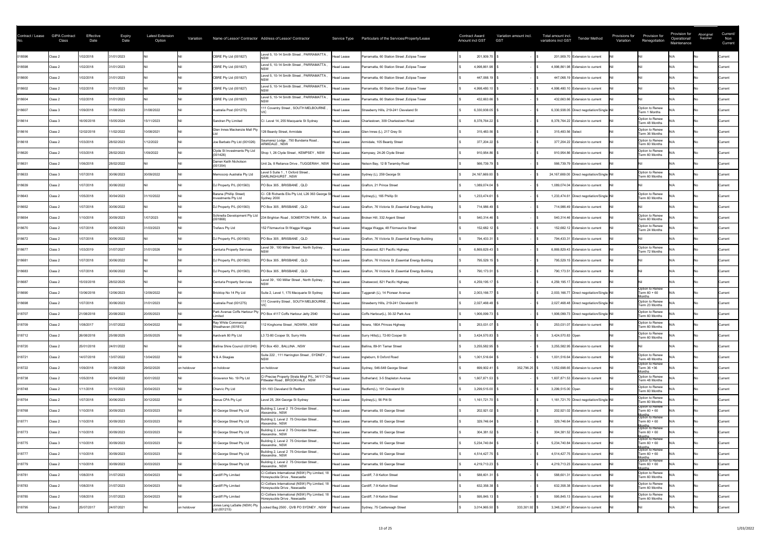| Contract / Lease No. | GIPA Contract Class | Effective Date | Expiry Date | Latest Extension Option | Variation | Name of Lessor/ Contractor | Address of Lessor/ Contractor | Service Type | Particulars of the Services/Property/Lease | Contract Award Amount incl GST | Variation amount incl. GST | Total amount incl. variations incl GST | Tender Method | Provisions for Variation | Provision for Renegotiation | Provision for Operational/ Maintenance | Aboriginal Supplier | Current/ Non Current |
|---|---|---|---|---|---|---|---|---|---|---|---|---|---|---|---|---|---|---|
| 018596 | Class 2 | 1/02/2018 | 31/01/2023 | Nil | Nil | CBRE Pty Ltd (001827) | Level 5, 10-14 Smith Street , PARRAMATTA , NSW | Head Lease | Parramatta, 60 Station Street ,Eclipse Tower | $ 201,909.70 | $ - | $ 201,909.70 | Extension to current | Nil | Nil | N/A | No | Current |
| 018598 | Class 2 | 1/02/2018 | 31/01/2023 | Nil | Nil | CBRE Pty Ltd (001827) | Level 5, 10-14 Smith Street , PARRAMATTA , NSW | Head Lease | Parramatta, 60 Station Street ,Eclipse Tower | $ 4,998,861.98 | $ - | $ 4,998,861.98 | Extension to current | Nil | Nil | N/A | No | Current |
| 018600 | Class 2 | 1/02/2018 | 31/01/2023 | Nil | Nil | CBRE Pty Ltd (001827) | Level 5, 10-14 Smith Street , PARRAMATTA , NSW | Head Lease | Parramatta, 60 Station Street ,Eclipse Tower | $ 447,068.19 | $ - | $ 447,068.19 | Extension to current | Nil | Nil | N/A | No | Current |
| 018602 | Class 2 | 1/02/2018 | 31/01/2023 | Nil | Nil | CBRE Pty Ltd (001827) | Level 5, 10-14 Smith Street , PARRAMATTA , NSW | Head Lease | Parramatta, 60 Station Street ,Eclipse Tower | $ 4,998,480.10 | $ - | $ 4,998,480.10 | Extension to current | Nil | Nil | N/A | No | Current |
| 018604 | Class 2 | 1/02/2018 | 31/01/2023 | Nil | Nil | CBRE Pty Ltd (001827) | Level 5, 10-14 Smith Street , PARRAMATTA , NSW | Head Lease | Parramatta, 60 Station Street ,Eclipse Tower | $ 432,663.66 | $ - | $ 432,663.66 | Extension to current | Nil | Nil | N/A | No | Current |
| 018607 | Class 3 | 1/09/2018 | 31/08/2023 | 31/08/2022 | Nil | Australia Post (001275) | 111 Coventry Street , SOUTH MELBOURNE , VIC | Head Lease | Strawberry Hills, 219-241 Cleveland St | $ 6,330,938.05 | $ - | $ 6,330,938.05 | Direct negotiation/Single | Nil | Option to Renew Term 1 Months | N/A | No | Current |
| 018614 | Class 3 | 16/05/2018 | 15/05/2024 | 15/11/2023 | Nil | Sandran Pty Limited | C/- Level 14, 255 Macquarie St Sydney | Head Lease | Charlestown, 309 Charlestown Road | $ 8,378,764.22 | $ - | $ 8,378,764.22 | Extension to current | Nil | Option to Renew Term 48 Months | N/A | No | Current |
| 018616 | Class 2 | 12/02/2018 | 11/02/2022 | 10/08/2021 | Nil | Glen Innes Mackenzie Mall Pty Ltd | 126 Beardy Street, Armidale | Head Lease | Glen Innes (L), 217 Grey St | $ 315,483.56 | $ - | $ 315,483.56 | Select | Nil | Option to Renew Term 36 Months | N/A | No | Current |
| 018618 | Class 2 | 1/03/2018 | 28/02/2023 | 1/12/2022 | Nil | Joe Barbato Pty Ltd (001026) | Saumarez Lodge , 750 Bundarra Road , ARMIDALE , NSW | Head Lease | Armidale, 105 Beardy Street | $ 377,204.22 | $ - | $ 377,204.22 | Extension to current | Nil | Option to Renew Term 60 Months | N/A | No | Current |
| 018620 | Class 2 | 1/03/2018 | 28/02/2023 | 1/09/2022 | Nil | Clyde St Investments Pty Ltd (001426) | Shop 1, 26 Clyde Street , KEMPSEY , NSW | Head Lease | Kempsey, 24-26 Clyde Street | $ 910,954.86 | $ - | $ 910,954.86 | Extension to current | Nil | Option to Renew Term 60 Months | N/A | No | Current |
| 018631 | Class 2 | 1/06/2018 | 28/02/2022 | Nil | Nil | Darren Keith Nicholson (001354) | Unit 2a, 8 Reliance Drive , TUGGERAH , NSW | Head Lease | Nelson Bay, 12 B Teramby Road | $ 566,739.79 | $ - | $ 566,739.79 | Extension to current | Nil | Nil | N/A | No | Current |
| 018633 | Class 3 | 1/07/2018 | 30/06/2023 | 30/09/2022 | Nil | Memocorp Australia Pty Ltd | Level 5 Suite 1 , 1 Oxford Street , DARLINGHURST , NSW | Head Lease | Sydney (L), 259 George St | $ 24,167,669.00 | $ - | $ 24,167,669.00 | Direct negotiation/Single | Nil | Option to Renew Term 60 Months | N/A | No | Current |
| 018639 | Class 2 | 1/07/2018 | 30/06/2022 | Nil | Nil | DJ Property P/L (001563) | PO Box 305 , BRISBANE , QLD | Head Lease | Grafton, 21 Prince Street | $ 1,089,074.04 | $ - | $ 1,089,074.04 | Extension to current | Nil | Nil | N/A | No | Current |
| 018643 | Class 2 | 1/05/2018 | 30/04/2023 | 31/10/2022 | Nil | Barana (Phillip Street) Investments Pty Ltd | C/- CB Richards Elis Pty Ltd, L26 363 George St Sydney 2000 | Head Lease | Sydney(L), 165 Phillip St | $ 1,233,474.61 | $ - | $ 1,233,474.61 | Direct negotiation/Single | Nil | Option to Renew Term 60 Months | N/A | No | Current |
| 018652 | Class 2 | 1/07/2018 | 30/06/2022 | Nil | Nil | DJ Property P/L (001563) | PO Box 305 , BRISBANE , QLD | Head Lease | Grafton, 76 Victoria St ,Essential Energy Building | $ 714,986.49 | $ - | $ 714,986.49 | Extension to current | Nil | Nil | N/A | No | Current |
| 018654 | Class 2 | 1/10/2018 | 30/09/2023 | 1/07/2023 | Nil | Schinella Development Pty Ltd (001868) | 234 Brighton Road , SOMERTON PARK , SA | Head Lease | Broken Hill, 332 Argent Street | $ 540,314.46 | $ - | $ 540,314.46 | Extension to current | Nil | Option to Renew Term 60 Months | N/A | No | Current |
| 018670 | Class 2 | 1/07/2018 | 30/06/2023 | 31/03/2023 | Nil | Trefavs Pty Ltd | 152 Fitzmaurice St Wagga Wagga | Head Lease | Wagga Wagga, 48 Fitzmaurice Street | $ 152,682.12 | $ - | $ 152,682.12 | Extension to current | Nil | Option to Renew Term 24 Months | N/A | No | Current |
| 018672 | Class 2 | 1/07/2018 | 30/06/2022 | Nil | Nil | DJ Property P/L (001563) | PO Box 305 , BRISBANE , QLD | Head Lease | Grafton, 76 Victoria St ,Essential Energy Building | $ 794,433.31 | $ - | $ 794,433.31 | Extension to current | Nil | Nil | N/A | No | Current |
| 018677 | Class 3 | 1/03/2019 | 31/07/2027 | 31/01/2026 | Nil | Centuria Property Services | Level 39 , 100 Miller Street , North Sydney , NSW | Head Lease | Chatswood, 821 Pacific Highway | $ 6,869,829.43 | $ - | $ 6,869,829.43 | Extension to current | Nil | Option to Renew Term 72 Months | N/A | No | Current |
| 018681 | Class 2 | 1/07/2018 | 30/06/2022 | Nil | Nil | DJ Property P/L (001563) | PO Box 305 , BRISBANE , QLD | Head Lease | Grafton, 76 Victoria St ,Essential Energy Building | $ 795,529.15 | $ - | $ 795,529.15 | Extension to current | Nil | Nil | N/A | No | Current |
| 018683 | Class 2 | 1/07/2018 | 30/06/2022 | Nil | Nil | DJ Property P/L (001563) | PO Box 305 , BRISBANE , QLD | Head Lease | Grafton, 76 Victoria St ,Essential Energy Building | $ 790,173.51 | $ - | $ 790,173.51 | Extension to current | Nil | Nil | N/A | No | Current |
| 018687 | Class 2 | 15/03/2018 | 28/02/2025 | Nil | Nil | Centuria Property Services | Level 39 , 100 Miller Street , North Sydney , NSW | Head Lease | Chatswood, 821 Pacific Highway | $ 4,259,195.17 | $ - | $ 4,259,195.17 | Extension to current | Nil | Nil | N/A | No | Current |
| 018690 | Class 2 | 13/06/2018 | 12/06/2023 | 12/09/2022 | Nil | Bricktop No 14 Pty Ltd | Suite 2, Level 1, 175 Macquarie St Sydney | Head Lease | Tuggerah (L), 14 Pioneer Avenue | $ 2,003,166.77 | $ - | $ 2,003,166.77 | Direct negotiation/Single | Nil | Option to Renew Term 60 + 60 Months | N/A | No | Current |
| 018698 | Class 2 | 1/07/2018 | 30/06/2023 | 31/01/2023 | Nil | Australia Post (001275) | 111 Coventry Street , SOUTH MELBOURNE , VIC | Head Lease | Strawberry Hills, 219-241 Cleveland St | $ 2,027,468.48 | $ - | $ 2,027,468.48 | Direct negotiation/Single | Nil | Option to Renew Term 23 Months | N/A | No | Current |
| 018707 | Class 2 | 21/08/2018 | 20/08/2023 | 20/05/2023 | Nil | Park Avenue Coffs Harbour Pty Limited | PO Box 4117 Coffs Harbour Jetty 2540 | Head Lease | Coffs Harbour(L), 30-32 Park Ave | $ 1,906,099.73 | $ - | $ 1,906,099.73 | Direct negotiation/Single | Nil | Option to Renew Term 60 Months | N/A | No | Current |
| 018709 | Class 2 | 1/08/2017 | 31/07/2022 | 30/04/2022 | Nil | Ray White Commercial Shoalhaven (001812) | 112 Kinghorne Street , NOWRA , NSW | Head Lease | Nowra, 180A Princes Highway | $ 253,031.07 | $ - | $ 253,031.07 | Extension to current | Nil | Option to Renew Term 60 Months | N/A | No | Current |
| 018712 | Class 2 | 26/08/2018 | 25/08/2025 | 25/05/2025 | Nil | Aardvark 80 Pty Ltd | L3 72-80 Cooper St, Surry Hills | Head Lease | Surry Hills(L), 72-80 Cooper St | $ 3,424,570.83 | $ - | $ 3,424,570.83 | Open | Nil | Option to Renew Term 60 Months | N/A | No | Current |
| 018720 | Class 2 | 25/01/2018 | 24/01/2022 | Nil | Nil | Ballina Shire Council (001248) | PO Box 450 , BALLINA , NSW | Head Lease | Ballina, 89-91 Tamar Street | $ 3,255,582.95 | $ - | $ 3,255,582.95 | Extension to current | Nil | Nil | N/A | No | Current |
| 018721 | Class 2 | 14/07/2018 | 13/07/2022 | 13/04/2022 | Nil | N & A Skagias | Suite 222 , 111 Harrington Street , SYDNEY , NSW | Head Lease | Ingleburn, 8 Oxford Road | $ 1,001,516.64 | $ - | $ 1,001,516.64 | Extension to current | Nil | Option to Renew Term 48 Months | N/A | No | Current |
| 018722 | Class 2 | 1/09/2018 | 31/08/2020 | 29/02/2020 | on holdover | on holdover | on holdover | Head Lease | Sydney, 546-548 George Street | $ 699,902.41 | $ 352,796.25 | $ 1,052,698.65 | Extension to current | Nil | Option to Renew Term 36 +36 Months | N/A | No | Current |
| 018738 | Class 2 | 1/05/2018 | 30/04/2022 | 30/01/2022 | Nil | Grosvenor No. 19 Pty Ltd | C/-Precise Property Strata Mngt P/L, 34/117 Old Pittwater Road , BROOKVALE , NSW | Head Lease | Sutherland, 3-5 Stapleton Avenue | $ 1,607,871.53 | $ - | $ 1,607,871.53 | Extension to current | Nil | Option to Renew Term 48 Months | N/A | No | Current |
| 018748 | Class 2 | 1/11/2018 | 31/10/2023 | 30/04/2023 | Nil | Charvic Pty Ltd | 191-193 Cleveland St Redfern | Head Lease | Redfern(L), 191 Cleveland St | $ 3,299,515.00 | $ - | $ 3,299,515.00 | Open | Nil | Option to Renew Term 60 Months | N/A | No | Current |
| 018754 | Class 2 | 1/07/2018 | 30/06/2023 | 30/12/2022 | Nil | Dexus CPA Pty Lyd | Level 25, 264 George St Sydney | Head Lease | Sydney(L), 56 Pitt St | $ 1,161,721.70 | $ - | $ 1,161,721.70 | Direct negotiation/Single | Nil | Option to Renew Term 60 Months | N/A | No | Current |
| 018768 | Class 2 | 1/10/2018 | 30/09/2023 | 30/03/2023 | Nil | 93 George Street Pty Ltd | Building 2, Level 2 75 Oriordan Street , Alexandria , NSW | Head Lease | Parramatta, 93 George Street | $ 202,921.02 | $ - | $ 202,921.02 | Extension to current | Nil | Option to Renew Term 60 + 60 Months | N/A | No | Current |
| 018771 | Class 2 | 1/10/2018 | 30/09/2023 | 30/03/2023 | Nil | 93 George Street Pty Ltd | Building 2, Level 2 75 Oriordan Street , Alexandria , NSW | Head Lease | Parramatta, 93 George Street | $ 329,746.64 | $ - | $ 329,746.64 | Extension to current | Nil | Option to Renew Term 60 + 60 Months | N/A | No | Current |
| 018773 | Class 2 | 1/10/2018 | 30/09/2023 | 30/03/2023 | Nil | 93 George Street Pty Ltd | Building 2, Level 2 75 Oriordan Street , Alexandria , NSW | Head Lease | Parramatta, 93 George Street | $ 304,381.52 | $ - | $ 304,381.52 | Extension to current | Nil | Option to Renew Term 60 + 60 Months | N/A | No | Current |
| 018775 | Class 3 | 1/10/2018 | 30/09/2023 | 30/03/2023 | Nil | 93 George Street Pty Ltd | Building 2, Level 2 75 Oriordan Street , Alexandria , NSW | Head Lease | Parramatta, 93 George Street | $ 5,234,740.84 | $ - | $ 5,234,740.84 | Extension to current | Nil | Option to Renew Term 60 + 60 Months | N/A | No | Current |
| 018777 | Class 2 | 1/10/2018 | 30/09/2023 | 30/03/2023 | Nil | 93 George Street Pty Ltd | Building 2, Level 2 75 Oriordan Street , Alexandria , NSW | Head Lease | Parramatta, 93 George Street | $ 4,514,427.75 | $ - | $ 4,514,427.75 | Extension to current | Nil | Option to Renew Term 60 + 60 Months | N/A | No | Current |
| 018779 | Class 2 | 1/10/2018 | 30/09/2023 | 30/03/2023 | Nil | 93 George Street Pty Ltd | Building 2, Level 2 75 Oriordan Street , Alexandria , NSW | Head Lease | Parramatta, 93 George Street | $ 4,219,713.23 | $ - | $ 4,219,713.23 | Extension to current | Nil | Option to Renew Term 60 + 60 Months | N/A | No | Current |
| 018781 | Class 2 | 1/08/2018 | 31/07/2023 | 30/04/2023 | Nil | Cardiff Pty Limited | C/-Colliers International (NSW) Pty Limited, 18 Honeysuckle Drive , Newcastle | Head Lease | Cardiff, 7-9 Kelton Street | $ 588,601.31 | $ - | $ 588,601.31 | Extension to current | Nil | Option to Renew Term 60 Months | N/A | No | Current |
| 018783 | Class 2 | 1/08/2018 | 31/07/2023 | 30/04/2023 | Nil | Cardiff Pty Limited | C/-Colliers International (NSW) Pty Limited, 18 Honeysuckle Drive , Newcastle | Head Lease | Cardiff, 7-9 Kelton Street | $ 632,358.38 | $ - | $ 632,358.38 | Extension to current | Nil | Option to Renew Term 60 Months | N/A | No | Current |
| 018785 | Class 2 | 1/08/2018 | 31/07/2023 | 30/04/2023 | Nil | Cardiff Pty Limited | C/-Colliers International (NSW) Pty Limited, 18 Honeysuckle Drive , Newcastle | Head Lease | Cardiff, 7-9 Kelton Street | $ 595,845.13 | $ - | $ 595,845.13 | Extension to current | Nil | Option to Renew Term 60 Months | N/A | No | Current |
| 018795 | Class 2 | 25/07/2017 | 24/07/2021 | Nil | on holdover | Jones Lang LaSalle (NSW) Pty Ltd (001215) | Locked Bag 2500 , QVB PO SYDNEY , NSW | Head Lease | Sydney, 75 Castlereagh Street | $ 3,014,965.50 | $ 333,301.92 | $ 3,348,267.41 | Extension to current | Nil | Nil | N/A | No | Current |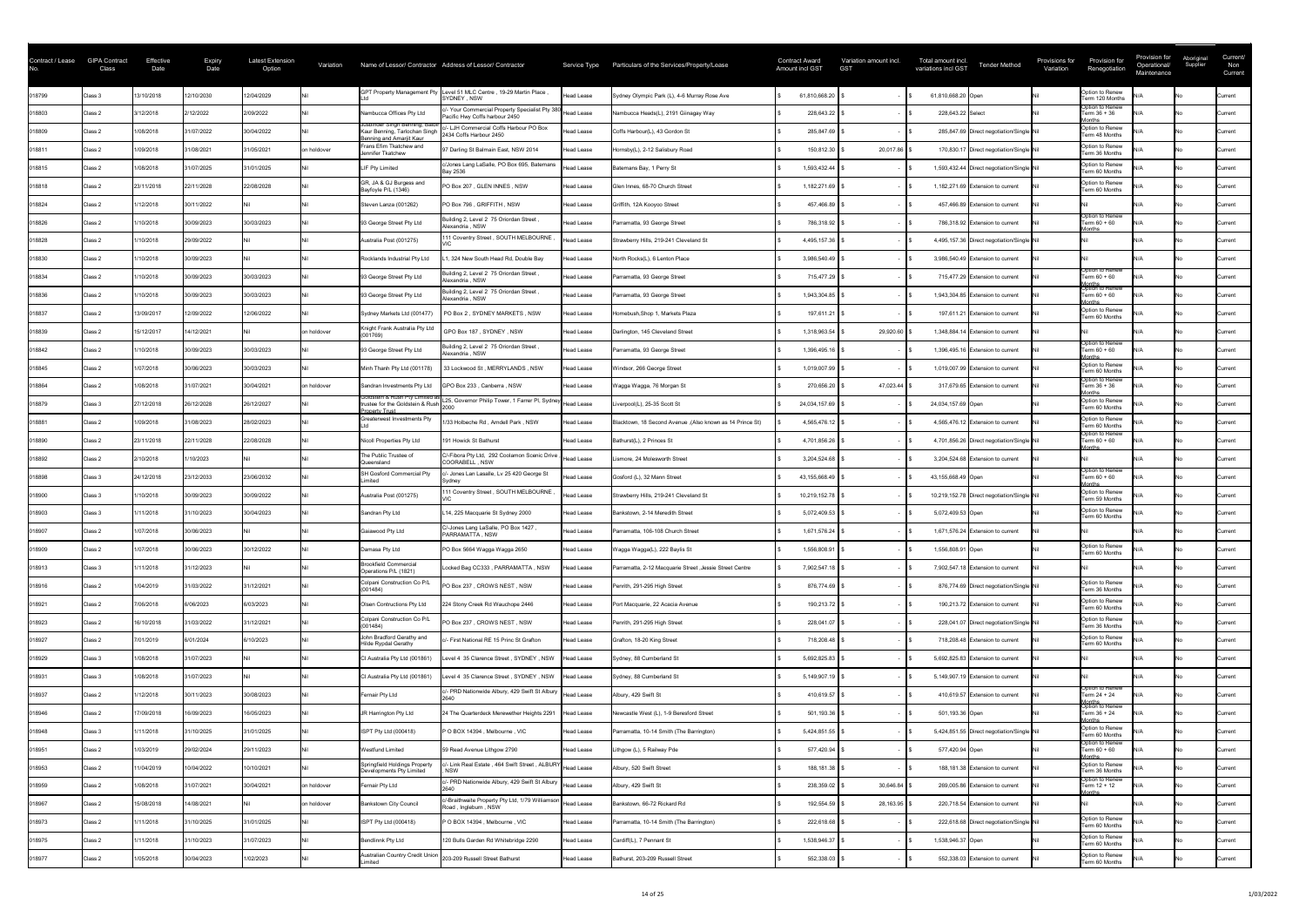| Contract / Lease No. | GIPA Contract Class | Effective Date | Expiry Date | Latest Extension Option | Variation | Name of Lessor/ Contractor | Address of Lessor/ Contractor | Service Type | Particulars of the Services/Property/Lease | Contract Award Amount incl GST | Variation amount incl. GST | Total amount incl. variations incl GST | Tender Method | Provisions for Variation | Provision for Renegotiation | Provision for Operational/ Maintenance | Aboriginal Supplier | Current/ Non Current |
|---|---|---|---|---|---|---|---|---|---|---|---|---|---|---|---|---|---|---|
| 018799 | Class 3 | 13/10/2018 | 12/10/2030 | 12/04/2029 | Nil | GPT Property Management Pty Ltd | Level 51 MLC Centre , 19-29 Martin Place , SYDNEY , NSW | Head Lease | Sydney Olympic Park (L), 4-6 Murray Rose Ave | $ 61,810,668.20 | $ - | $ 61,810,668.20 | Open | Nil | Option to Renew Term 120 Months | N/A | No | Current |
| 018803 | Class 2 | 3/12/2018 | 2/12/2022 | 2/09/2022 | Nil | Nambucca Offices Pty Ltd | c/- Your Commercial Property Specialist Pty 380 Pacific Hwy Coffs harbour 2450 | Head Lease | Nambucca Heads(L), 2191 Giinagay Way | $ 228,643.22 | $ - | $ 228,643.22 | Select | Nil | Option to Renew Term 36 + 36 Months | N/A | No | Current |
| 018809 | Class 2 | 1/08/2018 | 31/07/2022 | 30/04/2022 | Nil | Jobsinder Singh Benning, Baldev Kaur Benning, Tarlochan Singh Benning and Amarjit Kaur | c/- LJH Commercial Coffs Harbour PO Box 2434 Coffs Harbour 2450 | Head Lease | Coffs Harbour(L), 43 Gordon St | $ 285,847.69 | $ - | $ 285,847.69 | Direct negotiation/Single | Nil | Option to Renew Term 48 Months | N/A | No | Current |
| 018811 | Class 2 | 1/09/2018 | 31/08/2021 | 31/05/2021 | on holdover | Frans Efim Tkatchew and Jennifer Tkatchew | 97 Darling St Balmain East, NSW 2014 | Head Lease | Hornsby(L), 2-12 Salisbury Road | $ 150,812.30 | $ 20,017.86 | $ 170,830.17 | Direct negotiation/Single | Nil | Option to Renew Term 36 Months | N/A | No | Current |
| 018815 | Class 2 | 1/08/2018 | 31/07/2025 | 31/01/2025 | Nil | LIF Pty Limited | c/Jones Lang LaSalle, PO Box 695, Batemans Bay 2536 | Head Lease | Batemans Bay, 1 Perry St | $ 1,593,432.44 | $ - | $ 1,593,432.44 | Direct negotiation/Single | Nil | Option to Renew Term 60 Months | N/A | No | Current |
| 018818 | Class 2 | 23/11/2018 | 22/11/2028 | 22/08/2028 | Nil | GR, JA & GJ Burgess and Bayfoyle P/L (1346) | PO Box 207 , GLEN INNES , NSW | Head Lease | Glen Innes, 68-70 Church Street | $ 1,182,271.69 | $ - | $ 1,182,271.69 | Extension to current | Nil | Option to Renew Term 60 Months | N/A | No | Current |
| 018824 | Class 2 | 1/12/2018 | 30/11/2022 | Nil | Nil | Steven Lanza (001262) | PO Box 796 , GRIFFITH , NSW | Head Lease | Griffith, 12A Kooyoo Street | $ 457,466.89 | $ - | $ 457,466.89 | Extension to current | Nil | Nil | N/A | No | Current |
| 018826 | Class 2 | 1/10/2018 | 30/09/2023 | 30/03/2023 | Nil | 93 George Street Pty Ltd | Building 2, Level 2 75 Oriordan Street , Alexandria , NSW | Head Lease | Parramatta, 93 George Street | $ 786,318.92 | $ - | $ 786,318.92 | Extension to current | Nil | Option to Renew Term 60 + 60 Months | N/A | No | Current |
| 018828 | Class 2 | 1/10/2018 | 29/09/2022 | Nil | Nil | Australia Post (001275) | 111 Coventry Street , SOUTH MELBOURNE , VIC | Head Lease | Strawberry Hills, 219-241 Cleveland St | $ 4,495,157.36 | $ - | $ 4,495,157.36 | Direct negotiation/Single | Nil | Nil | N/A | No | Current |
| 018830 | Class 2 | 1/10/2018 | 30/09/2023 | Nil | Nil | Rocklands Industrial Pty Ltd | L1, 324 New South Head Rd, Double Bay | Head Lease | North Rocks(L), 6 Lenton Place | $ 3,986,540.49 | $ - | $ 3,986,540.49 | Extension to current | Nil | Nil | N/A | No | Current |
| 018834 | Class 2 | 1/10/2018 | 30/09/2023 | 30/03/2023 | Nil | 93 George Street Pty Ltd | Building 2, Level 2 75 Oriordan Street , Alexandria , NSW | Head Lease | Parramatta, 93 George Street | $ 715,477.29 | $ - | $ 715,477.29 | Extension to current | Nil | Option to Renew Term 60 + 60 Months | N/A | No | Current |
| 018836 | Class 2 | 1/10/2018 | 30/09/2023 | 30/03/2023 | Nil | 93 George Street Pty Ltd | Building 2, Level 2 75 Oriordan Street , Alexandria , NSW | Head Lease | Parramatta, 93 George Street | $ 1,943,304.85 | $ - | $ 1,943,304.85 | Extension to current | Nil | Option to Renew Term 60 + 60 Months | N/A | No | Current |
| 018837 | Class 2 | 13/09/2017 | 12/09/2022 | 12/06/2022 | Nil | Sydney Markets Ltd (001477) | PO Box 2 , SYDNEY MARKETS , NSW | Head Lease | Homebush,Shop 1, Markets Plaza | $ 197,611.21 | $ - | $ 197,611.21 | Extension to current | Nil | Option to Renew Term 60 Months | N/A | No | Current |
| 018839 | Class 2 | 15/12/2017 | 14/12/2021 | Nil | on holdover | Knight Frank Australia Pty Ltd (001769) | GPO Box 187 , SYDNEY , NSW | Head Lease | Darlington, 145 Cleveland Street | $ 1,318,963.54 | $ 29,920.60 | $ 1,348,884.14 | Extension to current | Nil | Nil | N/A | No | Current |
| 018842 | Class 2 | 1/10/2018 | 30/09/2023 | 30/03/2023 | Nil | 93 George Street Pty Ltd | Building 2, Level 2 75 Oriordan Street , Alexandria , NSW | Head Lease | Parramatta, 93 George Street | $ 1,396,495.16 | $ - | $ 1,396,495.16 | Extension to current | Nil | Option to Renew Term 60 + 60 Months | N/A | No | Current |
| 018845 | Class 2 | 1/07/2018 | 30/06/2023 | 30/03/2023 | Nil | Minh Thanh Pty Ltd (001178) | 33 Lockwood St , MERRYLANDS , NSW | Head Lease | Windsor, 266 George Street | $ 1,019,007.99 | $ - | $ 1,019,007.99 | Extension to current | Nil | Option to Renew Term 60 Months | N/A | No | Current |
| 018864 | Class 2 | 1/08/2018 | 31/07/2021 | 30/04/2021 | on holdover | Sandran Investments Pty Ltd | GPO Box 233 , Canberra , NSW | Head Lease | Wagga Wagga, 76 Morgan St | $ 270,656.20 | $ 47,023.44 | $ 317,679.65 | Extension to current | Nil | Option to Renew Term 36 + 36 Months | N/A | No | Current |
| 018879 | Class 3 | 27/12/2018 | 26/12/2028 | 26/12/2027 | Nil | Goldstein & Rush Pty Limited as trustee for the Goldstein & Rush Property Trust | L25, Governor Philip Tower, 1 Farrer Pl, Sydney 2000 | Head Lease | Liverpool(L), 25-35 Scott St | $ 24,034,157.69 | $ - | $ 24,034,157.69 | Open | Nil | Option to Renew Term 60 Months | N/A | No | Current |
| 018881 | Class 2 | 1/09/2018 | 31/08/2023 | 28/02/2023 | Nil | Greaterwest Investments Pty Ltd | 1/33 Holbeche Rd , Arndell Park , NSW | Head Lease | Blacktown, 18 Second Avenue ,(Also known as 14 Prince St) | $ 4,565,476.12 | $ - | $ 4,565,476.12 | Extension to current | Nil | Option to Renew Term 60 Months | N/A | No | Current |
| 018890 | Class 2 | 23/11/2018 | 22/11/2028 | 22/08/2028 | Nil | Nicoll Properties Pty Ltd | 191 Howick St Bathurst | Head Lease | Bathurst(L), 2 Princes St | $ 4,701,856.26 | $ - | $ 4,701,856.26 | Direct negotiation/Single | Nil | Option to Renew Term 60 + 60 Months | N/A | No | Current |
| 018892 | Class 2 | 2/10/2018 | 1/10/2023 | Nil | Nil | The Public Trustee of Queensland | C/-Fibora Pty Ltd, 292 Coolamon Scenic Drive , COORABELL , NSW | Head Lease | Lismore, 24 Molesworth Street | $ 3,204,524.68 | $ - | $ 3,204,524.68 | Extension to current | Nil | Nil | N/A | No | Current |
| 018898 | Class 3 | 24/12/2018 | 23/12/2033 | 23/06/2032 | Nil | SH Gosford Commercial Pty Limited | c/- Jones Lan Lasalle, Lv 25 420 George St Sydney | Head Lease | Gosford (L), 32 Mann Street | $ 43,155,668.49 | $ - | $ 43,155,668.49 | Open | Nil | Option to Renew Term 60 + 60 Months | N/A | No | Current |
| 018900 | Class 3 | 1/10/2018 | 30/09/2023 | 30/09/2022 | Nil | Australia Post (001275) | 111 Coventry Street , SOUTH MELBOURNE , VIC | Head Lease | Strawberry Hills, 219-241 Cleveland St | $ 10,219,152.78 | $ - | $ 10,219,152.78 | Direct negotiation/Single | Nil | Option to Renew Term 59 Months | N/A | No | Current |
| 018903 | Class 3 | 1/11/2018 | 31/10/2023 | 30/04/2023 | Nil | Sandran Pty Ltd | L14, 225 Macquarie St Sydney 2000 | Head Lease | Bankstown, 2-14 Meredith Street | $ 5,072,409.53 | $ - | $ 5,072,409.53 | Open | Nil | Option to Renew Term 60 Months | N/A | No | Current |
| 018907 | Class 2 | 1/07/2018 | 30/06/2023 | Nil | Nil | Gaiawood Pty Ltd | C/-Jones Lang LaSalle, PO Box 1427 , PARRAMATTA , NSW | Head Lease | Parramatta, 106-108 Church Street | $ 1,671,576.24 | $ - | $ 1,671,576.24 | Extension to current | Nil | Nil | N/A | No | Current |
| 018909 | Class 2 | 1/07/2018 | 30/06/2023 | 30/12/2022 | Nil | Damasa Pty Ltd | PO Box 5664 Wagga Wagga 2650 | Head Lease | Wagga Wagga(L), 222 Baylis St | $ 1,556,808.91 | $ - | $ 1,556,808.91 | Open | Nil | Option to Renew Term 60 Months | N/A | No | Current |
| 018913 | Class 3 | 1/11/2018 | 31/12/2023 | Nil | Nil | Brookfield Commercial Operations P/L (1821) | Locked Bag CC333 , PARRAMATTA , NSW | Head Lease | Parramatta, 2-12 Macquarie Street ,Jessie Street Centre | $ 7,902,547.18 | $ - | $ 7,902,547.18 | Extension to current | Nil | Nil | N/A | No | Current |
| 018916 | Class 2 | 1/04/2019 | 31/03/2022 | 31/12/2021 | Nil | Colpani Construction Co P/L (001484) | PO Box 237 , CROWS NEST , NSW | Head Lease | Penrith, 291-295 High Street | $ 876,774.69 | $ - | $ 876,774.69 | Direct negotiation/Single | Nil | Option to Renew Term 36 Months | N/A | No | Current |
| 018921 | Class 2 | 7/06/2018 | 6/06/2023 | 6/03/2023 | Nil | Olsen Contructions Pty Ltd | 224 Stony Creek Rd Wauchope 2446 | Head Lease | Port Macquarie, 22 Acacia Avenue | $ 190,213.72 | $ - | $ 190,213.72 | Extension to current | Nil | Option to Renew Term 60 Months | N/A | No | Current |
| 018923 | Class 2 | 16/10/2018 | 31/03/2022 | 31/12/2021 | Nil | Colpani Construction Co P/L (001484) | PO Box 237 , CROWS NEST , NSW | Head Lease | Penrith, 291-295 High Street | $ 228,041.07 | $ - | $ 228,041.07 | Direct negotiation/Single | Nil | Option to Renew Term 36 Months | N/A | No | Current |
| 018927 | Class 2 | 7/01/2019 | 6/01/2024 | 6/10/2023 | Nil | John Bradford Gerathy and Hilde Rypdal Gerathy | c/- First National RE 15 Princ St Grafton | Head Lease | Grafton, 18-20 King Street | $ 718,208.48 | $ - | $ 718,208.48 | Extension to current | Nil | Option to Renew Term 60 Months | N/A | No | Current |
| 018929 | Class 3 | 1/08/2018 | 31/07/2023 | Nil | Nil | CI Australia Pty Ltd (001861) | Level 4 35 Clarence Street , SYDNEY , NSW | Head Lease | Sydney, 88 Cumberland St | $ 5,692,825.83 | $ - | $ 5,692,825.83 | Extension to current | Nil | Nil | N/A | No | Current |
| 018931 | Class 3 | 1/08/2018 | 31/07/2023 | Nil | Nil | CI Australia Pty Ltd (001861) | Level 4 35 Clarence Street , SYDNEY , NSW | Head Lease | Sydney, 88 Cumberland St | $ 5,149,907.19 | $ - | $ 5,149,907.19 | Extension to current | Nil | Nil | N/A | No | Current |
| 018937 | Class 2 | 1/12/2018 | 30/11/2023 | 30/08/2023 | Nil | Fernair Pty Ltd | c/- PRD Nationwide Albury, 429 Swift St Albury 2640 | Head Lease | Albury, 429 Swift St | $ 410,619.57 | $ - | $ 410,619.57 | Extension to current | Nil | Option to Renew Term 24 + 24 Months | N/A | No | Current |
| 018946 | Class 2 | 17/09/2018 | 16/09/2023 | 16/05/2023 | Nil | JR Harrington Pty Ltd | 24 The Quarterdeck Merewether Heights 2291 | Head Lease | Newcastle West (L), 1-9 Beresford Street | $ 501,193.36 | $ - | $ 501,193.36 | Open | Nil | Option to Renew Term 36 + 24 Months | N/A | No | Current |
| 018948 | Class 3 | 1/11/2018 | 31/10/2025 | 31/01/2025 | Nil | ISPT Pty Ltd (000418) | P O BOX 14394 , Melbourne , VIC | Head Lease | Parramatta, 10-14 Smith (The Barrington) | $ 5,424,851.55 | $ - | $ 5,424,851.55 | Direct negotiation/Single | Nil | Option to Renew Term 60 Months | N/A | No | Current |
| 018951 | Class 2 | 1/03/2019 | 29/02/2024 | 29/11/2023 | Nil | Westfund Limited | 59 Read Avenue Lithgow 2790 | Head Lease | Lithgow (L), 5 Railway Pde | $ 577,420.94 | $ - | $ 577,420.94 | Open | Nil | Option to Renew Term 60 + 60 Months | N/A | No | Current |
| 018953 | Class 2 | 11/04/2019 | 10/04/2022 | 10/10/2021 | Nil | Springfield Holdings Property Developments Pty Limited | c/- Link Real Estate , 464 Swift Street , ALBURY , NSW | Head Lease | Albury, 520 Swift Street | $ 188,181.38 | $ - | $ 188,181.38 | Extension to current | Nil | Option to Renew Term 36 Months | N/A | No | Current |
| 018959 | Class 2 | 1/08/2018 | 31/07/2021 | 30/04/2021 | on holdover | Fernair Pty Ltd | c/- PRD Nationwide Albury, 429 Swift St Albury 2640 | Head Lease | Albury, 429 Swift St | $ 238,359.02 | $ 30,646.84 | $ 269,005.86 | Extension to current | Nil | Option to Renew Term 12 + 12 Months | N/A | No | Current |
| 018967 | Class 2 | 15/08/2018 | 14/08/2021 | Nil | on holdover | Bankstown City Council | c/-Braithwaite Property Pty Ltd, 1/79 Williamson Road , Ingleburn , NSW | Head Lease | Bankstown, 66-72 Rickard Rd | $ 192,554.59 | $ 28,163.95 | $ 220,718.54 | Extension to current | Nil | Nil | N/A | No | Current |
| 018973 | Class 2 | 1/11/2018 | 31/10/2025 | 31/01/2025 | Nil | ISPT Pty Ltd (000418) | P O BOX 14394 , Melbourne , VIC | Head Lease | Parramatta, 10-14 Smith (The Barrington) | $ 222,618.68 | $ - | $ 222,618.68 | Direct negotiation/Single | Nil | Option to Renew Term 60 Months | N/A | No | Current |
| 018975 | Class 2 | 1/11/2018 | 31/10/2023 | 31/07/2023 | Nil | Bendlinnk Pty Ltd | 120 Bulls Garden Rd Whitebridge 2290 | Head Lease | Cardiff(L), 7 Pennant St | $ 1,538,946.37 | $ - | $ 1,538,946.37 | Open | Nil | Option to Renew Term 60 Months | N/A | No | Current |
| 018977 | Class 2 | 1/05/2018 | 30/04/2023 | 1/02/2023 | Nil | Australian Country Credit Union Limited | 203-209 Russell Street Bathurst | Head Lease | Bathurst, 203-209 Russell Street | $ 552,338.03 | $ - | $ 552,338.03 | Extension to current | Nil | Option to Renew Term 60 Months | N/A | No | Current |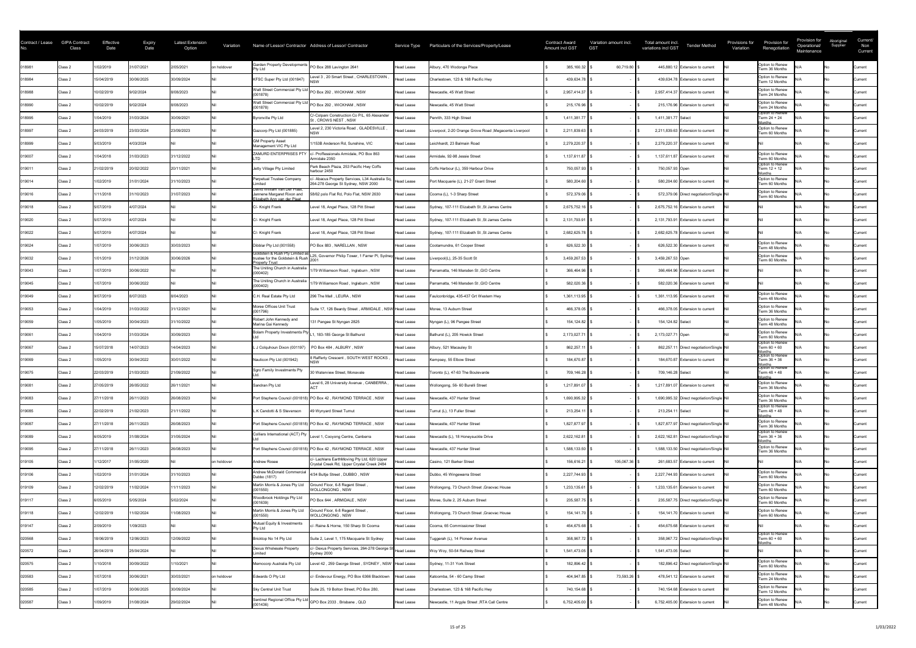| Contract / Lease No. | GIPA Contract Class | Effective Date | Expiry Date | Latest Extension Option | Variation | Name of Lessor/ Contractor | Address of Lessor/ Contractor | Service Type | Particulars of the Services/Property/Lease | Contract Award Amount incl GST | Variation amount incl. GST | Total amount incl. variations incl GST | Tender Method | Provisions for Variation | Provision for Renegotiation | Provision for Operational/ Maintenance | Aboriginal Supplier | Current/ Non Current |
|---|---|---|---|---|---|---|---|---|---|---|---|---|---|---|---|---|---|---|
| 018981 | Class 2 | 1/02/2019 | 31/07/2021 | 2/05/2021 | on holdover | Garden Property Developments Pty Ltd | PO Box 288 Lavington 2641 | Head Lease | Albury, 470 Wodonga Place | $ 385,160.32 | $ 60,719.80 | $ 445,880.12 | Extension to current | Nil | Option to Renew Term 36 Months | N/A | No | Current |
| 018984 | Class 2 | 15/04/2019 | 30/06/2025 | 30/09/2024 | Nil | KFSC Super Pty Ltd (001847) | Level 3 , 20 Smart Street , CHARLESTOWN , NSW | Head Lease | Charlestown, 123 & 168 Pacific Hwy | $ 439,634.78 | $ - | $ 439,634.78 | Extension to current | Nil | Option to Renew Term 12 Months | N/A | No | Current |
| 018988 | Class 2 | 10/02/2019 | 9/02/2024 | 8/08/2023 | Nil | Watt Street Commercial Pty Ltd (001878) | PO Box 292 , WICKHAM , NSW | Head Lease | Newcastle, 45 Watt Street | $ 2,957,414.37 | $ - | $ 2,957,414.37 | Extension to current | Nil | Option to Renew Term 24 Months | N/A | No | Current |
| 018990 | Class 2 | 10/02/2019 | 9/02/2024 | 8/08/2023 | Nil | Watt Street Commercial Pty Ltd (001878) | PO Box 292 , WICKHAM , NSW | Head Lease | Newcastle, 45 Watt Street | $ 215,176.96 | $ - | $ 215,176.96 | Extension to current | Nil | Option to Renew Term 24 Months | N/A | No | Current |
| 018995 | Class 2 | 1/04/2019 | 31/03/2024 | 30/09/2021 | Nil | Byronville Pty Ltd | C/-Colpani Construction Co P/L, 65 Alexander St , CROWS NEST , NSW | Head Lease | Penrith, 333 High Street | $ 1,411,381.77 | $ - | $ 1,411,381.77 | Select | Nil | Option to Renew Term 24 + 24 Months | N/A | No | Current |
| 018997 | Class 2 | 24/03/2019 | 23/03/2024 | 23/09/2023 | Nil | Gazcorp Pty Ltd (001885) | Level 2, 230 Victoria Road , GLADESVILLE , NSW | Head Lease | Liverpool, 2-20 Orange Grove Road ,Megacentra Liverpool | $ 2,211,839.63 | $ - | $ 2,211,839.63 | Extension to current | Nil | Option to Renew Term 60 Months | N/A | No | Current |
| 018999 | Class 2 | 5/03/2019 | 4/03/2024 | Nil | Nil | GM Property Asset Management VIC Pty Ltd | 1/153B Anderson Rd, Sunshine, VIC | Head Lease | Leichhardt, 23 Balmain Road | $ 2,279,220.37 | $ - | $ 2,279,220.37 | Extension to current | Nil | Nil | N/A | No | Current |
| 019007 | Class 2 | 1/04/2018 | 31/03/2023 | 31/12/2022 | Nil | ZAMURD ENTERPRISES PTY LTD | c/- Proffessionals Armidale, PO Box 863 Armidale 2350 | Head Lease | Armidale, 92-98 Jessie Street | $ 1,137,611.87 | $ - | $ 1,137,611.87 | Extension to current | Nil | Option to Renew Term 60 Months | N/A | No | Current |
| 019011 | Class 2 | 21/02/2019 | 20/02/2022 | 20/11/2021 | Nil | Jetty Village Pty Limited | Park Beach Plaza, 253 Pacific Hwy Coffs harbour 2450 | Head Lease | Coffs Harbour (L), 359 Harbour Drive | $ 750,057.93 | $ - | $ 750,057.93 | Open | Nil | Option to Renew Term 12 + 12 Months | N/A | No | Current |
| 019014 | Class 2 | 1/02/2019 | 31/01/2024 | 31/10/2023 | Nil | Perpetual Trustee Company Limited | c/- Abacus Property Services, L34 Australia Sq, 264-278 George St Sydney, NSW 2000 | Head Lease | Port Macquarie (L), 21-27 Grant Street | $ 580,204.60 | $ - | $ 580,204.60 | Extension to current | Nil | Option to Renew Term 60 Months | N/A | No | Current |
| 019016 | Class 2 | 1/11/2018 | 31/10/2023 | 31/07/2023 | Nil | David William Van Der Plaat, Jannene Margaret Rixon and Elizabeth Ann van der Plaat | 58/62 polo Flat Rd, Polo Flat, NSW 2630 | Head Lease | Cooma (L), 1-3 Sharp Street | $ 572,379.06 | $ - | $ 572,379.06 | Direct negotiation/Single | Nil | Option to Renew Term 60 Months | N/A | No | Current |
| 019018 | Class 2 | 5/07/2019 | 4/07/2024 | Nil | Nil | C/- Knight Frank | Level 18, Angel Place, 128 Pitt Street | Head Lease | Sydney, 107-111 Elizabeth St ,St James Centre | $ 2,675,752.16 | $ - | $ 2,675,752.16 | Extension to current | Nil | Nil | N/A | No | Current |
| 019020 | Class 2 | 5/07/2019 | 4/07/2024 | Nil | Nil | C/- Knight Frank | Level 18, Angel Place, 128 Pitt Street | Head Lease | Sydney, 107-111 Elizabeth St ,St James Centre | $ 2,131,793.91 | $ - | $ 2,131,793.91 | Extension to current | Nil | Nil | N/A | No | Current |
| 019022 | Class 2 | 5/07/2019 | 4/07/2024 | Nil | Nil | C/- Knight Frank | Level 18, Angel Place, 128 Pitt Street | Head Lease | Sydney, 107-111 Elizabeth St ,St James Centre | $ 2,682,625.78 | $ - | $ 2,682,625.78 | Extension to current | Nil | Nil | N/A | No | Current |
| 019024 | Class 2 | 1/07/2019 | 30/06/2023 | 30/03/2023 | Nil | Dibblar Pty Ltd (001558) | PO Box 883 , NARELLAN , NSW | Head Lease | Cootamundra, 61 Cooper Street | $ 626,522.30 | $ - | $ 626,522.30 | Extension to current | Nil | Option to Renew Term 48 Months | N/A | No | Current |
| 019032 | Class 2 | 1/01/2019 | 31/12/2026 | 30/06/2026 | Nil | Goldstein & Rush Pty Limited as trustee for the Goldstein & Rush Property Trust | L25, Governor Philip Tower, 1 Farrer Pl, Sydney 2001 | Head Lease | Liverpool(L), 25-35 Scott St | $ 3,459,267.53 | $ - | $ 3,459,267.53 | Open | Nil | Option to Renew Term 60 Months | N/A | No | Current |
| 019043 | Class 2 | 1/07/2019 | 30/06/2022 | Nil | Nil | The Uniting Church in Australia (000402) | 1/79 Williamson Road , Ingleburn , NSW | Head Lease | Parramatta, 146 Marsden St ,GIO Centre | $ 366,464.96 | $ - | $ 366,464.96 | Extension to current | Nil | Nil | N/A | No | Current |
| 019045 | Class 2 | 1/07/2019 | 30/06/2022 | Nil | Nil | The Uniting Church in Australia (000402) | 1/79 Williamson Road , Ingleburn , NSW | Head Lease | Parramatta, 146 Marsden St ,GIO Centre | $ 582,020.36 | $ - | $ 582,020.36 | Extension to current | Nil | Nil | N/A | No | Current |
| 019049 | Class 2 | 9/07/2019 | 8/07/2023 | 8/04/2023 | Nil | C.H. Real Estate Pty Ltd | 296 The Mall , LEURA , NSW | Head Lease | Faulconbridge, 435-437 Grt Western Hwy | $ 1,361,113.95 | $ - | $ 1,361,113.95 | Extension to current | Nil | Option to Renew Term 48 Months | N/A | No | Current |
| 019053 | Class 2 | 1/04/2019 | 31/03/2022 | 31/12/2021 | Nil | Moree Offices Unit Trust (001796) | Suite 17, 126 Beardy Street , ARMIDALE , NSW | Head Lease | Moree, 13 Auburn Street | $ 466,378.05 | $ - | $ 466,378.05 | Extension to current | Nil | Option to Renew Term 36 Months | N/A | No | Current |
| 019059 | Class 2 | 1/05/2019 | 30/04/2023 | 31/10/2022 | Nil | Robert John Kennedy and Marina Gai Kennedy | 131 Pangee St Nyngan 2825 | Head Lease | Nyngan (L), 96 Pangee Street | $ 154,124.82 | $ - | $ 154,124.82 | Select | Nil | Option to Renew Term 48 Months | N/A | No | Current |
| 019061 | Class 2 | 1/04/2019 | 31/03/2024 | 30/09/2023 | Nil | Bolam Property Investments Pty Ltd | L1, 183-185 George St Bathurst | Head Lease | Bathurst (L), 205 Howick Street | $ 2,173,027.71 | $ - | $ 2,173,027.71 | Open | Nil | Option to Renew Term 60 Months | N/A | No | Current |
| 019067 | Class 2 | 15/07/2018 | 14/07/2023 | 14/04/2023 | Nil | L J Colquhoun Dixon (001197) | PO Box 484 , ALBURY , NSW | Head Lease | Albury, 521 Macauley St | $ 862,257.11 | $ - | $ 862,257.11 | Direct negotiation/Single | Nil | Option to Renew Term 60 + 60 Months | N/A | No | Current |
| 019069 | Class 2 | 1/05/2019 | 30/04/2022 | 30/01/2022 | Nil | Nauticon Pty Ltd (001942) | 8 Rafferty Crescent , SOUTH WEST ROCKS , NSW | Head Lease | Kempsey, 55 Elbow Street | $ 184,670.87 | $ - | $ 184,670.87 | Extension to current | Nil | Option to Renew Term 36 + 36 Months | N/A | No | Current |
| 019075 | Class 2 | 22/03/2019 | 21/03/2023 | 21/09/2022 | Nil | Sgro Family Investments Pty Ltd. | 30 Waterview Street, Monavale | Head Lease | Toronto (L), 47-63 The Boulevarde | $ 709,146.28 | $ - | $ 709,146.28 | Select | Nil | Option to Renew Term 48 + 48 Months | N/A | No | Current |
| 019081 | Class 2 | 27/05/2019 | 26/05/2022 | 26/11/2021 | Nil | Sandran Pty Ltd | Level 6, 28 University Avenue , CANBERRA , ACT | Head Lease | Wollongong, 56- 60 Burelli Street | $ 1,217,891.07 | $ - | $ 1,217,891.07 | Extension to current | Nil | Option to Renew Term 36 Months | N/A | No | Current |
| 019083 | Class 2 | 27/11/2018 | 26/11/2023 | 26/08/2023 | Nil | Port Stephens Council (001818) | PO Box 42 , RAYMOND TERRACE , NSW | Head Lease | Newcastle, 437 Hunter Street | $ 1,690,995.32 | $ - | $ 1,690,995.32 | Direct negotiation/Single | Nil | Option to Renew Term 36 Months | N/A | No | Current |
| 019085 | Class 2 | 22/02/2019 | 21/02/2023 | 21/11/2022 | Nil | L K Candotti & S Stevenson | 49 Wynyard Street Tumut | Head Lease | Tumut (L), 13 Fuller Street | $ 213,254.11 | $ - | $ 213,254.11 | Select | Nil | Option to Renew Term 48 + 48 Months | N/A | No | Current |
| 019087 | Class 2 | 27/11/2018 | 26/11/2023 | 26/08/2023 | Nil | Port Stephens Council (001818) | PO Box 42 , RAYMOND TERRACE , NSW | Head Lease | Newcastle, 437 Hunter Street | $ 1,827,877.97 | $ - | $ 1,827,877.97 | Direct negotiation/Single | Nil | Option to Renew Term 36 Months | N/A | No | Current |
| 019089 | Class 2 | 6/05/2019 | 31/08/2024 | 31/05/2024 | Nil | Colliers International (ACT) Pty Ltd | Level 1, Cooyong Centre, Canberra | Head Lease | Newcastle (L), 18 Honeysuckle Drive | $ 2,622,162.81 | $ - | $ 2,622,162.81 | Direct negotiation/Single | Nil | Option to Renew Term 36 + 36 Months | N/A | No | Current |
| 019095 | Class 2 | 27/11/2018 | 26/11/2023 | 26/08/2023 | Nil | Port Stephens Council (001818) | PO Box 42 , RAYMOND TERRACE , NSW | Head Lease | Newcastle, 437 Hunter Street | $ 1,588,133.50 | $ - | $ 1,588,133.50 | Direct negotiation/Single | Nil | Option to Renew Term 36 Months | N/A | No | Current |
| 019105 | Class 2 | 1/12/2017 | 31/05/2020 | Nil | on holdover | Andrew Rosee | c/- Lachlans EarthMoving Pty Ltd, 620 Upper Crystal Creek Rd, Upper Crystal Creek 2484 | Head Lease | Casino, 121 Barker Street | $ 156,616.21 | $ 105,067.36 | $ 261,683.57 | Extension to current | Nil | Nil | N/A | No | Current |
| 019106 | Class 2 | 1/02/2019 | 31/01/2024 | 31/10/2023 | Nil | Andrew McDonald Commercial Dubbo (1817) | 4/34 Bultje Street , DUBBO , NSW | Head Lease | Dubbo, 45 Wingewarra Street | $ 2,227,744.93 | $ - | $ 2,227,744.93 | Extension to current | Nil | Option to Renew Term 60 Months | N/A | No | Current |
| 019109 | Class 2 | 12/02/2019 | 11/02/2024 | 11/11/2023 | Nil | Martin Morris & Jones Pty Ltd (001550) | Ground Floor, 6-8 Regent Street , WOLLONGONG , NSW | Head Lease | Wollongong, 73 Church Street ,Graovac House | $ 1,233,135.61 | $ - | $ 1,233,135.61 | Extension to current | Nil | Option to Renew Term 60 Months | N/A | No | Current |
| 019117 | Class 2 | 6/05/2019 | 5/05/2024 | 5/02/2024 | Nil | Woodbrook Holdings Pty Ltd (001639) | PO Box 644 , ARMIDALE , NSW | Head Lease | Moree, Suite 2, 25 Auburn Street | $ 235,587.75 | $ - | $ 235,587.75 | Direct negotiation/Single | Nil | Option to Renew Term 60 Months | N/A | No | Current |
| 019118 | Class 2 | 12/02/2019 | 11/02/2024 | 11/08/2023 | Nil | Martin Morris & Jones Pty Ltd (001550) | Ground Floor, 6-8 Regent Street , WOLLONGONG , NSW | Head Lease | Wollongong, 73 Church Street ,Graovac House | $ 154,141.70 | $ - | $ 154,141.70 | Extension to current | Nil | Option to Renew Term 60 Months | N/A | No | Current |
| 019147 | Class 2 | 2/09/2019 | 1/09/2023 | Nil | Nil | Mutual Equity & Investments Pty Ltd | c/- Raine & Horne, 150 Sharp St Cooma | Head Lease | Cooma, 65 Commissioner Street | $ 454,675.68 | $ - | $ 454,675.68 | Extension to current | Nil | Nil | N/A | No | Current |
| 020568 | Class 2 | 18/06/2019 | 12/06/2023 | 12/09/2022 | Nil | Bricktop No 14 Pty Ltd | Suite 2, Level 1, 175 Macquarie St Sydney | Head Lease | Tuggerah (L), 14 Pioneer Avenue | $ 358,967.72 | $ - | $ 358,967.72 | Direct negotiation/Single | Nil | Option to Renew Term 60 + 60 Months | N/A | No | Current |
| 020572 | Class 2 | 26/04/2019 | 25/04/2024 | Nil | Nil | Dexus Wholesale Property Limited | c/- Dexus Property Services, 264-278 George St Sydney 2000 | Head Lease | Woy Woy, 50-54 Railway Street | $ 1,541,473.05 | $ - | $ 1,541,473.05 | Select | Nil | Nil | N/A | No | Current |
| 020575 | Class 2 | 1/10/2018 | 30/09/2022 | 1/10/2021 | Nil | Memocorp Australia Pty Ltd | Level 42 , 259 George Street , SYDNEY , NSW | Head Lease | Sydney, 11-31 York Street | $ 182,896.42 | $ - | $ 182,896.42 | Direct negotiation/Single | Nil | Option to Renew Term 60 Months | N/A | No | Current |
| 020583 | Class 2 | 1/07/2018 | 30/06/2021 | 30/03/2021 | on holdover | Edwards O Pty Ltd | c/- Endevour Energy, PO Box 6366 Blacktown | Head Lease | Katoomba, 54 - 60 Camp Street | $ 404,947.85 | $ 73,593.26 | $ 478,541.12 | Extension to current | Nil | Option to Renew Term 24 Months | N/A | No | Current |
| 020585 | Class 2 | 1/07/2019 | 30/06/2025 | 30/09/2024 | Nil | Sky Central Unit Trust | Suite 25, 19 Bolton Street, PO Box 280, | Head Lease | Charlestown, 123 & 168 Pacific Hwy | $ 740,154.68 | $ - | $ 740,154.68 | Extension to current | Nil | Option to Renew Term 12 Months | N/A | No | Current |
| 020587 | Class 3 | 1/09/2019 | 31/08/2024 | 29/02/2024 | Nil | Sentinel Regional Office Pty Ltd (001436) | GPO Box 2333 , Brisbane , QLD | Head Lease | Newcastle, 11 Argyle Street ,RTA Call Centre | $ 6,752,405.00 | $ - | $ 6,752,405.00 | Extension to current | Nil | Option to Renew Term 48 Months | N/A | No | Current |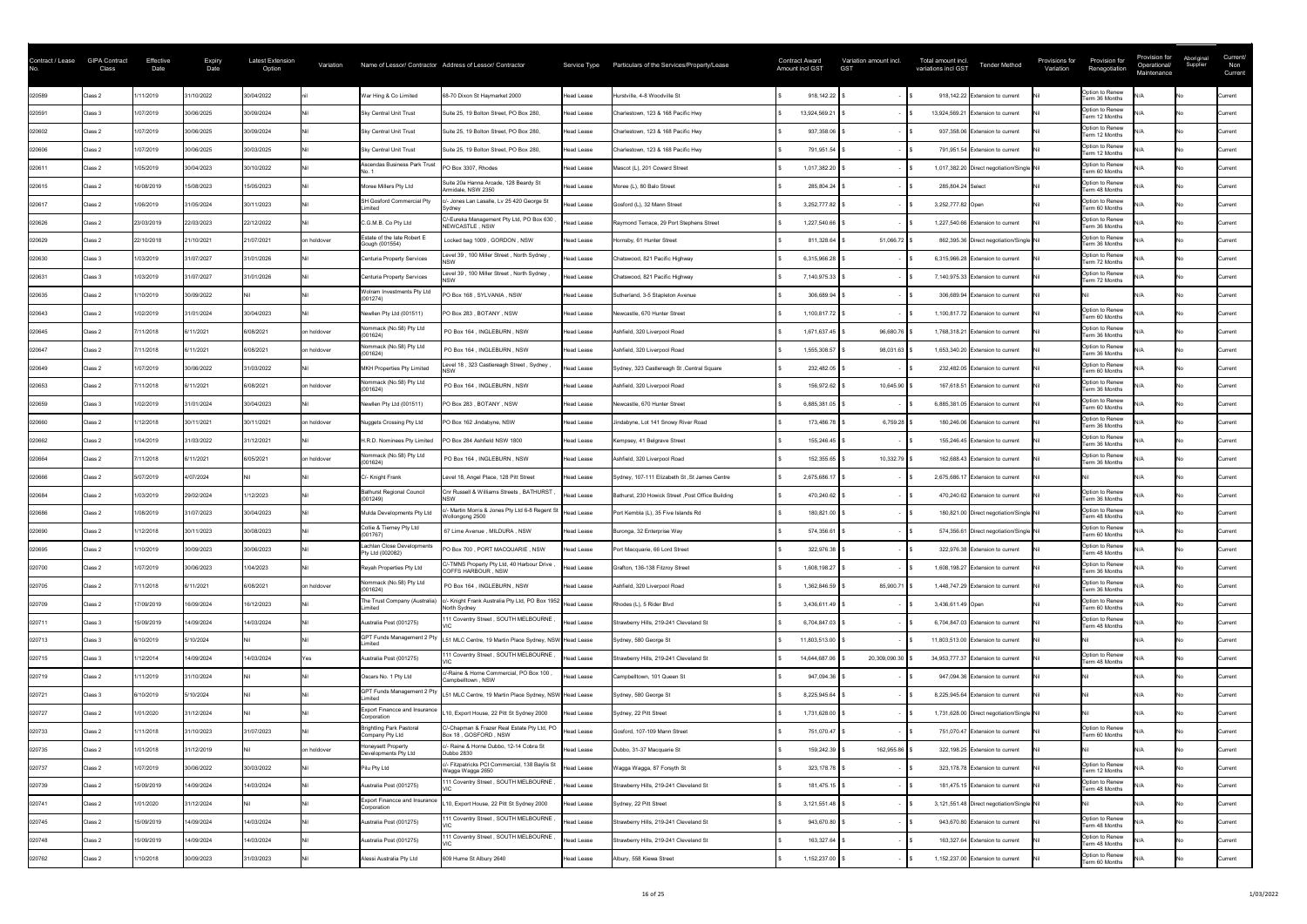| Contract / Lease No. | GIPA Contract Class | Effective Date | Expiry Date | Latest Extension Option | Variation | Name of Lessor/ Contractor | Address of Lessor/ Contractor | Service Type | Particulars of the Services/Property/Lease | Contract Award Amount incl GST | Variation amount incl. GST | Total amount incl. variations incl GST | Tender Method | Provisions for Variation | Provision for Renegotiation | Provision for Operational/ Maintenance | Aboriginal Supplier | Current/ Non Current |
|---|---|---|---|---|---|---|---|---|---|---|---|---|---|---|---|---|---|---|
| 020589 | Class 2 | 1/11/2019 | 31/10/2022 | 30/04/2022 | nil | War Hing & Co Limited | 68-70 Dixon St Haymarket 2000 | Head Lease | Hurstville, 4-8 Woodville St | $ 918,142.22 | $ - | $ 918,142.22 | Extension to current | Nil | Option to Renew Term 36 Months | N/A | No | Current |
| 020591 | Class 3 | 1/07/2019 | 30/06/2025 | 30/09/2024 | Nil | Sky Central Unit Trust | Suite 25, 19 Bolton Street, PO Box 280, | Head Lease | Charlestown, 123 & 168 Pacific Hwy | $ 13,924,569.21 | $ - | $ 13,924,569.21 | Extension to current | Nil | Option to Renew Term 12 Months | N/A | No | Current |
| 020602 | Class 2 | 1/07/2019 | 30/06/2025 | 30/09/2024 | Nil | Sky Central Unit Trust | Suite 25, 19 Bolton Street, PO Box 280, | Head Lease | Charlestown, 123 & 168 Pacific Hwy | $ 937,358.06 | $ - | $ 937,358.06 | Extension to current | Nil | Option to Renew Term 12 Months | N/A | No | Current |
| 020606 | Class 2 | 1/07/2019 | 30/06/2025 | 30/03/2025 | Nil | Sky Central Unit Trust | Suite 25, 19 Bolton Street, PO Box 280, | Head Lease | Charlestown, 123 & 168 Pacific Hwy | $ 791,951.54 | $ - | $ 791,951.54 | Extension to current | Nil | Option to Renew Term 12 Months | N/A | No | Current |
| 020611 | Class 2 | 1/05/2019 | 30/04/2023 | 30/10/2022 | Nil | Ascendas Business Park Trust No. 1 | PO Box 3307, Rhodes | Head Lease | Mascot (L), 201 Coward Street | $ 1,017,382.20 | $ - | $ 1,017,382.20 | Direct negotiation/Single | Nil | Option to Renew Term 60 Months | N/A | No | Current |
| 020615 | Class 2 | 16/08/2019 | 15/08/2023 | 15/05/2023 | Nil | Moree Millers Pty Ltd | Suite 20a Hanna Arcade, 128 Beardy St Armidale, NSW 2350 | Head Lease | Moree (L), 80 Balo Street | $ 285,804.24 | $ - | $ 285,804.24 | Select | Nil | Option to Renew Term 48 Months | N/A | No | Current |
| 020617 | Class 2 | 1/06/2019 | 31/05/2024 | 30/11/2023 | Nil | SH Gosford Commercial Pty Limited | c/- Jones Lan Lasalle, Lv 25 420 George St Sydney | Head Lease | Gosford (L), 32 Mann Street | $ 3,252,777.82 | $ - | $ 3,252,777.82 | Open | Nil | Option to Renew Term 60 Months | N/A | No | Current |
| 020626 | Class 2 | 23/03/2019 | 22/03/2023 | 22/12/2022 | Nil | C.G.M.B. Co Pty Ltd | C/-Eureka Management Pty Ltd, PO Box 630 , NEWCASTLE , NSW | Head Lease | Raymond Terrace, 29 Port Stephens Street | $ 1,227,540.66 | $ - | $ 1,227,540.66 | Extension to current | Nil | Option to Renew Term 36 Months | N/A | No | Current |
| 020629 | Class 2 | 22/10/2018 | 21/10/2021 | 21/07/2021 | on holdover | Estate of the late Robert E Gough (001554) | Locked bag 1009 , GORDON , NSW | Head Lease | Hornsby, 61 Hunter Street | $ 811,328.64 | $ 51,066.72 | $ 862,395.36 | Direct negotiation/Single | Nil | Option to Renew Term 36 Months | N/A | No | Current |
| 020630 | Class 3 | 1/03/2019 | 31/07/2027 | 31/01/2026 | Nil | Centuria Property Services | Level 39 , 100 Miller Street , North Sydney , NSW | Head Lease | Chatswood, 821 Pacific Highway | $ 6,315,966.28 | $ - | $ 6,315,966.28 | Extension to current | Nil | Option to Renew Term 72 Months | N/A | No | Current |
| 020631 | Class 3 | 1/03/2019 | 31/07/2027 | 31/01/2026 | Nil | Centuria Property Services | Level 39 , 100 Miller Street , North Sydney , NSW | Head Lease | Chatswood, 821 Pacific Highway | $ 7,140,975.33 | $ - | $ 7,140,975.33 | Extension to current | Nil | Option to Renew Term 72 Months | N/A | No | Current |
| 020635 | Class 2 | 1/10/2019 | 30/09/2022 | Nil | Nil | Wolsam Investments Pty Ltd (001274) | PO Box 168 , SYLVANIA , NSW | Head Lease | Sutherland, 3-5 Stapleton Avenue | $ 306,689.94 | $ - | $ 306,689.94 | Extension to current | Nil | Nil | N/A | No | Current |
| 020643 | Class 2 | 1/02/2019 | 31/01/2024 | 30/04/2023 | Nil | Newllen Pty Ltd (001511) | PO Box 283 , BOTANY , NSW | Head Lease | Newcastle, 670 Hunter Street | $ 1,100,817.72 | $ - | $ 1,100,817.72 | Extension to current | Nil | Option to Renew Term 60 Months | N/A | No | Current |
| 020645 | Class 2 | 7/11/2018 | 6/11/2021 | 6/08/2021 | on holdover | Nommack (No.58) Pty Ltd (001624) | PO Box 164 , INGLEBURN , NSW | Head Lease | Ashfield, 320 Liverpool Road | $ 1,671,637.45 | $ 96,680.76 | $ 1,768,318.21 | Extension to current | Nil | Option to Renew Term 36 Months | N/A | No | Current |
| 020647 | Class 2 | 7/11/2018 | 6/11/2021 | 6/08/2021 | on holdover | Nommack (No.58) Pty Ltd (001624) | PO Box 164 , INGLEBURN , NSW | Head Lease | Ashfield, 320 Liverpool Road | $ 1,555,308.57 | $ 98,031.63 | $ 1,653,340.20 | Extension to current | Nil | Option to Renew Term 36 Months | N/A | No | Current |
| 020649 | Class 2 | 1/07/2019 | 30/06/2022 | 31/03/2022 | Nil | MKH Properties Pty Limited | Level 18 , 323 Castlereagh Street , Sydney , NSW | Head Lease | Sydney, 323 Castlereagh St ,Central Square | $ 232,482.05 | $ - | $ 232,482.05 | Extension to current | Nil | Option to Renew Term 60 Months | N/A | No | Current |
| 020653 | Class 2 | 7/11/2018 | 6/11/2021 | 6/08/2021 | on holdover | Nommack (No.58) Pty Ltd (001624) | PO Box 164 , INGLEBURN , NSW | Head Lease | Ashfield, 320 Liverpool Road | $ 156,972.62 | $ 10,645.90 | $ 167,618.51 | Extension to current | Nil | Option to Renew Term 36 Months | N/A | No | Current |
| 020659 | Class 3 | 1/02/2019 | 31/01/2024 | 30/04/2023 | Nil | Newllen Pty Ltd (001511) | PO Box 283 , BOTANY , NSW | Head Lease | Newcastle, 670 Hunter Street | $ 6,885,381.05 | $ - | $ 6,885,381.05 | Extension to current | Nil | Option to Renew Term 60 Months | N/A | No | Current |
| 020660 | Class 2 | 1/12/2018 | 30/11/2021 | 30/11/2021 | on holdover | Nuggets Crossing Pty Ltd | PO Box 162 ,Jindabyne, NSW | Head Lease | Jindabyne, Lot 141 Snowy River Road | $ 173,486.78 | $ 6,759.28 | $ 180,246.06 | Extension to current | Nil | Option to Renew Term 36 Months | N/A | No | Current |
| 020662 | Class 2 | 1/04/2019 | 31/03/2022 | 31/12/2021 | Nil | H.R.D. Nominees Pty Limited | PO Box 284 Ashfield NSW 1800 | Head Lease | Kempsey, 41 Belgrave Street | $ 155,246.45 | $ - | $ 155,246.45 | Extension to current | Nil | Option to Renew Term 36 Months | N/A | No | Current |
| 020664 | Class 2 | 7/11/2018 | 6/11/2021 | 6/05/2021 | on holdover | Nommack (No.58) Pty Ltd (001624) | PO Box 164 , INGLEBURN , NSW | Head Lease | Ashfield, 320 Liverpool Road | $ 152,355.65 | $ 10,332.79 | $ 162,688.43 | Extension to current | Nil | Option to Renew Term 36 Months | N/A | No | Current |
| 020666 | Class 2 | 5/07/2019 | 4/07/2024 | Nil | Nil | C/- Knight Frank | Level 18, Angel Place, 128 Pitt Street | Head Lease | Sydney, 107-111 Elizabeth St ,St James Centre | $ 2,675,686.17 | $ - | $ 2,675,686.17 | Extension to current | Nil | Nil | N/A | No | Current |
| 020684 | Class 2 | 1/03/2019 | 29/02/2024 | 1/12/2023 | Nil | Bathurst Regional Council (001249) | Cnr Russell & Williams Streets , BATHURST , NSW | Head Lease | Bathurst, 230 Howick Street ,Post Office Building | $ 470,240.62 | $ - | $ 470,240.62 | Extension to current | Nil | Option to Renew Term 36 Months | N/A | No | Current |
| 020686 | Class 2 | 1/08/2019 | 31/07/2023 | 30/04/2023 | Nil | Mulda Developments Pty Ltd | c/- Martin Morris & Jones Pty Ltd 6-8 Regent St Wollongong 2500 | Head Lease | Port Kembla (L), 35 Five Islands Rd | $ 180,821.00 | $ - | $ 180,821.00 | Direct negotiation/Single | Nil | Option to Renew Term 48 Months | N/A | No | Current |
| 020690 | Class 2 | 1/12/2018 | 30/11/2023 | 30/08/2023 | Nil | Collie & Tierney Pty Ltd (001767) | 67 Lime Avenue , MILDURA , NSW | Head Lease | Buronga, 32 Enterprise Way | $ 574,356.61 | $ - | $ 574,356.61 | Direct negotiation/Single | Nil | Option to Renew Term 60 Months | N/A | No | Current |
| 020695 | Class 2 | 1/10/2019 | 30/09/2023 | 30/06/2023 | Nil | Lachlan Close Developments Pty Ltd (002082) | PO Box 700 , PORT MACQUARIE , NSW | Head Lease | Port Macquarie, 66 Lord Street | $ 322,976.38 | $ - | $ 322,976.38 | Extension to current | Nil | Option to Renew Term 48 Months | N/A | No | Current |
| 020700 | Class 2 | 1/07/2019 | 30/06/2023 | 1/04/2023 | Nil | Reyah Properties Pty Ltd | C/-TMNS Property Pty Ltd, 40 Harbour Drive , COFFS HARBOUR , NSW | Head Lease | Grafton, 136-138 Fitzroy Street | $ 1,608,198.27 | $ - | $ 1,608,198.27 | Extension to current | Nil | Option to Renew Term 36 Months | N/A | No | Current |
| 020705 | Class 2 | 7/11/2018 | 6/11/2021 | 6/08/2021 | on holdover | Nommack (No.58) Pty Ltd (001624) | PO Box 164 , INGLEBURN , NSW | Head Lease | Ashfield, 320 Liverpool Road | $ 1,362,846.59 | $ 85,900.71 | $ 1,448,747.29 | Extension to current | Nil | Option to Renew Term 36 Months | N/A | No | Current |
| 020709 | Class 2 | 17/09/2019 | 16/09/2024 | 16/12/2023 | Nil | The Trust Company (Australia) Limited | c/- Knight Frank Australia Pty Ltd, PO Box 1952 North Sydney | Head Lease | Rhodes (L), 5 Rider Blvd | $ 3,436,611.49 | $ - | $ 3,436,611.49 | Open | Nil | Option to Renew Term 60 Months | N/A | No | Current |
| 020711 | Class 3 | 15/09/2019 | 14/09/2024 | 14/03/2024 | Nil | Australia Post (001275) | 111 Coventry Street , SOUTH MELBOURNE , VIC | Head Lease | Strawberry Hills, 219-241 Cleveland St | $ 6,704,847.03 | $ - | $ 6,704,847.03 | Extension to current | Nil | Option to Renew Term 48 Months | N/A | No | Current |
| 020713 | Class 3 | 6/10/2019 | 5/10/2024 | Nil | Nil | GPT Funds Management 2 Pty Limited | L51 MLC Centre, 19 Martin Place Sydney, NSW | Head Lease | Sydney, 580 George St | $ 11,803,513.00 | $ - | $ 11,803,513.00 | Extension to current | Nil | Nil | N/A | No | Current |
| 020715 | Class 3 | 1/12/2014 | 14/09/2024 | 14/03/2024 | Yes | Australia Post (001275) | 111 Coventry Street , SOUTH MELBOURNE , VIC | Head Lease | Strawberry Hills, 219-241 Cleveland St | $ 14,644,687.06 | $ 20,309,090.30 | $ 34,953,777.37 | Extension to current | Nil | Option to Renew Term 48 Months | N/A | No | Current |
| 020719 | Class 2 | 1/11/2019 | 31/10/2024 | Nil | Nil | Oscars No. 1 Pty Ltd | c/-Raine & Horne Commercial, PO Box 100 , Campbelltown , NSW | Head Lease | Campbelltown, 101 Queen St | $ 947,094.36 | $ - | $ 947,094.36 | Extension to current | Nil | Nil | N/A | No | Current |
| 020721 | Class 3 | 6/10/2019 | 5/10/2024 | Nil | Nil | GPT Funds Management 2 Pty Limited | L51 MLC Centre, 19 Martin Place Sydney, NSW | Head Lease | Sydney, 580 George St | $ 8,225,945.64 | $ - | $ 8,225,945.64 | Extension to current | Nil | Nil | N/A | No | Current |
| 020727 | Class 2 | 1/01/2020 | 31/12/2024 | Nil | Nil | Export Finance and Insurance Corporation | L10, Export House, 22 Pitt St Sydney 2000 | Head Lease | Sydney, 22 Pitt Street | $ 1,731,628.00 | $ - | $ 1,731,628.00 | Direct negotiation/Single | Nil | Nil | N/A | No | Current |
| 020733 | Class 2 | 1/11/2018 | 31/10/2023 | 31/07/2023 | Nil | Brightling Park Pastoral Company Pty Ltd | C/-Chapman & Frazer Real Estate Pty Ltd, PO Box 18 , GOSFORD , NSW | Head Lease | Gosford, 107-109 Mann Street | $ 751,070.47 | $ - | $ 751,070.47 | Extension to current | Nil | Option to Renew Term 60 Months | N/A | No | Current |
| 020735 | Class 2 | 1/01/2018 | 31/12/2019 | Nil | on holdover | Honeysett Property Developments Pty Ltd | c/- Raine & Horne Dubbo, 12-14 Cobra St Dubbo 2830 | Head Lease | Dubbo, 31-37 Macquarie St | $ 159,242.39 | $ 162,955.86 | $ 322,198.25 | Extension to current | Nil | Nil | N/A | No | Current |
| 020737 | Class 2 | 1/07/2019 | 30/06/2022 | 30/03/2022 | Nil | Pitu Pty Ltd | c/- Fitzpatricks PCI Commercial, 138 Baylis St Wagga Wagga 2650 | Head Lease | Wagga Wagga, 87 Forsyth St | $ 323,178.78 | $ - | $ 323,178.78 | Extension to current | Nil | Option to Renew Term 12 Months | N/A | No | Current |
| 020739 | Class 2 | 15/09/2019 | 14/09/2024 | 14/03/2024 | Nil | Australia Post (001275) | 111 Coventry Street , SOUTH MELBOURNE , VIC | Head Lease | Strawberry Hills, 219-241 Cleveland St | $ 181,475.15 | $ - | $ 181,475.15 | Extension to current | Nil | Option to Renew Term 48 Months | N/A | No | Current |
| 020741 | Class 2 | 1/01/2020 | 31/12/2024 | Nil | Nil | Export Finance and Insurance Corporation | L10, Export House, 22 Pitt St Sydney 2000 | Head Lease | Sydney, 22 Pitt Street | $ 3,121,551.48 | $ - | $ 3,121,551.48 | Direct negotiation/Single | Nil | Nil | N/A | No | Current |
| 020745 | Class 2 | 15/09/2019 | 14/09/2024 | 14/03/2024 | Nil | Australia Post (001275) | 111 Coventry Street , SOUTH MELBOURNE , VIC | Head Lease | Strawberry Hills, 219-241 Cleveland St | $ 943,670.80 | $ - | $ 943,670.80 | Extension to current | Nil | Option to Renew Term 48 Months | N/A | No | Current |
| 020748 | Class 2 | 15/09/2019 | 14/09/2024 | 14/03/2024 | Nil | Australia Post (001275) | 111 Coventry Street , SOUTH MELBOURNE , VIC | Head Lease | Strawberry Hills, 219-241 Cleveland St | $ 163,327.64 | $ - | $ 163,327.64 | Extension to current | Nil | Option to Renew Term 48 Months | N/A | No | Current |
| 020762 | Class 2 | 1/10/2018 | 30/09/2023 | 31/03/2023 | Nil | Alessi Australia Pty Ltd | 609 Hume St Albury 2640 | Head Lease | Albury, 558 Kiewa Street | $ 1,152,237.00 | $ - | $ 1,152,237.00 | Extension to current | Nil | Option to Renew Term 60 Months | N/A | No | Current |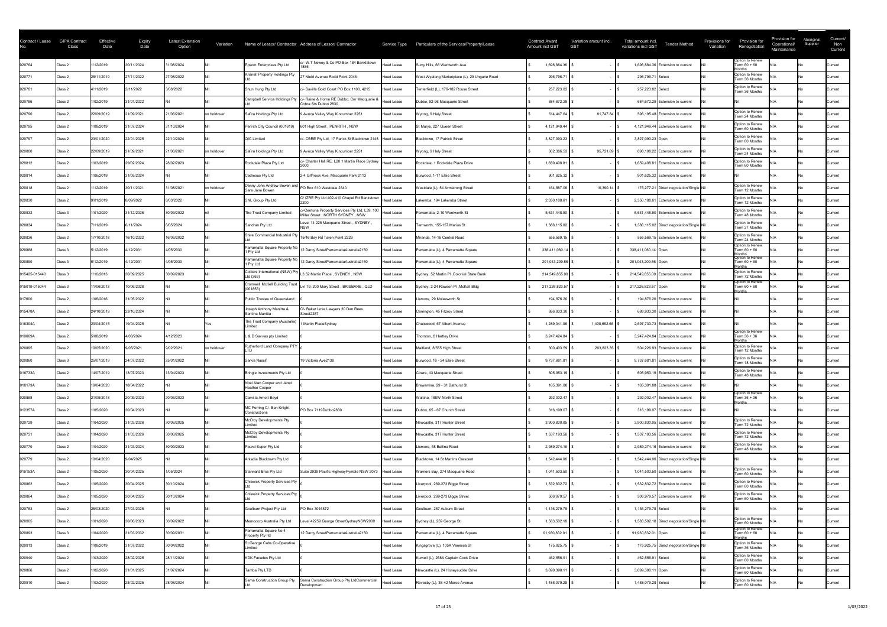| Contract / Lease No. | GIPA Contract Class | Effective Date | Expiry Date | Latest Extension Option | Variation | Name of Lessor/ Contractor | Address of Lessor/ Contractor | Service Type | Particulars of the Services/Property/Lease | Contract Award Amount incl GST | Variation amount incl. GST | Total amount incl. variations incl GST | Tender Method | Provisions for Variation | Provision for Renegotiation | Provision for Operational/ Maintenance | Aboriginal Supplier | Current/ Non Current |
|---|---|---|---|---|---|---|---|---|---|---|---|---|---|---|---|---|---|---|
| 020764 | Class 2 | 1/12/2019 | 30/11/2024 | 31/08/2024 | Nil | Epsom Enterprises Pty Ltd | c/- W.T.Newey & Co PO Box 184 Bankstown 1885 | Head Lease | Surry Hills, 66 Wentworth Ave | $ 1,698,884.36 | $ - | $ 1,698,884.36 | Extension to current | Nil | Option to Renew Term 60 + 60 Months | N/A | No | Current |
| 020771 | Class 2 | 28/11/2019 | 27/11/2022 | 27/08/2022 | Nil | Krisnell Property Holdings Pty Ltd | 27 Mield Avenue Rodd Point 2046 | Head Lease | West Wyalong Marketplace (L), 29 Ungarie Road | $ 296,796.71 | $ - | $ 296,796.71 | Select | Nil | Option to Renew Term 36 Months | N/A | No | Current |
| 020781 | Class 2 | 4/11/2019 | 3/11/2022 | 3/08/2022 | Nil | Shun Hung Pty Ltd | c/- Savills Gold Coast PO Box 1100, 4215 | Head Lease | Tenterfield (L), 176-182 Rouse Street | $ 257,223.82 | $ - | $ 257,223.82 | Select | Nil | Option to Renew Term 36 Months | N/A | No | Current |
| 020786 | Class 2 | 1/02/2019 | 31/01/2022 | Nil | Nil | Campbell Service Holdings Pty Ltd | c/- Raine & Horne RE Dubbo, Cnr Macquarie & Cobra Sts Dubbo 2830 | Head Lease | Dubbo, 92-96 Macquarie Street | $ 684,672.29 | $ - | $ 684,672.29 | Extension to current | Nil | Nil | N/A | No | Current |
| 020790 | Class 2 | 22/09/2019 | 21/09/2021 | 21/06/2021 | on holdover | Safira Holdings Pty Ltd | 9 Avoca Valley Way Kincumber 2251 | Head Lease | Wyong, 9 Hely Street | $ 514,447.64 | $ 81,747.84 | $ 596,195.48 | Extension to current | Nil | Option to Renew Term 24 Months | N/A | No | Current |
| 020795 | Class 2 | 1/08/2019 | 31/07/2024 | 31/10/2024 | Nil | Penrith City Council (001619) | 601 High Street , PENRITH , NSW | Head Lease | St Marys, 227 Queen Street | $ 4,121,949.44 | $ - | $ 4,121,949.44 | Extension to current | Nil | Option to Renew Term 60 Months | N/A | No | Current |
| 020797 | Class 2 | 23/01/2020 | 22/01/2025 | 22/10/2024 | Nil | QIC Limited | c/- CBRE Pty Ltd, 17 Patrick St Blacktown 2148 | Head Lease | Blacktown, 17 Patrick Street | $ 3,827,093.23 | $ - | $ 3,827,093.23 | Open | Nil | Option to Renew Term 60 Months | N/A | No | Current |
| 020800 | Class 2 | 22/09/2019 | 21/09/2021 | 21/06/2021 | on holdover | Safira Holdings Pty Ltd | 9 Avoca Valley Way Kincumber 2251 | Head Lease | Wyong, 9 Hely Street | $ 602,386.53 | $ 95,721.69 | $ 698,108.22 | Extension to current | Nil | Option to Renew Term 24 Months | N/A | No | Current |
| 020812 | Class 2 | 1/03/2019 | 29/02/2024 | 28/02/2023 | Nil | Rockdale Plaza Pty Ltd | c/- Charter Hall RE, L20 1 Martin Place Sydney 2000 | Head Lease | Rockdale, 1 Rockdale Plaza Drive | $ 1,659,408.81 | $ - | $ 1,659,408.81 | Extension to current | Nil | Option to Renew Term 60 Months | N/A | No | Current |
| 020814 | Class 2 | 1/06/2019 | 31/05/2024 | Nil | Nil | Cadmous Pty Ltd | 2-4 Giffnock Ave, Macquarie Park 2113 | Head Lease | Burwood, 1-17 Elsie Street | $ 901,625.32 | $ - | $ 901,625.32 | Extension to current | Nil | Nil | N/A | No | Current |
| 020818 | Class 2 | 1/12/2019 | 30/11/2021 | 31/08/2021 | on holdover | Denny John Andrew Bowen and Sara Jane Bowen | PO Box 610 Westdale 2340 | Head Lease | Westdale (L), 54 Armstrong Street | $ 164,887.06 | $ 10,390.14 | $ 175,277.21 | Direct negotiation/Single | Nil | Option to Renew Term 12 Months | N/A | No | Current |
| 020830 | Class 2 | 9/01/2019 | 8/09/2022 | 8/03/2022 | Nil | SNL Group Pty Ltd | C/ IZRE Pty Ltd 402-410 Chapel Rd Bankstown 2200 | Head Lease | Lakemba, 194 Lakemba Street | $ 2,350,188.61 | $ - | $ 2,350,188.61 | Extension to current | Nil | Option to Renew Term 12 Months | N/A | No | Current |
| 020832 | Class 3 | 1/01/2020 | 31/12/2026 | 30/09/2022 | nil | The Trust Company Limited | c/-Centuria Property Services Pty Ltd, L39, 100 Miller Street , NORTH SYDNEY , NSW | Head Lease | Parramatta, 2-10 Wentworth St | $ 5,631,448.90 | $ - | $ 5,631,448.90 | Extension to current | Nil | Option to Renew Term 48 Months | N/A | No | Current |
| 020834 | Class 2 | 7/11/2019 | 6/11/2024 | 6/05/2024 | Nil | Sandran Pty Ltd | Level 14 225 Macquarie Street , SYDNEY , NSW | Head Lease | Tamworth, 155-157 Marius St | $ 1,386,115.02 | $ - | $ 1,386,115.02 | Direct negotiation/Single | Nil | Option to Renew Term 37 Months | N/A | No | Current |
| 020836 | Class 2 | 17/10/2018 | 16/10/2022 | 16/06/2022 | Nil | Shire Commercial Industrial Pty Ltd | 15/46 Bay Rd Taren Point 2229 | Head Lease | Miranda, 14-16 Central Road | $ 555,569.15 | $ - | $ 555,569.15 | Extension to current | Nil | Option to Renew Term 24 Months | N/A | No | Current |
| 020888 | Class 3 | 5/12/2019 | 4/12/2031 | 4/05/2030 | Nil | Parramatta Square Property No 1 Pty Ltd | 12 Darcy StreetParramattaAustralia2150 | Head Lease | Parramatta (L), 4 Parramatta Square | $ 338,411,060.14 | $ - | $ 338,411,060.14 | Open | Nil | Option to Renew Term 60 + 60 Months | N/A | No | Current |
| 020890 | Class 3 | 5/12/2019 | 4/12/2031 | 4/05/2030 | Nil | Parramatta Square Property No 1 Pty Ltd | 12 Darcy StreetParramattaAustralia2150 | Head Lease | Parramatta (L), 4 Parramatta Square | $ 201,043,209.56 | $ - | $ 201,043,209.56 | Open | Nil | Option to Renew Term 60 + 60 Months | N/A | No | Current |
| 015425-015440 | Class 3 | 1/10/2013 | 30/09/2025 | 30/09/2023 | Nil | Colliers International (NSW) Pty Ltd (363) | L3 52 Martin Place , SYDNEY , NSW | Head Lease | Sydney, 52 Martin Pl ,Colonial State Bank | $ 214,549,855.00 | $ - | $ 214,549,855.00 | Extension to current | Nil | Option to Renew Term 72 Months | N/A | No | Current |
| 015019-015044 | Class 3 | 11/06/2013 | 10/06/2028 | Nil | Nil | Cromwell McKell Building Trust (001853) | Lvl 19, 200 Mary Street , BRISBANE , QLD | Head Lease | Sydney, 2-24 Rawson Pl ,McKell Bldg | $ 217,226,823.57 | $ - | $ 217,226,823.57 | Open | Nil | Option to Renew Term 60 + 60 Months | N/A | No | Current |
| 017600 | Class 2 | 1/06/2016 | 31/05/2022 | Nil | Nil | Public Trustee of Queensland | 0 | Head Lease | Lismore, 29 Molesworth St | $ 194,876.20 | $ - | $ 194,876.20 | Extension to current | Nil | Nil | N/A | No | Current |
| 015478A | Class 2 | 24/10/2019 | 23/10/2024 | Nil | Nil | Joseph Anthony Manitta & Santina Manitta | C/- Beker Love Lawyers 30 Dan Rees Street2287 | Head Lease | Carrington, 45 Fitzroy Street | $ 686,933.30 | $ - | $ 686,933.30 | Extension to current | Nil | Nil | N/A | No | Current |
| 016304A | Class 2 | 20/04/2015 | 19/04/2025 | Nil | Yes | The Trust Company (Australia) Limited | 1 Martin PlaceSydney | Head Lease | Chatswood, 67 Albert Avenue | $ 1,289,041.06 | $ 1,408,692.66 | $ 2,697,733.73 | Extension to current | Nil | Nil | N/A | No | Current |
| 010609A | Class 2 | 5/08/2019 | 4/08/2024 | 4/12/2023 | Nil | L & D Savvas pty Limited | 0 | Head Lease | Thornton, 8 Hartley Drive | $ 3,247,424.84 | $ - | $ 3,247,424.84 | Extension to current | Nil | Option to Renew Term 36 + 36 Months | N/A | No | Current |
| 020895 | Class 2 | 10/05/2020 | 9/05/2021 | 9/02/2021 | on holdover | Rutherford Land Company PTY LTD | 0 | Head Lease | Maitland, 8/555 High Street | $ 300,403.59 | $ 203,823.35 | $ 504,226.93 | Extension to current | Nil | Option to Renew Term 12 Months | N/A | No | Current |
| 020860 | Class 3 | 25/07/2019 | 24/07/2022 | 25/01/2022 | Nil | Sarkis Nassif | 19 Victoria Ave2138 | Head Lease | Burwood, 16 - 24 Elsie Street | $ 9,737,681.81 | $ - | $ 9,737,681.81 | Extension to current | Nil | Option to Renew Term 18 Months | N/A | No | Current |
| 016733A | Class 2 | 14/07/2019 | 13/07/2023 | 13/04/2023 | Nil | Bringle Investments Pty Ltd | 0 | Head Lease | Cowra, 43 Macquarie Street | $ 605,953.19 | $ - | $ 605,953.19 | Extension to current | Nil | Option to Renew Term 48 Months | N/A | No | Current |
| 018173A | Class 2 | 19/04/2020 | 18/04/2022 | Nil | Nil | Noel Alan Cooper and Janet Heather Cooper | 0 | Head Lease | Brewarrina, 29 - 31 Bathurst St | $ 165,391.88 | $ - | $ 165,391.88 | Extension to current | Nil | Nil | N/A | No | Current |
| 020868 | Class 2 | 21/09/2018 | 20/09/2023 | 20/06/2023 | Nil | Camilla Arnott Boyd | 0 | Head Lease | Walcha, 188W North Street | $ 292,002.47 | $ - | $ 292,002.47 | Extension to current | Nil | Option to Renew Term 36 + 36 Months | N/A | No | Current |
| 012357A | Class 2 | 1/05/2020 | 30/04/2023 | Nil | Nil | MC Perring C/- Bern Knight Constructions | PO Box 7119Dubbo2830 | Head Lease | Dubbo, 65 - 67 Church Street | $ 316,199.07 | $ - | $ 316,199.07 | Extension to current | Nil | Nil | N/A | No | Current |
| 020729 | Class 2 | 1/04/2020 | 31/03/2026 | 30/06/2025 | Nil | McCloy Developments Pty Limited | 0 | Head Lease | Newcastle, 317 Hunter Street | $ 3,900,830.05 | $ - | $ 3,900,830.05 | Extension to current | Nil | Option to Renew Term 72 Months | N/A | No | Current |
| 020731 | Class 2 | 1/04/2020 | 31/03/2026 | 30/06/2025 | Nil | McCloy Developments Pty Limited | 0 | Head Lease | Newcastle, 317 Hunter Street | $ 1,537,193.56 | $ - | $ 1,537,193.56 | Extension to current | Nil | Option to Renew Term 72 Months | N/A | No | Current |
| 020770 | Class 2 | 1/04/2020 | 31/03/2024 | 30/09/2023 | Nil | Pound Super Pty Ltd | 0 | Head Lease | Lismore, 58 Ballina Road | $ 2,989,274.16 | $ - | $ 2,989,274.16 | Extension to current | Nil | Option to Renew Term 48 Months | N/A | No | Current |
| 020779 | Class 2 | 10/04/2020 | 9/04/2025 | Nil | Nil | Arkadia Blacktown Pty Ltd | 0 | Head Lease | Blacktown, 14 St Martins Crescent | $ 1,542,444.06 | $ - | $ 1,542,444.06 | Direct negotiation/Single | Nil | Nil | N/A | No | Current |
| 016153A | Class 2 | 1/05/2020 | 30/04/2025 | 1/05/2024 | Nil | Stannard Bros Pty Ltd | Suite 2939 Pacific HighwayPymble NSW 2073 | Head Lease | Warners Bay, 274 Macquarie Road | $ 1,041,503.50 | $ - | $ 1,041,503.50 | Extension to current | Nil | Option to Renew Term 60 Months | N/A | No | Current |
| 020862 | Class 2 | 1/05/2020 | 30/04/2025 | 30/10/2024 | Nil | Chiswick Property Services Pty Ltd | 0 | Head Lease | Liverpool, 269-273 Bigge Street | $ 1,532,832.72 | $ - | $ 1,532,832.72 | Extension to current | Nil | Option to Renew Term 60 Months | N/A | No | Current |
| 020864 | Class 2 | 1/05/2020 | 30/04/2025 | 30/10/2024 | Nil | Chiswick Property Services Pty Ltd | 0 | Head Lease | Liverpool, 269-273 Bigge Street | $ 506,979.57 | $ - | $ 506,979.57 | Extension to current | Nil | Option to Renew Term 60 Months | N/A | No | Current |
| 020783 | Class 2 | 28/03/2020 | 27/03/2025 | Nil | Nil | Goulburn Project Pty Ltd | PO Box 3016872 | Head Lease | Goulburn, 267 Auburn Street | $ 1,136,279.78 | $ - | $ 1,136,279.78 | Select | Nil | Nil | N/A | No | Current |
| 020905 | Class 2 | 1/01/2020 | 30/06/2023 | 30/09/2022 | Nil | Memocorp Australia Pty Ltd | Level 42259 George StreetSydneyNSW2000 | Head Lease | Sydney (L), 259 George St | $ 1,583,502.18 | $ - | $ 1,583,502.18 | Direct negotiation/Single | Nil | Option to Renew Term 60 Months | N/A | No | Current |
| 020893 | Class 3 | 1/04/2020 | 31/03/2032 | 30/09/2031 | Nil | Parramatta Square No 4 Property Pty ltd | 12 Darcy StreetParramattaAustralia2150 | Head Lease | Parramatta (L), 4 Parramatta Square | $ 91,930,832.01 | $ - | $ 91,930,832.01 | Open | Nil | Option to Renew Term 60 + 60 Months | N/A | No | Current |
| 020913 | Class 2 | 1/08/2019 | 31/07/2022 | 30/04/2022 | Nil | St George Cabs Co-Operative Limited | 0 | Head Lease | Kingsgrove (L), 105A Vanessa St | $ 175,925.75 | $ - | $ 175,925.75 | Direct negotiation/Single | Nil | Option to Renew Term 36 Months | N/A | No | Current |
| 020940 | Class 2 | 1/03/2020 | 28/02/2025 | 28/11/2024 | Nil | KDK Facedes Pty Ltd | 0 | Head Lease | Kurnell (L), 268A Captain Cook Drive | $ 462,556.91 | $ - | $ 462,556.91 | Select | Nil | Option to Renew Term 60 Months | N/A | No | Current |
| 020866 | Class 2 | 1/02/2020 | 31/01/2025 | 31/07/2024 | Nil | Tamba Pty LTD | 0 | Head Lease | Newcastle (L), 24 Honeysuckle Drive | $ 3,699,390.11 | $ - | $ 3,699,390.11 | Open | Nil | Option to Renew Term 60 Months | N/A | No | Current |
| 020910 | Class 2 | 1/03/2020 | 28/02/2025 | 28/08/2024 | Nil | Sema Construction Group Pty Ltd | Sema Construction Group Pty LtdCommercial Development | Head Lease | Revesby (L), 38-42 Marco Avenue | $ 1,488,079.28 | $ - | $ 1,488,079.28 | Select | Nil | Option to Renew Term 60 Months | N/A | No | Current |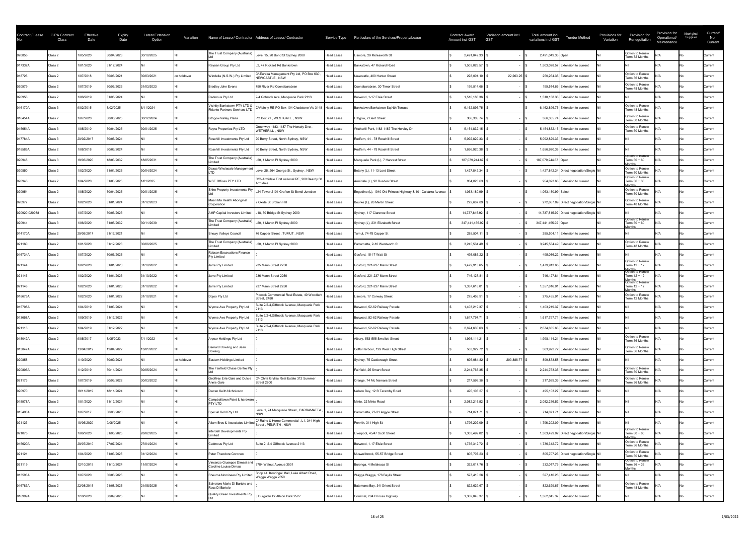| Contract / Lease No. | GIPA Contract Class | Effective Date | Expiry Date | Latest Extension Option | Variation | Name of Lessor/ Contractor | Address of Lessor/ Contractor | Service Type | Particulars of the Services/Property/Lease | Contract Award Amount incl GST | Variation amount incl. GST | Total amount incl. variations incl GST | Tender Method | Provisions for Variation | Provision for Renegotiation | Provision for Operational/ Maintenance | Aboriginal Supplier | Current/ Non Current |
|---|---|---|---|---|---|---|---|---|---|---|---|---|---|---|---|---|---|---|
| 020855 | Class 2 | 1/05/2020 | 30/04/2026 | 30/10/2025 | Nil | The Trust Company (Australia) Ltd | Level 15, 20 Bond St Sydney 2000 | Head Lease | Lismore, 29 Molesworth St | $ 2,491,049.33 | $ - | $ 2,491,049.33 | Open | Nil | Option to Renew Term 72 Months | N/A | No | Current |
| 017332A | Class 2 | 1/01/2020 | 31/12/2024 | Nil | Nil | Rayaan Group Pty Ltd | L2, 47 Rickard Rd Bankstown | Head Lease | Bankstown, 47 Rickard Road | $ 1,503,028.57 | $ - | $ 1,503,028.57 | Extension to current | Nil | Nil | N/A | No | Current |
| 018726 | Class 2 | 1/07/2018 | 30/06/2021 | 30/03/2021 | on holdover | Windella (N.S.W.) Pty Limited | C/-Eureka Management Pty Ltd, PO Box 630 , NEWCASTLE , NSW | Head Lease | Newcastle, 400 Hunter Street | $ 228,001.10 | $ 22,263.25 | $ 250,264.35 | Extension to current | Nil | Option to Renew Term 36 Months | N/A | No | Current |
| 020979 | Class 2 | 1/07/2019 | 30/06/2023 | 31/03/2023 | Nil | Bradley John Evans | 790 River Rd Coonabarabran | Head Lease | Coonabarabran, 30 Timor Street | $ 199,514.66 | $ - | $ 199,514.66 | Extension to current | Nil | Option to Renew Term 48 Months | N/A | No | Current |
| 020956 | Class 2 | 1/06/2019 | 31/05/2024 | Nil | Nil | Cadmous Pty Ltd | 2-4 Giffnock Ave, Macquarie Park 2113 | Head Lease | Burwood, 1-17 Elsie Street | $ 1,510,188.36 | $ - | $ 1,510,188.36 | Extension to current | Nil | Nil | N/A | No | Current |
| 016170A | Class 3 | 9/02/2015 | 8/02/2025 | 8/11/2024 | Nil | Vicinity Bankstown PTY LTD & Fidante Partners Services LTD | C/Vicinity RE PO Box 104 Chadstone Vic 3148 | Head Lease | Bankstown,Bankstown Sq,Nth Terrace | $ 6,162,896.75 | $ - | $ 6,162,896.75 | Extension to current | Nil | Option to Renew Term 48 Months | N/A | No | Current |
| 016454A | Class 2 | 1/07/2020 | 30/06/2025 | 30/12/2024 | Nil | Lithgow Valley Plaza | PO Box 71 , WESTGATE , NSW | Head Lease | Lithgow, 2 Bent Street | $ 366,305.74 | $ - | $ 366,305.74 | Extension to current | Nil | Option to Renew Term 60 Months | N/A | No | Current |
| 015651A | Class 3 | 1/05/2010 | 30/04/2025 | 30/01/2025 | Nil | Rayra Properties Pty LTD | Greenway 1183-1187 The Horsely Dve , WETHERILL , NSW | Head Lease | Wetherill Park,1183-1187 The Horsley Dr | $ 5,154,832.15 | $ - | $ 5,154,832.15 | Extension to current | Nil | Option to Renew Term 60 Months | N/A | No | Current |
| 017781A | Class 3 | 20/02/2017 | 30/06/2024 | Nil | Nil | Rosehill Investments Pty Ltd | 20 Berry Street, North Sydney, NSW | Head Lease | Redfern, 44 - 78 Rosehill Street | $ 5,092,829.33 | $ - | $ 5,092,829.33 | Extension to current | Nil | Nil | N/A | No | Current |
| 018585A | Class 2 | 1/08/2018 | 30/06/2024 | Nil | Nil | Rosehill Investments Pty Ltd | 20 Berry Street, North Sydney, NSW | Head Lease | Redfern, 44 - 78 Rosehill Street | $ 1,656,920.38 | $ - | $ 1,656,920.38 | Extension to current | Nil | Nil | N/A | No | Current |
| 020948 | Class 3 | 19/03/2020 | 18/03/2032 | 18/05/2031 | Nil | The Trust Company (Australia) Limited | L20, 1 Martin Pl Sydney 2000 | Head Lease | Macquarie Park (L), 7 Harvest Street | $ 187,079,244.67 | $ - | $ 187,079,244.67 | Open | Nil | Option to Renew Term 60 + 60 Months | N/A | No | Current |
| 020850 | Class 2 | 1/02/2020 | 31/01/2025 | 30/04/2024 | Nil | Dexus Wholesale Management LTD | Level 25, 264 George St , Sydney , NSW | Head Lease | Botany (L), 11-13 Lord Street | $ 1,427,842.34 | $ - | $ 1,427,842.34 | Direct negotiation/Single | Nil | Option to Renew Term 60 Months | N/A | No | Current |
| 020946 | Class 2 | 1/04/2020 | 31/03/2025 | 1/01/2025 | Nil | WSF Offices PTY LTD | C/O-Armidale First national RE, 208 Beardy St Armidale | Head Lease | Armidale (L), 92 Rusden Street | $ 954,023.63 | $ - | $ 954,023.63 | Extension to current | Nil | Option to Renew Term 36 + 36 Months | N/A | No | Current |
| 020954 | Class 2 | 1/05/2020 | 30/04/2025 | 30/01/2025 | Nil | Shire Property Investments Pty Ltd | L24 Tower 2101 Grafton St Bondi Junction | Head Lease | Engadine (L), 1040 Old Princes Highway & 101 Caldarra Avenue | $ 1,063,180.99 | $ - | $ 1,063,180.99 | Select | Nil | Option to Renew Term 60 Months | N/A | No | Current |
| 020977 | Class 2 | 1/02/2020 | 31/01/2024 | 31/12/2023 | Nil | Maari Ma Health Aboriginal Corporation | 2 Oxide St Broken Hill | Head Lease | Bourke (L), 26 Mertin Street | $ 272,667.89 | $ - | $ 272,667.89 | Direct negotiation/Single | Nil | Option to Renew Term 48 Months | N/A | No | Current |
| 020920-020938 | Class 3 | 1/07/2020 | 30/06/2023 | Nil | Nil | AMP Capital Investors Limited | L19, 50 Bridge St Sydney 2000 | Head Lease | Sydney, 117 Clarence Street | $ 14,737,815.92 | $ - | $ 14,737,815.92 | Direct negotiation/Single | Nil | Nil | N/A | No | Current |
| 020944 | Class 3 | 1/06/2020 | 31/05/2032 | 30/11/2030 | Nil | The Trust Company (Australia) Limited | L20, 1 Martin Pl Sydney 2000 | Head Lease | Sydney (L), 231 Elizabeth Street | $ 347,441,455.92 | $ - | $ 347,441,455.92 | Open | Nil | Option to Renew Term 60 + 60 Months | N/A | No | Current |
| 014170A | Class 2 | 29/05/2017 | 31/12/2021 | Nil | Nil | Snowy Valleys Council | 76 Capper Street , TUMUT , NSW | Head Lease | Tumut, 74-76 Capper St | $ 285,504.11 | $ - | $ 285,504.11 | Extension to current | Nil | Nil | N/A | No | Current |
| 021160 | Class 2 | 1/01/2020 | 31/12/2026 | 30/06/2025 | Nil | The Trust Company (Australia) Limited | L20, 1 Martin Pl Sydney 2000 | Head Lease | Parramatta, 2-10 Wentworth St | $ 3,245,534.49 | $ - | $ 3,245,534.49 | Extension to current | Nil | Option to Renew Term 48 Months | N/A | No | Current |
| 016734A | Class 2 | 1/07/2020 | 30/06/2025 | Nil | Nil | Robson Excavations Finance Pty Limited | 0 | Head Lease | Gosford, 15-17 Watt St | $ 495,086.22 | $ - | $ 495,086.22 | Extension to current | Nil | Nil | N/A | No | Current |
| 021144 | Class 2 | 1/02/2020 | 31/01/2023 | 31/10/2022 | Nil | Jarre Pty Limited | 235 Mann Street 2250 | Head Lease | Gosford, 221-237 Mann Street | $ 1,479,913.65 | $ - | $ 1,479,913.65 | Extension to current | Nil | Option to Renew Term 12 + 12 Months | N/A | No | Current |
| 021146 | Class 2 | 1/02/2020 | 31/01/2023 | 31/10/2022 | Nil | Jarre Pty Limited | 236 Mann Street 2250 | Head Lease | Gosford, 221-237 Mann Street | $ 746,127.81 | $ - | $ 746,127.81 | Extension to current | Nil | Option to Renew Term 12 + 12 Months | N/A | No | Current |
| 021148 | Class 2 | 1/02/2020 | 31/01/2023 | 31/10/2022 | Nil | Jarre Pty Limited | 237 Mann Street 2250 | Head Lease | Gosford, 221-237 Mann Street | $ 1,357,616.01 | $ - | $ 1,357,616.01 | Extension to current | Nil | Option to Renew Term 12 + 12 Months | N/A | No | Current |
| 018675A | Class 2 | 1/02/2020 | 31/01/2022 | 31/10/2021 | Nil | Dojoo Pty Ltd | Pidcock Commercial Real Estate, 40 Woodlark Street, 2480 | Head Lease | Lismore, 17 Conway Street | $ 275,455.91 | $ - | $ 275,455.91 | Extension to current | Nil | Option to Renew Term 12 Months | N/A | No | Current |
| 015708A | Class 2 | 1/04/2019 | 31/03/2024 | Nil | Nil | Wynne Ave Property Pty Ltd | Suite 2/2-4,Giffnock Avenue, Macquarie Park 2113 | Head Lease | Burwood, 52-62 Railway Parade | $ 1,403,219.37 | $ - | $ 1,403,219.37 | Extension to current | Nil | Nil | N/A | No | Current |
| 013658A | Class 2 | 1/09/2019 | 31/12/2022 | Nil | Nil | Wynne Ave Property Pty Ltd | Suite 2/2-4,Giffnock Avenue, Macquarie Park 2113 | Head Lease | Burwood, 52-62 Railway Parade | $ 1,617,797.71 | $ - | $ 1,617,797.71 | Extension to current | Nil | Nil | N/A | No | Current |
| 021116 | Class 2 | 1/04/2019 | 31/12/2022 | Nil | Nil | Wynne Ave Property Pty Ltd | Suite 2/2-4,Giffnock Avenue, Macquarie Park 2113 | Head Lease | Burwood, 52-62 Railway Parade | $ 2,674,635.63 | $ - | $ 2,674,635.63 | Extension to current | Nil | Nil | N/A | No | Current |
| 018042A | Class 2 | 9/05/2017 | 8/05/2023 | 7/11/2022 | Nil | Anyour Holdings Pty Ltd | 0 | Head Lease | Albury, 553-555 Smollett Street | $ 1,998,114.21 | $ - | $ 1,998,114.21 | Extension to current | Nil | Option to Renew Term 36 Months | N/A | No | Current |
| 013047A | Class 2 | 13/04/2019 | 12/04/2022 | 13/01/2022 | Nil | Bernard Dowling and Jean Dowling | 0 | Head Lease | Coffs Harbour, 129 West High Street | $ 503,922.72 | $ - | $ 503,922.72 | Extension to current | Nil | Option to Renew Term 36 Months | N/A | No | Current |
| 020858 | Class 2 | 1/10/2020 | 30/09/2021 | Nil | on holdover | Eastern Holdings Limited | 0 | Head Lease | Sydney, 75 Castlereagh Street | $ 695,984.82 | $ 203,888.77 | $ 899,873.58 | Extension to current | Nil | Nil | N/A | No | Current |
| 020806A | Class 2 | 1/12/2019 | 30/11/2024 | 30/05/2024 | Nil | The Fairfield Chase Centre Pty Ltd | 0 | Head Lease | Fairfield, 25 Smart Street | $ 2,244,763.35 | $ - | $ 2,244,763.35 | Extension to current | Nil | Option to Renew Term 60 Months | N/A | No | Current |
| 021173 | Class 2 | 1/07/2019 | 30/06/2022 | 30/03/2022 | Nil | Geoffrey Erle Gale and Dulcie Annie Gale | C/- Chris Gryliss Real Estate 312 Summer Street 2800 | Head Lease | Orange, 74 Mc Namara Street | $ 217,599.36 | $ - | $ 217,599.36 | Extension to current | Nil | Option to Renew Term 36 Months | N/A | No | Current |
| 020970 | Class 2 | 19/11/2019 | 18/11/2024 | Nil | Nil | Darren Keith Nicholoson | 0 | Head Lease | Nelson Bay, 12 B Taremby Road | $ 495,103.27 | $ - | $ 495,103.27 | Extension to current | Nil | Nil | N/A | No | Current |
| 015978A | Class 2 | 1/01/2020 | 31/12/2024 | Nil | Nil | Campbelltown Paint & hardware PTY LTD | 0 | Head Lease | Minto, 22 Minto Road | $ 2,082,216.52 | $ - | $ 2,082,216.52 | Extension to current | Nil | Nil | N/A | No | Current |
| 015490A | Class 2 | 1/07/2017 | 30/06/2023 | Nil | Nil | Special Gold Pty Ltd | Level 1, 74 Macquarie Street , PARRAMATTA , NSW | Head Lease | Parramatta, 27-31 Argyle Street | $ 714,071.71 | $ - | $ 714,071.71 | Extension to current | Nil | Nil | N/A | No | Current |
| 021123 | Class 2 | 10/06/2020 | 9/06/2025 | Nil | Nil | Allam Bros & Associates Limited | C/-Raine & Horne Commercial , L1, 344 High Street , PENRITH , NSW | Head Lease | Penrith, 311 High St | $ 1,796,202.09 | $ - | $ 1,796,202.09 | Extension to current | Nil | Nil | N/A | No | Current |
| 021075 | Class 2 | 1/06/2020 | 31/05/2025 | 28/02/2025 | Nil | Interdell Developments Pty Limited | 0 | Head Lease | Liverpool, 45/47 Scott Street | $ 1,303,499.02 | $ - | $ 1,303,499.02 | Direct negotiation/Single | Nil | Option to Renew Term 60 + 60 Months | N/A | No | Current |
| 015620A | Class 2 | 28/07/2010 | 27/07/2024 | 27/04/2024 | Nil | Cadmous Pty Ltd | Suite 2, 2-4 Giffnock Avenue 2113 | Head Lease | Burwood, 1-17 Elsie Street | $ 1,736,312.72 | $ - | $ 1,736,312.72 | Extension to current | Nil | Option to Renew Term 36 Months | N/A | No | Current |
| 021121 | Class 2 | 1/04/2020 | 31/03/2025 | 31/12/2024 | Nil | Peter Theodore Coroneo | 0 | Head Lease | Muswellbrook, 55-57 Bridge Street | $ 805,707.23 | $ - | $ 805,707.23 | Direct negotiation/Single | Nil | Option to Renew Term 60 Months | N/A | No | Current |
| 021119 | Class 2 | 12/10/2019 | 11/10/2024 | 11/07/2024 | Nil | Vincenzo Giuseppe Dimasi and Caroline Louise Dimasi | 3784 Walnut Avenue 3501 | Head Lease | Buronga, 4 Melaleuca St | $ 332,017.76 | $ - | $ 332,017.76 | Extension to current | Nil | Option to Renew Term 36 + 36 Months | N/A | No | Current |
| 013593A | Class 2 | 1/07/2020 | 30/06/2025 | Nil | Nil | Sheuma Nominees Pty Limited | Shop 44, Kooringal Mall, Lake Albert Road, Wagga Wagga 2650 | Head Lease | Wagga Wagga, 176 Baylis Street | $ 527,410.26 | $ - | $ 527,410.26 | Extension to current | Nil | Nil | N/A | No | Current |
| 016783A | Class 2 | 22/08/2015 | 21/08/2025 | 21/05/2025 | Nil | Salvatore Mario Di Bartolo and Rosa Di Bartolo | 0 | Head Lease | Batemans Bay, 34i Orient Street | $ 822,629.67 | $ - | $ 822,629.67 | Extension to current | Nil | Option to Renew Term 48 Months | N/A | No | Current |
| 016999A | Class 2 | 1/10/2020 | 30/09/2025 | Nil | Nil | Quality Green Investments Pty Ltd | 3 Durgadin Dr Albion Park 2527 | Head Lease | Corrimal, 204 Princes Highway | $ 1,362,845.37 | $ - | $ 1,362,845.37 | Extension to current | Nil | Nil | N/A | No | Current |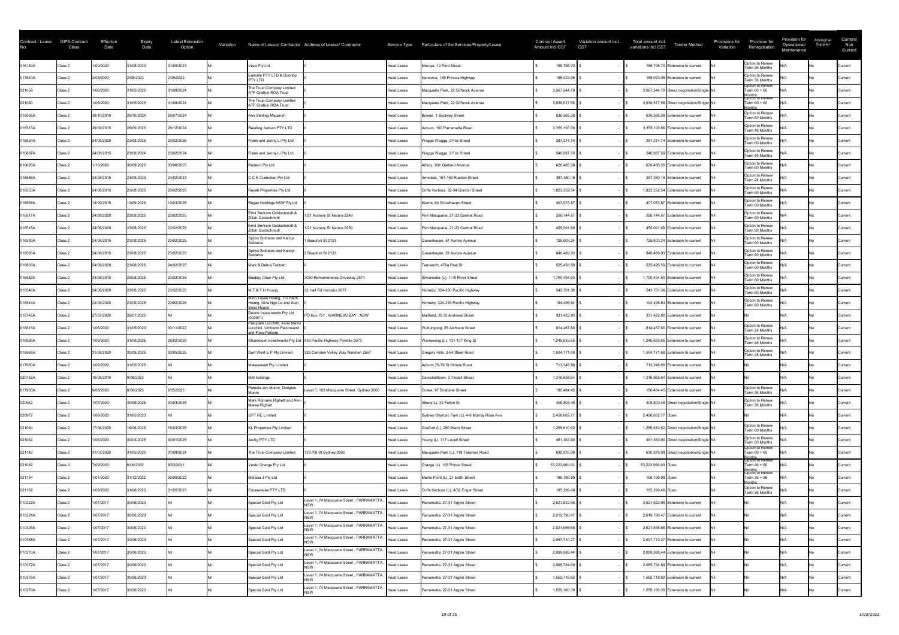| Contract / Lease No. | GIPA Contract Class | Effective Date | Expiry Date | Latest Extension Option | Variation | Name of Lessor/ Contractor | Address of Lessor/ Contractor | Service Type | Particulars of the Services/Property/Lease | Contract Award Amount incl GST | Variation amount incl. GST | Total amount incl. variations incl GST | Tender Method | Provisions for Variation | Provision for Renegotiation | Provision for Operational/ Maintenance | Aboriginal Supplier | Current/ Non Current |
|---|---|---|---|---|---|---|---|---|---|---|---|---|---|---|---|---|---|---|
| 016149A | Class 2 | 1/09/2020 | 31/08/2023 | 31/05/2023 | Nil | Veza Pty Ltd | 0 | Head Lease | Moruya, 12 Ford Street | $ 156,798.70 | $ - | $ 156,798.70 | Extension to current | Nil | Option to Renew Term 36 Months | N/A | No | Current |
| 017640A | Class 2 | 3/08/2020 | 2/08/2023 | 2/05/2023 | Nil | Earlville PTY LTD & Doortop PTY LTD | 0 | Head Lease | Naroom​a, 185 Princes Highway | $ 155,023.05 | $ - | $ 155,023.05 | Extension to current | Nil | Option to Renew Term 36 Months | N/A | No | Current |
| 021059 | Class 2 | 1/06/2020 | 31/05/2025 | 31/08/2024 | Nil | The Trust Company Limited ATF Grafton ROA Trust | 0 | Head Lease | Macquarie Park, 22 Giffnock Avenue | $ 3,967,544.79 | $ - | $ 3,967,544.79 | Direct negotiation/Single | Nil | Option to Renew Term 60 + 60 Months | N/A | No | Current |
| 021060 | Class 2 | 1/06/2020 | 31/05/2025 | 31/08/2024 | Nil | The Trust Company Limited ATF Grafton ROA Trust | 0 | Head Lease | Macquarie Park, 22 Giffnock Avenue | $ 3,936,517.56 | $ - | $ 3,936,517.56 | Direct negotiation/Single | Nil | Option to Renew Term 60 + 60 Months | N/A | No | Current |
| 016005A | Class 2 | 30/10/2019 | 29/10/2024 | 29/07/2024 | Nil | Ann Sterling Macansh | 0 | Head Lease | Bowral, 1 Boolwey Street | $ 636,565.38 | $ - | $ 636,565.38 | Extension to current | Nil | Option to Renew Term 60 Months | N/A | No | Current |
| 016513A | Class 2 | 29/09/2015 | 28/09/2025 | 28/12/2024 | Nil | Reading Auburn PTY LTD | 0 | Head Lease | Auburn, 100 Parramatta Road | $ 3,355,193.96 | $ - | $ 3,355,193.96 | Extension to current | Nil | Option to Renew Term 48 Months | N/A | No | Current |
| 016534A | Class 2 | 24/08/2020 | 23/08/2025 | 23/02/2025 | Nil | Frank and Jenny Li Pty Ltd | 0 | Head Lease | Wagga Wagga, 2 Fox Street | $ 287,214.74 | $ - | $ 287,214.74 | Extension to current | Nil | Option to Renew Term 60 Months | N/A | No | Current |
| 016887A | Class 2 | 24/08/2015 | 23/08/2024 | 23/02/2024 | Nil | Frank and Jenny Li Pty Ltd | 0 | Head Lease | Wagga Wagga, 2 Fox Street | $ 546,687.59 | $ - | $ 546,687.59 | Extension to current | Nil | Option to Renew Term 48 Months | N/A | No | Current |
| 016626A | Class 2 | 1/10/2020 | 30/09/2025 | 30/06/2025 | Nil | Radevo Pty Ltd | 0 | Head Lease | Albury, 931 Garland Avenue | $ 626,488.26 | $ - | $ 626,488.26 | Extension to current | Nil | Option to Renew Term 60 Months | N/A | No | Current |
| 016586A | Class 2 | 24/08/2015 | 23/08/2023 | 24/02/2023 | Nil | C C K Custodian Pty Ltd | 0 | Head Lease | Armidale, 167-169 Rusden Street | $ 387,350.16 | $ - | $ 387,350.16 | Extension to current | Nil | Option to Renew Term 24 Months | N/A | No | Current |
| 016553A | Class 2 | 24/08/2015 | 23/08/2025 | 23/02/2025 | Nil | Reyah Properties Pty Ltd | 0 | Head Lease | Coffs Harbour, 32-34 Gordon Street | $ 1,823,352.54 | $ - | $ 1,823,352.54 | Extension to current | Nil | Option to Renew Term 60 Months | N/A | No | Current |
| 016568A | Class 2 | 14/09/2015 | 13/09/2025 | 13/03/2025 | Nil | Regas Holdings NSW PtyLtd | 0 | Head Lease | Kiama, 64 Shoalhaven Street | $ 407,073.87 | $ - | $ 407,073.87 | Extension to current | Nil | Option to Renew Term 60 Months | N/A | No | Current |
| 016517A | Class 2 | 24/08/2020 | 23/08/2025 | 23/02/2025 | Nil | Errol Bertram Goldschmidt & Zillah Goldschmidt | 1/21 Nursery St Narara 2249 | Head Lease | Port Macquarie, 21-23 Central Road | $ 256,144.57 | $ - | $ 256,144.57 | Extension to current | Nil | Option to Renew Term 60 Months | N/A | No | Current |
| 016518A | Class 2 | 24/08/2020 | 23/08/2025 | 23/02/2025 | Nil | Errol Bertram Goldschmidt & Zillah Goldschmidt | 1/21 Nursery St Narara 2250 | Head Lease | Port Macquarie, 21-23 Central Road | $ 455,091.69 | $ - | $ 455,091.69 | Extension to current | Nil | Option to Renew Term 60 Months | N/A | No | Current |
| 016530A | Class 2 | 24/08/2015 | 23/08/2025 | 23/02/2025 | Nil | Spiros Soldatos and Kaliopi Soldatos | 1 Beaufort St 2133 | Head Lease | Queanbeyan, 51 Aurora Avenue | $ 725,603.24 | $ - | $ 725,603.24 | Extension to current | Nil | Option to Renew Term 60 Months | N/A | No | Current |
| 016593A | Class 2 | 24/08/2015 | 23/08/2025 | 23/02/2025 | Nil | Spiros Soldatos and Kaliopi Soldatos | 2 Beaufort St 2133 | Head Lease | Queanbeyan, 51 Aurora Avenue | $ 846,489.93 | $ - | $ 846,489.93 | Extension to current | Nil | Option to Renew Term 60 Months | N/A | No | Current |
| 016803A | Class 2 | 24/08/2020 | 23/08/2025 | 24/02/2025 | Nil | Mark & Debra Tebbett | 0 | Head Lease | Tamworth, 476a Peel St | $ 525,426.50 | $ - | $ 525,426.50 | Extension to current | Nil | Option to Renew Term 60 Months | N/A | No | Current |
| 016582A | Class 2 | 24/08/2015 | 23/08/2025 | 23/02/2025 | Nil | Bradley Chen Pty Ltd | 3030 Rememerence Driveway 2574 | Head Lease | Silverwater (L), 1-15 River Street | $ 1,700,494.60 | $ - | $ 1,700,494.60 | Extension to current | Nil | Option to Renew Term 60 Months | N/A | No | Current |
| 016546A | Class 2 | 24/08/2020 | 23/08/2025 | 23/02/2025 | Nil | M.T & T.H Hoang | 32 Hall Rd Hornsby 2077 | Head Lease | Hornsby, 324-330 Pacific Highway | $ 543,701.36 | $ - | $ 543,701.36 | Extension to current | Nil | Option to Renew Term 60 Months | N/A | No | Current |
| 016544A | Class 2 | 24/08/2020 | 23/08/2025 | 23/02/2025 | Nil | Minh Tuyen Hoang, Thi Hanh Hoang, Nina Ngo Le and Alan Song Hoang | 0 | Head Lease | Hornsby, 324-330 Pacific Highway | $ 194,495.84 | $ - | $ 194,495.84 | Extension to current | Nil | Option to Renew Term 60 Months | N/A | No | Current |
| 016745A | Class 2 | 27/07/2020 | 26/07/2025 | Nil | Nil | Delore Investments Pty Ltd (002071) | PO Box 751 , WARNERS BAY , NSW | Head Lease | Maitland, 35 St Andrews Street | $ 331,422.80 | $ - | $ 331,422.80 | Extension to current | Nil | Nil | N/A | No | Current |
| 016615A | Class 2 | 1/06/2020 | 31/05/2023 | 30/11/2022 | Nil | Pasquale Lucchitti, Irene Mavra Lucchitti, Umberto Palloneand and Flora Pallone | 0 | Head Lease | Wollongong, 25 Atchison Street | $ 814,467.60 | $ - | $ 814,467.60 | Extension to current | Nil | Option to Renew Term 24 Months | N/A | No | Current |
| 016926A | Class 2 | 1/09/2020 | 31/08/2025 | 28/02/2025 | Nil | Steamboat investments Pty Ltd | 936 Pacific Highway Pymble 2073 | Head Lease | Warrawong (L), 131-137 King St | $ 1,245,633.65 | $ - | $ 1,245,633.65 | Extension to current | Nil | Option to Renew Term 48 Months | N/A | No | Current |
| 016965A | Class 2 | 31/08/2020 | 30/08/2025 | 30/05/2025 | Nil | Dart West E P Pty Limited | 326 Camden Valley Way Narellan 2567 | Head Lease | Gregory Hills, 2-64 Steer Road | $ 1,504,171.68 | $ - | $ 1,504,171.68 | Extension to current | Nil | Option to Renew Term 48 Months | N/A | No | Current |
| 017060A | Class 2 | 1/06/2020 | 31/05/2025 | Nil | Nil | Makeswell Pty Limited | 0 | Head Lease | Auburn,75-79 St Hilliers Road | $ 713,348.89 | $ - | $ 713,348.89 | Extension to current | Nil | Nil | N/A | No | Current |
| 020752A | Class 2 | 10/08/2019 | 9/08/2023 | Nil | Nil | MM holdings | 0 | Head Lease | Campbelltown, 3 Tindall Street | $ 1,316,955.64 | $ - | $ 1,316,955.64 | Extension to current | Nil | Nil | N/A | No | Current |
| 017933A | Class 2 | 9/08/2020 | 8/08/2023 | 9/05/2023 | Nil | Pamela Joy Munro, Douglas Munro | Level 5, 183 Macquarie Street, Sydney 2000 | Head Lease | Cowra, 97 Brisbane Street | $ 186,484.45 | $ - | $ 186,484.45 | Extension to current | Nil | Option to Renew Term 36 Months | N/A | No | Current |
| 020942 | Class 2 | 1/07/2020 | 30/06/2025 | 30/03/2025 | Nil | Mark Romano Righett and Ann-Maree Righett | 0 | Head Lease | Albury(L), 32 Fallon St | $ 408,803.46 | $ - | $ 408,803.46 | Direct negotiation/Single | Nil | Option to Renew Term 36 Months | N/A | No | Current |
| 020972 | Class 2 | 1/06/2020 | 31/05/2023 | Nil | Nil | GPT RE Limited | 0 | Head Lease | Sydney Olympic Park (L), 4-6 Murray Rose Ave | $ 2,456,662.77 | $ - | $ 2,456,662.77 | Open | Nil | Nil | N/A | No | Current |
| 021064 | Class 2 | 17/06/2020 | 16/06/2025 | 16/03/2025 | Nil | KL Properties Pty Limited | 0 | Head Lease | Gosford (L), 280 Mann Street | $ 1,255,610.62 | $ - | $ 1,255,610.62 | Direct negotiation/Single | Nil | Option to Renew Term 60 Months | N/A | No | Current |
| 021062 | Class 2 | 1/05/2020 | 30/04/2025 | 30/01/2025 | Nil | Jecfig PTY LTD | 0 | Head Lease | Young (L), 117 Lovell Street | $ 461,363.90 | $ - | $ 461,363.90 | Direct negotiation/Single | Nil | Option to Renew Term 60 Months | N/A | No | Current |
| 021142 | Class 2 | 31/07/2020 | 31/05/2025 | 31/08/2024 | Nil | The Trust Company Limited | 123 Pitt St Sydney 2000 | Head Lease | Macquarie Park (L), 118 Talavera Road | $ 630,975.08 | $ - | $ 630,975.08 | Direct negotiation/Single | Nil | Option to Renew Term 60 + 60 Months | N/A | No | Current |
| 021082 | Class 3 | 7/09/2020 | 6/09/2032 | 6/03/2031 | Nil | Verde Orange Pty Ltd | 0 | Head Lease | Orange (L), 105 Prince Street | $ 53,223,969.93 | $ - | $ 53,223,969.93 | Open | Nil | Option to Renew Term 96 + 60 Months | N/A | No | Current |
| 021154 | Class 2 | 1/01/2020 | 31/12/2022 | 30/09/2022 | Nil | Melissa J Pty Ltd | 0 | Head Lease | Marks Point (L), 21 Edith Street | $ 196,799.99 | $ - | $ 196,799.99 | Open | Nil | Option to Renew Term 36 + 36 Months | N/A | No | Current |
| 021169 | Class 2 | 1/09/2020 | 31/08/2023 | 31/05/2023 | Nil | Crosswaves PTY LTD | 0 | Head Lease | Coffs Harbour (L), 4/32 Edgar Street | $ 185,299.46 | $ - | $ 185,299.46 | Open | Nil | Option to Renew Term 36 Months | N/A | No | Current |
| 010322A | Class 2 | 1/07/2017 | 30/06/2023 | Nil | Nil | Special Gold Pty Ltd | Level 1, 74 Macquarie Street , PARRAMATTA , NSW | Head Lease | Parramatta, 27-31 Argyle Street | $ 2,621,622.96 | $ - | $ 2,621,622.96 | Extension to current | Nil | Nil | N/A | No | Current |
| 010324A | Class 2 | 1/07/2017 | 30/06/2023 | Nil | Nil | Special Gold Pty Ltd | Level 1, 74 Macquarie Street , PARRAMATTA , NSW | Head Lease | Parramatta, 27-31 Argyle Street | $ 2,619,790.47 | $ - | $ 2,619,790.47 | Extension to current | Nil | Nil | N/A | No | Current |
| 010326A | Class 2 | 1/07/2017 | 30/06/2023 | Nil | Nil | Special Gold Pty Ltd | Level 1, 74 Macquarie Street , PARRAMATTA , NSW | Head Lease | Parramatta, 27-31 Argyle Street | $ 2,621,665.66 | $ - | $ 2,621,665.66 | Extension to current | Nil | Nil | N/A | No | Current |
| 010368A | Class 2 | 1/07/2017 | 30/06/2023 | Nil | Nil | Special Gold Pty Ltd | Level 1, 74 Macquarie Street , PARRAMATTA , NSW | Head Lease | Parramatta, 27-31 Argyle Street | $ 2,097,710.27 | $ - | $ 2,097,710.27 | Extension to current | Nil | Nil | N/A | No | Current |
| 010370A | Class 2 | 1/07/2017 | 30/06/2023 | Nil | Nil | Special Gold Pty Ltd | Level 1, 74 Macquarie Street , PARRAMATTA , NSW | Head Lease | Parramatta, 27-31 Argyle Street | $ 2,099,588.44 | $ - | $ 2,099,588.44 | Extension to current | Nil | Nil | N/A | No | Current |
| 010372A | Class 2 | 1/07/2017 | 30/06/2023 | Nil | Nil | Special Gold Pty Ltd | Level 1, 74 Macquarie Street , PARRAMATTA , NSW | Head Lease | Parramatta, 27-31 Argyle Street | $ 2,065,784.69 | $ - | $ 2,065,784.69 | Extension to current | Nil | Nil | N/A | No | Current |
| 010375A | Class 2 | 1/07/2017 | 30/06/2023 | Nil | Nil | Special Gold Pty Ltd | Level 1, 74 Macquarie Street , PARRAMATTA , NSW | Head Lease | Parramatta, 27-31 Argyle Street | $ 1,552,718.82 | $ - | $ 1,552,718.82 | Extension to current | Nil | Nil | N/A | No | Current |
| 010379A | Class 2 | 1/07/2017 | 30/06/2023 | Nil | Nil | Special Gold Pty Ltd | Level 1, 74 Macquarie Street , PARRAMATTA , NSW | Head Lease | Parramatta, 27-31 Argyle Street | $ 1,555,160.39 | $ - | $ 1,555,160.39 | Extension to current | Nil | Nil | N/A | No | Current |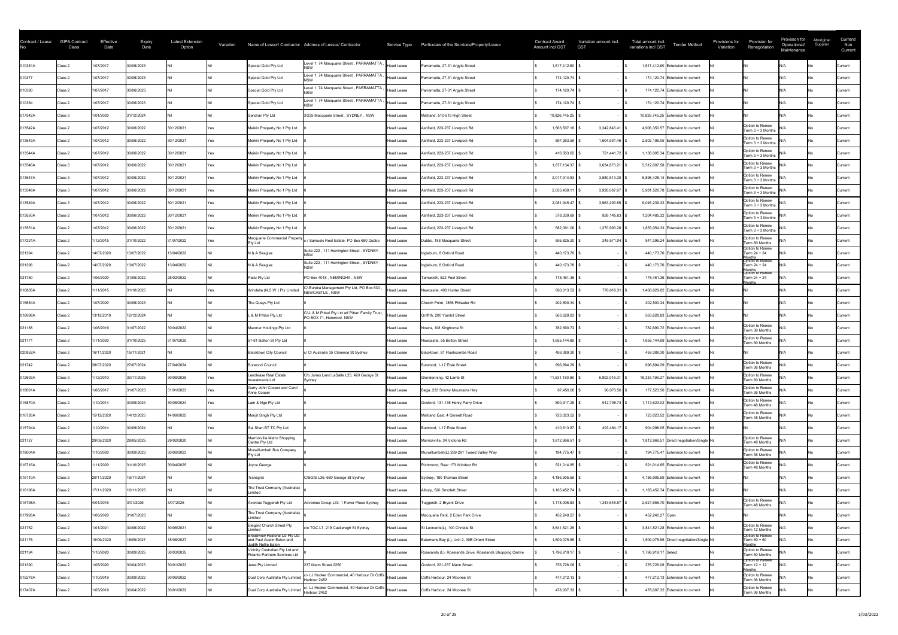| Contract / Lease No. | GIPA Contract Class | Effective Date | Expiry Date | Latest Extension Option | Variation | Name of Lessor/ Contractor | Address of Lessor/ Contractor | Service Type | Particulars of the Services/Property/Lease | Contract Award Amount incl GST | Variation amount incl. GST | Total amount incl. variations incl GST | Tender Method | Provisions for Variation | Provision for Renegotiation | Provision for Operational/ Maintenance | Aboriginal Supplier | Current/ Non Current |
|---|---|---|---|---|---|---|---|---|---|---|---|---|---|---|---|---|---|---|
| 010381A | Class 2 | 1/07/2017 | 30/06/2023 | Nil | Nil | Special Gold Pty Ltd | Level 1, 74 Macquarie Street , PARRAMATTA , NSW | Head Lease | Parramatta, 27-31 Argyle Street | $ 1,517,412.60 | $ - | $ 1,517,412.60 | Extension to current | Nil | Nil | N/A | No | Current |
| 010377 | Class 2 | 1/07/2017 | 30/06/2023 | Nil | Nil | Special Gold Pty Ltd | Level 1, 74 Macquarie Street , PARRAMATTA , NSW | Head Lease | Parramatta, 27-31 Argyle Street | $ 174,120.74 | $ - | $ 174,120.74 | Extension to current | Nil | Nil | N/A | No | Current |
| 010380 | Class 2 | 1/07/2017 | 30/06/2023 | Nil | Nil | Special Gold Pty Ltd | Level 1, 74 Macquarie Street , PARRAMATTA , NSW | Head Lease | Parramatta, 27-31 Argyle Street | $ 174,120.74 | $ - | $ 174,120.74 | Extension to current | Nil | Nil | N/A | No | Current |
| 010384 | Class 2 | 1/07/2017 | 30/06/2023 | Nil | Nil | Special Gold Pty Ltd | Level 1, 74 Macquarie Street , PARRAMATTA , NSW | Head Lease | Parramatta, 27-31 Argyle Street | $ 174,120.74 | $ - | $ 174,120.74 | Extension to current | Nil | Nil | N/A | No | Current |
| 017542A | Class 3 | 1/01/2020 | 31/12/2024 | Nil | Nil | Sandran Pty Ltd | 3/235 Macquarie Street , SYDNEY , NSW | Head Lease | Maitland, 510-516 High Street | $ 10,826,745.25 | $ - | $ 10,826,745.25 | Extension to current | Nil | Nil | N/A | No | Current |
| 013542A | Class 2 | 1/07/2012 | 30/06/2022 | 30/12/2021 | Yes | Meikin Property No 1 Pty Ltd | 0 | Head Lease | Ashfield, 223-237 Liverpool Rd | $ 1,563,507.16 | $ 3,342,843.41 | $ 4,906,350.57 | Extension to current | Nil | Option to Renew Term 3 + 3 Months | N/A | No | Current |
| 013543A | Class 2 | 1/07/2012 | 30/06/2022 | 30/12/2021 | Yes | Meikin Property No 1 Pty Ltd | 0 | Head Lease | Ashfield, 223-237 Liverpool Rd | $ 897,263.59 | $ 1,604,931.46 | $ 2,502,195.05 | Extension to current | Nil | Option to Renew Term 3 + 3 Months | N/A | No | Current |
| 013544A | Class 2 | 1/07/2012 | 30/06/2022 | 30/12/2021 | Yes | Meikin Property No 1 Pty Ltd | 0 | Head Lease | Ashfield, 223-237 Liverpool Rd | $ 416,563.62 | $ 721,441.72 | $ 1,138,005.34 | Extension to current | Nil | Option to Renew Term 3 + 3 Months | N/A | No | Current |
| 013546A | Class 3 | 1/07/2012 | 30/06/2022 | 30/12/2021 | Yes | Meikin Property No 1 Pty Ltd | 0 | Head Lease | Ashfield, 223-237 Liverpool Rd | $ 1,877,134.37 | $ 3,634,873.21 | $ 5,512,007.58 | Extension to current | Nil | Option to Renew Term 3 + 3 Months | N/A | No | Current |
| 013547A | Class 3 | 1/07/2012 | 30/06/2022 | 30/12/2021 | Yes | Meikin Property No 1 Pty Ltd | 0 | Head Lease | Ashfield, 223-237 Liverpool Rd | $ 2,017,914.93 | $ 3,880,513.20 | $ 5,898,428.14 | Extension to current | Nil | Option to Renew Term 3 + 3 Months | N/A | No | Current |
| 013548A | Class 3 | 1/07/2012 | 30/06/2022 | 30/12/2021 | Yes | Meikin Property No 1 Pty Ltd | 0 | Head Lease | Ashfield, 223-237 Liverpool Rd | $ 2,055,439.11 | $ 3,926,087.67 | $ 5,981,526.78 | Extension to current | Nil | Option to Renew Term 3 + 3 Months | N/A | No | Current |
| 013549A | Class 3 | 1/07/2012 | 30/06/2022 | 30/12/2021 | Yes | Meikin Property No 1 Pty Ltd | 0 | Head Lease | Ashfield, 223-237 Liverpool Rd | $ 2,081,945.47 | $ 3,963,293.85 | $ 6,045,239.32 | Extension to current | Nil | Option to Renew Term 3 + 3 Months | N/A | No | Current |
| 013550A | Class 2 | 1/07/2012 | 30/06/2022 | 30/12/2021 | Yes | Meikin Property No 1 Pty Ltd | 0 | Head Lease | Ashfield, 223-237 Liverpool Rd | $ 378,339.69 | $ 826,145.63 | $ 1,204,485.32 | Extension to current | Nil | Option to Renew Term 3 + 3 Months | N/A | No | Current |
| 013551A | Class 2 | 1/07/2012 | 30/06/2022 | 30/12/2021 | Yes | Meikin Property No 1 Pty Ltd | 0 | Head Lease | Ashfield, 223-237 Liverpool Rd | $ 582,061.06 | $ 1,270,993.28 | $ 1,853,054.33 | Extension to current | Nil | Option to Renew Term 3 + 3 Months | N/A | No | Current |
| 017231A | Class 2 | 1/12/2015 | 31/10/2022 | 31/07/2022 | Yes | Macquarie Commercial Property Pty Ltd | c/- Samuels Real Estate, PO Box 680 Dubbo | Head Lease | Dubbo, 188 Macquarie Street | $ 595,825.20 | $ 245,571.04 | $ 841,396.24 | Extension to current | Nil | Option to Renew Term 60 Months | N/A | No | Current |
| 021394 | Class 2 | 14/07/2020 | 13/07/2022 | 13/04/2022 | Nil | N & A Skagias | Suite 222 , 111 Harrington Street , SYDNEY , NSW | Head Lease | Ingleburn, 8 Oxford Road | $ 440,173.76 | $ - | $ 440,173.76 | Extension to current | Nil | Option to Renew Term 24 + 24 Months | N/A | No | Current |
| 021396 | Class 2 | 14/07/2020 | 13/07/2022 | 13/04/2022 | Nil | N & A Skagias | Suite 222 , 111 Harrington Street , SYDNEY , NSW | Head Lease | Ingleburn, 8 Oxford Road | $ 440,173.76 | $ - | $ 440,173.76 | Extension to current | Nil | Option to Renew Term 24 + 24 Months | N/A | No | Current |
| 021750 | Class 2 | 1/06/2020 | 31/05/2022 | 28/02/2022 | Nil | Padu Pty Ltd | PO Box 4018 , NEMINGHA , NSW | Head Lease | Tamworth, 522 Peel Street | $ 178,461.36 | $ - | $ 178,461.36 | Extension to current | Nil | Option to Renew Term 24 + 24 Months | N/A | No | Current |
| 016885A | Class 2 | 1/11/2015 | 31/10/2025 | Nil | Yes | Windella (N.S.W.) Pty Limited | C/-Eureka Management Pty Ltd, PO Box 630 , NEWCASTLE , NSW | Head Lease | Newcastle, 400 Hunter Street | $ 690,013.52 | $ 776,616.31 | $ 1,466,629.82 | Extension to current | Nil | Nil | N/A | No | Current |
| 015684A | Class 2 | 1/07/2020 | 30/06/2023 | Nil | Nil | The Quays Pty Ltd | 0 | Head Lease | Church Point, 1856 Pittwater Rd | $ 202,500.34 | $ - | $ 202,500.34 | Extension to current | Nil | Nil | N/A | No | Current |
| 016098A | Class 2 | 13/12/2019 | 12/12/2024 | Nil | Nil | L & M Pittari Pty Ltd | C/-L & M Pittari Pty Ltd atf Pittari Family Trust, PO BOX 71, Hanwood, NSW | Head Lease | Griffith, 200 Yambil Street | $ 563,628.83 | $ - | $ 563,628.83 | Extension to current | Nil | Nil | N/A | No | Current |
| 021188 | Class 2 | 1/08/2019 | 31/07/2022 | 30/04/2022 | Nil | Macmar Holdings Pty Ltd | 0 | Head Lease | Nowra, 108 Kinghorne St | $ 782,690.72 | $ - | $ 782,690.72 | Extension to current | Nil | Option to Renew Term 36 Months | N/A | No | Current |
| 021171 | Class 2 | 1/11/2020 | 31/10/2025 | 31/07/2025 | Nil | 51-61 Bolton St Pty Ltd | 0 | Head Lease | Newcastle, 55 Bolton Street | $ 1,655,144.69 | $ - | $ 1,655,144.69 | Extension to current | Nil | Option to Renew Term 60 Months | N/A | No | Current |
| 020852A | Class 2 | 16/11/2020 | 15/11/2021 | Nil | Nil | Blacktown City Council | c/ Cl Australia 35 Clarence St Sydney | Head Lease | Blacktown, 81 Flushcombe Road | $ 459,389.30 | $ - | $ 459,389.30 | Extension to current | Nil | Nil | N/A | No | Current |
| 021742 | Class 2 | 28/07/2020 | 27/07/2024 | 27/04/2024 | Nil | Burwood Council | 0 | Head Lease | Burwood, 1-17 Elsie Street | $ 896,894.29 | $ - | $ 896,894.29 | Extension to current | Nil | Option to Renew Term 36 Months | N/A | No | Current |
| 012693A | Class 3 | 1/12/2010 | 30/11/2025 | 30/06/2025 | Yes | Lendlease Real Estate Investments Ltd | C/o Jones Land LaSalle L25, 420 George St Sydney | Head Lease | Glendenning, 42 Lamb St | $ 11,531,180.96 | $ 6,802,015.31 | $ 18,333,196.27 | Extension to current | Nil | Option to Renew Term 60 Months | N/A | No | Current |
| 018091A | Class 2 | 1/08/2017 | 31/07/2023 | 31/01/2023 | Yes | Garry John Cooper and Carol Anne Cooper | 0 | Head Lease | Bega, 233 Snowy Mountains Hwy | $ 87,450.00 | $ 90,073.50 | $ 177,523.50 | Extension to current | Nil | Option to Renew Term 36 Months | N/A | No | Current |
| 015870A | Class 2 | 1/10/2014 | 30/09/2024 | 30/06/2024 | Yes | Lam & Ngo Pty Ltd | 0 | Head Lease | Gosford, 131-135 Henry Parry Drive | $ 800,917.29 | $ 912,705.73 | $ 1,713,623.02 | Extension to current | Nil | Option to Renew Term 48 Months | N/A | No | Current |
| 016726A | Class 2 | 15/12/2020 | 14/12/2025 | 14/09/2025 | Nil | Manjit Singh Pty Ltd | 0 | Head Lease | Maitland East, 4 Garnett Road | $ 723,023.52 | $ - | $ 723,023.52 | Extension to current | Nil | Option to Renew Term 48 Months | N/A | No | Current |
| 015794A | Class 2 | 1/10/2014 | 30/09/2024 | Nil | Yes | Sai Shan BT TC Pty Ltd | 0 | Head Lease | Burwood, 1-17 Elsie Street | $ 410,613.87 | $ 493,484.17 | $ 904,098.05 | Extension to current | Nil | Nil | N/A | No | Current |
| 021727 | Class 2 | 29/05/2020 | 28/05/2025 | 29/02/2020 | Nil | Marrickville Metro Shopping Centre Pty Ltd | 0 | Head Lease | Marrickville, 34 Victoria Rd | $ 1,812,966.51 | $ - | $ 1,812,966.51 | Direct negotiation/Single | Nil | Option to Renew Term 48 Months | N/A | No | Current |
| 018004A | Class 2 | 1/10/2020 | 30/09/2023 | 30/06/2023 | Nil | Murwillumbah Bus Company Pty Ltd | 0 | Head Lease | Murwillumbah(L),289-291 Tweed Valley Way | $ 194,775.47 | $ - | $ 194,775.47 | Extension to current | Nil | Option to Renew Term 36 Months | N/A | No | Current |
| 016716A | Class 2 | 1/11/2020 | 31/10/2025 | 30/04/2025 | Nil | Joyce George | 0 | Head Lease | Richmond, Rear 173 Windsor Rd | $ 521,014.85 | $ - | $ 521,014.85 | Extension to current | Nil | Option to Renew Term 48 Months | N/A | No | Current |
| 016110A | Class 2 | 20/11/2020 | 19/11/2024 | Nil | Nil | Transgrid | C/BGIS L36, 680 George St Sydney | Head Lease | Sydney, 180 Thomas Street | $ 4,186,905.59 | $ - | $ 4,186,905.59 | Extension to current | Nil | Nil | N/A | No | Current |
| 016196A | Class 2 | 17/11/2020 | 16/11/2025 | Nil | Nil | The Trust Comoany (Australia) Limited | 0 | Head Lease | Albury, 520 Smollett Street | $ 1,165,452.74 | $ - | $ 1,165,452.74 | Extension to current | Nil | Nil | N/A | No | Current |
| 016798A | Class 2 | 4/01/2016 | 3/01/2026 | 3/07/2025 | Nil | Aventus Tuggerah Pty Ltd | Adventus Group L33, 1 Farrer Place Sydney | Head Lease | Tuggerah, 2 Bryant Drive | $ 1,178,006.83 | $ 1,343,648.87 | $ 2,521,655.70 | Extension to current | Nil | Option to Renew Term 48 Months | N/A | No | Current |
| 017995A | Class 2 | 1/08/2020 | 31/07/2023 | Nil | Nil | The Trust Company (Australia) Limited | 0 | Head Lease | Macquarie Park, 2 Eden Park Drive | $ 452,240.27 | $ - | $ 452,240.27 | Open | Nil | Nil | N/A | No | Current |
| 021752 | Class 2 | 1/01/2021 | 30/06/2022 | 30/06/2021 | Nil | Elegant Church Street Pty Limited | c/o TGC L7, 219 Castleregh St Sydney | Head Lease | St Leonards(L), 100 Christie St | $ 3,841,821.28 | $ - | $ 3,841,821.28 | Extension to current | Nil | Option to Renew Term 12 Months | N/A | No | Current |
| 021175 | Class 2 | 19/09/2020 | 18/09/2027 | 18/06/2027 | Nil | Broadview Pastoral Co Pty Ltd and Paul Austin Eaton and Judith Nellie Eaton | 0 | Head Lease | Batemans Bay (L), Unit 2, 30B Orient Street | $ 1,509,075.95 | $ - | $ 1,509,075.95 | Direct negotiation/Single | Nil | Option to Renew Term 60 + 60 Months | N/A | No | Current |
| 021194 | Class 2 | 1/10/2020 | 30/09/2025 | 30/03/2025 | Nil | Vicinity Custodian Pty Ltd and Fidante Partners Services Ltd | 0 | Head Lease | Roselands (L), Roselands Drive, Roselands Shopping Centre | $ 1,796,919.17 | $ - | $ 1,796,919.17 | Select | Nil | Option to Renew Term 60 Months | N/A | No | Current |
| 021390 | Class 2 | 1/05/2020 | 30/04/2023 | 30/01/2023 | Nil | Jansi Pty Limited | 237 Mann Street 2250 | Head Lease | Gosford, 221-237 Mann Street | $ 376,726.08 | $ - | $ 376,726.08 | Extension to current | Nil | Option to Renew Term 12 + 12 Months | N/A | No | Current |
| 015278A | Class 2 | 1/10/2019 | 30/09/2022 | 30/06/2022 | Nil | Dual Corp Australia Pty Limited | c/- LJ Hooker Commercial, 40 Harbour Dr Coffs Harbour 2452 | Head Lease | Coffs Harbour, 24 Moonee St | $ 477,212.13 | $ - | $ 477,212.13 | Extension to current | Nil | Option to Renew Term 36 Months | N/A | No | Current |
| 017407A | Class 2 | 1/05/2019 | 30/04/2022 | 30/01/2022 | Nil | Dual Corp Australia Pty Limited | c/- LJ Hooker Commercial, 40 Harbour Dr Coffs Harbour 2452 | Head Lease | Coffs Harbour, 24 Moonee St | $ 478,007.32 | $ - | $ 478,007.32 | Extension to current | Nil | Option to Renew Term 36 Months | N/A | No | Current |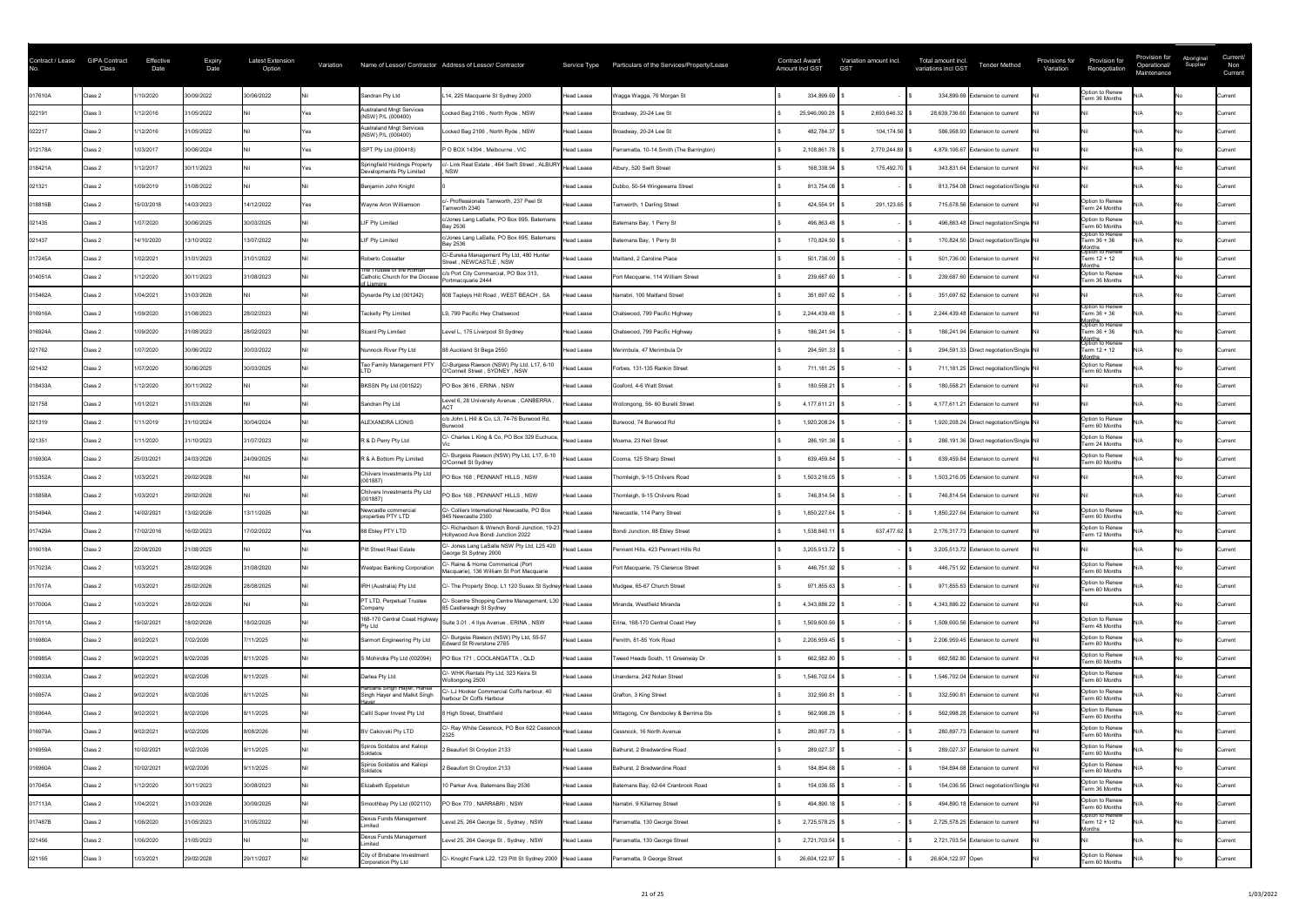| Contract / Lease No. | GIPA Contract Class | Effective Date | Expiry Date | Latest Extension Option | Variation | Name of Lessor/ Contractor | Address of Lessor/ Contractor | Service Type | Particulars of the Services/Property/Lease | Contract Award Amount incl GST | Variation amount incl. GST | Total amount incl. variations incl GST | Tender Method | Provisions for Variation | Provision for Renegotiation | Provision for Operational/ Maintenance | Aboriginal Supplier | Current/ Non Current |
|---|---|---|---|---|---|---|---|---|---|---|---|---|---|---|---|---|---|---|
| 017610A | Class 2 | 1/10/2020 | 30/09/2022 | 30/06/2022 | Nil | Sandran Pty Ltd | L14, 225 Macquarie St Sydney 2000 | Head Lease | Wagga Wagga, 76 Morgan St | $ 334,899.69 | $ - | $ 334,899.69 | Extension to current | Nil | Option to Renew Term 36 Months | N/A | No | Current |
| 022191 | Class 3 | 1/12/2016 | 31/05/2022 | Nil | Yes | Australand Mngt Services (NSW) P/L (000400) | Locked Bag 2106 , North Ryde , NSW | Head Lease | Broadway, 20-24 Lee St | $ 25,946,090.28 | $ 2,693,646.32 | $ 28,639,736.60 | Extension to current | Nil | Nil | N/A | No | Current |
| 022217 | Class 2 | 1/12/2016 | 31/05/2022 | Nil | Yes | Australand Mngt Services (NSW) P/L (000400) | Locked Bag 2106 , North Ryde , NSW | Head Lease | Broadway, 20-24 Lee St | $ 482,784.37 | $ 104,174.56 | $ 586,958.93 | Extension to current | Nil | Nil | N/A | No | Current |
| 012178A | Class 2 | 1/03/2017 | 30/06/2024 | Nil | Yes | ISPT Pty Ltd (000418) | P O BOX 14394 , Melbourne , VIC | Head Lease | Parramatta, 10-14 Smith (The Barrington) | $ 2,108,861.78 | $ 2,770,244.89 | $ 4,879,106.67 | Extension to current | Nil | Nil | N/A | No | Current |
| 018421A | Class 2 | 1/12/2017 | 30/11/2023 | Nil | Yes | Springfield Holdings Property Developments Pty Limited | c/- Link Real Estate , 464 Swift Street , ALBURY , NSW | Head Lease | Albury, 520 Swift Street | $ 168,338.94 | $ 175,492.70 | $ 343,831.64 | Extension to current | Nil | Nil | N/A | No | Current |
| 021321 | Class 2 | 1/09/2019 | 31/08/2022 | Nil | Nil | Benjamin John Knight | 0 | Head Lease | Dubbo, 50-54 Wingewarra Street | $ 813,754.08 | $ - | $ 813,754.08 | Direct negotiation/Single | Nil | Nil | N/A | No | Current |
| 018816B | Class 2 | 15/03/2018 | 14/03/2023 | 14/12/2022 | Yes | Wayne Aron Williamson | c/- Proffessionals Tamworth, 237 Peel St Tamworth 2340 | Head Lease | Tamworth, 1 Darling Street | $ 424,554.91 | $ 291,123.65 | $ 715,678.56 | Extension to current | Nil | Option to Renew Term 24 Months | N/A | No | Current |
| 021435 | Class 2 | 1/07/2020 | 30/06/2025 | 30/03/2025 | Nil | LIF Pty Limited | c/Jones Lang LaSalle, PO Box 695, Batemans Bay 2536 | Head Lease | Batemans Bay, 1 Perry St | $ 496,863.48 | $ - | $ 496,863.48 | Direct negotiation/Single | Nil | Option to Renew Term 60 Months | N/A | No | Current |
| 021437 | Class 2 | 14/10/2020 | 13/10/2022 | 13/07/2022 | Nil | LIF Pty Limited | c/Jones Lang LaSalle, PO Box 695, Batemans Bay 2536 | Head Lease | Batemans Bay, 1 Perry St | $ 170,824.50 | $ - | $ 170,824.50 | Direct negotiation/Single | Nil | Option to Renew Term 36 + 36 Months | N/A | No | Current |
| 017245A | Class 2 | 1/02/2021 | 31/01/2023 | 31/01/2022 | Nil | Roberto Cossalter | C/-Eureka Management Pty Ltd, 480 Hunter Street , NEWCASTLE , NSW | Head Lease | Maitland, 2 Caroline Place | $ 501,736.00 | $ - | $ 501,736.00 | Extension to current | Nil | Option to Renew Term 12 + 12 Months | N/A | No | Current |
| 014051A | Class 2 | 1/12/2020 | 30/11/2023 | 31/08/2023 | Nil | The Trustee of the Roman Catholic Church for the Diocese of Lismore | c/o Port City Commercial, PO Box 313, Portmacquarie 2444 | Head Lease | Port Macquarie, 114 William Street | $ 239,687.60 | $ - | $ 239,687.60 | Extension to current | Nil | Option to Renew Term 36 Months | N/A | No | Current |
| 015462A | Class 2 | 1/04/2021 | 31/03/2026 | Nil | Nil | Dynarde Pty Ltd (001242) | 608 Tapleys Hill Road , WEST BEACH , SA | Head Lease | Narrabri, 100 Maitland Street | $ 351,697.62 | $ - | $ 351,697.62 | Extension to current | Nil | Nil | N/A | No | Current |
| 016916A | Class 2 | 1/09/2020 | 31/08/2023 | 28/02/2023 | Nil | Tackelly Pty Limited | L9, 799 Pacific Hwy Chatswood | Head Lease | Chatswood, 799 Pacific Highway | $ 2,244,439.48 | $ - | $ 2,244,439.48 | Extension to current | Nil | Option to Renew Term 36 + 36 Months | N/A | No | Current |
| 016924A | Class 2 | 1/09/2020 | 31/08/2023 | 28/02/2023 | Nil | Sicard Pty Limited | Level L, 175 Liverpool St Sydney | Head Lease | Chatswood, 799 Pacific Highway | $ 186,241.94 | $ - | $ 186,241.94 | Extension to current | Nil | Option to Renew Term 36 + 36 Months | N/A | No | Current |
| 021762 | Class 2 | 1/07/2020 | 30/06/2022 | 30/03/2022 | Nil | Nunnock River Pty Ltd | 88 Auckland St Bega 2550 | Head Lease | Merimbula, 47 Merimbula Dr | $ 294,591.33 | $ - | $ 294,591.33 | Direct negotiation/Single | Nil | Option to Renew Term 12 + 12 Months | N/A | No | Current |
| 021432 | Class 2 | 1/07/2020 | 30/06/2025 | 30/03/2025 | Nil | Tao Family Management PTY LTD | C/-Burgess Rawson (NSW) Pty Ltd, L17, 6-10 O'Connell Street , SYDNEY , NSW | Head Lease | Forbes, 131-135 Rankin Street | $ 711,181.25 | $ - | $ 711,181.25 | Direct negotiation/Single | Nil | Option to Renew Term 60 Months | N/A | No | Current |
| 018433A | Class 2 | 1/12/2020 | 30/11/2022 | Nil | Nil | BKSSN Pty Ltd (001522) | PO Box 3616 , ERINA , NSW | Head Lease | Gosford, 4-6 Watt Street | $ 180,558.21 | $ - | $ 180,558.21 | Extension to current | Nil | Nil | N/A | No | Current |
| 021758 | Class 2 | 1/01/2021 | 31/03/2026 | Nil | Nil | Sandran Pty Ltd | Level 6, 28 University Avenue , CANBERRA , ACT | Head Lease | Wollongong, 56- 60 Burelli Street | $ 4,177,611.21 | $ - | $ 4,177,611.21 | Extension to current | Nil | Nil | N/A | No | Current |
| 021319 | Class 2 | 1/11/2019 | 31/10/2024 | 30/04/2024 | Nil | ALEXANDRA LIONIS | c/o John L Hill & Co, L3, 74-76 Burwood Rd, Burwood | Head Lease | Burwood, 74 Burwood Rd | $ 1,920,208.24 | $ - | $ 1,920,208.24 | Direct negotiation/Single | Nil | Option to Renew Term 60 Months | N/A | No | Current |
| 021351 | Class 2 | 1/11/2020 | 31/10/2023 | 31/07/2023 | Nil | R & D Perry Pty Ltd | C/- Charles L King & Co, PO Box 329 Euchuca, Vic | Head Lease | Moama, 23 Neil Street | $ 286,191.36 | $ - | $ 286,191.36 | Direct negotiation/Single | Nil | Option to Renew Term 24 Months | N/A | No | Current |
| 016930A | Class 2 | 25/03/2021 | 24/03/2026 | 24/09/2025 | Nil | R & A Bottom Pty Limited | C/- Burgess Rawson (NSW) Pty Ltd, L17, 6-10 O'Connell St Sydney | Head Lease | Cooma, 125 Sharp Street | $ 639,459.84 | $ - | $ 639,459.84 | Extension to current | Nil | Option to Renew Term 60 Months | N/A | No | Current |
| 015352A | Class 2 | 1/03/2021 | 29/02/2028 | Nil | Nil | Chilvers Investments Pty Ltd (001887) | PO Box 168 , PENNANT HILLS , NSW | Head Lease | Thornleigh, 9-15 Chilvers Road | $ 1,503,216.05 | $ - | $ 1,503,216.05 | Extension to current | Nil | Nil | N/A | No | Current |
| 018858A | Class 2 | 1/03/2021 | 29/02/2028 | Nil | Nil | Chilvers Investments Pty Ltd (001887) | PO Box 168 , PENNANT HILLS , NSW | Head Lease | Thornleigh, 9-15 Chilvers Road | $ 746,814.54 | $ - | $ 746,814.54 | Extension to current | Nil | Nil | N/A | No | Current |
| 015494A | Class 2 | 14/02/2021 | 13/02/2026 | 13/11/2025 | Nil | Newcastle commercial properties PTY LTD | C/- Colliers International Newcastle, PO Box 845 Newcastle 2300 | Head Lease | Newcastle, 114 Parry Street | $ 1,850,227.64 | $ - | $ 1,850,227.64 | Extension to current | Nil | Option to Renew Term 60 Months | N/A | No | Current |
| 017429A | Class 2 | 17/02/2016 | 16/02/2023 | 17/02/2022 | Yes | 88 Ebley PTY LTD | C/- Richardson & Wrench Bondi Junction, 19-23 Hollywood Ave Bondi Junction 2022 | Head Lease | Bondi Junction, 88 Ebley Street | $ 1,538,840.11 | $ 637,477.62 | $ 2,176,317.73 | Extension to current | Nil | Option to Renew Term 12 Months | N/A | No | Current |
| 016018A | Class 2 | 22/08/2020 | 21/08/2025 | Nil | Nil | Pitt Street Real Estate | C/- Jones Lang LaSalle NSW Pty Ltd, L25 420 George St Sydney 2000 | Head Lease | Pennant Hills, 423 Pennant Hills Rd | $ 3,205,513.72 | $ - | $ 3,205,513.72 | Extension to current | Nil | Nil | N/A | No | Current |
| 017023A | Class 2 | 1/03/2021 | 28/02/2026 | 31/08/2020 | Nil | Westpac Banking Corporation | C/- Raine & Horne Commerical (Port Macquarie), 136 William St Port Macquarie | Head Lease | Port Macquarie, 75 Clarence Street | $ 446,751.92 | $ - | $ 446,751.92 | Extension to current | Nil | Option to Renew Term 60 Months | N/A | No | Current |
| 017017A | Class 2 | 1/03/2021 | 28/02/2026 | 28/08/2025 | Nil | IRH (Australia) Pty Ltd | C/- The Property Shop, L1 120 Susex St Sydney | Head Lease | Mudgee, 85-87 Church Street | $ 971,855.63 | $ - | $ 971,855.63 | Extension to current | Nil | Option to Renew Term 60 Months | N/A | No | Current |
| 017000A | Class 2 | 1/03/2021 | 28/02/2026 | Nil | Nil | PT LTD, Perpetual Trustee Company | C/- Scentre Shopping Centre Management, L30 85 Castlereagh St Sydney | Head Lease | Miranda, Westfield Miranda | $ 4,343,886.22 | $ - | $ 4,343,886.22 | Extension to current | Nil | Nil | N/A | No | Current |
| 017011A | Class 2 | 19/02/2021 | 18/02/2026 | 18/02/2025 | Nil | 168-170 Central Coast Highway Pty Ltd | Suite 3.01 , 4 Ilya Avenue , ERINA , NSW | Head Lease | Erina, 168-170 Central Coast Hwy | $ 1,509,600.56 | $ - | $ 1,509,600.56 | Extension to current | Nil | Option to Renew Term 48 Months | N/A | No | Current |
| 016980A | Class 2 | 8/02/2021 | 7/02/2026 | 7/11/2025 | Nil | Sarmont Engineering Pty Ltd | C/- Burgess Rawson (NSW) Pty Ltd, 55-57 Edward St Riverstone 2765 | Head Lease | Penrith, 81-85 York Road | $ 2,206,959.45 | $ - | $ 2,206,959.45 | Extension to current | Nil | Option to Renew Term 60 Months | N/A | No | Current |
| 016985A | Class 2 | 9/02/2021 | 8/02/2026 | 8/11/2025 | Nil | S Mohindra Pty Ltd (002094) | PO Box 171 , COOLANGATTA , QLD | Head Lease | Tweed Heads South, 11 Greenway Dr | $ 662,582.80 | $ - | $ 662,582.80 | Extension to current | Nil | Option to Renew Term 60 Months | N/A | No | Current |
| 016933A | Class 2 | 9/02/2021 | 8/02/2026 | 8/11/2025 | Nil | Dartea Pty Ltd | C/- WHK Rentals Pty Ltd, 323 Keira St Wollongong 2500 | Head Lease | Unanderra, 242 Nolan Street | $ 1,546,702.04 | $ - | $ 1,546,702.04 | Extension to current | Nil | Option to Renew Term 60 Months | N/A | No | Current |
| 016957A | Class 2 | 9/02/2021 | 8/02/2026 | 8/11/2025 | Nil | Harbans Singh Hayer, Hansa Singh Hayer and Malkit Singh Hayer | C/- LJ Hooker Commercial Coffs harbour, 40 harbour Dr Coffs Harbour | Head Lease | Grafton, 3 King Street | $ 332,590.81 | $ - | $ 332,590.81 | Extension to current | Nil | Option to Renew Term 60 Months | N/A | No | Current |
| 016964A | Class 2 | 9/02/2021 | 8/02/2026 | 8/11/2025 | Nil | Calill Super Invest Pty Ltd | 8 High Street, Strathfield | Head Lease | Mittagong, Cnr Bendooley & Bermima Sts | $ 562,998.28 | $ - | $ 562,998.28 | Extension to current | Nil | Option to Renew Term 60 Months | N/A | No | Current |
| 016979A | Class 2 | 9/02/2021 | 9/02/2026 | 8/08/2026 | Nil | BV Cakovski Pty LTD | C/- Ray White Cessnock, PO Box 622 Cessnock 2325 | Head Lease | Cessnock, 16 North Avenue | $ 280,897.73 | $ - | $ 280,897.73 | Extension to current | Nil | Option to Renew Term 60 Months | N/A | No | Current |
| 016959A | Class 2 | 10/02/2021 | 9/02/2026 | 9/11/2025 | Nil | Spiros Soldatos and Kaliopi Soldatos | 2 Beaufort St Croydon 2133 | Head Lease | Bathurst, 2 Bradwardine Road | $ 289,027.37 | $ - | $ 289,027.37 | Extension to current | Nil | Option to Renew Term 60 Months | N/A | No | Current |
| 016960A | Class 2 | 10/02/2021 | 9/02/2026 | 9/11/2025 | Nil | Spiros Soldatos and Kaliopi Soldatos | 2 Beaufort St Croydon 2133 | Head Lease | Bathurst, 2 Bradwardine Road | $ 184,894.68 | $ - | $ 184,894.68 | Extension to current | Nil | Option to Renew Term 60 Months | N/A | No | Current |
| 017045A | Class 2 | 1/12/2020 | 30/11/2023 | 30/08/2023 | Nil | Elizabeth Eppelstun | 10 Parker Ave, Batemans Bay 2536 | Head Lease | Batemans Bay, 62-64 Cranbrook Road | $ 154,036.55 | $ - | $ 154,036.55 | Direct negotiation/Single | Nil | Option to Renew Term 36 Months | N/A | No | Current |
| 017113A | Class 2 | 1/04/2021 | 31/03/2026 | 30/09/2025 | Nil | Smoothbay Pty Ltd (002110) | PO Box 770 , NARRABRI , NSW | Head Lease | Narrabri, 9 Killarney Street | $ 494,890.18 | $ - | $ 494,890.18 | Extension to current | Nil | Option to Renew Term 60 Months | N/A | No | Current |
| 017487B | Class 2 | 1/06/2020 | 31/05/2023 | 31/05/2022 | Nil | Dexus Funds Management Limited | Level 25, 264 George St , Sydney , NSW | Head Lease | Parramatta, 130 George Street | $ 2,725,578.25 | $ - | $ 2,725,578.25 | Extension to current | Nil | Option to Renew Term 12 + 12 Months | N/A | No | Current |
| 021456 | Class 2 | 1/06/2020 | 31/05/2023 | Nil | Nil | Dexus Funds Management Limited | Level 25, 264 George St , Sydney , NSW | Head Lease | Parramatta, 130 George Street | $ 2,721,703.54 | $ - | $ 2,721,703.54 | Extension to current | Nil | Nil | N/A | No | Current |
| 021165 | Class 3 | 1/03/2021 | 29/02/2028 | 29/11/2027 | Nil | City of Brisbane Investment Corporation Pty Ltd | C/- Knoght Frank L22, 123 Pitt St Sydney 2000 | Head Lease | Parramatta, 9 George Street | $ 26,604,122.97 | $ - | $ 26,604,122.97 | Open | Nil | Option to Renew Term 60 Months | N/A | No | Current |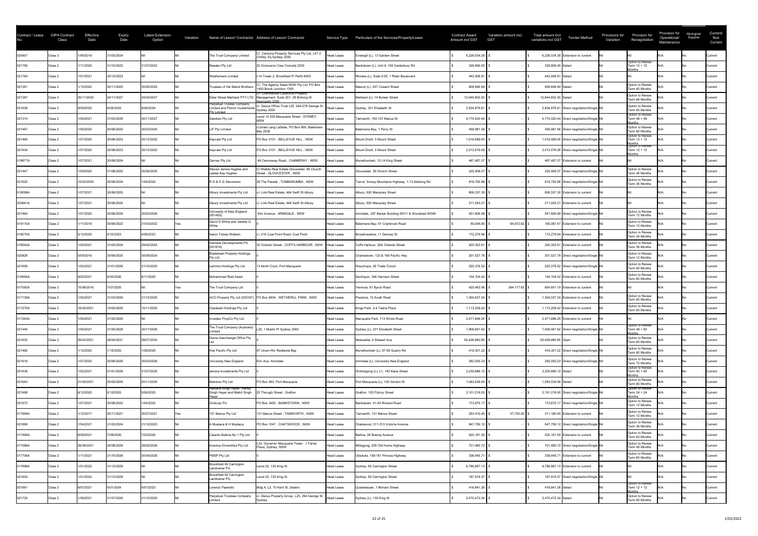| Contract / Lease No. | GIPA Contract Class | Effective Date | Expiry Date | Latest Extension Option | Variation | Name of Lessor/ Contractor | Address of Lessor/ Contractor | Service Type | Particulars of the Services/Property/Lease | Contract Award Amount incl GST | Variation amount incl. GST | Total amount incl. variations incl GST | Tender Method | Provisions for Variation | Provision for Renegotiation | Provision for Operational/ Maintenance | Aboriginal Supplier | Current/ Non Current |
|---|---|---|---|---|---|---|---|---|---|---|---|---|---|---|---|---|---|---|
| 020907 | Class 3 | 1/06/2019 | 31/05/2024 | Nil | Nil | The Trust Company Limited | C/- Centuria Property Services Pty Ltd, L41 2 Chifley Sq Sydney 2000 | Head Lease | Eveleigh (L), 13 Garden Street | $ 6,226,034.28 | $ - | $ 6,226,034.28 | Extension to current | Nil | Nil | N/A | No | Current |
| 021756 | Class 2 | 1/11/2020 | 31/10/2022 | 31/07/2022 | Nil | Reedan Pty Ltd | 20 Grosvenor Cres Cronulla 2230 | Head Lease | Bankstown (L), Unit 6, 165 Canterbury Rd | $ 328,856.00 | $ - | $ 328,856.00 | Select | Nil | Option to Renew Term 12 + 12 Months | N/A | No | Current |
| 021764 | Class 2 | 1/01/2021 | 30/12/2023 | Nil | Nil | Wesfarmers Limited | L14 Tower 2, Brookfield Pl Perth 6000 | Head Lease | Rhodes (L), Suite 9.05, 1 Rider Boulevard | $ 443,506.81 | $ - | $ 443,506.81 | Select | Nil | Nil | N/A | No | Current |
| 021381 | Class 2 | 1/12/2020 | 30/11/2025 | 30/05/2025 | Nil | Trustees of the Marist Brothers | C/- The Agency Sales NSW Pty Ltd, PO Box 1450 Bondi Junction 1355 | Head Lease | Mascot (L), 247 Coward Street | $ 808,846.84 | $ - | $ 808,846.84 | Select | Nil | Option to Renew Term 60 Months | N/A | No | Current |
| 021387 | Class 3 | 25/11/2020 | 24/11/2027 | 24/05/2027 | Nil | Elder Street Maitland PTY LTD | C/- Commercial Collective Property Management, Suite 201, 28 Bolton St Newcastle 2300 | Head Lease | Maitland (L), 14 Bulwer Street | $ 12,944,902.30 | $ - | $ 12,944,902.30 | Select | Nil | Option to Renew Term 84 Months | N/A | No | Current |
| 021636 | Class 2 | 9/09/2020 | 8/09/2025 | 8/06/2024 | Nil | Perpetual Trustee Company Limited and Perron Investments Pty Limited | c/- Dexus Office Trust L25, 264-278 George St Sydney 2000 | Head Lease | Sydney, 201 Elizabeth St | $ 2,834,876.61 | $ - | $ 2,834,876.61 | Direct negotiation/Single | Nil | Option to Renew Term 60 Months | N/A | No | Current |
| 021314 | Class 2 | 1/06/2021 | 31/05/2028 | 30/11/2027 | Nil | Sandran Pty Ltd | Level 14 225 Macquarie Street , SYDNEY , NSW | Head Lease | Tamworth, 155-157 Marius St | $ 4,774,020.44 | $ - | $ 4,774,020.44 | Direct negotiation/Single | Nil | Option to Renew Term 48 + 48 Months | N/A | No | Current |
| 021467 | Class 2 | 1/06/2020 | 30/06/2025 | 30/03/2025 | Nil | LIF Pty Limited | c/Jones Lang LaSalle, PO Box 695, Batemans Bay 2536 | Head Lease | Batemans Bay, 1 Perry St | $ 459,981.56 | $ - | $ 459,981.56 | Direct negotiation/Single | Nil | Option to Renew Term 60 Months | N/A | No | Current |
| 021460 | Class 2 | 1/07/2020 | 30/06/2023 | 30/12/2022 | Nil | Keyvale Pty Ltd | PO Box 3101 , BELLEVUE HILL , NSW | Head Lease | Mount Druitt, 5 Mount Street | $ 1,019,589.00 | $ - | $ 1,019,589.00 | Direct negotiation/Single | Nil | Option to Renew Term 12 + 12 Months | N/A | No | Current |
| 021634 | Class 2 | 1/07/2020 | 30/06/2023 | 30/12/2022 | Nil | Keyvale Pty Ltd | PO Box 3101 , BELLEVUE HILL , NSW | Head Lease | Mount Druitt, 5 Mount Street | $ 2,013,576.08 | $ - | $ 2,013,576.08 | Direct negotiation/Single | Nil | Option to Renew Term 12 + 12 Months | N/A | No | Current |
| 018877A | Class 2 | 1/07/2021 | 30/06/2024 | Nil | Nil | Davnar Pty Ltd | 49 Cammeray Road , CAMMERAY , NSW | Head Lease | Murwillumbah, 12-14 King Street | $ 467,487.07 | $ - | $ 467,487.07 | Extension to current | Nil | Nil | N/A | No | Current |
| 021447 | Class 2 | 1/09/2020 | 31/08/2025 | 30/06/2025 | Nil | Steven James Hughes and Leslee Kay Hughes | C/-Webbs Real Estate Gloucester, 85 Church Street , GLOUCESTER , NSW | Head Lease | Gloucester, 59 Church Street | $ 225,908.07 | $ - | $ 225,908.07 | Direct negotiation/Single | Nil | Option to Renew Term 36 Months | N/A | No | Current |
| 021620 | Class 2 | 15/03/2020 | 30/06/2024 | 1/04/2024 | Nil | R G & S G Stevenson | 29 The Parade , TUMBARUMBA , NSW | Head Lease | Tumut, Snowy Mountains Highway, 1-13 Adelong Rd | $ 819,792.86 | $ - | $ 819,792.86 | Direct negotiation/Single | Nil | Option to Renew Term 36 Months | N/A | No | Current |
| 018099A | Class 2 | 1/07/2021 | 30/06/2025 | Nil | Nil | Albury Investments Pty Ltd | c/- Link Real Estate, 464 Swift St Albury | Head Lease | Albury, 620 Macauley Street | $ 806,337.30 | $ - | $ 806,337.30 | Extension to current | Nil | Nil | N/A | No | Current |
| 020641A | Class 2 | 1/07/2021 | 30/06/2025 | Nil | Nil | Albury Investments Pty Ltd | c/- Link Real Estate, 464 Swift St Albury | Head Lease | Albury, 620 Macauley Street | $ 211,043.21 | $ - | $ 211,043.21 | Extension to current | Nil | Nil | N/A | No | Current |
| 021464 | Class 2 | 1/07/2020 | 30/06/2026 | 30/03/2026 | Nil | University of New England (001402) | Elm Avenue , ARMIDALE , NSW | Head Lease | Armidale, JSF Barker Building W011 & Woolshed W049 | $ 551,826.99 | $ - | $ 551,826.99 | Direct negotiation/Single | Nil | Option to Renew Term 72 Months | N/A | No | Current |
| 019110A | Class 2 | 1/11/2018 | 30/06/2022 | 31/03/2022 | Yes | David S White and Janelle G White | 0 | Head Lease | Batemans Bay, 61 Cranbrook Road | $ 80,094.85 | $ 84,972.62 | $ 165,067.47 | Extension to current | Nil | Option to Renew Term 12 Months | N/A | No | Current |
| 018070A | Class 2 | 5/12/2020 | 4/12/2023 | 4/06/2023 | Nil | Aaron Tobias Wattam | c-/ 215 Coal Point Road, Coal Point | Head Lease | Broadmeadow, 11 Denney St | $ 172,279.94 | $ - | $ 172,279.94 | Extension to current | Nil | Option to Renew Term 24 Months | N/A | No | Current |
| 018542A | Class 2 | 1/06/2021 | 31/05/2024 | 29/02/2024 | Nil | Santana Developments P/L (001816) | 30 Orlando Street , COFFS HARBOUR , NSW | Head Lease | Coffs Harbour, 30A Orlando Street | $ 200,303.61 | $ - | $ 200,303.61 | Extension to current | Nil | Option to Renew Term 36 Months | N/A | No | Current |
| 020828 | Class 2 | 5/09/2016 | 30/06/2025 | 30/09/2024 | Nil | Bradstreet Property Holdings Pty Ltd | 0 | Head Lease | Charlestown, 123 & 168 Pacific Hwy | $ 201,527.78 | $ - | $ 201,527.78 | Direct negotiation/Single | Nil | Option to Renew Term 12 Months | N/A | No | Current |
| 021658 | Class 2 | 1/02/2021 | 31/01/2026 | 31/10/2025 | Nil | Lemmis Holdings Pty Ltd | 13 North Court, Port Macquarie | Head Lease | Wauchope, 28 Trade Circuit | $ 520,376.52 | $ - | $ 520,376.52 | Direct negotiation/Single | Nil | Option to Renew Term 60 Months | N/A | No | Current |
| 016955A | Class 2 | 9/02/2021 | 8/02/2026 | 8/11/2025 | Nil | Mohammad Riad Awad | 0 | Head Lease | Deniliquin, 346 Harrison Street | $ 154,104.42 | $ - | $ 154,104.42 | Extension to current | Nil | Option to Renew Term 60 Months | N/A | No | Current |
| 017092A | Class 2 | 15/06/2016 | 7/07/2025 | Nil | Yes | The Trust Company Ltd | 0 | Head Lease | Yennora, 81 Byron Road | $ 420,483.56 | $ 384,117.63 | $ 804,601.19 | Extension to current | Nil | Nil | N/A | No | Current |
| 017139A | Class 2 | 1/04/2021 | 31/03/2026 | 31/12/2025 | Nil | ACO Property Pty Ltd (002187) | PO Box 6904 , WETHERILL PARK , NSW | Head Lease | Prestons, 10 Avalli Road | $ 1,304,037.24 | $ - | $ 1,304,037.24 | Extension to current | Nil | Option to Renew Term 60 Months | N/A | No | Current |
| 017270A | Class 2 | 16/05/2021 | 15/05/2026 | 15/11/2025 | Nil | Claraleah Holdings Pty Ltd | 0 | Head Lease | Kings Park, 2-4 Tasha Place | $ 1,113,259.42 | $ - | $ 1,113,259.42 | Extension to current | Nil | Option to Renew Term 60 Months | N/A | No | Current |
| 017263A | Class 2 | 1/06/2021 | 31/05/2026 | Nil | Nil | Investec PropCo Pty Ltd | 0 | Head Lease | Macquarie Park, 113 Wicks Road | $ 2,471,696.25 | $ - | $ 2,471,696.25 | Extension to current | Nil | Nil | N/A | No | Current |
| 021445 | Class 3 | 1/06/2021 | 31/05/2028 | 30/11/2026 | Nil | The Trust Company (Australia) Limited | L20, 1 Martin Pl Sydney 2000 | Head Lease | Sydney (L), 231 Elizabeth Street | $ 7,906,561.92 | $ - | $ 7,906,561.92 | Direct negotiation/Single | Nil | Option to Renew Term 48 + 60 Months | N/A | No | Current |
| 021632 | Class 3 | 29/03/2021 | 28/04/2031 | 28/07/2030 | Nil | Doma Interchange Office Pty Ltd | 0 | Head Lease | Newcastle, 6 Stewart Ave | $ 55,428,980.85 | $ - | $ 55,428,980.85 | Open | Nil | Option to Renew Term 60 Months | N/A | No | Current |
| 021462 | Class 2 | 1/12/2020 | 1/12/2025 | 1/09/2025 | Nil | Kiwi Pacific Pty Ltd | 97 Unwin Rd, Redlands Bay | Head Lease | Murwillumbah (L), 87-95 Quarry Rd | $ 416,301.22 | $ - | $ 416,301.22 | Direct negotiation/Single | Nil | Option to Renew Term 60 Months | N/A | No | Current |
| 021618 | Class 2 | 1/07/2020 | 30/06/2026 | 30/03/2026 | Nil | University New England | Elm Ave, Armidale | Head Lease | Armidale (L), University New England | $ 282,055.23 | $ - | $ 282,055.23 | Direct negotiation/Single | Nil | Option to Renew Term 72 Months | N/A | No | Current |
| 021638 | Class 2 | 1/02/2021 | 31/01/2026 | 31/07/2025 | Nil | Jemara Investments Pty Ltd | 0 | Head Lease | Wollongong (L), L1, 140 Keira Street | $ 3,230,686.12 | $ - | $ 3,230,686.12 | Select | Nil | Option to Renew Term 60 + 60 Months | N/A | No | Current |
| 021643 | Class 2 | 21/05/2021 | 20/05/2026 | 20/11/2025 | Nil | Mamboo Pty Ltd | PO Box 493, Port Macquarie | Head Lease | Port Macquarie (L), 130 Gordon St | $ 1,083,539.56 | $ - | $ 1,083,539.56 | Select | Nil | Option to Renew Term 60 Months | N/A | No | Current |
| 021688 | Class 2 | 6/12/2020 | 5/12/2025 | 5/06/2025 | Nil | Harbans Singh Hayer, Hansa Singh Hayer and Malkit Singh Hayer | 25 Through Street , Grafton | Head Lease | Grafton, 120 Fitzroy Street | $ 2,101,218.00 | $ - | $ 2,101,218.00 | Direct negotiation/Single | Nil | Option to Renew Term 24 + 24 Months | N/A | No | Current |
| 021672 | Class 2 | 1/07/2021 | 30/06/2022 | 1/04/2022 | Nil | Gridcorp P/L | PO Box 3455 , BANKSTOWN , NSW | Head Lease | Bankstown, 41-45 Rickard Road | $ 173,675.17 | $ - | $ 173,675.17 | Direct negotiation/Single | Nil | Option to Renew Term 12 Months | N/A | No | Current |
| 017969A | Class 2 | 1/12/2017 | 30/11/2021 | 30/07/2021 | Yes | 131 Marius Pty Ltd | 131 Marius Street , TAMWORTH , NSW | Head Lease | Tamworth, 131 Marius Street | $ 253,410.45 | $ 57,750.00 | $ 311,160.45 | Extension to current | Nil | Option to Renew Term 12 Months | N/A | No | Current |
| 021669 | Class 2 | 1/04/2021 | 31/03/2024 | 31/12/2023 | Nil | A Mustaca & H Mustaca | PO Box 1047 , CHATSWOOD , NSW | Head Lease | Chatswood, 311-313 Victoria Avenue | $ 847,759.12 | $ - | $ 847,759.12 | Direct negotiation/Single | Nil | Option to Renew Term 36 Months | N/A | No | Current |
| 017495A | Class 2 | 8/08/2021 | 7/08/2026 | 7/02/2026 | Nil | Calardu Ballina No 1 Pty Ltd | 0 | Head Lease | Ballina, 26 Boeing Avenue | $ 520,181.50 | $ - | $ 520,181.50 | Extension to current | Nil | Option to Renew Term 60 Months | N/A | No | Current |
| 017589A | Class 2 | 29/08/2021 | 28/08/2026 | 28/02/2026 | Nil | Aventus Diversified Pty Ltd | L33, Governor Macquarie Tower , 1 Farrer Place, Sydney, NSW | Head Lease | Mittagong, 205 Old Hume Highway | $ 701,480.72 | $ - | $ 701,480.72 | Direct negotiation/Single | Nil | Option to Renew Term 48 Months | N/A | No | Current |
| 017706A | Class 2 | 1/11/2021 | 31/10/2026 | 30/04/2026 | Nil | FMSP Pty Ltd | 0 | Head Lease | Ulladulla, 159-161 Princes Highway | $ 338,445.71 | $ - | $ 338,445.71 | Extension to current | Nil | Option to Renew Term 60 Months | N/A | No | Current |
| 017696A | Class 3 | 1/01/2022 | 31/12/2028 | Nil | Nil | Brookfield 60 Carrington Landowner P/L | Level 22, 135 King St | Head Lease | Sydney, 60 Carrington Street | $ 6,786,867.13 | $ - | $ 6,786,867.13 | Extension to current | Nil | Nil | N/A | No | Current |
| 021624 | Class 2 | 1/01/2022 | 31/12/2028 | Nil | Nil | Brookfield 60 Carrington Landowner P/L | Level 22, 135 King St | Head Lease | Sydney, 60 Carrington Street | $ 187,919.37 | $ - | $ 187,919.37 | Direct negotiation/Single | Nil | Nil | N/A | No | Current |
| 021661 | Class 2 | 6/07/2021 | 5/01/2024 | 5/07/2023 | Nil | Lorenzo Pastrello | Bldg 4, L2, 70 Kent St, Deakin | Head Lease | Queanbeyan, 1 Monaro Street | $ 416,841.26 | $ - | $ 416,841.26 | Select | Nil | Option to Renew Term 12 + 12 Months | N/A | No | Current |
| 021729 | Class 2 | 1/08/2021 | 31/07/2026 | 31/10/2025 | Nil | Perpetual Trustee Company Limited | c/- Dexus Property Group, L25, 264 George St Sydney | Head Lease | Sydney (L), 135 King St | $ 2,470,472.34 | $ - | $ 2,470,472.34 | Select | Nil | Option to Renew Term 60 Months | N/A | No | Current |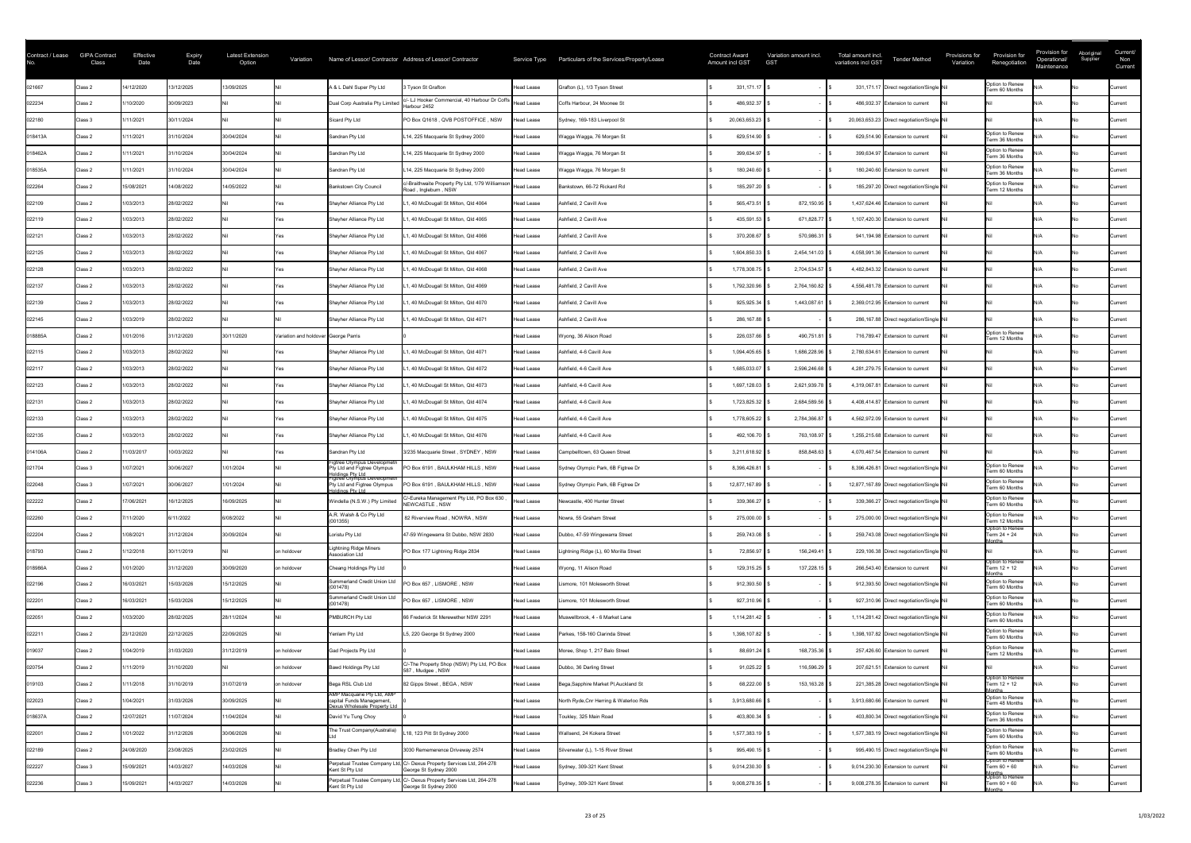| Contract / Lease No. | GIPA Contract Class | Effective Date | Expiry Date | Latest Extension Option | Variation | Name of Lessor/ Contractor | Address of Lessor/ Contractor | Service Type | Particulars of the Services/Property/Lease | Contract Award Amount incl GST | Variation amount incl. GST | Total amount incl. variations incl GST | Tender Method | Provisions for Variation | Provision for Renegotiation | Provision for Operational/ Maintenance | Aboriginal Supplier | Current/ Non Current |
|---|---|---|---|---|---|---|---|---|---|---|---|---|---|---|---|---|---|---|
| 021667 | Class 2 | 14/12/2020 | 13/12/2025 | 13/09/2025 | Nil | A & L Dahl Super Pty Ltd | 3 Tyson St Grafton | Head Lease | Grafton (L), 1/3 Tyson Street | $ 331,171.17 | $ - | $ 331,171.17 | Direct negotiation/Single | Nil | Option to Renew Term 60 Months | N/A | No | Current |
| 022234 | Class 2 | 1/10/2020 | 30/09/2023 | Nil | Nil | Dual Corp Australia Pty Limited | c/- LJ Hooker Commercial, 40 Harbour Dr Coffs Harbour 2452 | Head Lease | Coffs Harbour, 24 Moonee St | $ 486,932.37 | $ - | $ 486,932.37 | Extension to current | Nil | Nil | N/A | No | Current |
| 022180 | Class 3 | 1/11/2021 | 30/11/2024 | Nil | Nil | Sicard Pty Ltd | PO Box Q1618 , QVB POSTOFFICE , NSW | Head Lease | Sydney, 169-183 Liverpool St | $ 20,063,653.23 | $ - | $ 20,063,653.23 | Direct negotiation/Single | Nil | Nil | N/A | No | Current |
| 018413A | Class 2 | 1/11/2021 | 31/10/2024 | 30/04/2024 | Nil | Sandran Pty Ltd | L14, 225 Macquarie St Sydney 2000 | Head Lease | Wagga Wagga, 76 Morgan St | $ 629,514.90 | $ - | $ 629,514.90 | Extension to current | Nil | Option to Renew Term 36 Months | N/A | No | Current |
| 018462A | Class 2 | 1/11/2021 | 31/10/2024 | 30/04/2024 | Nil | Sandran Pty Ltd | L14, 225 Macquarie St Sydney 2000 | Head Lease | Wagga Wagga, 76 Morgan St | $ 399,634.97 | $ - | $ 399,634.97 | Extension to current | Nil | Option to Renew Term 36 Months | N/A | No | Current |
| 018535A | Class 2 | 1/11/2021 | 31/10/2024 | 30/04/2024 | Nil | Sandran Pty Ltd | L14, 225 Macquarie St Sydney 2000 | Head Lease | Wagga Wagga, 76 Morgan St | $ 180,240.60 | $ - | $ 180,240.60 | Extension to current | Nil | Option to Renew Term 36 Months | N/A | No | Current |
| 022264 | Class 2 | 15/08/2021 | 14/08/2022 | 14/05/2022 | Nil | Bankstown City Council | c/-Braithwaite Property Pty Ltd, 1/79 Williamson Road , Ingleburn , NSW | Head Lease | Bankstown, 66-72 Rickard Rd | $ 185,297.20 | $ - | $ 185,297.20 | Direct negotiation/Single | Nil | Option to Renew Term 12 Months | N/A | No | Current |
| 022109 | Class 2 | 1/03/2013 | 28/02/2022 | Nil | Yes | Shayher Alliance Pty Ltd | L1, 40 McDougall St Milton, Qld 4064 | Head Lease | Ashfield, 2 Cavill Ave | $ 565,473.51 | $ 872,150.95 | $ 1,437,624.46 | Extension to current | Nil | Nil | N/A | No | Current |
| 022119 | Class 2 | 1/03/2013 | 28/02/2022 | Nil | Yes | Shayher Alliance Pty Ltd | L1, 40 McDougall St Milton, Qld 4065 | Head Lease | Ashfield, 2 Cavill Ave | $ 435,591.53 | $ 671,828.77 | $ 1,107,420.30 | Extension to current | Nil | Nil | N/A | No | Current |
| 022121 | Class 2 | 1/03/2013 | 28/02/2022 | Nil | Yes | Shayher Alliance Pty Ltd | L1, 40 McDougall St Milton, Qld 4066 | Head Lease | Ashfield, 2 Cavill Ave | $ 370,208.67 | $ 570,986.31 | $ 941,194.98 | Extension to current | Nil | Nil | N/A | No | Current |
| 022125 | Class 2 | 1/03/2013 | 28/02/2022 | Nil | Yes | Shayher Alliance Pty Ltd | L1, 40 McDougall St Milton, Qld 4067 | Head Lease | Ashfield, 2 Cavill Ave | $ 1,604,850.33 | $ 2,454,141.03 | $ 4,058,991.36 | Extension to current | Nil | Nil | N/A | No | Current |
| 022128 | Class 2 | 1/03/2013 | 28/02/2022 | Nil | Yes | Shayher Alliance Pty Ltd | L1, 40 McDougall St Milton, Qld 4068 | Head Lease | Ashfield, 2 Cavill Ave | $ 1,778,308.75 | $ 2,704,534.57 | $ 4,482,843.32 | Extension to current | Nil | Nil | N/A | No | Current |
| 022137 | Class 2 | 1/03/2013 | 28/02/2022 | Nil | Yes | Shayher Alliance Pty Ltd | L1, 40 McDougall St Milton, Qld 4069 | Head Lease | Ashfield, 2 Cavill Ave | $ 1,792,320.96 | $ 2,764,160.82 | $ 4,556,481.78 | Extension to current | Nil | Nil | N/A | No | Current |
| 022139 | Class 2 | 1/03/2013 | 28/02/2022 | Nil | Yes | Shayher Alliance Pty Ltd | L1, 40 McDougall St Milton, Qld 4070 | Head Lease | Ashfield, 2 Cavill Ave | $ 925,925.34 | $ 1,443,087.61 | $ 2,369,012.95 | Extension to current | Nil | Nil | N/A | No | Current |
| 022145 | Class 2 | 1/03/2019 | 28/02/2022 | Nil | Nil | Shayher Alliance Pty Ltd | L1, 40 McDougall St Milton, Qld 4071 | Head Lease | Ashfield, 2 Cavill Ave | $ 286,167.88 | $ - | $ 286,167.88 | Direct negotiation/Single | Nil | Nil | N/A | No | Current |
| 018885A | Class 2 | 1/01/2016 | 31/12/2020 | 30/11/2020 | Variation and holdover | George Parris | 0 | Head Lease | Wyong, 36 Alison Road | $ 226,037.66 | $ 490,751.81 | $ 716,789.47 | Extension to current | Nil | Option to Renew Term 12 Months | N/A | No | Current |
| 022115 | Class 2 | 1/03/2013 | 28/02/2022 | Nil | Yes | Shayher Alliance Pty Ltd | L1, 40 McDougall St Milton, Qld 4071 | Head Lease | Ashfield, 4-6 Cavill Ave | $ 1,094,405.65 | $ 1,686,228.96 | $ 2,780,634.61 | Extension to current | Nil | Nil | N/A | No | Current |
| 022117 | Class 2 | 1/03/2013 | 28/02/2022 | Nil | Yes | Shayher Alliance Pty Ltd | L1, 40 McDougall St Milton, Qld 4072 | Head Lease | Ashfield, 4-6 Cavill Ave | $ 1,685,033.07 | $ 2,596,246.68 | $ 4,281,279.75 | Extension to current | Nil | Nil | N/A | No | Current |
| 022123 | Class 2 | 1/03/2013 | 28/02/2022 | Nil | Yes | Shayher Alliance Pty Ltd | L1, 40 McDougall St Milton, Qld 4073 | Head Lease | Ashfield, 4-6 Cavill Ave | $ 1,697,128.03 | $ 2,621,939.78 | $ 4,319,067.81 | Extension to current | Nil | Nil | N/A | No | Current |
| 022131 | Class 2 | 1/03/2013 | 28/02/2022 | Nil | Yes | Shayher Alliance Pty Ltd | L1, 40 McDougall St Milton, Qld 4074 | Head Lease | Ashfield, 4-6 Cavill Ave | $ 1,723,825.32 | $ 2,684,589.56 | $ 4,408,414.87 | Extension to current | Nil | Nil | N/A | No | Current |
| 022133 | Class 2 | 1/03/2013 | 28/02/2022 | Nil | Yes | Shayher Alliance Pty Ltd | L1, 40 McDougall St Milton, Qld 4075 | Head Lease | Ashfield, 4-6 Cavill Ave | $ 1,778,605.22 | $ 2,784,366.87 | $ 4,562,972.09 | Extension to current | Nil | Nil | N/A | No | Current |
| 022135 | Class 2 | 1/03/2013 | 28/02/2022 | Nil | Yes | Shayher Alliance Pty Ltd | L1, 40 McDougall St Milton, Qld 4076 | Head Lease | Ashfield, 4-6 Cavill Ave | $ 492,106.70 | $ 763,108.97 | $ 1,255,215.68 | Extension to current | Nil | Nil | N/A | No | Current |
| 014106A | Class 2 | 11/03/2017 | 10/03/2022 | Nil | Yes | Sandran Pty Ltd | 3/235 Macquarie Street , SYDNEY , NSW | Head Lease | Campbelltown, 63 Queen Street | $ 3,211,618.92 | $ 858,848.63 | $ 4,070,467.54 | Extension to current | Nil | Nil | N/A | No | Current |
| 021704 | Class 3 | 1/07/2021 | 30/06/2027 | 1/01/2024 | Nil | Figtree Olympus Developmeth Pty Ltd and Figtree Olympus Holdings Pty Ltd | PO Box 6191 , BAULKHAM HILLS , NSW | Head Lease | Sydney Olympic Park, 6B Figtree Dr | $ 8,396,426.81 | $ - | $ 8,396,426.81 | Direct negotiation/Single | Nil | Option to Renew Term 60 Months | N/A | No | Current |
| 022048 | Class 3 | 1/07/2021 | 30/06/2027 | 1/01/2024 | Nil | Figtree Olympus Developmeth Pty Ltd and Figtree Olympus Holdings Pty Ltd | PO Box 6191 , BAULKHAM HILLS , NSW | Head Lease | Sydney Olympic Park, 6B Figtree Dr | $ 12,877,167.89 | $ - | $ 12,877,167.89 | Direct negotiation/Single | Nil | Option to Renew Term 60 Months | N/A | No | Current |
| 022222 | Class 2 | 17/06/2021 | 16/12/2025 | 16/09/2025 | Nil | Windella (N.S.W.) Pty Limited | C/-Eureka Management Pty Ltd, PO Box 630 , NEWCASTLE , NSW | Head Lease | Newcastle, 400 Hunter Street | $ 339,366.27 | $ - | $ 339,366.27 | Direct negotiation/Single | Nil | Option to Renew Term 60 Months | N/A | No | Current |
| 022260 | Class 2 | 7/11/2020 | 6/11/2022 | 6/08/2022 | Nil | A.R. Walsh & Co Pty Ltd (001355) | 82 Riverview Road , NOWRA , NSW | Head Lease | Nowra, 55 Graham Street | $ 275,000.00 | $ - | $ 275,000.00 | Direct negotiation/Single | Nil | Option to Renew Term 12 Months | N/A | No | Current |
| 022204 | Class 2 | 1/08/2021 | 31/12/2024 | 30/09/2024 | Nil | Loristu Pty Ltd | 47-59 Wingewarra St Dubbo, NSW 2830 | Head Lease | Dubbo, 47-59 Wingewarra Street | $ 259,743.08 | $ - | $ 259,743.08 | Direct negotiation/Single | Nil | Option to Renew Term 24 + 24 Months | N/A | No | Current |
| 018793 | Class 2 | 1/12/2018 | 30/11/2019 | Nil | on holdover | Lightning Ridge Miners Association Ltd | PO Box 177 Lightning Ridge 2834 | Head Lease | Lightning Ridge (L), 60 Morilla Street | $ 72,856.97 | $ 156,249.41 | $ 229,106.38 | Direct negotiation/Single | Nil | Nil | N/A | No | Current |
| 018986A | Class 2 | 1/01/2020 | 31/12/2020 | 30/09/2020 | on holdover | Cheang Holdings Pty Ltd | 0 | Head Lease | Wyong, 11 Alison Road | $ 129,315.25 | $ 137,228.15 | $ 266,543.40 | Extension to current | Nil | Option to Renew Term 12 + 12 Months | N/A | No | Current |
| 022196 | Class 2 | 16/03/2021 | 15/03/2026 | 15/12/2025 | Nil | Summerland Credit Union Ltd (001478) | PO Box 657 , LISMORE , NSW | Head Lease | Lismore, 101 Molesworth Street | $ 912,393.50 | $ - | $ 912,393.50 | Direct negotiation/Single | Nil | Option to Renew Term 60 Months | N/A | No | Current |
| 022201 | Class 2 | 16/03/2021 | 15/03/2026 | 15/12/2025 | Nil | Summerland Credit Union Ltd (001478) | PO Box 657 , LISMORE , NSW | Head Lease | Lismore, 101 Molesworth Street | $ 927,310.96 | $ - | $ 927,310.96 | Direct negotiation/Single | Nil | Option to Renew Term 60 Months | N/A | No | Current |
| 022051 | Class 2 | 1/03/2020 | 28/02/2025 | 28/11/2024 | Nil | PMBURCH Pty Ltd | 66 Frederick St Merewether NSW 2291 | Head Lease | Muswellbrook, 4 - 6 Market Lane | $ 1,114,281.42 | $ - | $ 1,114,281.42 | Direct negotiation/Single | Nil | Option to Renew Term 60 Months | N/A | No | Current |
| 022211 | Class 2 | 23/12/2020 | 22/12/2025 | 22/09/2025 | Nil | Yenlam Pty Ltd | L5, 220 George St Sydney 2000 | Head Lease | Parkes, 158-160 Clarinda Street | $ 1,398,107.82 | $ - | $ 1,398,107.82 | Direct negotiation/Single | Nil | Option to Renew Term 60 Months | N/A | No | Current |
| 019037 | Class 2 | 1/04/2019 | 31/03/2020 | 31/12/2019 | on holdover | Gad Projects Pty Ltd | 0 | Head Lease | Moree, Shop 1, 217 Balo Street | $ 88,691.24 | $ 168,735.36 | $ 257,426.60 | Extension to current | Nil | Option to Renew Term 12 Months | N/A | No | Current |
| 020754 | Class 2 | 1/11/2019 | 31/10/2020 | Nil | on holdover | Baed Holdings Pty Ltd | C/-The Property Shop (NSW) Pty Ltd, PO Box 587 , Mudgee , NSW | Head Lease | Dubbo, 36 Darling Street | $ 91,025.22 | $ 116,596.29 | $ 207,621.51 | Extension to current | Nil | Nil | N/A | No | Current |
| 019103 | Class 2 | 1/11/2018 | 31/10/2019 | 31/07/2019 | on holdover | Bega RSL Club Ltd | 82 Gipps Street , BEGA , NSW | Head Lease | Bega,Sapphire Market Pl,Auckland St | $ 68,222.00 | $ 153,163.28 | $ 221,385.28 | Direct negotiation/Single | Nil | Option to Renew Term 12 + 12 Months | N/A | No | Current |
| 022023 | Class 2 | 1/04/2021 | 31/03/2026 | 30/09/2025 | Nil | AMP Macquarie Pty Ltd, AMP capital Funds Management, Dexus Wholesale Property Ltd | 0 | Head Lease | North Ryde,Cnr Herring & Waterloo Rds | $ 3,913,680.66 | $ - | $ 3,913,680.66 | Extension to current | Nil | Option to Renew Term 48 Months | N/A | No | Current |
| 018637A | Class 2 | 12/07/2021 | 11/07/2024 | 11/04/2024 | Nil | David Yu Tung Choy | 0 | Head Lease | Toukley, 325 Main Road | $ 403,800.34 | $ - | $ 403,800.34 | Direct negotiation/Single | Nil | Option to Renew Term 36 Months | N/A | No | Current |
| 022001 | Class 2 | 1/01/2022 | 31/12/2026 | 30/06/2026 | Nil | The Trust Company(Australia) Ltd | L18, 123 Pitt St Sydney 2000 | Head Lease | Wallsend, 24 Kokera Street | $ 1,577,383.19 | $ - | $ 1,577,383.19 | Direct negotiation/Single | Nil | Option to Renew Term 60 Months | N/A | No | Current |
| 022189 | Class 2 | 24/08/2020 | 23/08/2025 | 23/02/2025 | Nil | Bradley Chen Pty Ltd | 3030 Rememerence Driveway 2574 | Head Lease | Silverwater (L), 1-15 River Street | $ 995,490.15 | $ - | $ 995,490.15 | Direct negotiation/Single | Nil | Option to Renew Term 60 Months | N/A | No | Current |
| 022227 | Class 3 | 15/09/2021 | 14/03/2027 | 14/03/2026 | Nil | Perpetual Trustee Company Ltd, Kent St Pty Ltd | C/- Dexus Property Services Ltd, 264-278 George St Sydney 2000 | Head Lease | Sydney, 309-321 Kent Street | $ 9,014,230.30 | $ - | $ 9,014,230.30 | Extension to current | Nil | Option to Renew Term 60 + 60 Months | N/A | No | Current |
| 022236 | Class 3 | 15/09/2021 | 14/03/2027 | 14/03/2026 | Nil | Perpetual Trustee Company Ltd, Kent St Pty Ltd | C/- Dexus Property Services Ltd, 264-278 George St Sydney 2000 | Head Lease | Sydney, 309-321 Kent Street | $ 9,008,278.35 | $ - | $ 9,008,278.35 | Extension to current | Nil | Option to Renew Term 60 + 60 Months | N/A | No | Current |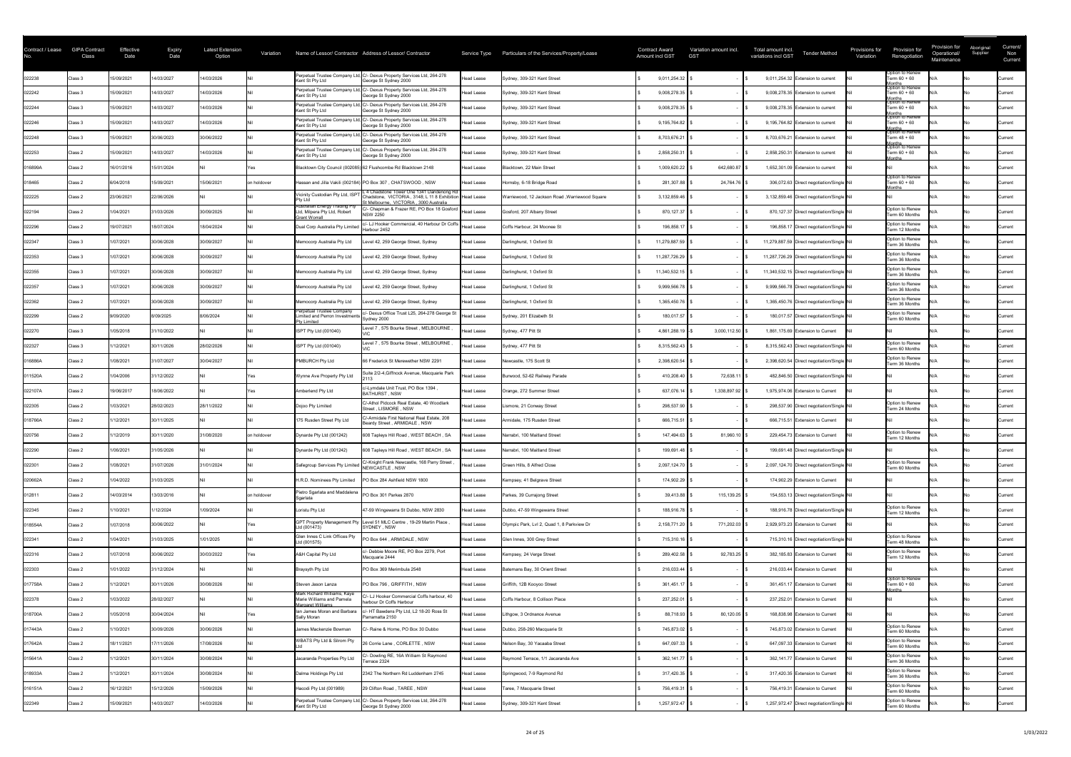| Contract / Lease No. | GIPA Contract Class | Effective Date | Expiry Date | Latest Extension Option | Variation | Name of Lessor/ Contractor | Address of Lessor/ Contractor | Service Type | Particulars of the Services/Property/Lease | Contract Award Amount incl GST | Variation amount incl. GST | Total amount incl. variations incl GST | Tender Method | Provisions for Variation | Provision for Renegotiation | Provision for Operational/ Maintenance | Aboriginal Supplier | Current/ Non Current |
|---|---|---|---|---|---|---|---|---|---|---|---|---|---|---|---|---|---|---|
| 022238 | Class 3 | 15/09/2021 | 14/03/2027 | 14/03/2026 | Nil | Perpetual Trustee Company Ltd, Kent St Pty Ltd | C/- Dexus Property Services Ltd, 264-278 George St Sydney 2000 | Head Lease | Sydney, 309-321 Kent Street | $ 9,011,254.32 | $ - | $ 9,011,254.32 | Extension to current | Nil | Option to Renew Term 60 + 60 Months | N/A | No | Current |
| 022242 | Class 3 | 15/09/2021 | 14/03/2027 | 14/03/2026 | Nil | Perpetual Trustee Company Ltd, Kent St Pty Ltd | C/- Dexus Property Services Ltd, 264-278 George St Sydney 2000 | Head Lease | Sydney, 309-321 Kent Street | $ 9,008,278.35 | $ - | $ 9,008,278.35 | Extension to current | Nil | Option to Renew Term 60 + 60 Months | N/A | No | Current |
| 022244 | Class 3 | 15/09/2021 | 14/03/2027 | 14/03/2026 | Nil | Perpetual Trustee Company Ltd, Kent St Pty Ltd | C/- Dexus Property Services Ltd, 264-278 George St Sydney 2000 | Head Lease | Sydney, 309-321 Kent Street | $ 9,008,278.35 | $ - | $ 9,008,278.35 | Extension to current | Nil | Option to Renew Term 60 + 60 Months | N/A | No | Current |
| 022246 | Class 3 | 15/09/2021 | 14/03/2027 | 14/03/2026 | Nil | Perpetual Trustee Company Ltd, Kent St Pty Ltd | C/- Dexus Property Services Ltd, 264-278 George St Sydney 2000 | Head Lease | Sydney, 309-321 Kent Street | $ 9,195,764.82 | $ - | $ 9,195,764.82 | Extension to current | Nil | Option to Renew Term 60 + 60 Months | N/A | No | Current |
| 022248 | Class 3 | 15/09/2021 | 30/06/2023 | 30/06/2022 | Nil | Perpetual Trustee Company Ltd, Kent St Pty Ltd | C/- Dexus Property Services Ltd, 264-278 George St Sydney 2000 | Head Lease | Sydney, 309-321 Kent Street | $ 8,703,676.21 | $ - | $ 8,703,676.21 | Extension to current | Nil | Option to Renew Term 48 + 60 Months | N/A | No | Current |
| 022253 | Class 2 | 15/09/2021 | 14/03/2027 | 14/03/2026 | Nil | Perpetual Trustee Company Ltd, Kent St Pty Ltd | C/- Dexus Property Services Ltd, 264-278 George St Sydney 2000 | Head Lease | Sydney, 309-321 Kent Street | $ 2,858,250.31 | $ - | $ 2,858,250.31 | Extension to current | Nil | Option to Renew Term 60 + 60 Months | N/A | No | Current |
| 016899A | Class 2 | 16/01/2016 | 15/01/2024 | Nil | Yes | Blacktown City Council (002085) | 62 Flushcombe Rd Blacktown 2148 | Head Lease | Blacktown, 22 Main Street | $ 1,009,620.22 | $ 642,680.87 | $ 1,652,301.09 | Extension to current | Nil | Nil | N/A | No | Current |
| 018465 | Class 2 | 6/04/2018 | 15/09/2021 | 15/06/2021 | on holdover | Hassan and Jillia Vakili (002184) | PO Box 307 , CHATSWOOD , NSW | Head Lease | Hornsby, 6-18 Bridge Road | $ 281,307.88 | $ 24,764.76 | $ 306,072.63 | Direct negotiation/Single | Nil | Option to Renew Term 60 + 60 Months | N/A | No | Current |
| 022225 | Class 2 | 23/06/2021 | 22/06/2026 | Nil | Nil | Vicinity Custodian Pty Ltd, ISPT Pty Ltd | L 4 Chadstone Tower One 1341 Dandenong Rd Chadstone, VICTORIA , 3148; L 11 8 Exhibition St Melbourne, VICTORIA , 3000 Australia | Head Lease | Warriewood, 12 Jackson Road ,Warriewood Square | $ 3,132,859.46 | $ - | $ 3,132,859.46 | Direct negotiation/Single | Nil | Nil | N/A | No | Current |
| 022194 | Class 2 | 1/04/2021 | 31/03/2026 | 30/09/2025 | Nil | Australian Energy Trading Pty Ltd, Milpera Pty Ltd, Robert Grant Womal | C/- Chapman & Frazer RE, PO Box 18 Gosford NSW 2250 | Head Lease | Gosford, 207 Albany Street | $ 870,127.37 | $ - | $ 870,127.37 | Direct negotiation/Single | Nil | Option to Renew Term 60 Months | N/A | No | Current |
| 022296 | Class 2 | 19/07/2021 | 18/07/2024 | 18/04/2024 | Nil | Dual Corp Australia Pty Limited | c/- LJ Hooker Commercial, 40 Harbour Dr Coffs Harbour 2452 | Head Lease | Coffs Harbour, 24 Moonee St | $ 196,858.17 | $ - | $ 196,858.17 | Direct negotiation/Single | Nil | Option to Renew Term 12 Months | N/A | No | Current |
| 022347 | Class 3 | 1/07/2021 | 30/06/2028 | 30/09/2027 | Nil | Memocorp Australia Pty Ltd | Level 42, 259 George Street, Sydney | Head Lease | Darlinghurst, 1 Oxford St | $ 11,279,887.59 | $ - | $ 11,279,887.59 | Direct negotiation/Single | Nil | Option to Renew Term 36 Months | N/A | No | Current |
| 022353 | Class 3 | 1/07/2021 | 30/06/2028 | 30/09/2027 | Nil | Memocorp Australia Pty Ltd | Level 42, 259 George Street, Sydney | Head Lease | Darlinghurst, 1 Oxford St | $ 11,287,726.29 | $ - | $ 11,287,726.29 | Direct negotiation/Single | Nil | Option to Renew Term 36 Months | N/A | No | Current |
| 022355 | Class 3 | 1/07/2021 | 30/06/2028 | 30/09/2027 | Nil | Memocorp Australia Pty Ltd | Level 42, 259 George Street, Sydney | Head Lease | Darlinghurst, 1 Oxford St | $ 11,340,532.15 | $ - | $ 11,340,532.15 | Direct negotiation/Single | Nil | Option to Renew Term 36 Months | N/A | No | Current |
| 022357 | Class 3 | 1/07/2021 | 30/06/2028 | 30/09/2027 | Nil | Memocorp Australia Pty Ltd | Level 42, 259 George Street, Sydney | Head Lease | Darlinghurst, 1 Oxford St | $ 9,999,566.78 | $ - | $ 9,999,566.78 | Direct negotiation/Single | Nil | Option to Renew Term 36 Months | N/A | No | Current |
| 022362 | Class 2 | 1/07/2021 | 30/06/2028 | 30/09/2027 | Nil | Memocorp Australia Pty Ltd | Level 42, 259 George Street, Sydney | Head Lease | Darlinghurst, 1 Oxford St | $ 1,365,450.76 | $ - | $ 1,365,450.76 | Direct negotiation/Single | Nil | Option to Renew Term 36 Months | N/A | No | Current |
| 022299 | Class 2 | 9/09/2020 | 8/09/2025 | 8/09/2024 | Nil | Perpetual Trustee Company Limited and Perron Investments Pty Limited | c/- Dexus Office Trust L25, 264-278 George St Sydney 2000 | Head Lease | Sydney, 201 Elizabeth St | $ 180,017.57 | $ - | $ 180,017.57 | Direct negotiation/Single | Nil | Option to Renew Term 60 Months | N/A | No | Current |
| 022270 | Class 3 | 1/05/2018 | 31/10/2022 | Nil | Nil | ISPT Pty Ltd (001040) | Level 7 , 575 Bourke Street , MELBOURNE , VIC | Head Lease | Sydney, 477 Pitt St | $ 4,861,288.19 | $ 3,000,112.50 | $ 1,861,175.69 | Extension to Current | Nil | Nil | N/A | No | Current |
| 022327 | Class 3 | 1/12/2021 | 30/11/2026 | 28/02/2026 | Nil | ISPT Pty Ltd (001040) | Level 7 , 575 Bourke Street , MELBOURNE , VIC | Head Lease | Sydney, 477 Pitt St | $ 8,315,562.43 | $ - | $ 8,315,562.43 | Direct negotiation/Single | Nil | Option to Renew Term 60 Months | N/A | No | Current |
| 016886A | Class 2 | 1/08/2021 | 31/07/2027 | 30/04/2027 | Nil | PMBURCH Pty Ltd | 66 Frederick St Merewether NSW 2291 | Head Lease | Newcastle, 175 Scott St | $ 2,398,620.54 | $ - | $ 2,398,620.54 | Direct negotiation/Single | Nil | Option to Renew Term 36 Months | N/A | No | Current |
| 011520A | Class 2 | 1/04/2006 | 31/12/2022 | Nil | Yes | Wynne Ave Property Pty Ltd | Suite 2/2-4,Giffnock Avenue, Macquarie Park 2113 | Head Lease | Burwood, 52-62 Railway Parade | $ 410,208.40 | $ 72,638.11 | $ 482,846.50 | Direct negotiation/Single | Nil | Nil | N/A | No | Current |
| 022107A | Class 2 | 19/06/2017 | 18/06/2022 | Nil | Yes | Amberlend Pty Ltd | c/-Lymdale Unit Trust, PO Box 1394 , BATHURST , NSW | Head Lease | Orange, 272 Summer Street | $ 637,076.14 | $ 1,338,897.92 | $ 1,975,974.06 | Extension to Current | Nil | Nil | N/A | No | Current |
| 022305 | Class 2 | 1/03/2021 | 28/02/2023 | 28/11/2022 | Nil | Dojoo Pty Limited | C/-Athol Pidcock Real Estate, 40 Woodlark Street , LISMORE , NSW | Head Lease | Lismore, 21 Conway Street | $ 298,537.90 | $ - | $ 298,537.90 | Direct negotiation/Single | Nil | Option to Renew Term 24 Months | N/A | No | Current |
| 018766A | Class 2 | 1/12/2021 | 30/11/2025 | Nil | Nil | 175 Rusden Street Pty Ltd | C/-Armidale First National Real Estate, 208 Beardy Street , ARMIDALE , NSW | Head Lease | Armidale, 175 Rusden Street | $ 666,715.51 | $ - | $ 666,715.51 | Extension to Current | Nil | Nil | N/A | No | Current |
| 020756 | Class 2 | 1/12/2019 | 30/11/2020 | 31/08/2020 | on holdover | Dynarde Pty Ltd (001242) | 608 Tapleys Hill Road , WEST BEACH , SA | Head Lease | Narrabri, 100 Maitland Street | $ 147,494.63 | $ 81,960.10 | $ 229,454.73 | Extension to Current | Nil | Option to Renew Term 12 Months | N/A | No | Current |
| 022290 | Class 2 | 1/06/2021 | 31/05/2026 | Nil | Nil | Dynarde Pty Ltd (001242) | 608 Tapleys Hill Road , WEST BEACH , SA | Head Lease | Narrabri, 100 Maitland Street | $ 199,691.48 | $ - | $ 199,691.48 | Direct negotiation/Single | Nil | Nil | N/A | No | Current |
| 022301 | Class 2 | 1/08/2021 | 31/07/2026 | 31/01/2024 | Nil | Safegroup Services Pty Limited | C/-Knight Frank Newcastle, 168 Parry Street , NEWCASTLE , NSW | Head Lease | Green Hills, 8 Alfred Close | $ 2,097,124.70 | $ - | $ 2,097,124.70 | Direct negotiation/Single | Nil | Option to Renew Term 60 Months | N/A | No | Current |
| 020662A | Class 2 | 1/04/2022 | 31/03/2025 | Nil | Nil | H.R.D. Nominees Pty Limited | PO Box 284 Ashfield NSW 1800 | Head Lease | Kempsey, 41 Belgrave Street | $ 174,902.29 | $ - | $ 174,902.29 | Extension to Current | Nil | Nil | N/A | No | Current |
| 012811 | Class 2 | 14/03/2014 | 13/03/2016 | Nil | on holdover | Pietro Sgarlata and Maddalena Sgarlata | PO Box 301 Parkes 2870 | Head Lease | Parkes, 39 Currajong Street | $ 39,413.88 | $ 115,139.25 | $ 154,553.13 | Direct negotiation/Single | Nil | Nil | N/A | No | Current |
| 022345 | Class 2 | 1/10/2021 | 1/12/2024 | 1/09/2024 | Nil | Loristu Pty Ltd | 47-59 Wingewarra St Dubbo, NSW 2830 | Head Lease | Dubbo, 47-59 Wingewarra Street | $ 188,916.78 | $ - | $ 188,916.78 | Direct negotiation/Single | Nil | Option to Renew Term 12 Months | N/A | No | Current |
| 018554A | Class 2 | 1/07/2018 | 30/06/2022 | Nil | Yes | GPT Property Management Pty Ltd (001473) | Level 51 MLC Centre , 19-29 Martin Place , SYDNEY , NSW | Head Lease | Olympic Park, Lvl 2, Quad 1, 8 Parkview Dr | $ 2,158,771.20 | $ 771,202.03 | $ 2,929,973.23 | Extension to Current | Nil | Nil | N/A | No | Current |
| 022341 | Class 2 | 1/04/2021 | 31/03/2025 | 1/01/2025 | Nil | Glen Innes C Link Offices Pty Ltd (001575) | PO Box 644 , ARMIDALE , NSW | Head Lease | Glen Innes, 300 Grey Street | $ 715,310.16 | $ - | $ 715,310.16 | Direct negotiation/Single | Nil | Option to Renew Term 48 Months | N/A | No | Current |
| 022316 | Class 2 | 1/07/2018 | 30/06/2022 | 30/03/2022 | Yes | A&H Capital Pty Ltd | c/- Debbie Moore RE, PO Box 2279, Port Macquarie 2444 | Head Lease | Kempsey, 24 Verge Street | $ 289,402.58 | $ 92,783.25 | $ 382,185.83 | Extension to Current | Nil | Option to Renew Term 12 Months | N/A | No | Current |
| 022303 | Class 2 | 1/01/2022 | 31/12/2024 | Nil | Nil | Braysyth Pty Ltd | PO Box 369 Merimbula 2548 | Head Lease | Batemans Bay, 30 Orient Street | $ 216,033.44 | $ - | $ 216,033.44 | Extension to Current | Nil | Nil | N/A | No | Current |
| 017758A | Class 2 | 1/12/2021 | 30/11/2026 | 30/08/2026 | Nil | Steven Jason Lanza | PO Box 796 , GRIFFITH , NSW | Head Lease | Griffith, 12B Kooyoo Street | $ 361,451.17 | $ - | $ 361,451.17 | Extension to Current | Nil | Option to Renew Term 60 + 60 Months | N/A | No | Current |
| 022378 | Class 2 | 1/03/2022 | 28/02/2027 | Nil | Nil | Mark Richard Williams, Kaye Marie Williams and Pamela Margaret Williams | C/- LJ Hooker Commercial Coffs harbour, 40 harbour Dr Coffs Harbour | Head Lease | Coffs Harbour, 8 Collison Place | $ 237,252.01 | $ - | $ 237,252.01 | Extension to Current | Nil | Nil | N/A | No | Current |
| 018700A | Class 2 | 1/05/2018 | 30/04/2024 | Nil | Yes | Ian James Moran and Barbara Sally Moran | c/- HT Bawdens Pty Ltd, L2 18-20 Ross St Parramatta 2150 | Head Lease | Lithgow, 3 Ordnance Avenue | $ 88,718.93 | $ 80,120.05 | $ 168,838.98 | Extension to Current | Nil | Nil | N/A | No | Current |
| 017443A | Class 2 | 1/10/2021 | 30/09/2026 | 30/06/2026 | Nil | James Mackenzie Bowman | C/- Raine & Horne, PO Box 30 Dubbo | Head Lease | Dubbo, 258-260 Macquarie St | $ 745,873.02 | $ - | $ 745,873.02 | Extension to Current | Nil | Option to Renew Term 60 Months | N/A | No | Current |
| 017642A | Class 2 | 18/11/2021 | 17/11/2026 | 17/08/2026 | Nil | WBATS Pty Ltd & Silrom Pty Ltd | 26 Corrie Lane , CORLETTE , NSW | Head Lease | Nelson Bay, 30 Yacaaba Street | $ 647,097.33 | $ - | $ 647,097.33 | Extension to Current | Nil | Option to Renew Term 60 Months | N/A | No | Current |
| 015641A | Class 2 | 1/12/2021 | 30/11/2024 | 30/08/2024 | Nil | Jacaranda Properties Pty Ltd | C/- Dowling RE, 16A William St Raymond Terrace 2324 | Head Lease | Raymond Terrace, 1/1 Jacaranda Ave | $ 362,141.77 | $ - | $ 362,141.77 | Extension to Current | Nil | Option to Renew Term 36 Months | N/A | No | Current |
| 018933A | Class 2 | 1/12/2021 | 30/11/2024 | 30/08/2024 | Nil | Dalma Holdings Pty Ltd | 2342 The Northern Rd Luddenham 2745 | Head Lease | Springwood, 7-9 Raymond Rd | $ 317,420.35 | $ - | $ 317,420.35 | Extension to Current | Nil | Option to Renew Term 36 Months | N/A | No | Current |
| 016151A | Class 2 | 16/12/2021 | 15/12/2026 | 15/09/2026 | Nil | Hiacodi Pty Ltd (001989) | 29 Clifton Road , TAREE , NSW | Head Lease | Taree, 7 Macquarie Street | $ 756,419.31 | $ - | $ 756,419.31 | Extension to Current | Nil | Option to Renew Term 60 Months | N/A | No | Current |
| 022349 | Class 2 | 15/09/2021 | 14/03/2027 | 14/03/2026 | Nil | Perpetual Trustee Company Ltd, Kent St Pty Ltd | C/- Dexus Property Services Ltd, 264-278 George St Sydney 2000 | Head Lease | Sydney, 309-321 Kent Street | $ 1,257,972.47 | $ - | $ 1,257,972.47 | Direct negotiation/Single | Nil | Option to Renew Term 60 Months | N/A | No | Current |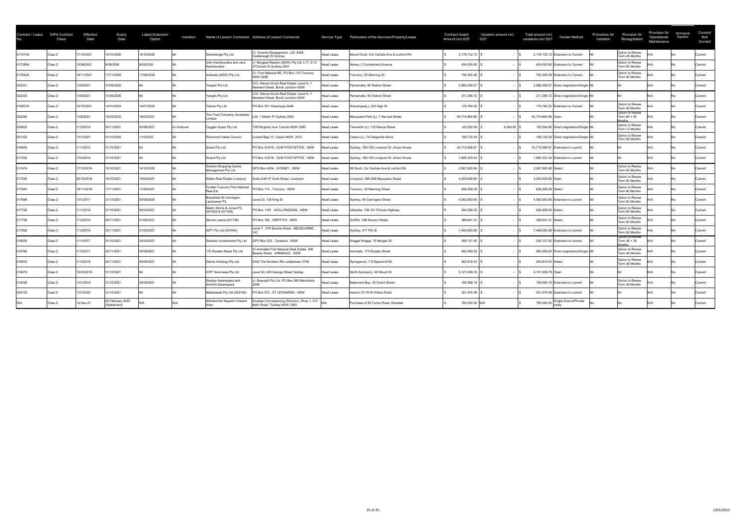| Contract / Lease No. | GIPA Contract Class | Effective Date | Expiry Date | Latest Extension Option | Variation | Name of Lessor/ Contractor | Address of Lessor/ Contractor | Service Type | Particulars of the Services/Property/Lease | Contract Award Amount incl GST | Variation amount incl. GST | Total amount incl. variations incl GST | Tender Method | Provisions for Variation | Provision for Renegotiation | Provision for Operational/ Maintenance | Aboriginal Supplier | Current/ Non Current |
|---|---|---|---|---|---|---|---|---|---|---|---|---|---|---|---|---|---|---|
| 017474A | Class 2 | 17/10/2021 | 16/10/2026 | 16/10/2025 | Nil | Stonehenge Pty Ltd | C/- Scentre Management, L30, 8386 Castlereagh St Sydney | Head Lease | Mount Druitt, Cnr Carlisle Ave & Luxford Rd | $ 2,178,132.12 | $ - | $ 2,178,132.12 | Extension to Current | Nil | Option to Renew Term 48 Months | N/A | No | Current |
| 017385A | Class 2 | 10/08/2021 | 9/08/2026 | 9/05/2026 | Nil | John Kambourakis and Jack Kambourakis | c/- Burgess Rawson (NSW) Pty Ltd, L17, 6-10 O'Connell St Sydney 2001 | Head Lease | Nowra, 2 Cumberland Avenue | $ 434,000.82 | $ - | $ 434,000.82 | Extension to Current | Nil | Option to Renew Term 60 Months | N/A | No | Current |
| 017643A | Class 2 | 18/11/2021 | 17/11/2026 | 17/08/2026 | Nil | Andrews (NSW) Pty Ltd | C/- First National RE, PO Box 110 Tuncurry NSW 2428 | Head Lease | Tuncurry, 25 Manning St | $ 745,355.46 | $ - | $ 745,355.46 | Extension to Current | Nil | Option to Renew Term 60 Months | N/A | No | Current |
| 022331 | Class 2 | 1/09/2021 | 31/08/2026 | Nil | Nil | Yangdo Pty Ltd | C/O- Steven Krulis Real Estate, Level 9, 1 Newland Street, Bondi Junction NSW | Head Lease | Parramatta, 56 Station Street | $ 2,985,259.57 | $ - | $ 2,985,259.57 | Direct negotiation/Single | Nil | Nil | N/A | No | Current |
| 022333 | Class 2 | 1/09/2021 | 31/08/2026 | Nil | Nil | Yangdo Pty Ltd | C/O- Steven Krulis Real Estate, Level 9, 1 Newland Street, Bondi Junction NSW | Head Lease | Parramatta, 56 Station Street | $ 211,295.12 | $ - | $ 211,295.12 | Direct negotiation/Single | Nil | Nil | N/A | No | Current |
| 018807A | Class 2 | 15/10/2021 | 14/10/2024 | 14/07/2024 | Nil | Tebran Pty Ltd | PO Box 231 Wauchope 2446 | Head Lease | Wauchope(L), 243 High St | $ 179,760.22 | $ - | $ 179,760.22 | Extension to Current | Nil | Option to Renew Term 36 Months | N/A | No | Current |
| 022250 | Class 3 | 1/08/2021 | 18/03/2032 | 18/03/2031 | Nil | The Trust Company (Australia) Limited | L20, 1 Martin Pl Sydney 2000 | Head Lease | Macquarie Park (L), 7 Harvest Street | $ 54,714,665.98 | $ - | $ 54,714,665.98 | Open | Nil | Option to Renew Term 60 + 60 Months | N/A | No | Current |
| 020823 | Class 2 | 1/12/2019 | 30/11/2021 | 30/08/2021 | on holdover | Coggan Super Pty Ltd | 7/90 Brighton Ave Toronto NSW 2283 | Head Lease | Tamworth (L), 133 Marius Street | $ 143,000.00 | $ 9,004.80 | $ 152,004.80 | Direct negotiation/Single | Nil | Option to Renew Term 12 Months | N/A | No | Current |
| 021323 | Class 2 | 1/01/2021 | 31/12/2025 | 1/10/2025 | Nil | Richmond Valley Council | Locked Bag 10, Casino NSW, 2470 | Head Lease | Casino (L), 74 Dargaville Drive | $ 158,732.54 | $ - | $ 158,732.54 | Direct negotiation/Single | Nil | Option to Renew Term 60 Months | N/A | No | Current |
| 016624 | Class 3 | 1/11/2015 | 31/10/2021 | Nil | Nil | Sicard Pty Ltd | PO Box Q1618 , QVB POSTOFFICE , NSW | Head Lease | Sydney, 169-183 Liverpool St ,Amex House | $ 34,715,596.67 | $ - | $ 34,715,596.67 | Extension to current | Nil | Nil | N/A | No | Current |
| 017022 | Class 2 | 1/04/2016 | 31/10/2021 | Nil | Nil | Sicard Pty Ltd | PO Box Q1618 , QVB POSTOFFICE , NSW | Head Lease | Sydney, 169-183 Liverpool St ,Amex House | $ 1,885,323.34 | $ - | $ 1,885,323.34 | Extension to current | Nil | Nil | N/A | No | Current |
| 017474 | Class 2 | 17/10/2016 | 16/10/2021 | 16/10/2020 | Nil | Scentre Shopping Centre Management Pty Ltd | GPO Box 4004 , SYDNEY , NSW | Head Lease | Mt Druitt, Cnr Carlisle Ave & Luxford Rd | $ 2,587,825.96 | $ - | $ 2,587,825.96 | Select | Nil | Option to Renew Term 60 Months | N/A | No | Current |
| 017530 | Class 2 | 20/10/2016 | 19/10/2021 | 19/04/2021 | Nil | Elders Real Estate Liverpool | Suite 2/45-47 Scott Street, Liverpool | Head Lease | Liverpool, 296-306 Macquarie Street | $ 4,020,629.90 | $ - | $ 4,020,629.90 | Open | Nil | Option to Renew Term 60 Months | N/A | No | Current |
| 017643 | Class 2 | 18/11/2016 | 17/11/2021 | 17/08/2021 | Nil | Forster-Tuncurry First National Real Est | PO Box 110 , Tuncurry , NSW | Head Lease | Tuncurry, 25 Manning Street | $ 636,258.29 | $ - | $ 636,258.29 | Select | Nil | Option to Renew Term 60 Months | N/A | No | Current |
| 017696 | Class 2 | 1/01/2017 | 31/12/2021 | 30/09/2020 | Nil | Brookfield 60 Carrington Landowner P/L | Level 22, 135 King St | Head Lease | Sydney, 60 Carrington Street | $ 4,062,903.65 | $ - | $ 4,062,903.65 | Extension to current | Nil | Option to Renew Term 60 Months | N/A | No | Current |
| 017706 | Class 2 | 1/11/2016 | 31/10/2021 | 30/04/2021 | Nil | Martin Morris & Jones P/L (001025 & 001108) | PO Box 1167 , WOLLONGONG , NSW | Head Lease | Ulladulla, 159-161 Princes Highway | $ 294,936.00 | $ - | $ 294,936.00 | Select | Nil | Option to Renew Term 60 Months | N/A | No | Current |
| 017758 | Class 2 | 1/12/2016 | 30/11/2021 | 31/08/2021 | Nil | Steven Lenza (001738) | PO Box 796 , GRIFFITH , NSW | Head Lease | Griffith, 12B Kooyoo Street | $ 368,641.31 | $ - | $ 368,641.31 | Select | Nil | Option to Renew Term 60 Months | N/A | No | Current |
| 017892 | Class 3 | 1/12/2016 | 30/11/2021 | 31/03/2021 | Nil | ISPT Pty Ltd (001040) | Level 7 , 575 Bourke Street , MELBOURNE , VIC | Head Lease | Sydney, 477 Pitt St | $ 7,469,083.89 | $ - | $ 7,469,083.89 | Extension to current | Nil | Option to Renew Term 60 Months | N/A | No | Current |
| 018535 | Class 2 | 1/11/2017 | 31/10/2021 | 30/04/2021 | Nil | Sandran Investments Pty Ltd | GPO Box 233 , Canberra , NSW | Head Lease | Wagga Wagga, 76 Morgan St | $ 209,137.42 | $ - | $ 209,137.42 | Extension to current | Nil | Option to Renew Term 36 + 36 Months | N/A | No | Current |
| 018766 | Class 2 | 1/12/2017 | 30/11/2021 | 30/08/2021 | Nil | 175 Rusden Street Pty Ltd | C/-Armidale First National Real Estate, 208 Beardy Street , ARMIDALE , NSW | Head Lease | Armidale, 175 Rusden Street | $ 582,959.93 | $ - | $ 582,959.93 | Direct negotiation/Single | Nil | Option to Renew Term 48 Months | N/A | No | Current |
| 018933 | Class 2 | 1/12/2018 | 30/11/2021 | 30/08/2021 | Nil | Dalma Holdings Pty Ltd | 2342 The Northern Rd Luddenham 2745 | Head Lease | Springwood, 7-9 Raymond Rd | $ 263,819.43 | $ - | $ 263,819.43 | Select | Nil | Option to Renew Term 36 Months | N/A | No | Current |
| 018979 | Class 3 | 15/03/2019 | 31/12/2021 | Nil | Nil | ICPF Nominees Pty Ltd | Level 30, 420 George Street Sydney | Head Lease | North Sydney(L), 40 Mount St | $ 5,121,939.78 | $ - | $ 5,121,939.78 | Open | Nil | Nil | N/A | No | Current |
| 019035 | Class 2 | 1/01/2019 | 31/12/2021 | 30/09/2021 | Nil | Stanley Karampasis and Amfitriti Karampasis | c/- Braysyth Pty Ltd, PO Box 369 Merimbula 2548 | Head Lease | Batemans Bay, 30 Orient Street | $ 195,556.19 | $ - | $ 195,556.19 | Extension to current | Nil | Option to Renew Term 36 Months | N/A | No | Current |
| 020723 | Class 2 | 1/01/2020 | 31/12/2021 | Nil | Nil | Makeeswell Pty Ltd (002105) | PO Box 573 , ST LEONARDS , NSW | Head Lease | Auburn,75-79 St Hilliers Road | $ 321,578.58 | $ - | $ 321,578.58 | Extension to current | Nil | Nil | N/A | No | Current |
| N/A | Class 2 | 14-Dec-21 | 28 February 2022 (Settlement) | N/A | N/A | Mohammed Nayeem Howard Khan | Ezystep Conveyancing (Solicitor), Shop 1, 313 Main Road, Toukley NSW 2263 | N/A | Purchase of 85 Turton Road, Waratah | $ 785,000.00 | N/A | $ 785,000.00 | Single Source/Private treaty | No | No | N/A | No | Current |

1/03/2022